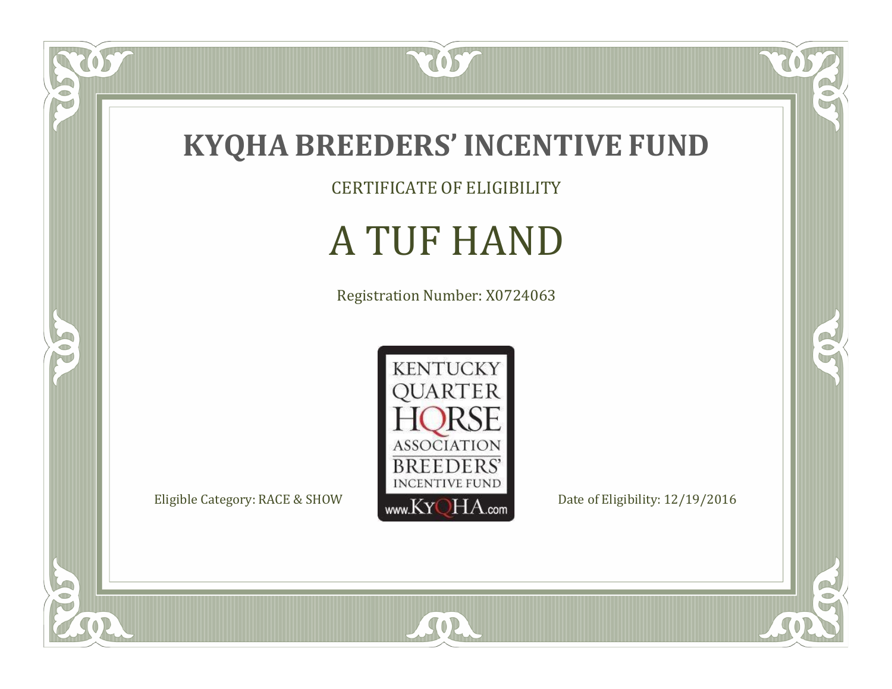# KYQHA BREEDERS' INCENTIVE FUND

CERTIFICATE OF ELIGIBILITY

## A TUF HAND

Registration Number: X0724063

KENTUCKY QUARTER HORSE ASSOCIATION BREEDERS' INCENTIVE FUND www.KyQHA.com

Eligible Category: RACE & SHOW

Date of Eligibility: 12/19/2016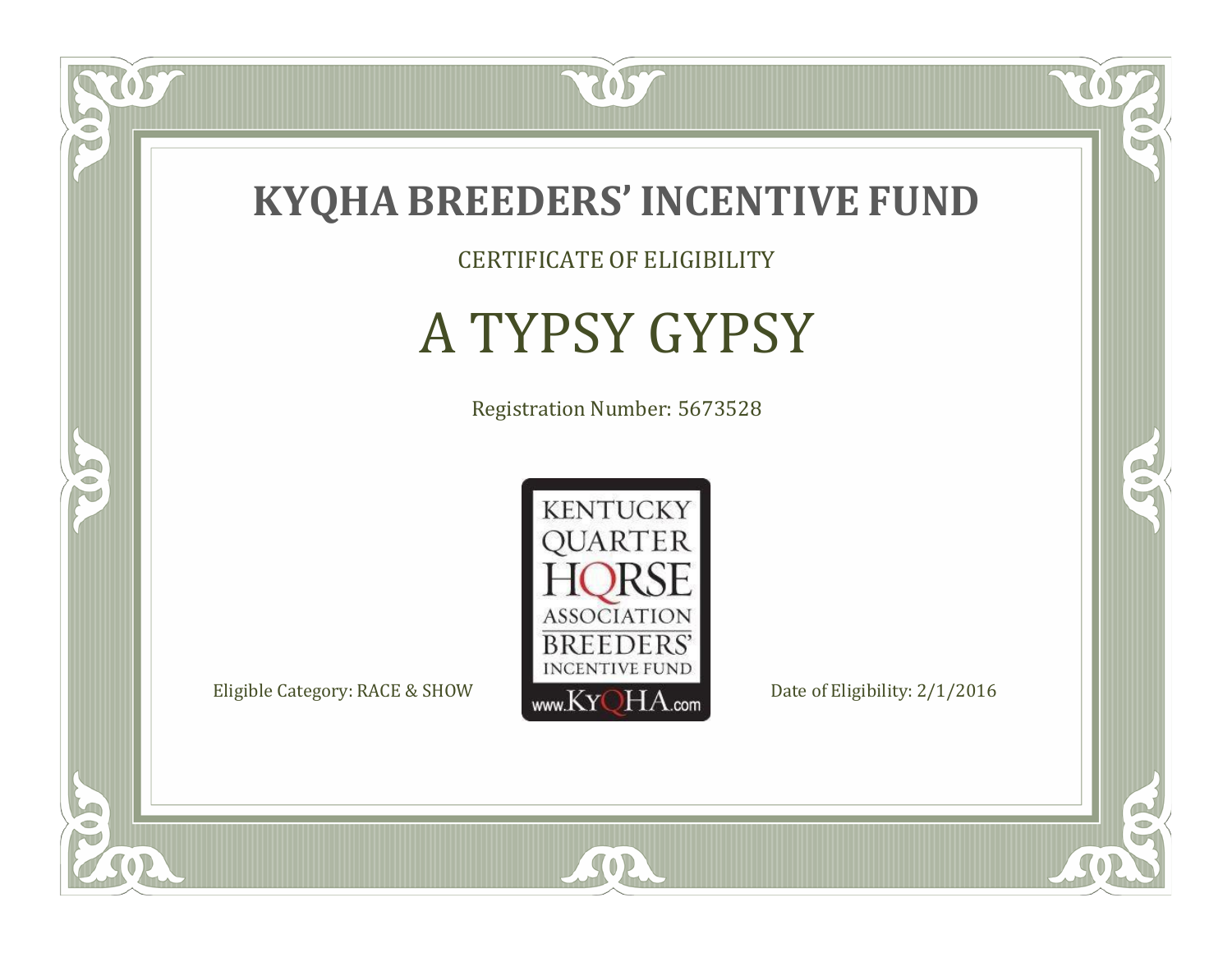# KYQHA BREEDERS' INCENTIVE FUND

CERTIFICATE OF ELIGIBILITY

## A TYPSY GYPSY

Registration Number: 5673528

KENTUCKY QUARTER HORSE ASSOCIATION BREEDERS' INCENTIVE FUND www.KyQHA.com

Eligible Category: RACE & SHOW

Date of Eligibility: 2/1/2016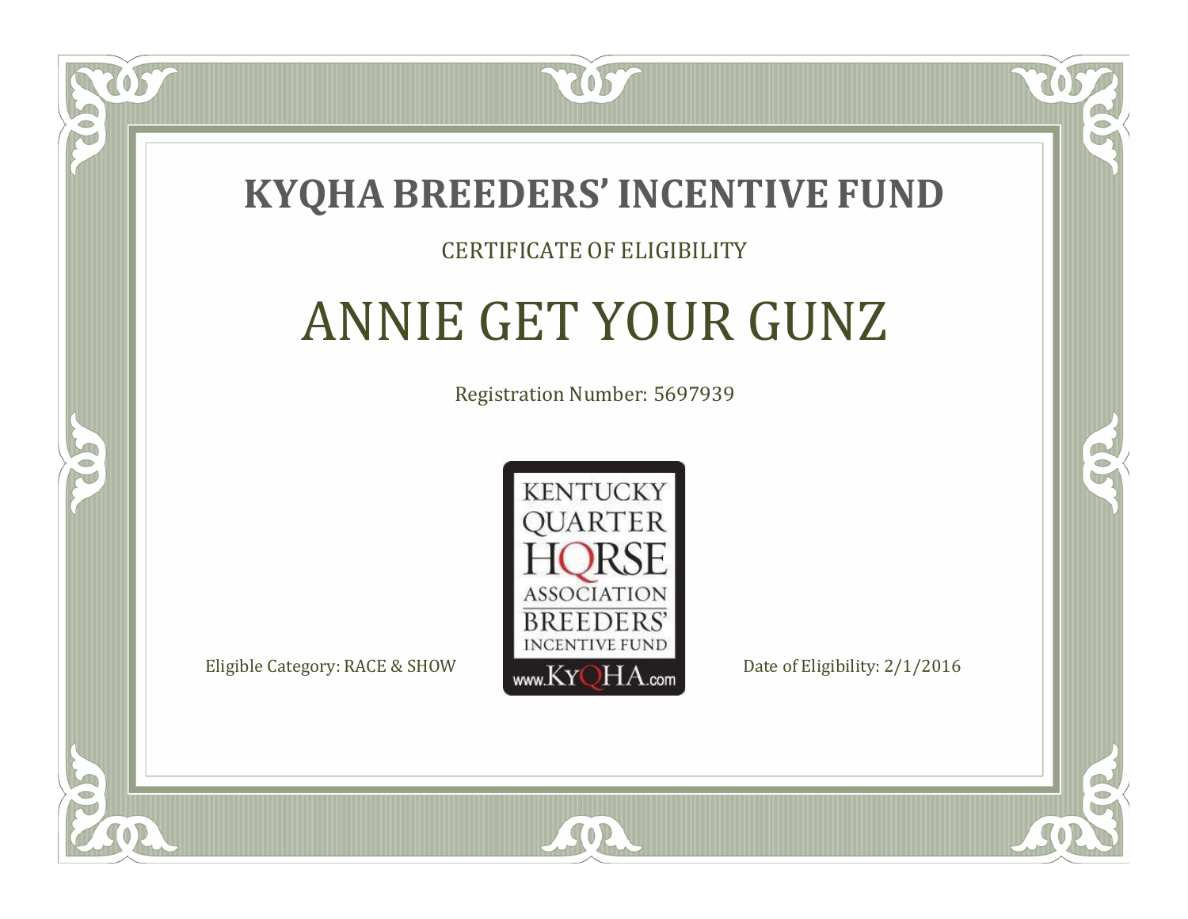# KYQHA BREEDERS' INCENTIVE FUND

CERTIFICATE OF ELIGIBILITY

## ANNIE GET YOUR GUNZ

Registration Number: 5697939

KENTUCKY QUARTER HORSE ASSOCIATION BREEDERS' INCENTIVE FUND www.KyQHA.com

Eligible Category: RACE & SHOW

Date of Eligibility: 2/1/2016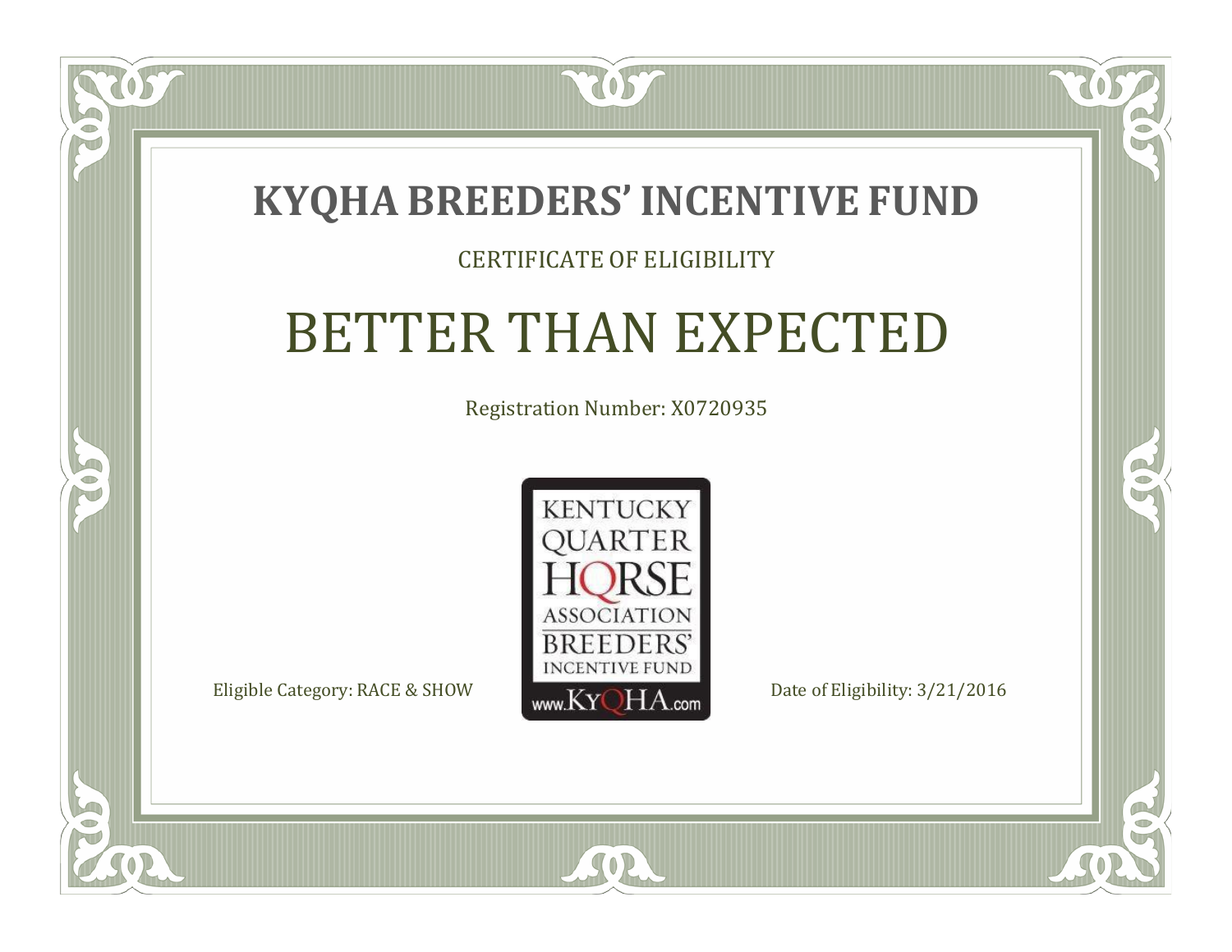# KYQHA BREEDERS' INCENTIVE FUND

CERTIFICATE OF ELIGIBILITY

## BETTER THAN EXPECTED

Registration Number: X0720935

KENTUCKY QUARTER HORSE ASSOCIATION BREEDERS' INCENTIVE FUND www.KyQHA.com

Eligible Category: RACE & SHOW

Date of Eligibility: 3/21/2016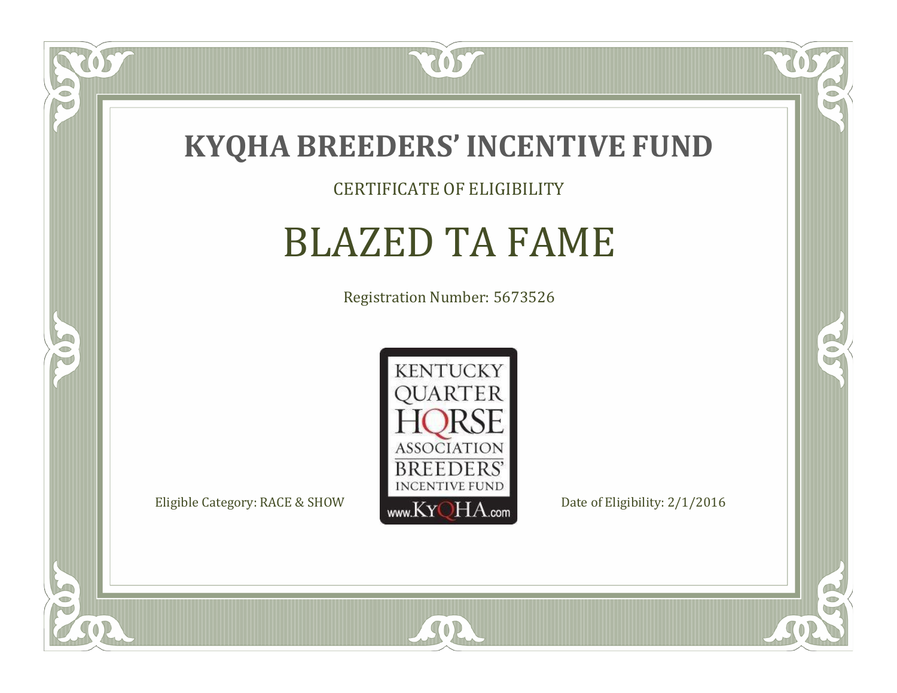# KYQHA BREEDERS' INCENTIVE FUND

CERTIFICATE OF ELIGIBILITY

## BLAZED TA FAME

Registration Number: 5673526

KENTUCKY QUARTER HORSE ASSOCIATION BREEDERS' INCENTIVE FUND
www.KyQHA.com

Eligible Category: RACE & SHOW

Date of Eligibility: 2/1/2016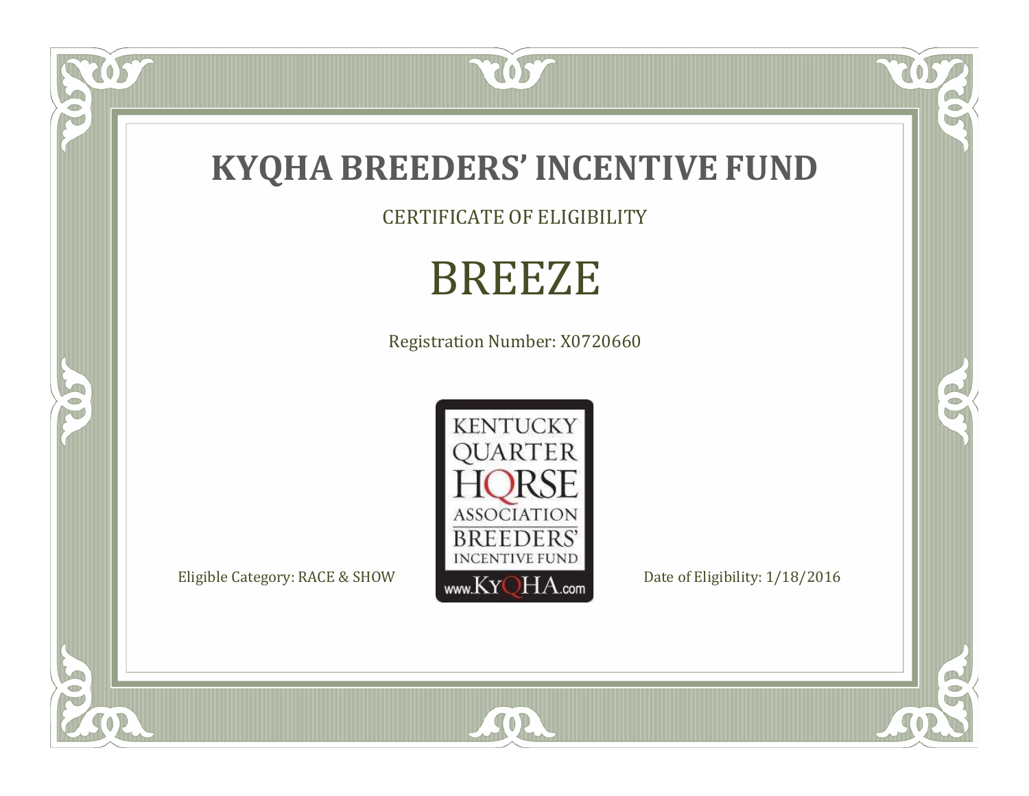# KYQHA BREEDERS' INCENTIVE FUND

CERTIFICATE OF ELIGIBILITY

## BREEZE

Registration Number: X0720660

KENTUCKY QUARTER HORSE ASSOCIATION BREEDERS' INCENTIVE FUND www.KyQHA.com

Eligible Category: RACE & SHOW

Date of Eligibility: 1/18/2016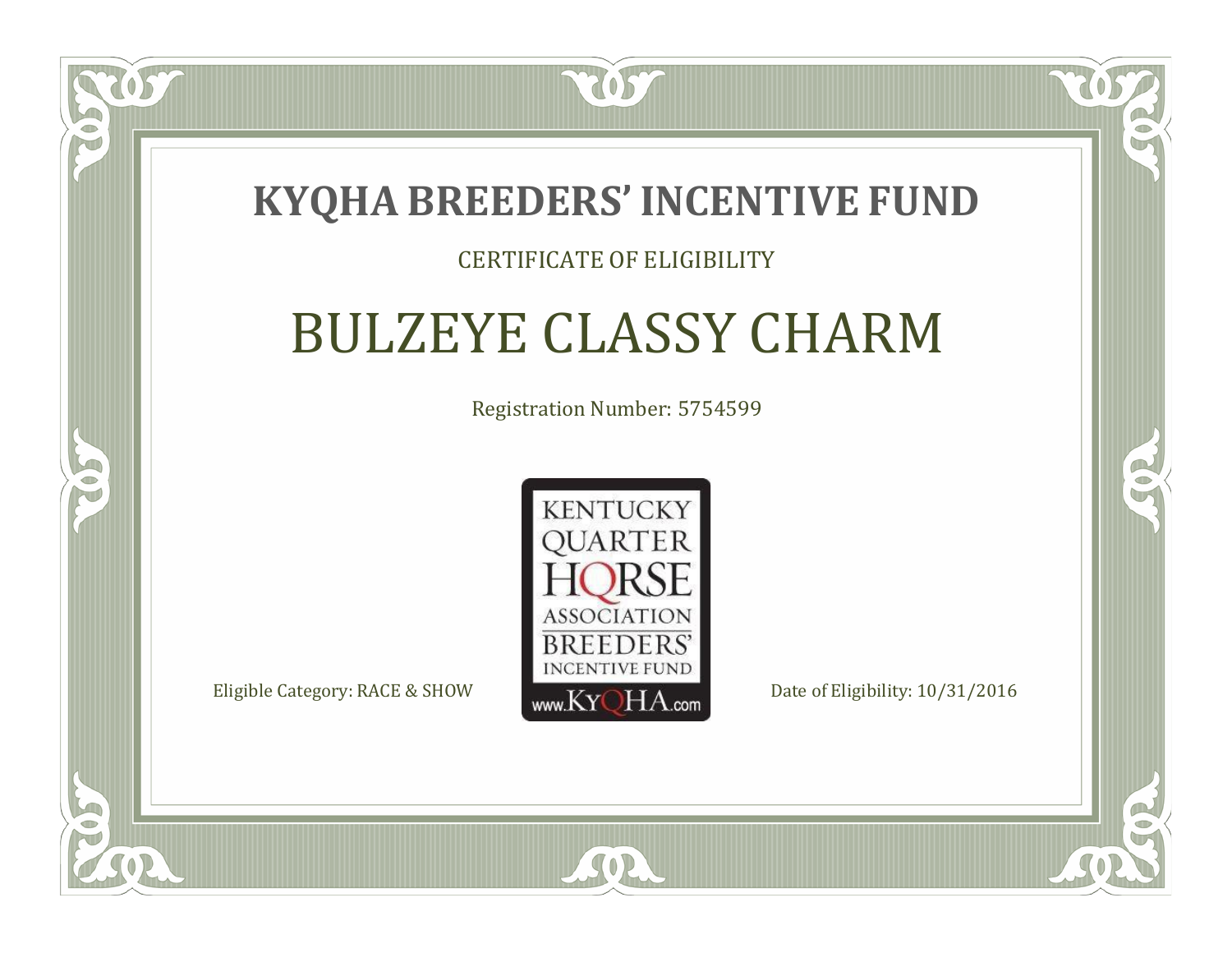# KYQHA BREEDERS' INCENTIVE FUND

CERTIFICATE OF ELIGIBILITY

## BULZEYE CLASSY CHARM

Registration Number: 5754599

KENTUCKY QUARTER HORSE ASSOCIATION BREEDERS' INCENTIVE FUND www.KyQHA.com

Eligible Category: RACE & SHOW

Date of Eligibility: 10/31/2016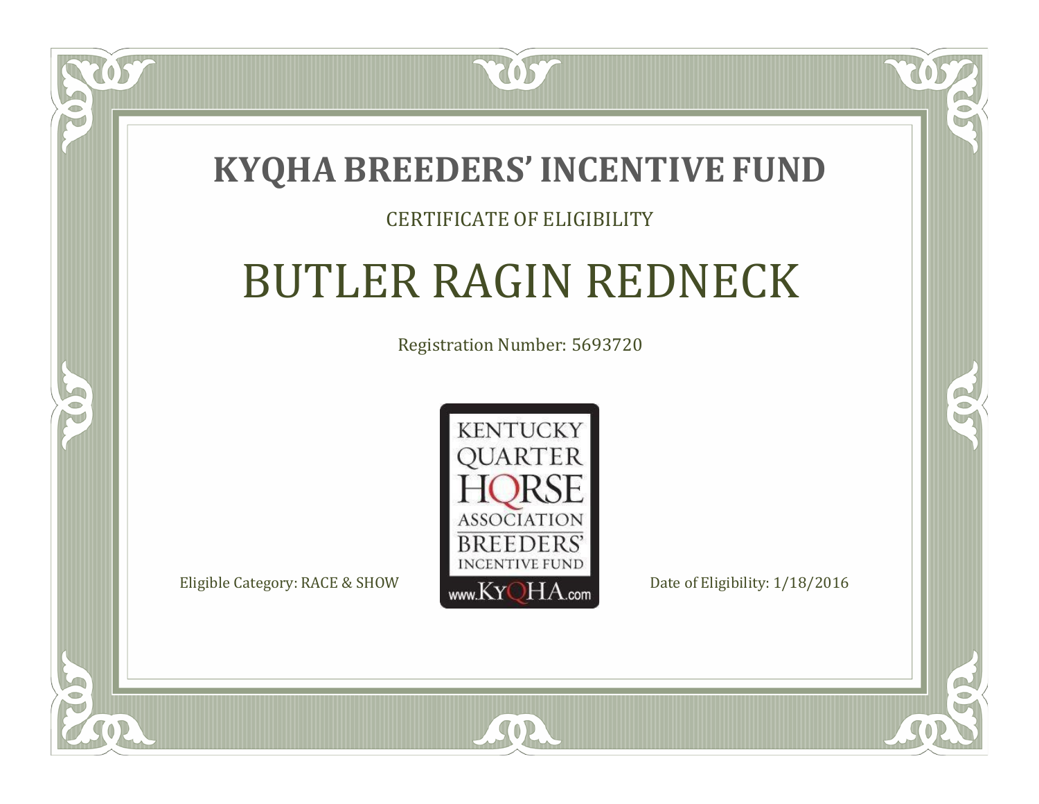# KYQHA BREEDERS' INCENTIVE FUND

CERTIFICATE OF ELIGIBILITY

## BUTLER RAGIN REDNECK

Registration Number: 5693720

KENTUCKY QUARTER HORSE ASSOCIATION BREEDERS' INCENTIVE FUND www.KyQHA.com

Eligible Category: RACE & SHOW

Date of Eligibility: 1/18/2016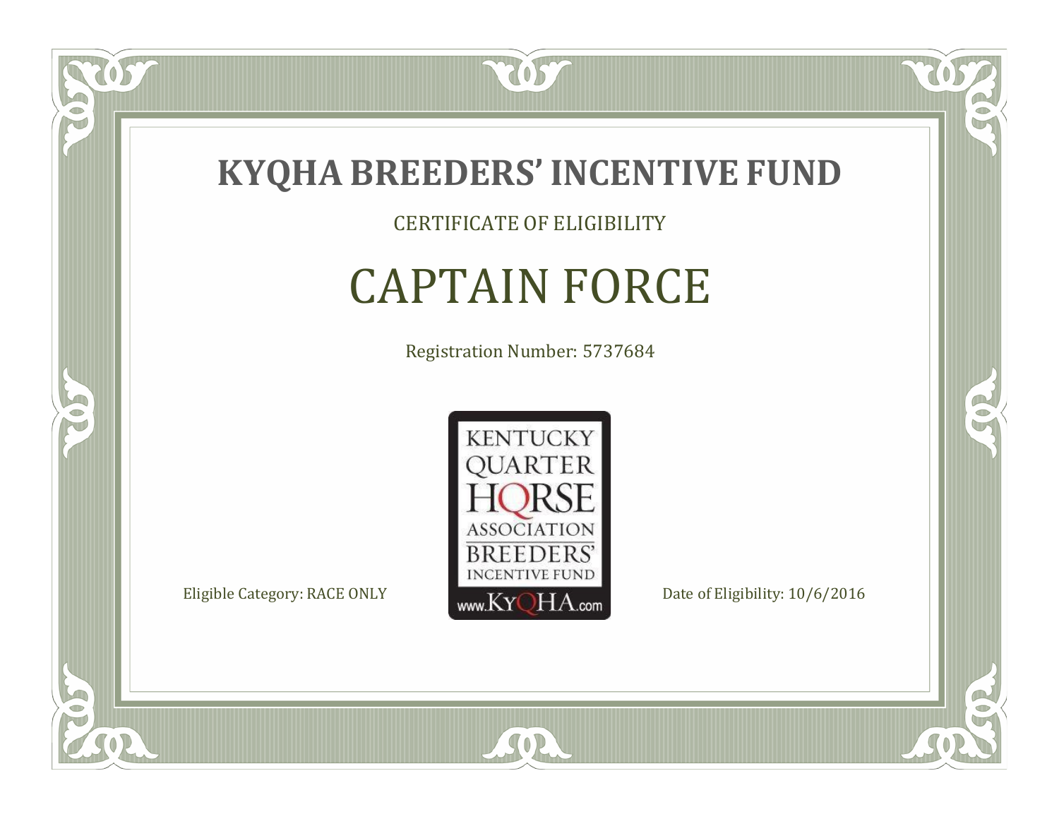# KYQHA BREEDERS' INCENTIVE FUND

CERTIFICATE OF ELIGIBILITY

## CAPTAIN FORCE

Registration Number: 5737684

KENTUCKY QUARTER HORSE ASSOCIATION BREEDERS' INCENTIVE FUND www.KyQHA.com

Eligible Category: RACE ONLY

Date of Eligibility: 10/6/2016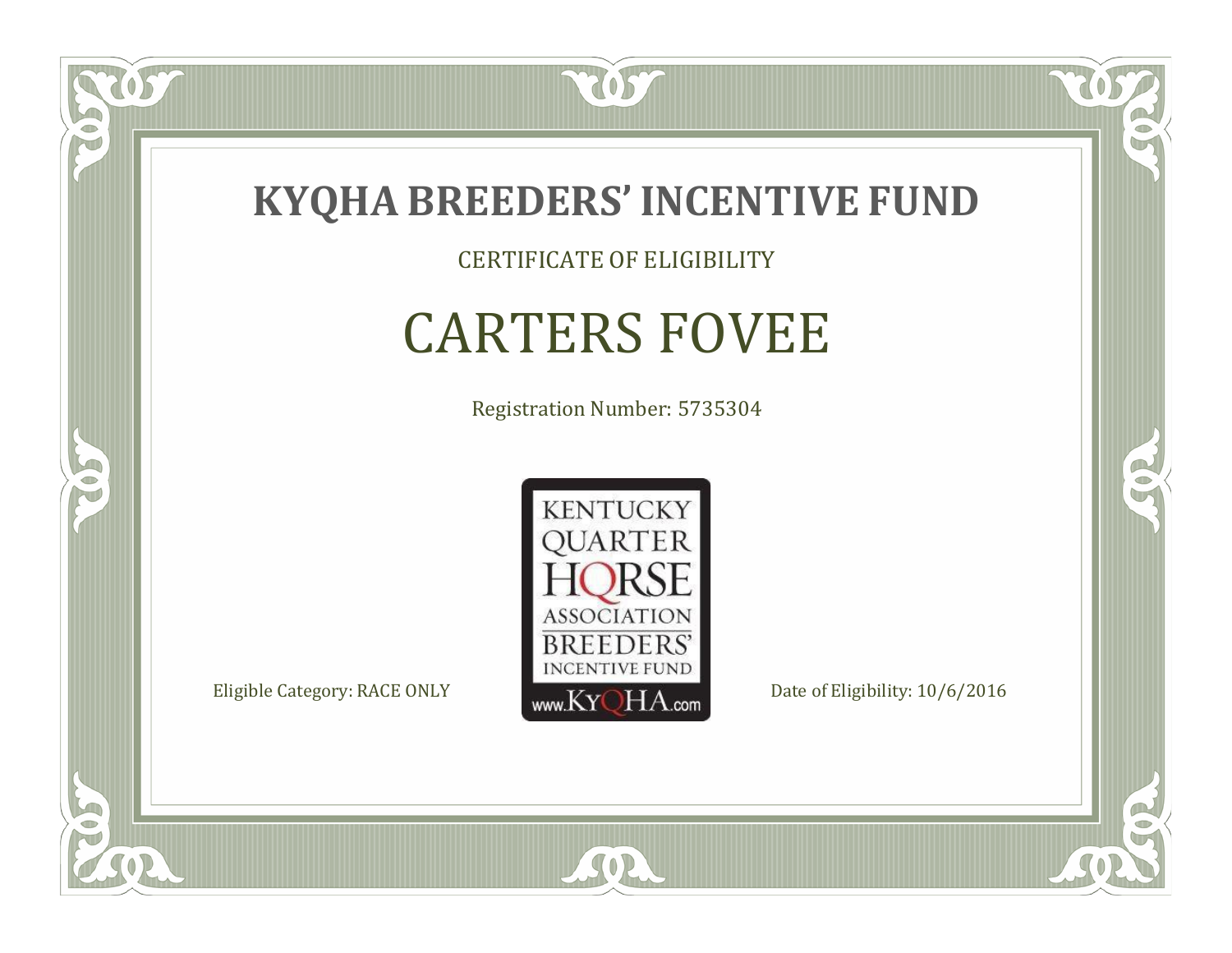# KYQHA BREEDERS' INCENTIVE FUND

CERTIFICATE OF ELIGIBILITY

## CARTERS FOVEE

Registration Number: 5735304

KENTUCKY QUARTER HORSE ASSOCIATION BREEDERS' INCENTIVE FUND www.KyQHA.com

Eligible Category: RACE ONLY

Date of Eligibility: 10/6/2016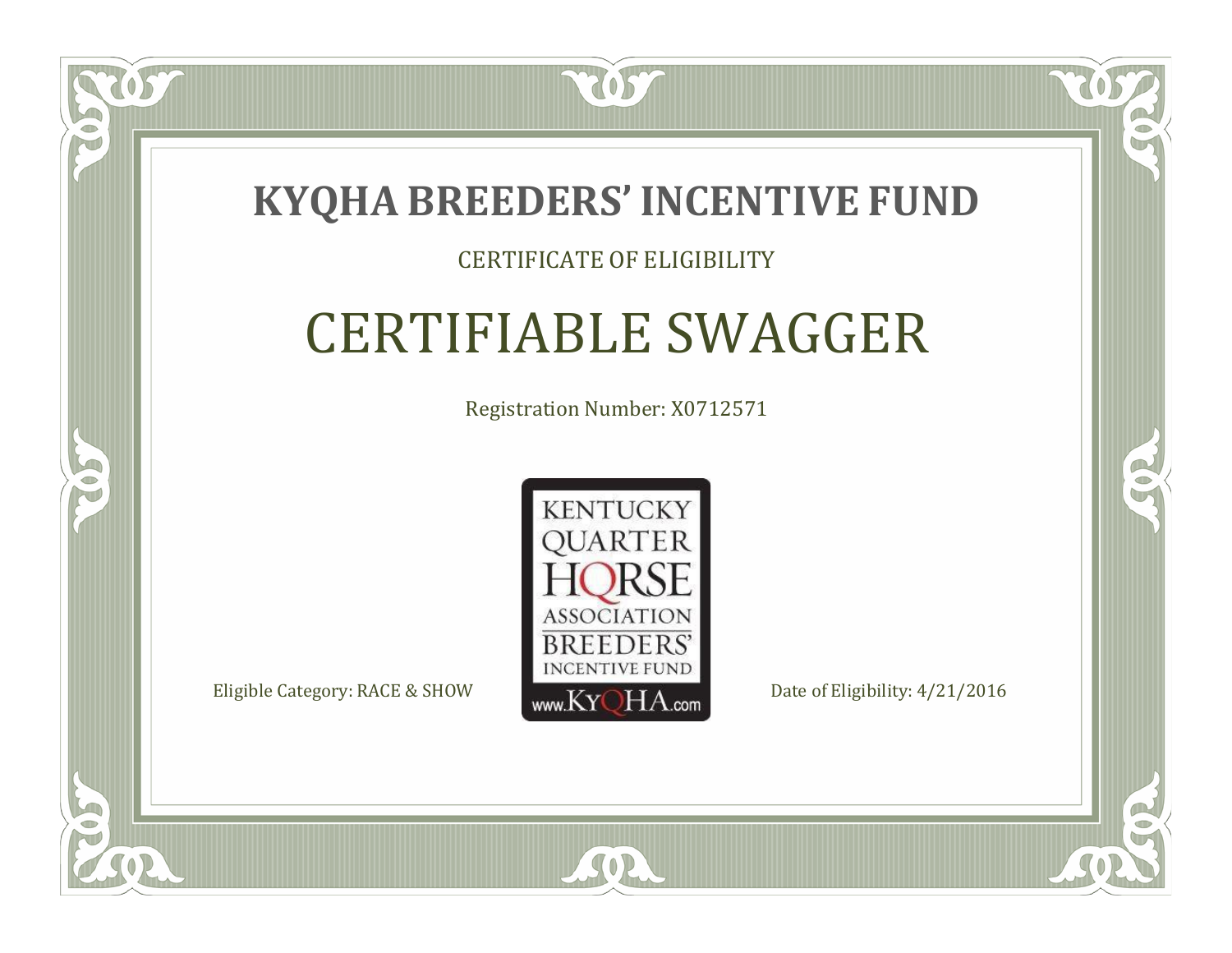# KYQHA BREEDERS' INCENTIVE FUND

CERTIFICATE OF ELIGIBILITY

## CERTIFIABLE SWAGGER

Registration Number: X0712571

KENTUCKY QUARTER HORSE ASSOCIATION BREEDERS' INCENTIVE FUND www.KyQHA.com

Eligible Category: RACE & SHOW

Date of Eligibility: 4/21/2016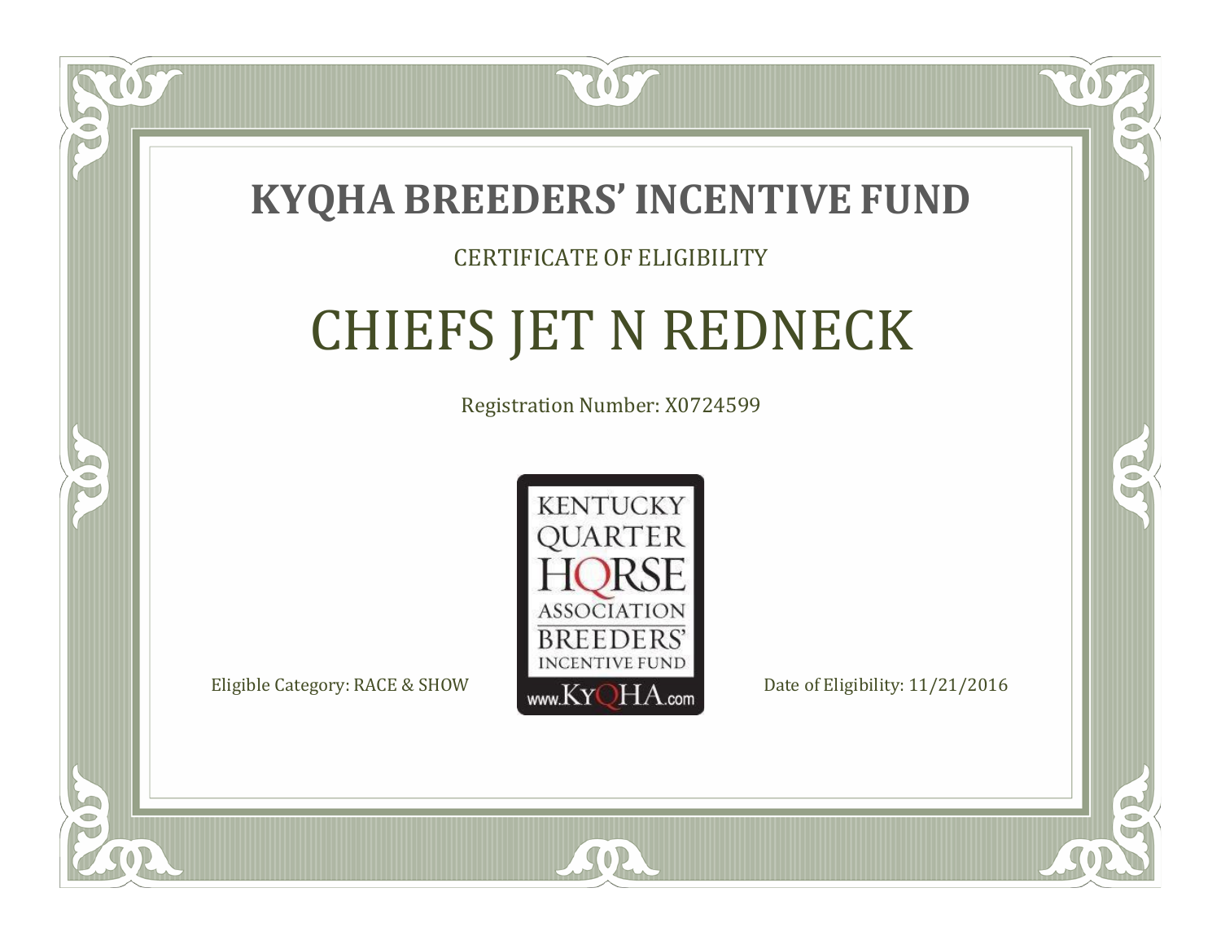# KYQHA BREEDERS' INCENTIVE FUND

CERTIFICATE OF ELIGIBILITY

## CHIEFS JET N REDNECK

Registration Number: X0724599

KENTUCKY QUARTER HORSE ASSOCIATION BREEDERS' INCENTIVE FUND www.KyQHA.com

Eligible Category: RACE & SHOW

Date of Eligibility: 11/21/2016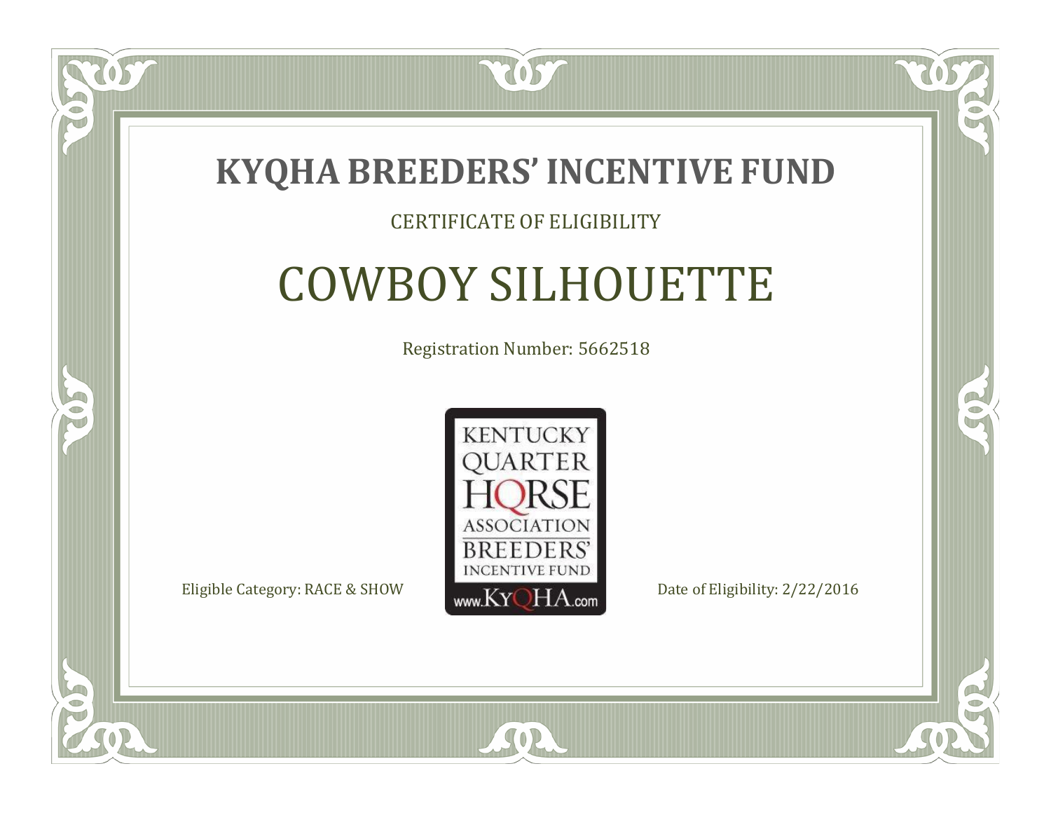# KYQHA BREEDERS' INCENTIVE FUND

CERTIFICATE OF ELIGIBILITY

## COWBOY SILHOUETTE

Registration Number: 5662518

KENTUCKY QUARTER HORSE ASSOCIATION BREEDERS' INCENTIVE FUND www.KyQHA.com

Eligible Category: RACE & SHOW

Date of Eligibility: 2/22/2016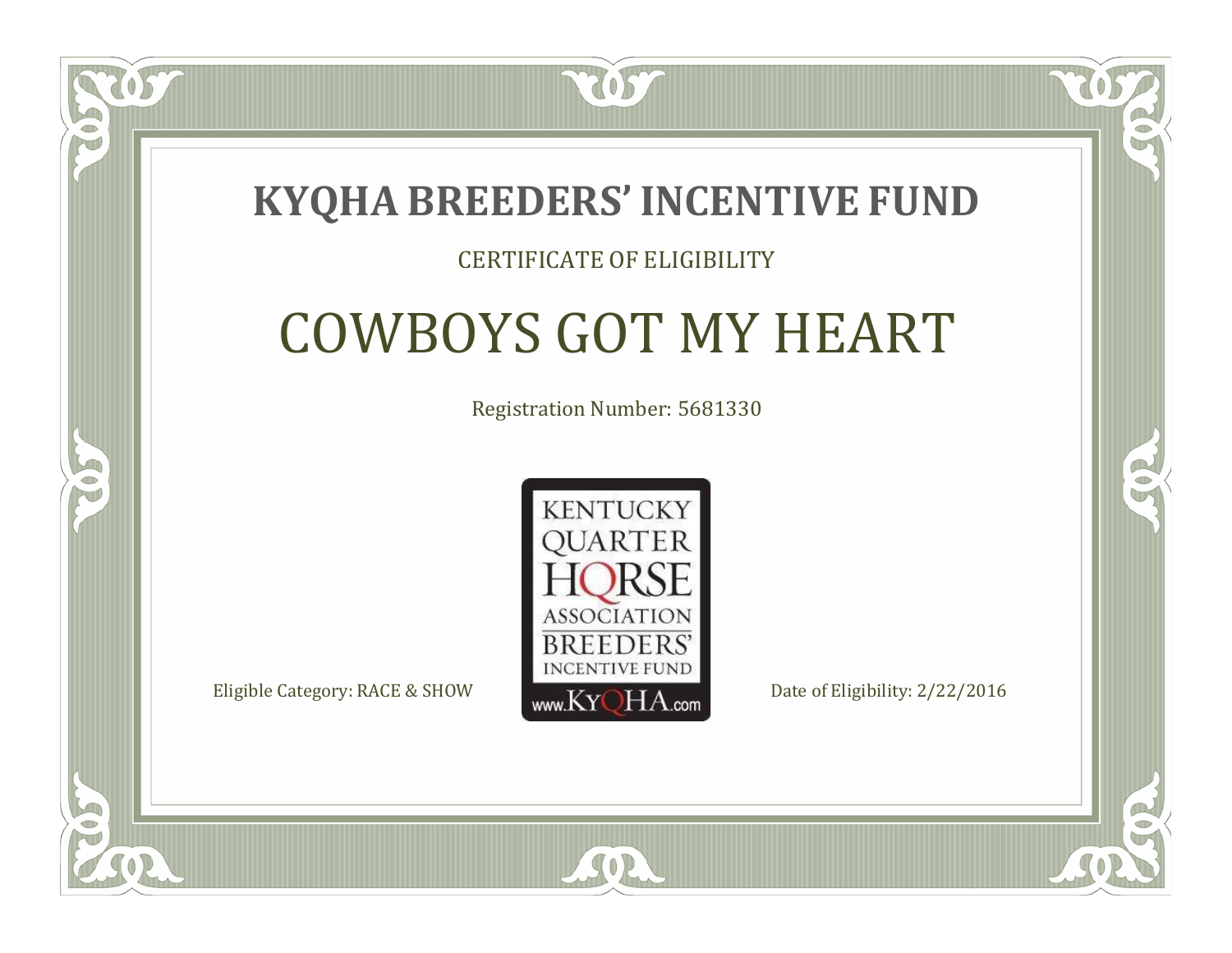# KYQHA BREEDERS' INCENTIVE FUND

CERTIFICATE OF ELIGIBILITY

## COWBOYS GOT MY HEART

Registration Number: 5681330

KENTUCKY QUARTER HORSE ASSOCIATION BREEDERS' INCENTIVE FUND www.KyQHA.com

Eligible Category: RACE & SHOW

Date of Eligibility: 2/22/2016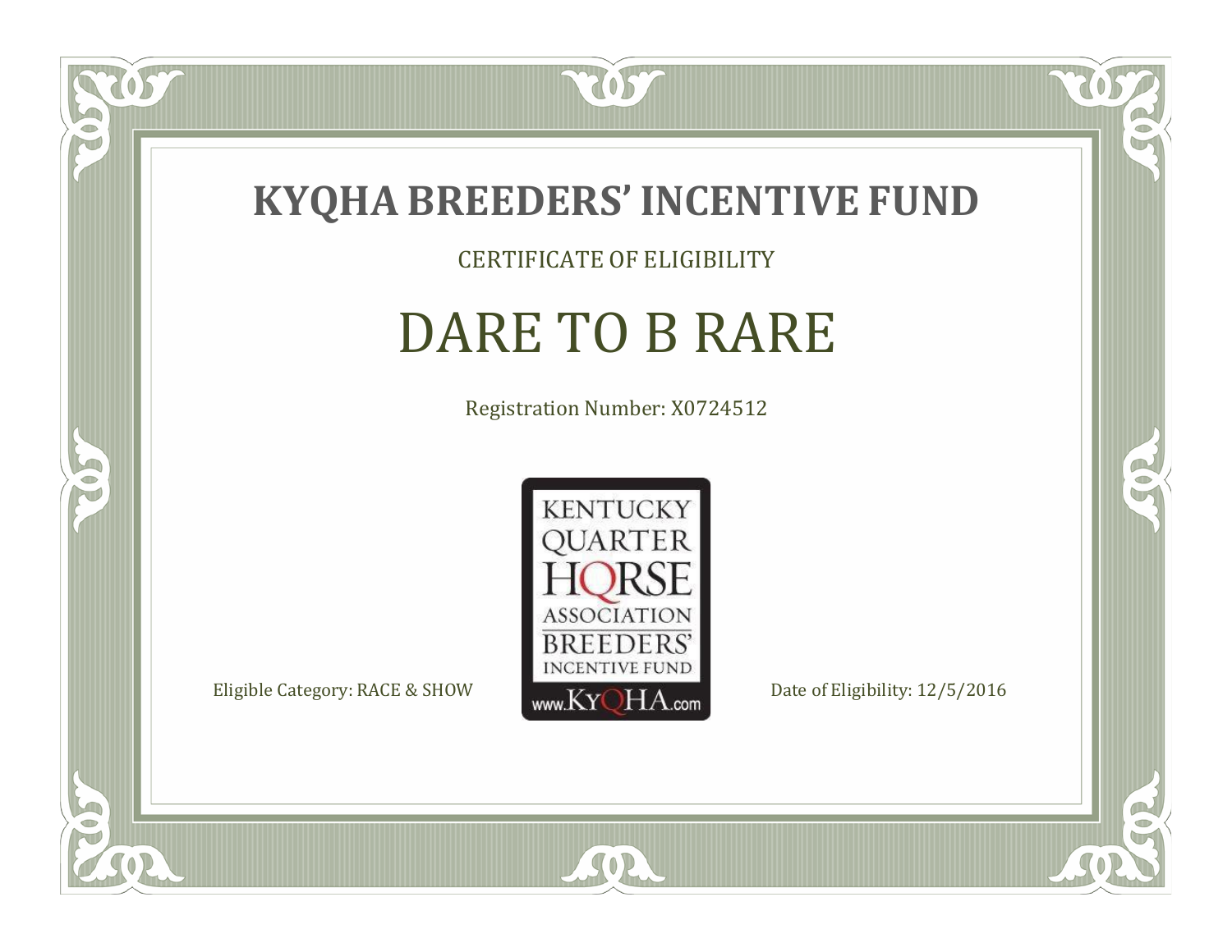# KYQHA BREEDERS' INCENTIVE FUND

CERTIFICATE OF ELIGIBILITY

## DARE TO B RARE

Registration Number: X0724512

KENTUCKY QUARTER HORSE ASSOCIATION BREEDERS' INCENTIVE FUND www.KyQHA.com

Eligible Category: RACE & SHOW

Date of Eligibility: 12/5/2016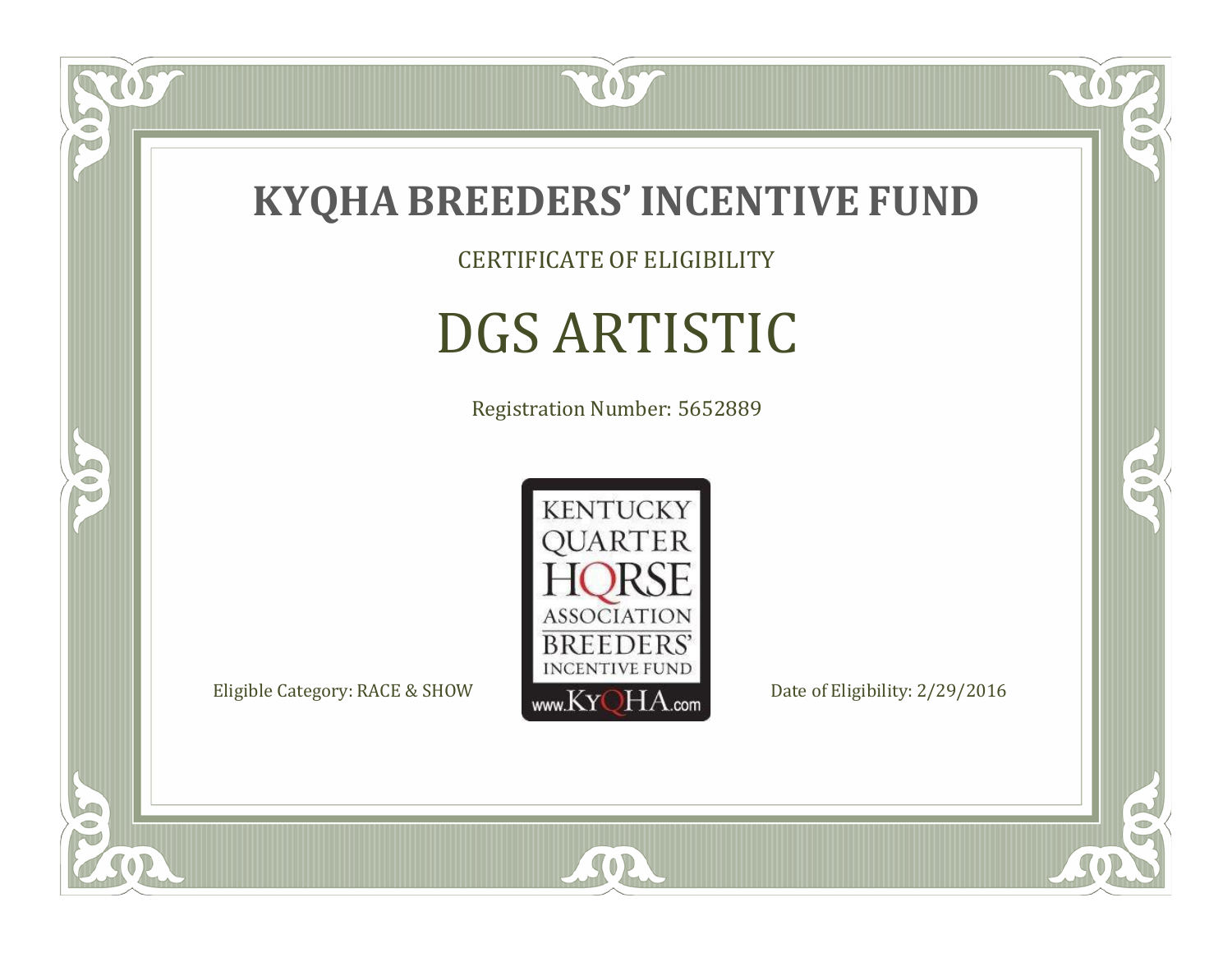# KYQHA BREEDERS' INCENTIVE FUND

CERTIFICATE OF ELIGIBILITY

## DGS ARTISTIC

Registration Number: 5652889

KENTUCKY QUARTER HORSE ASSOCIATION BREEDERS' INCENTIVE FUND www.KyQHA.com

Eligible Category: RACE & SHOW

Date of Eligibility: 2/29/2016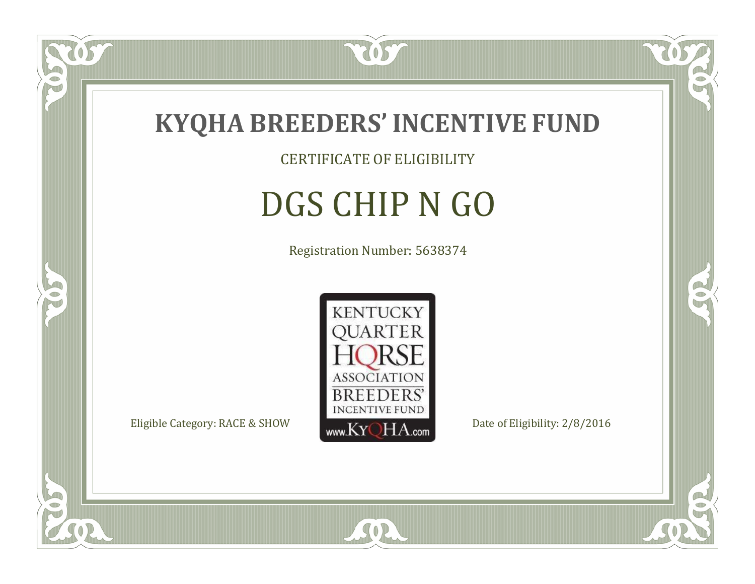# KYQHA BREEDERS' INCENTIVE FUND

CERTIFICATE OF ELIGIBILITY

## DGS CHIP N GO

Registration Number: 5638374

KENTUCKY QUARTER HORSE ASSOCIATION BREEDERS' INCENTIVE FUND www.KyQHA.com

Eligible Category: RACE & SHOW

Date of Eligibility: 2/8/2016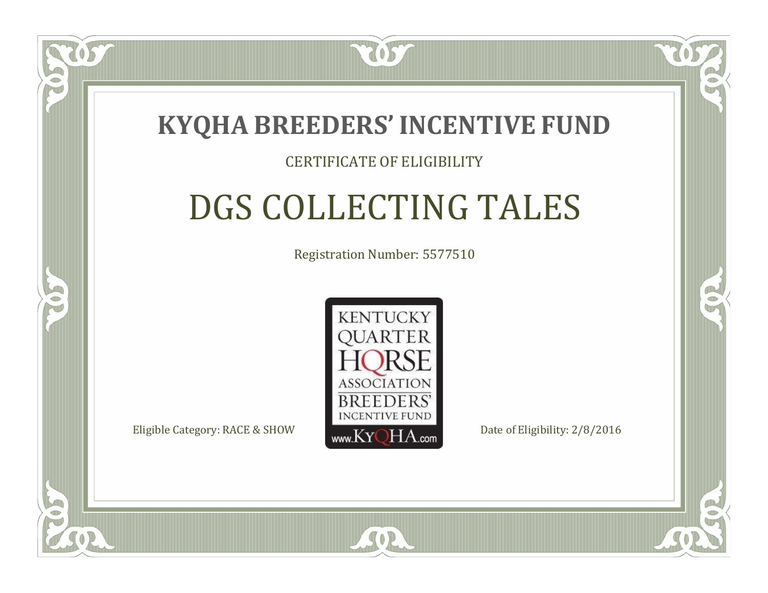# KYQHA BREEDERS' INCENTIVE FUND

CERTIFICATE OF ELIGIBILITY

## DGS COLLECTING TALES

Registration Number: 5577510

KENTUCKY QUARTER HORSE ASSOCIATION BREEDERS' INCENTIVE FUND www.KyQHA.com

Eligible Category: RACE & SHOW

Date of Eligibility: 2/8/2016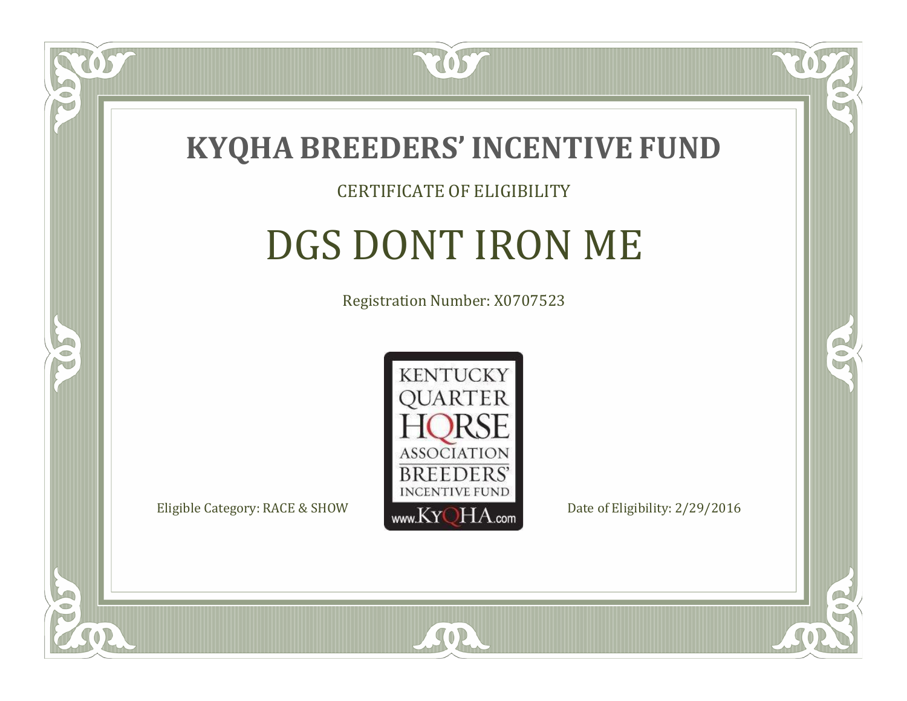# KYQHA BREEDERS' INCENTIVE FUND

CERTIFICATE OF ELIGIBILITY

## DGS DONT IRON ME

Registration Number: X0707523

KENTUCKY QUARTER HORSE ASSOCIATION BREEDERS' INCENTIVE FUND www.KyQHA.com

Eligible Category: RACE & SHOW

Date of Eligibility: 2/29/2016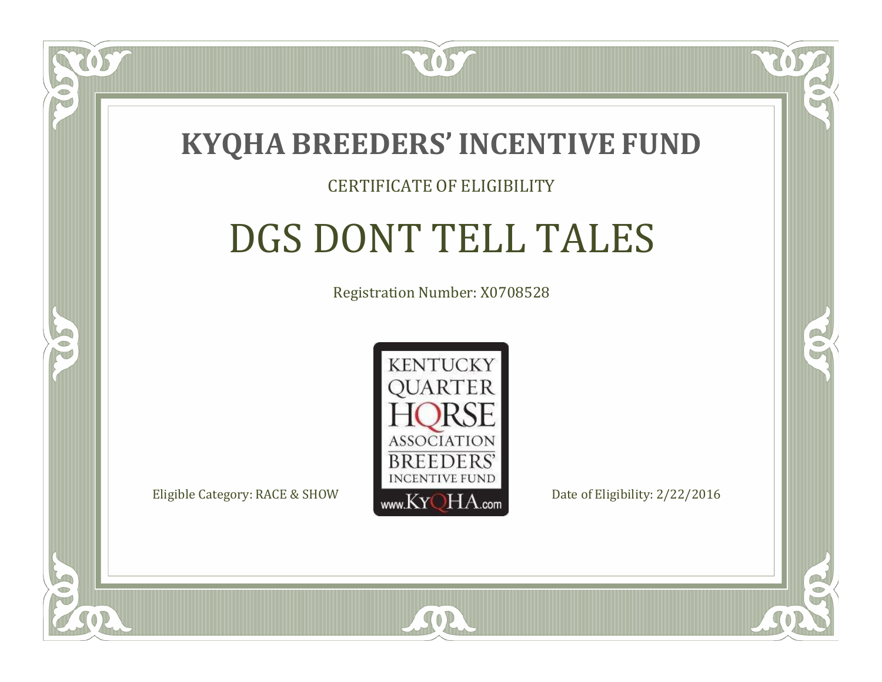# KYQHA BREEDERS' INCENTIVE FUND

CERTIFICATE OF ELIGIBILITY

## DGS DONT TELL TALES

Registration Number: X0708528

KENTUCKY QUARTER HORSE ASSOCIATION BREEDERS' INCENTIVE FUND www.KyQHA.com

Eligible Category: RACE & SHOW

Date of Eligibility: 2/22/2016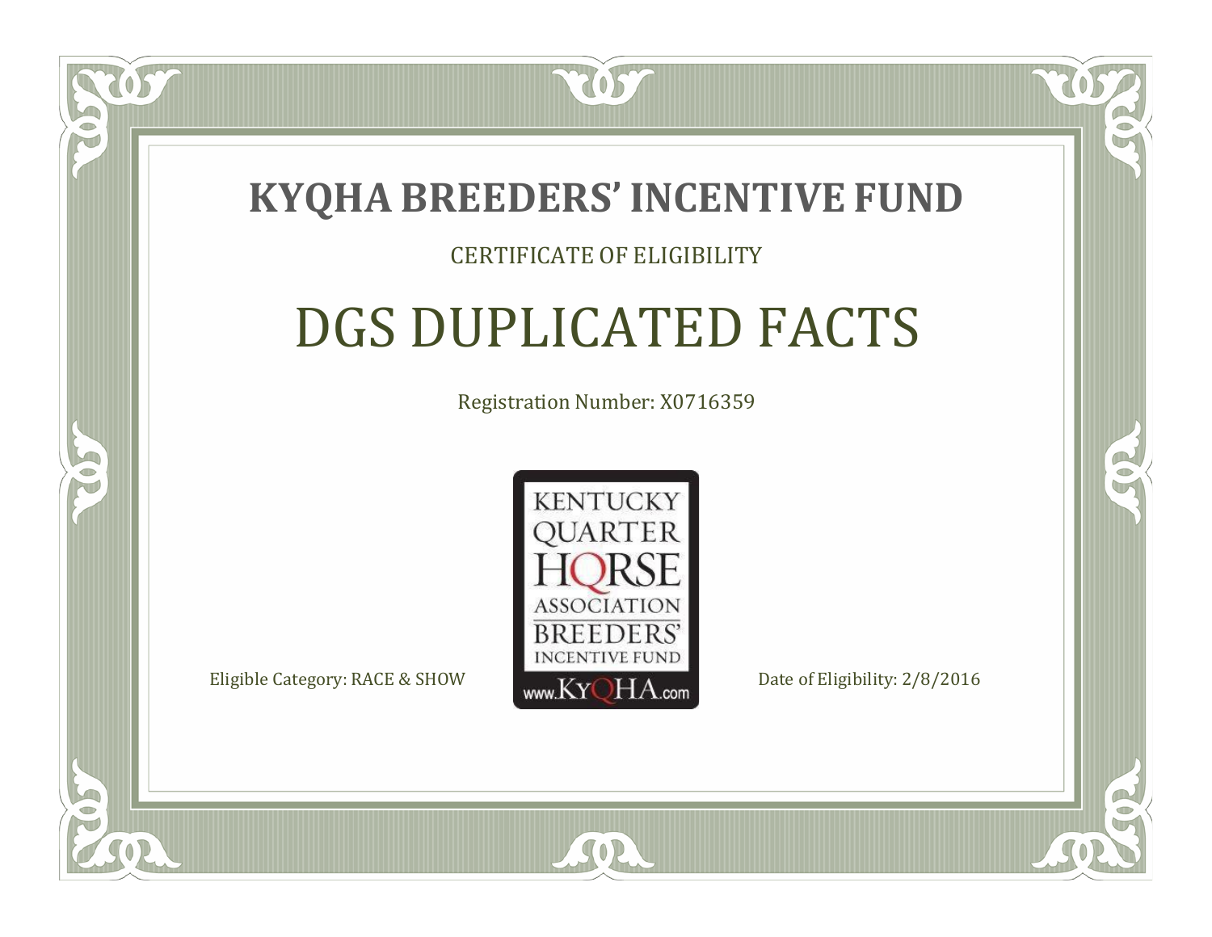# KYQHA BREEDERS' INCENTIVE FUND

CERTIFICATE OF ELIGIBILITY

## DGS DUPLICATED FACTS

Registration Number: X0716359

KENTUCKY QUARTER HORSE ASSOCIATION BREEDERS' INCENTIVE FUND www.KyQHA.com

Eligible Category: RACE & SHOW

Date of Eligibility: 2/8/2016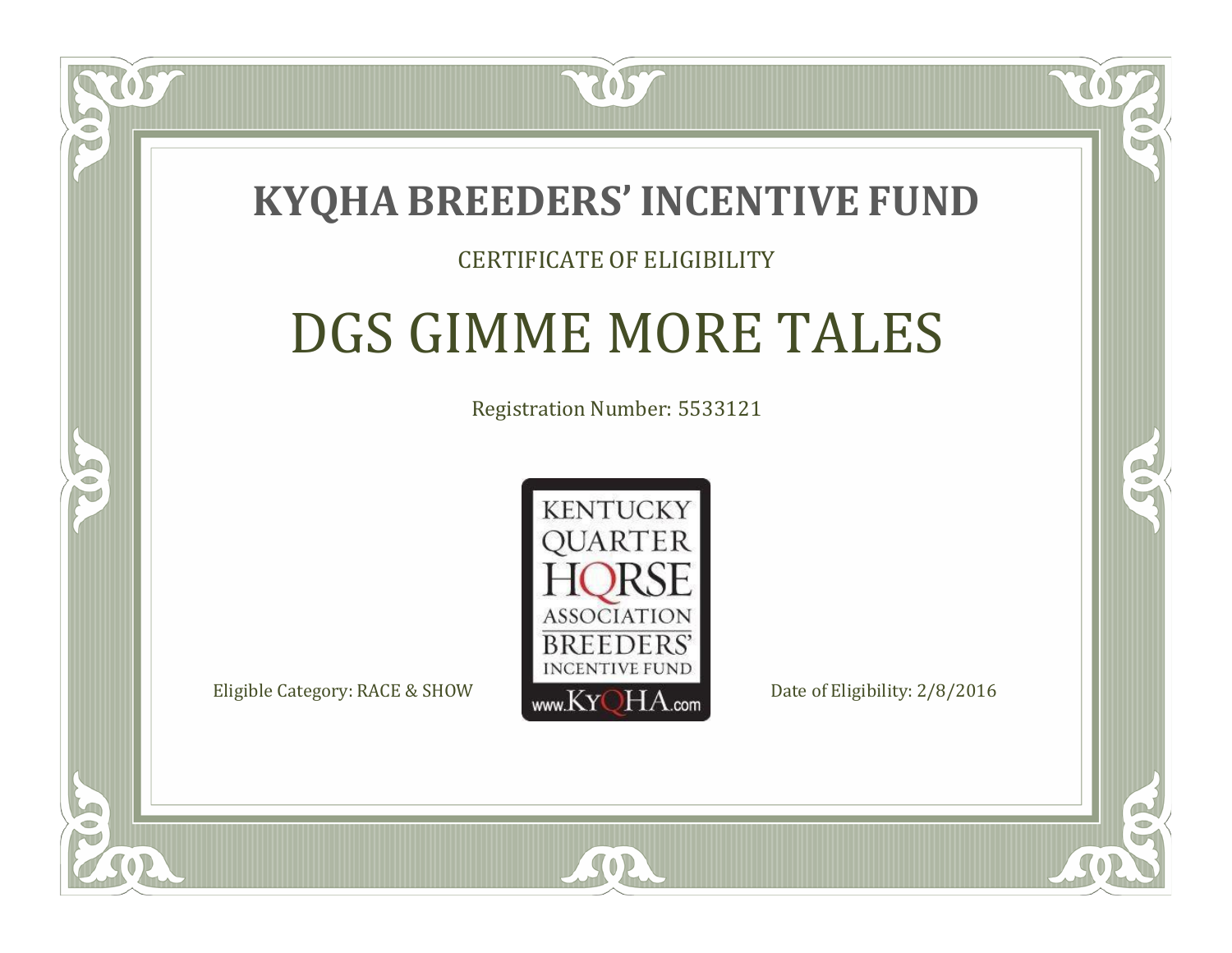# KYQHA BREEDERS' INCENTIVE FUND

CERTIFICATE OF ELIGIBILITY

## DGS GIMME MORE TALES

Registration Number: 5533121

KENTUCKY QUARTER HORSE ASSOCIATION BREEDERS' INCENTIVE FUND

www.KyQHA.com

Eligible Category: RACE & SHOW

Date of Eligibility: 2/8/2016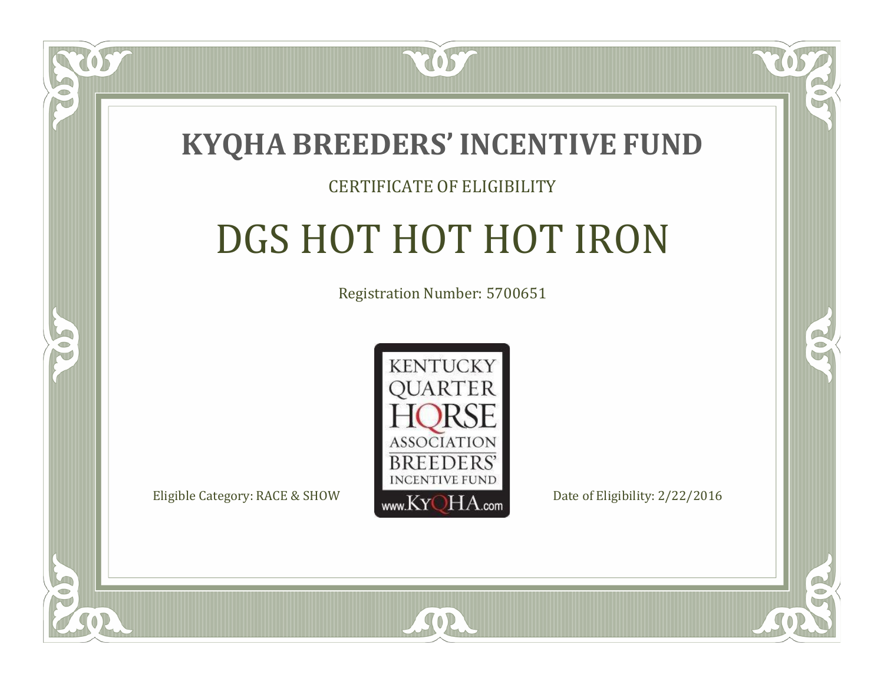# KYQHA BREEDERS' INCENTIVE FUND

CERTIFICATE OF ELIGIBILITY

## DGS HOT HOT HOT IRON

Registration Number: 5700651

KENTUCKY QUARTER HORSE ASSOCIATION BREEDERS' INCENTIVE FUND www.KyQHA.com

Eligible Category: RACE & SHOW

Date of Eligibility: 2/22/2016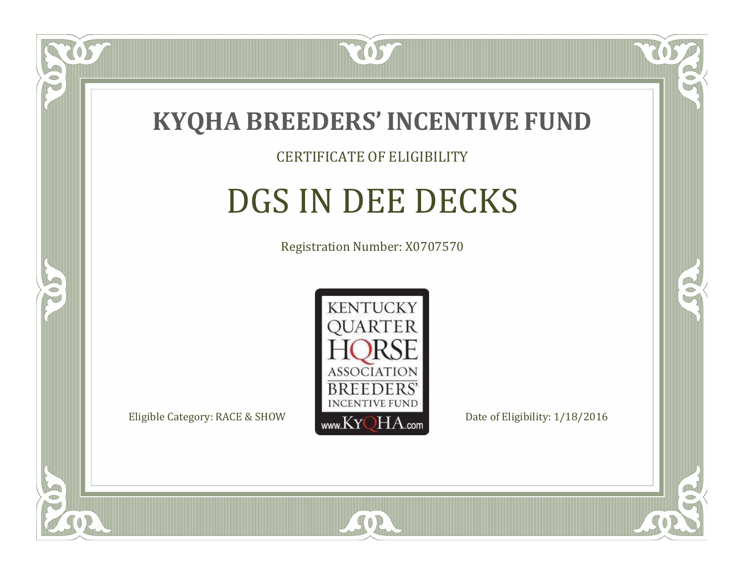# KYQHA BREEDERS' INCENTIVE FUND

CERTIFICATE OF ELIGIBILITY

## DGS IN DEE DECKS

Registration Number: X0707570

KENTUCKY QUARTER HORSE ASSOCIATION BREEDERS' INCENTIVE FUND www.KyQHA.com

Eligible Category: RACE & SHOW

Date of Eligibility: 1/18/2016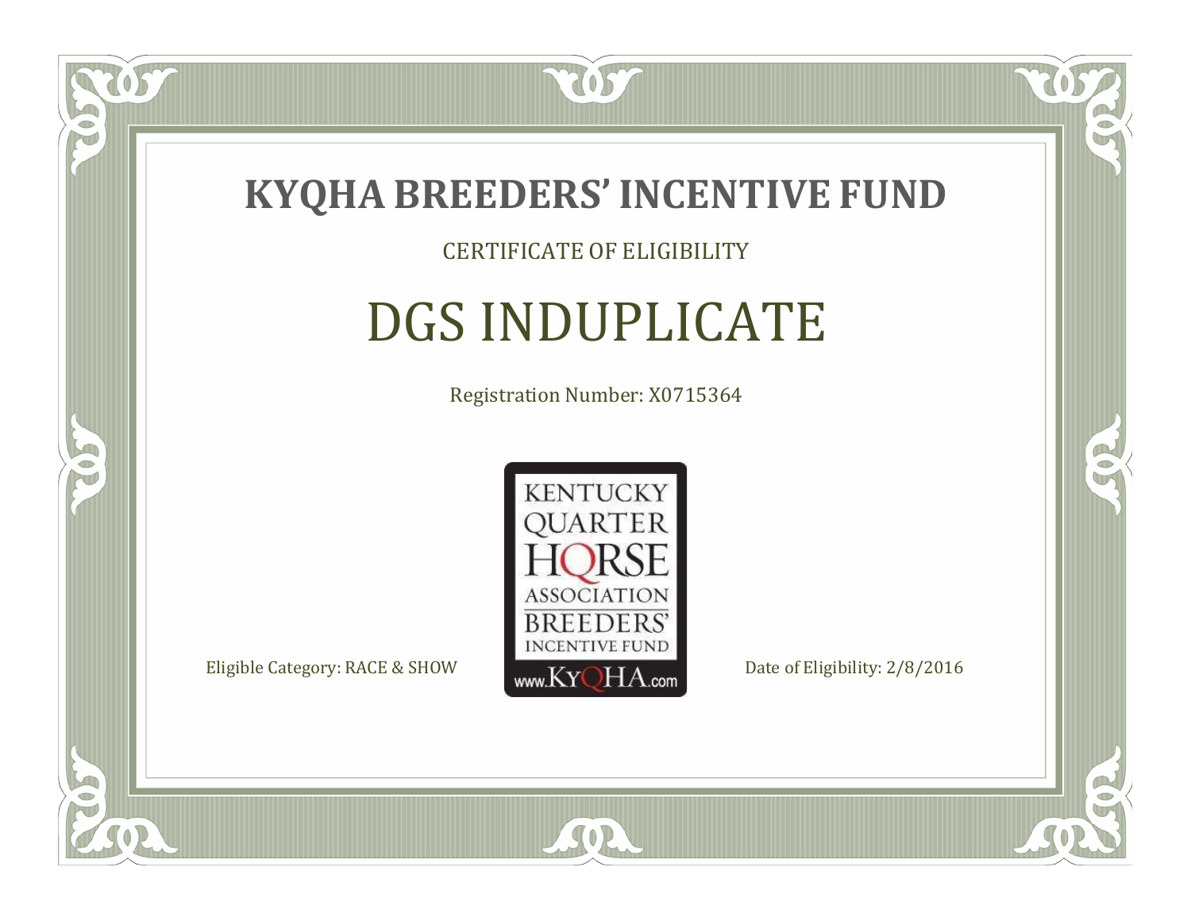# KYQHA BREEDERS' INCENTIVE FUND

CERTIFICATE OF ELIGIBILITY

## DGS INDUPLICATE

Registration Number: X0715364

KENTUCKY QUARTER HORSE ASSOCIATION BREEDERS' INCENTIVE FUND
www.KyQHA.com

Eligible Category: RACE & SHOW

Date of Eligibility: 2/8/2016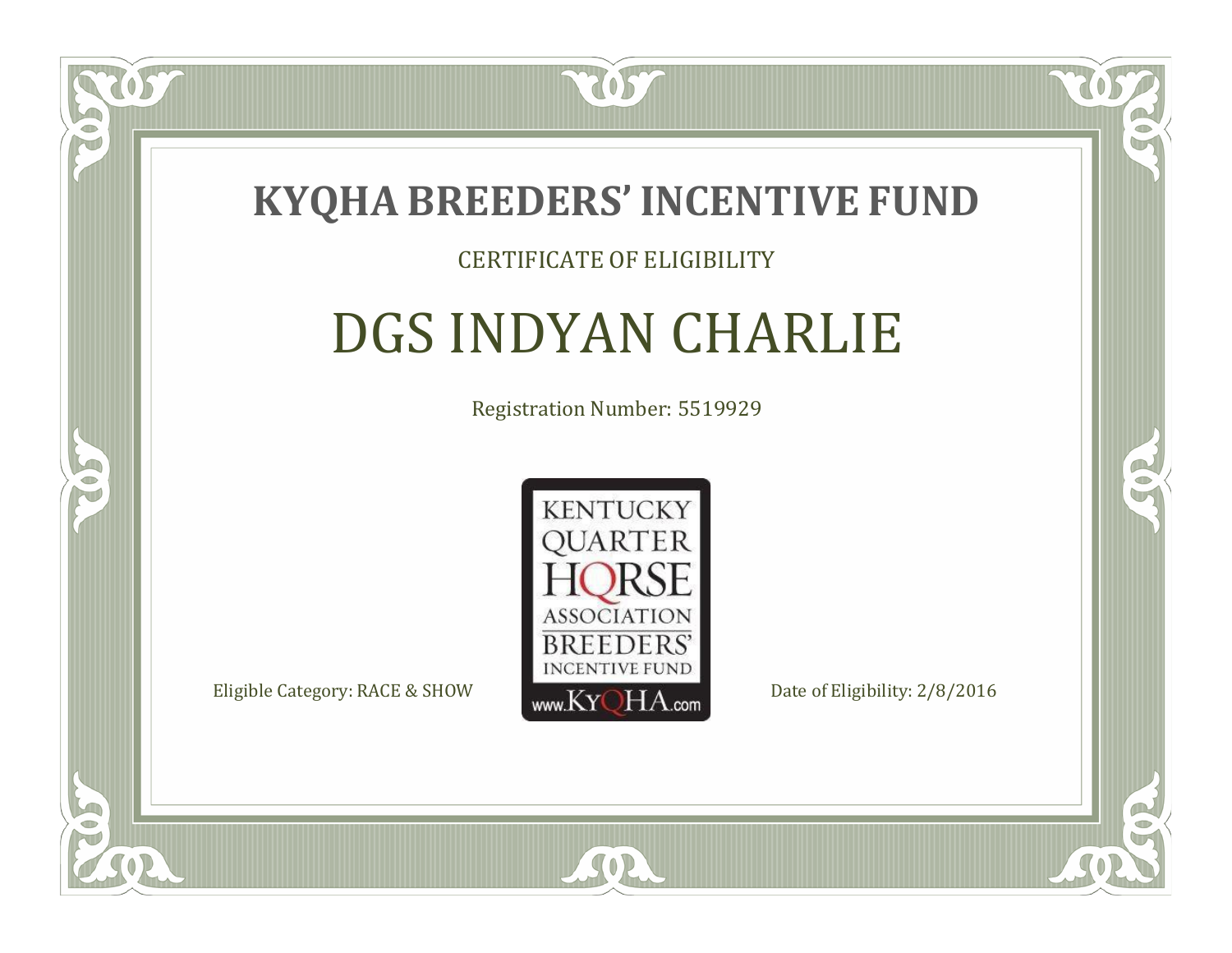# KYQHA BREEDERS' INCENTIVE FUND

CERTIFICATE OF ELIGIBILITY

## DGS INDYAN CHARLIE

Registration Number: 5519929

KENTUCKY QUARTER HORSE ASSOCIATION BREEDERS' INCENTIVE FUND www.KyQHA.com

Eligible Category: RACE & SHOW

Date of Eligibility: 2/8/2016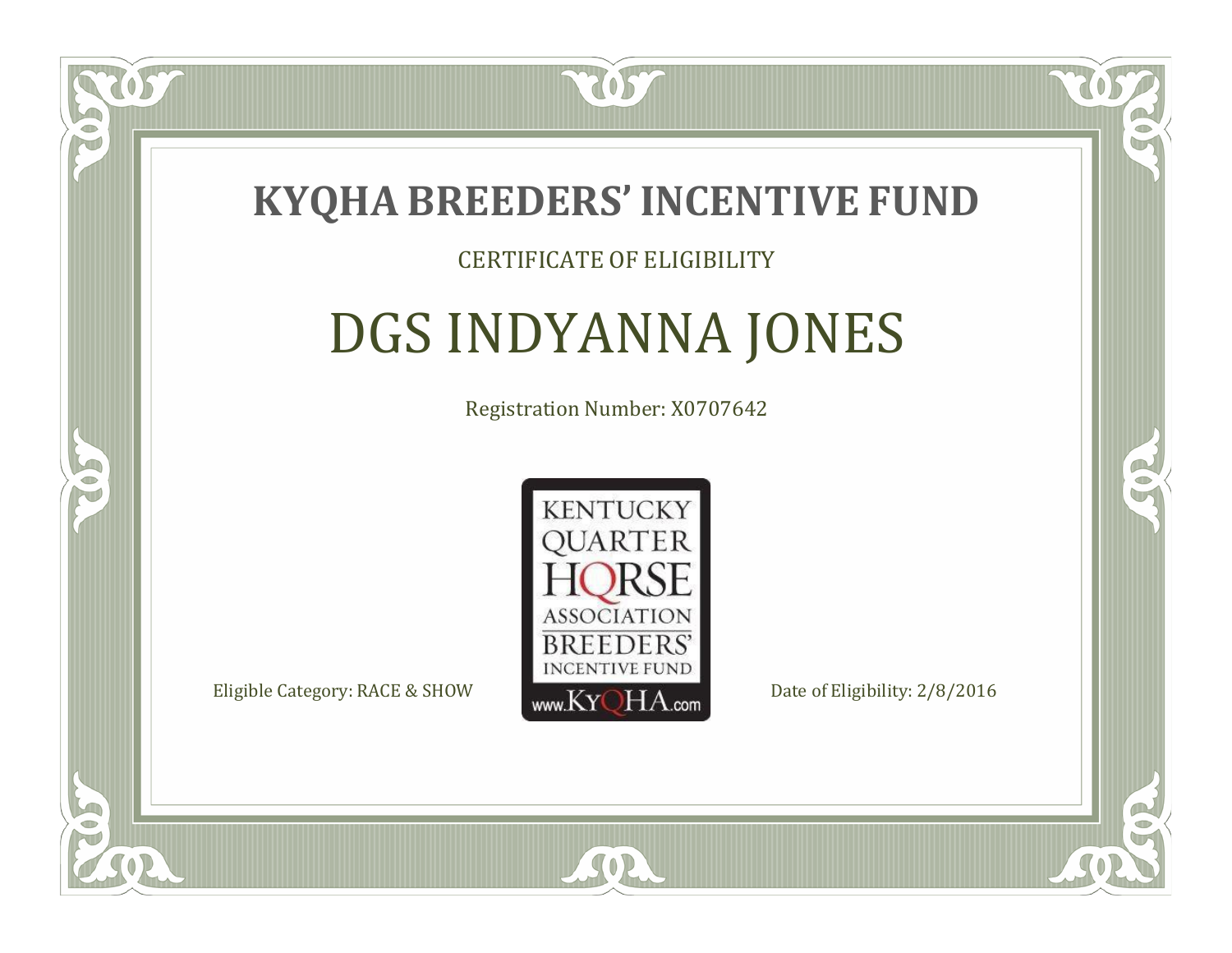# KYQHA BREEDERS' INCENTIVE FUND

CERTIFICATE OF ELIGIBILITY

## DGS INDYANNA JONES

Registration Number: X0707642

KENTUCKY QUARTER HORSE ASSOCIATION BREEDERS' INCENTIVE FUND www.KyQHA.com

Eligible Category: RACE & SHOW

Date of Eligibility: 2/8/2016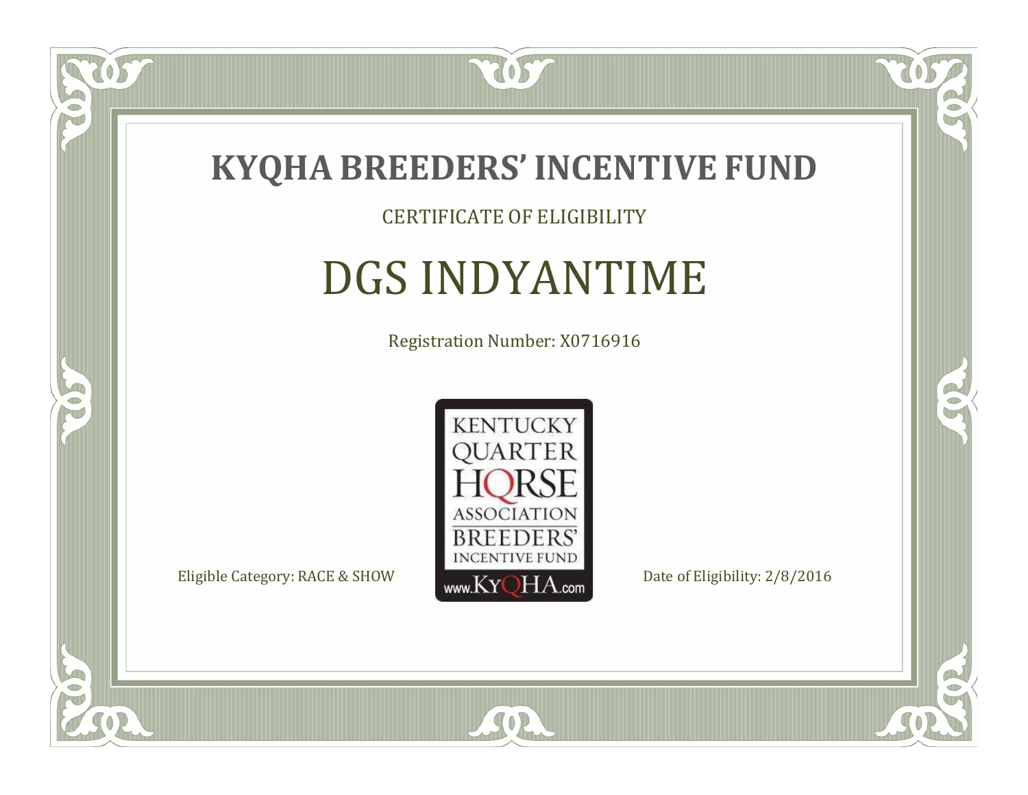# KYQHA BREEDERS' INCENTIVE FUND

CERTIFICATE OF ELIGIBILITY

## DGS INDYANTIME

Registration Number: X0716916

KENTUCKY QUARTER HORSE ASSOCIATION BREEDERS' INCENTIVE FUND www.KyQHA.com

Eligible Category: RACE & SHOW

Date of Eligibility: 2/8/2016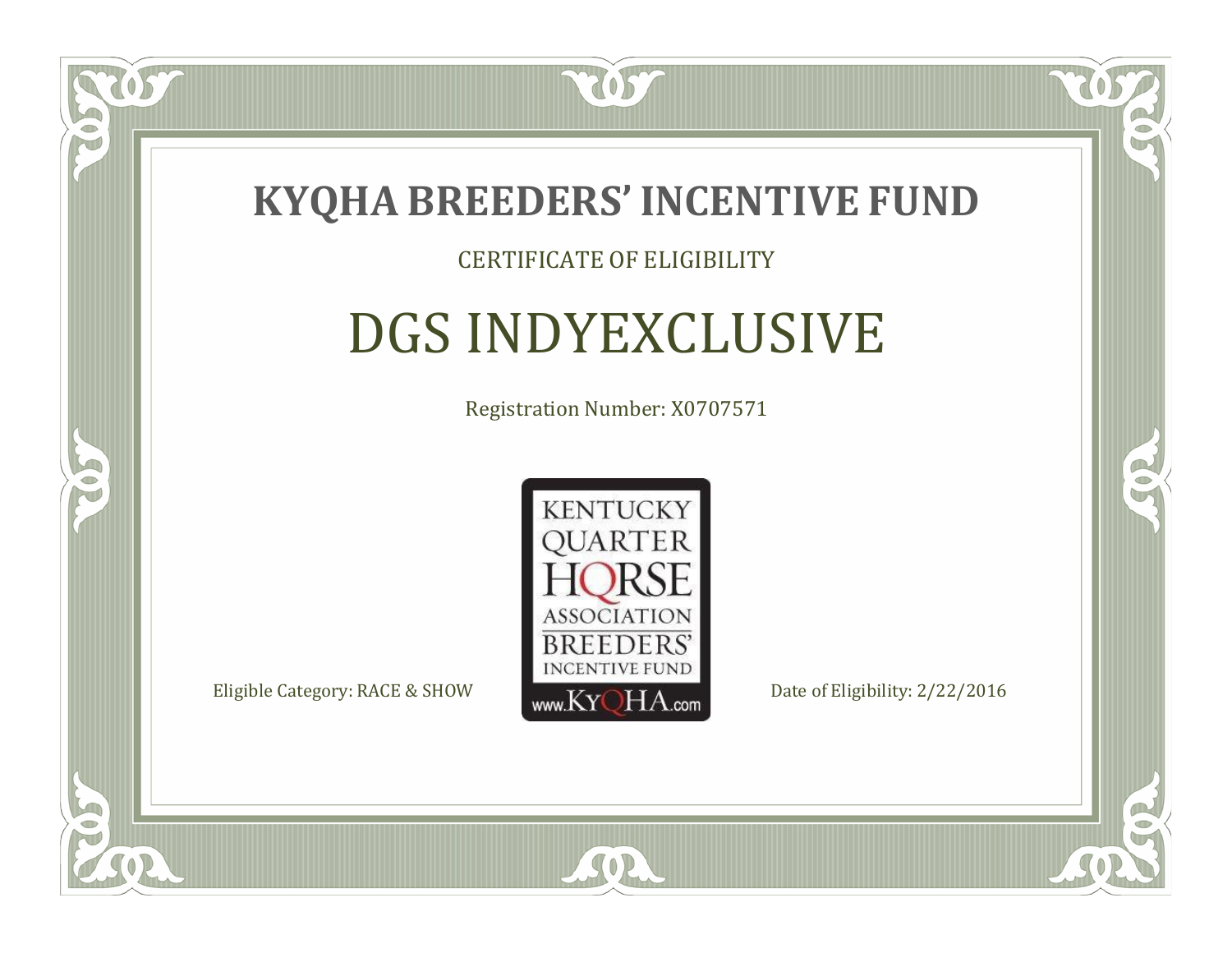# KYQHA BREEDERS' INCENTIVE FUND

CERTIFICATE OF ELIGIBILITY

## DGS INDYEXCLUSIVE

Registration Number: X0707571

KENTUCKY QUARTER HORSE ASSOCIATION BREEDERS' INCENTIVE FUND www.KyQHA.com

Eligible Category: RACE & SHOW

Date of Eligibility: 2/22/2016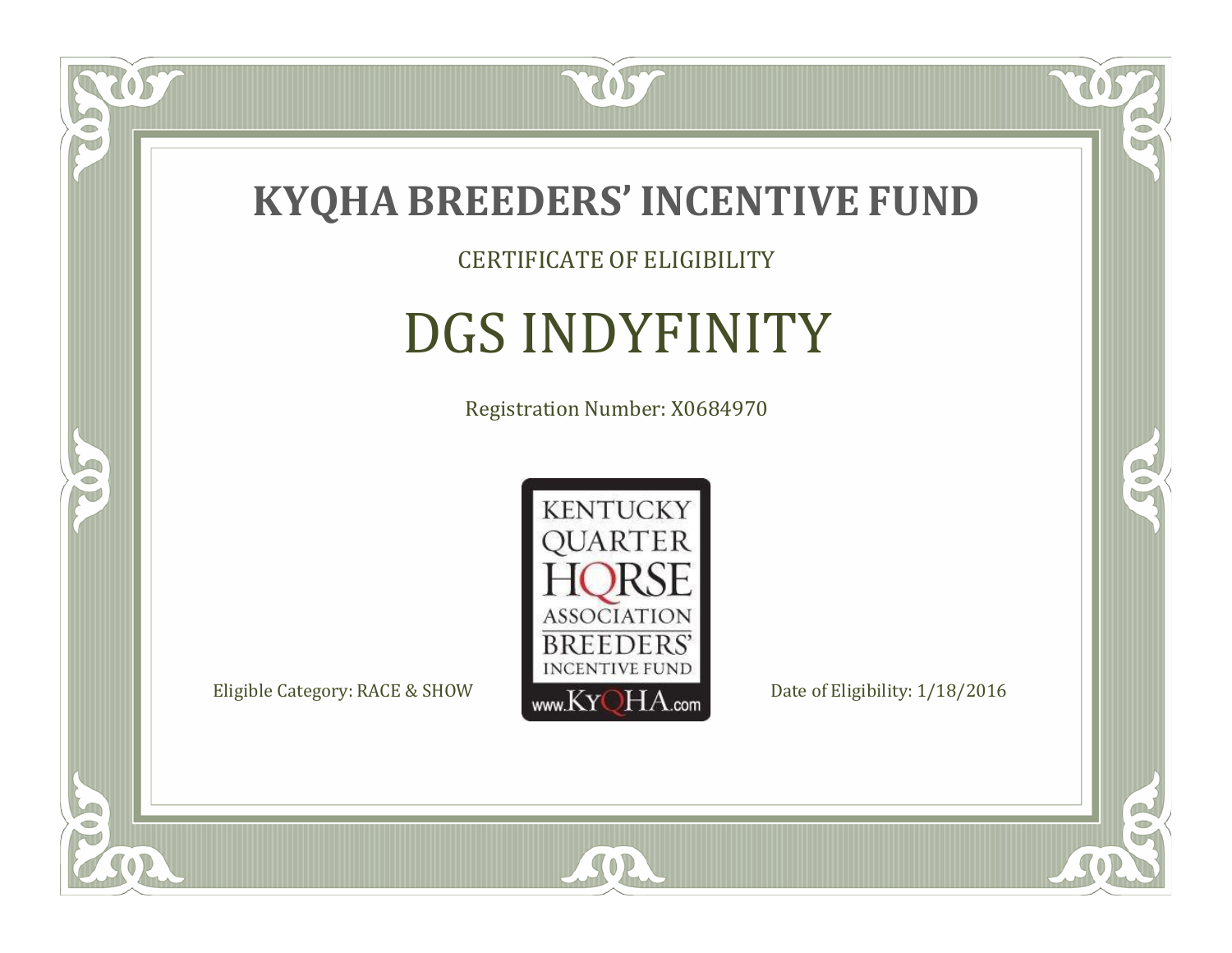# KYQHA BREEDERS' INCENTIVE FUND

CERTIFICATE OF ELIGIBILITY

## DGS INDYFINITY

Registration Number: X0684970

KENTUCKY QUARTER HORSE ASSOCIATION BREEDERS' INCENTIVE FUND www.KyQHA.com

Eligible Category: RACE & SHOW

Date of Eligibility: 1/18/2016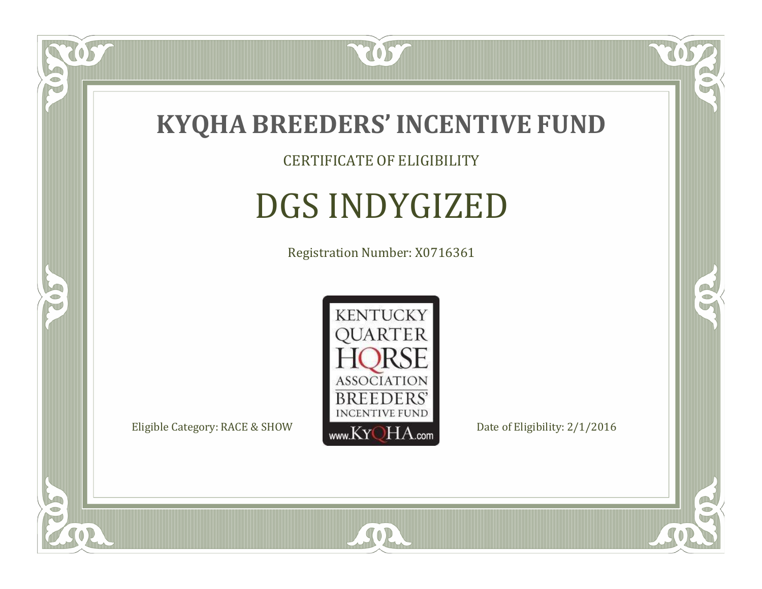# KYQHA BREEDERS' INCENTIVE FUND

CERTIFICATE OF ELIGIBILITY

## DGS INDYGIZED

Registration Number: X0716361

KENTUCKY QUARTER HORSE ASSOCIATION BREEDERS' INCENTIVE FUND www.KyQHA.com

Eligible Category: RACE & SHOW

Date of Eligibility: 2/1/2016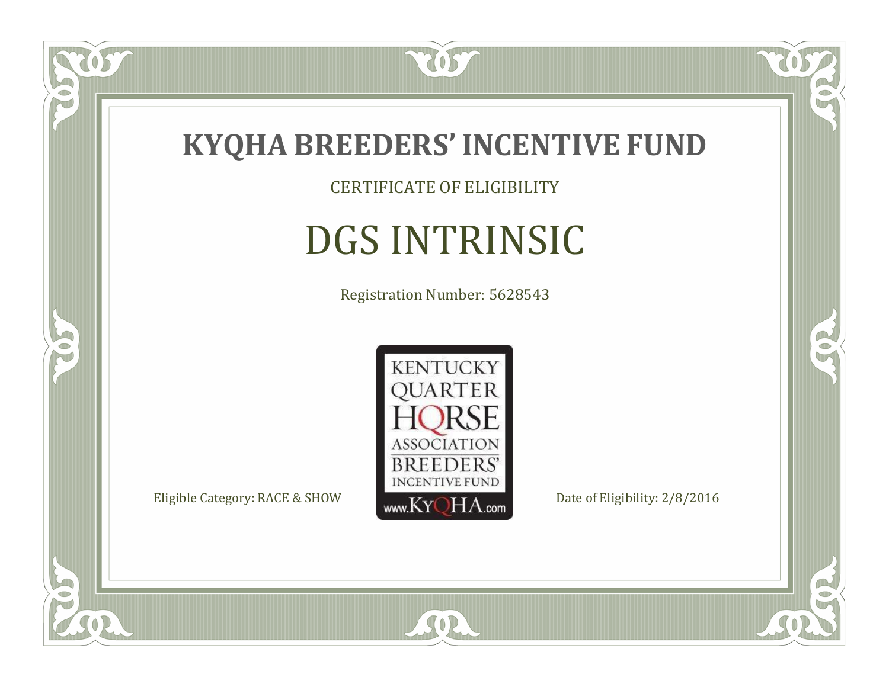# KYQHA BREEDERS' INCENTIVE FUND

CERTIFICATE OF ELIGIBILITY

## DGS INTRINSIC

Registration Number: 5628543

KENTUCKY QUARTER HORSE ASSOCIATION BREEDERS' INCENTIVE FUND www.KyQHA.com

Eligible Category: RACE & SHOW

Date of Eligibility: 2/8/2016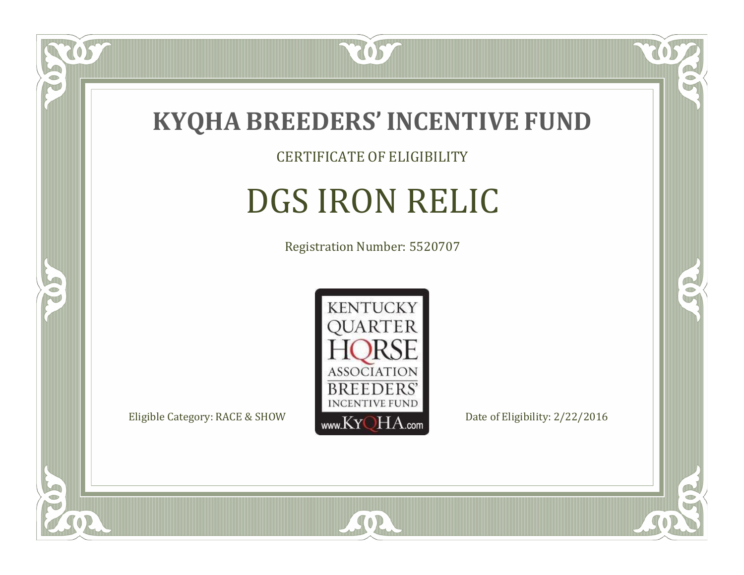# KYQHA BREEDERS' INCENTIVE FUND

CERTIFICATE OF ELIGIBILITY

## DGS IRON RELIC

Registration Number: 5520707

KENTUCKY QUARTER HORSE ASSOCIATION BREEDERS' INCENTIVE FUND
www.KYQHA.com

Eligible Category: RACE & SHOW

Date of Eligibility: 2/22/2016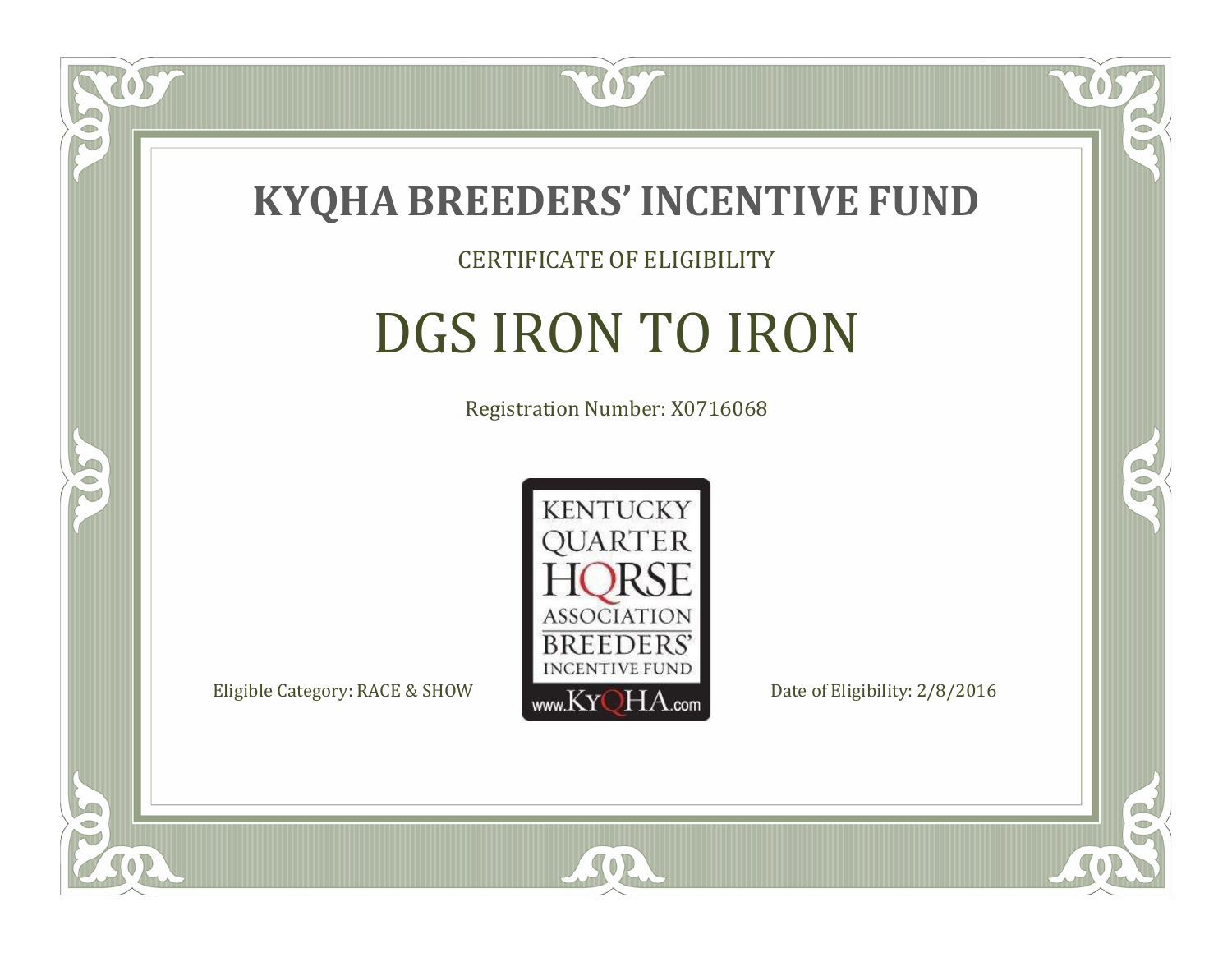# KYQHA BREEDERS' INCENTIVE FUND

CERTIFICATE OF ELIGIBILITY

## DGS IRON TO IRON

Registration Number: X0716068

KENTUCKY QUARTER HORSE ASSOCIATION BREEDERS' INCENTIVE FUND www.KyQHA.com

Eligible Category: RACE & SHOW

Date of Eligibility: 2/8/2016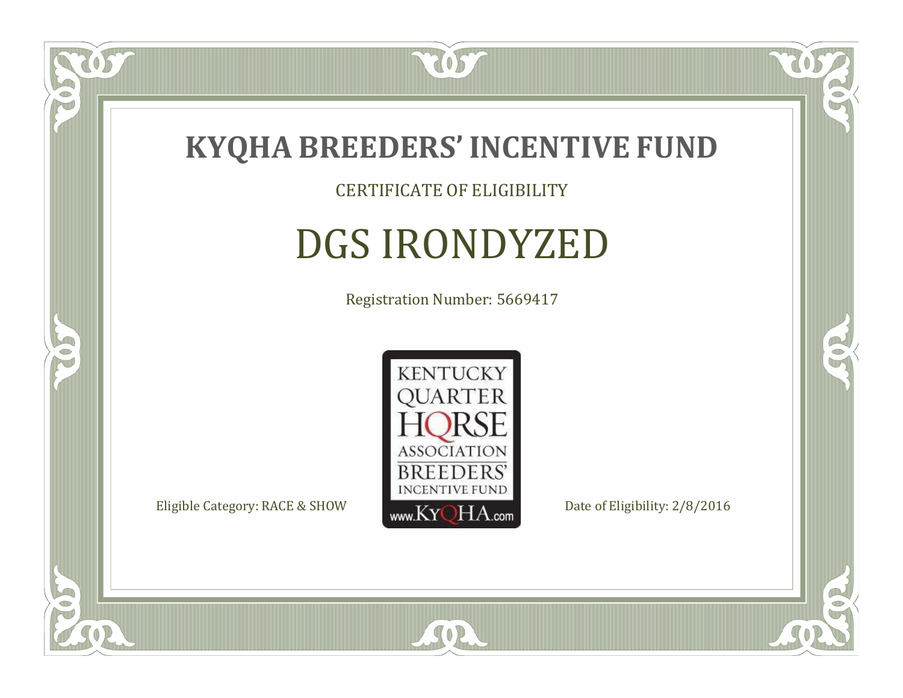# KYQHA BREEDERS' INCENTIVE FUND

CERTIFICATE OF ELIGIBILITY

## DGS IRONDYZED

Registration Number: 5669417

KENTUCKY QUARTER HORSE ASSOCIATION BREEDERS' INCENTIVE FUND www.KyQHA.com

Eligible Category: RACE & SHOW

Date of Eligibility: 2/8/2016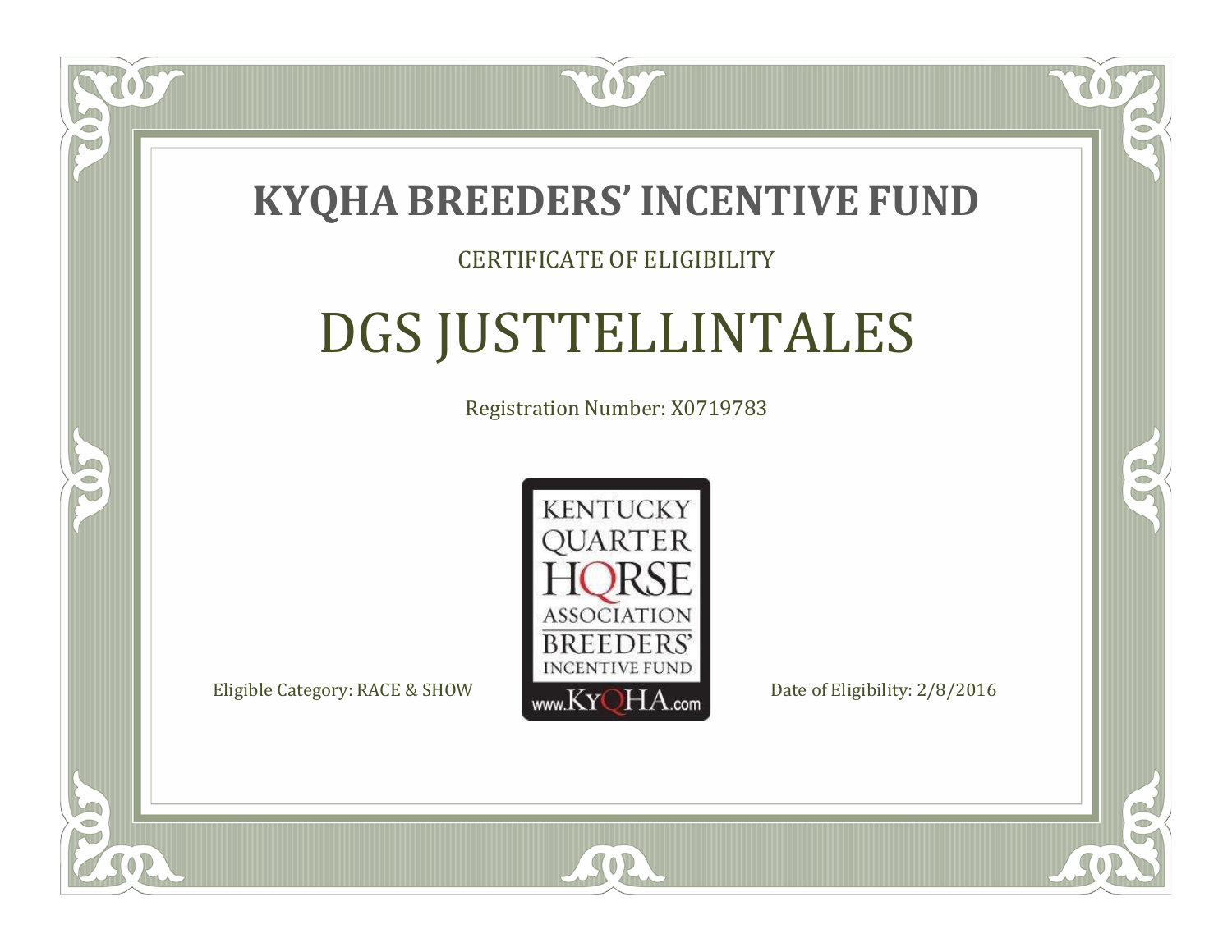# KYQHA BREEDERS' INCENTIVE FUND

CERTIFICATE OF ELIGIBILITY

## DGS JUSTTELLINTALES

Registration Number: X0719783

KENTUCKY QUARTER HORSE ASSOCIATION BREEDERS' INCENTIVE FUND www.KyQHA.com

Eligible Category: RACE & SHOW

Date of Eligibility: 2/8/2016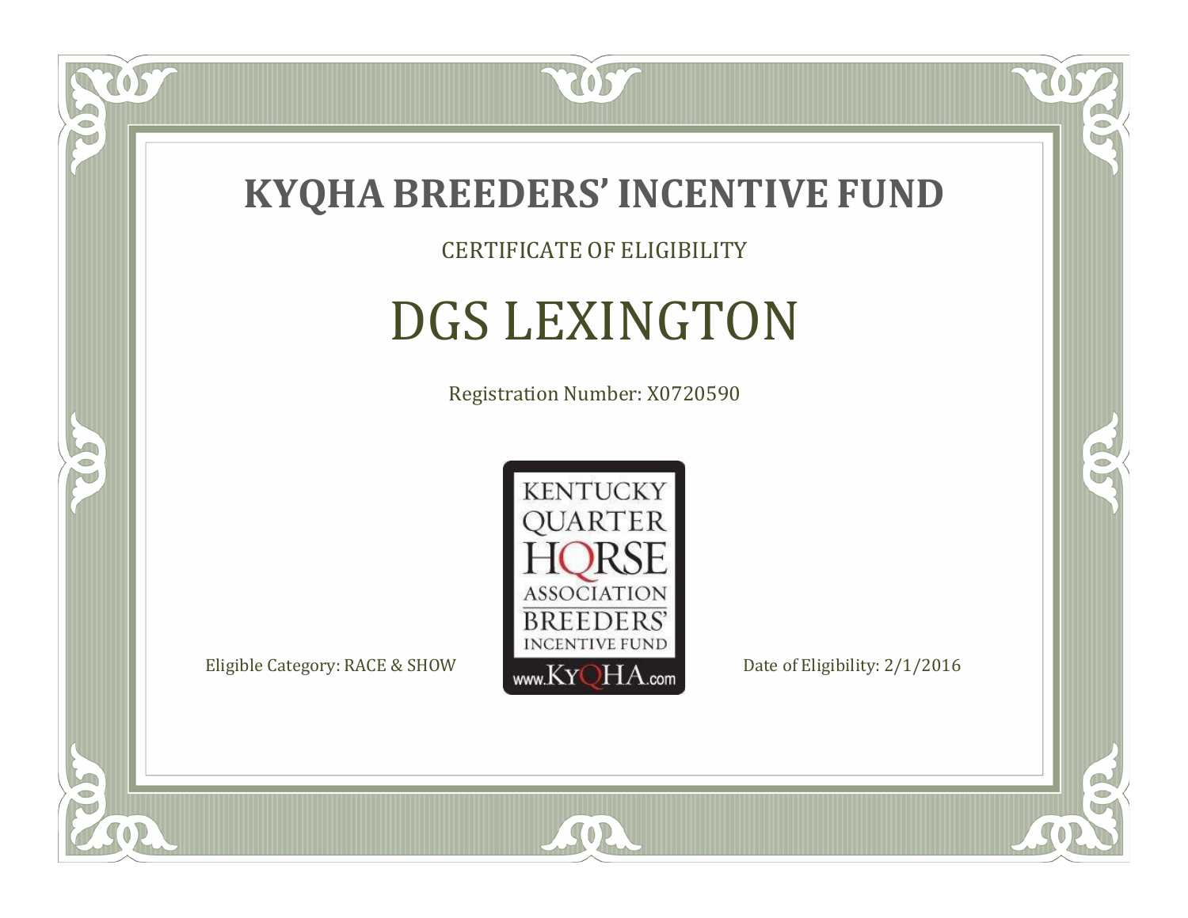# KYQHA BREEDERS' INCENTIVE FUND

CERTIFICATE OF ELIGIBILITY

## DGS LEXINGTON

Registration Number: X0720590

KENTUCKY QUARTER HORSE ASSOCIATION BREEDERS' INCENTIVE FUND
www.KyQHA.com

Eligible Category: RACE & SHOW

Date of Eligibility: 2/1/2016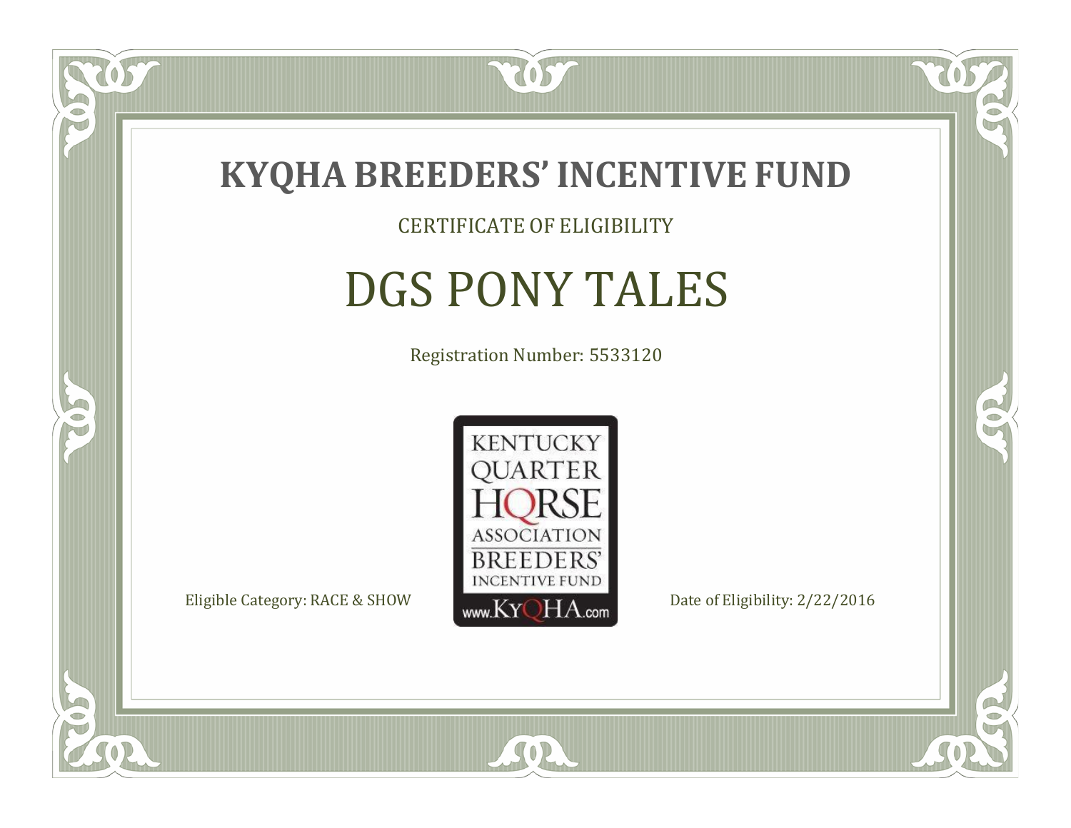# KYQHA BREEDERS' INCENTIVE FUND

CERTIFICATE OF ELIGIBILITY

## DGS PONY TALES

Registration Number: 5533120

KENTUCKY QUARTER HORSE ASSOCIATION BREEDERS' INCENTIVE FUND www.KyQHA.com

Eligible Category: RACE & SHOW

Date of Eligibility: 2/22/2016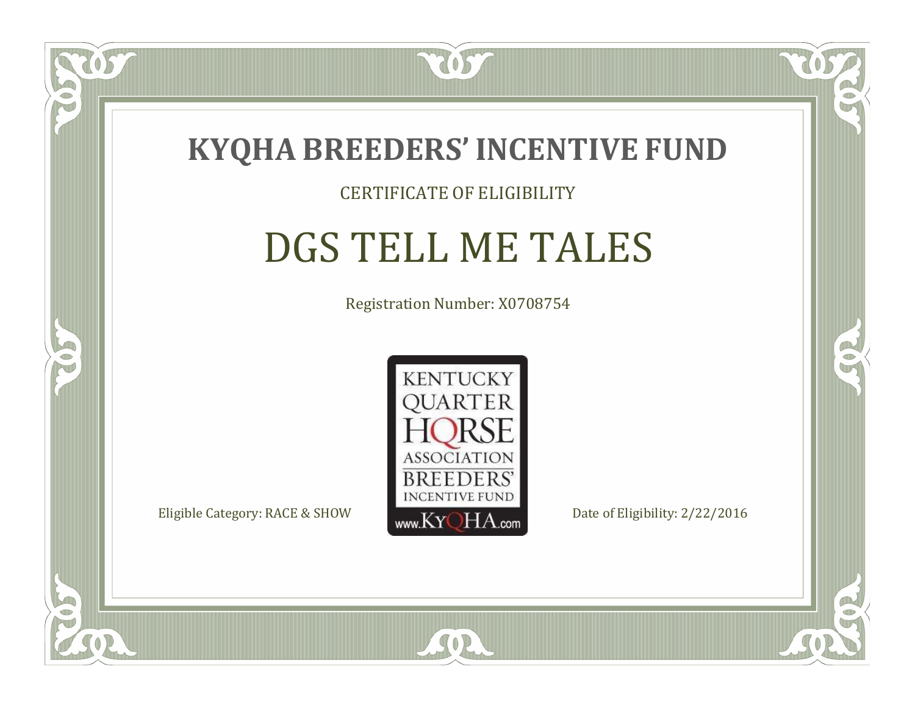# KYQHA BREEDERS' INCENTIVE FUND

CERTIFICATE OF ELIGIBILITY

## DGS TELL ME TALES

Registration Number: X0708754

KENTUCKY QUARTER HORSE ASSOCIATION BREEDERS' INCENTIVE FUND www.KyQHA.com

Eligible Category: RACE & SHOW

Date of Eligibility: 2/22/2016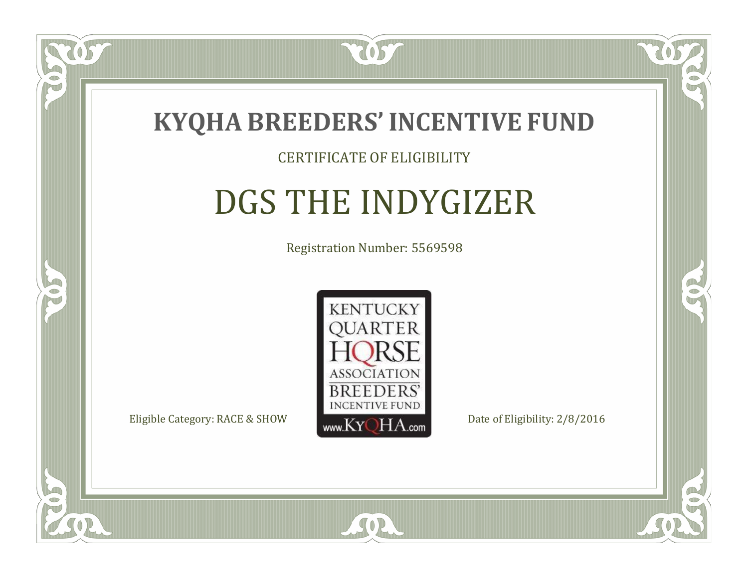# KYQHA BREEDERS' INCENTIVE FUND

CERTIFICATE OF ELIGIBILITY

## DGS THE INDYGIZER

Registration Number: 5569598

KENTUCKY QUARTER HORSE ASSOCIATION BREEDERS' INCENTIVE FUND www.KyQHA.com

Eligible Category: RACE & SHOW

Date of Eligibility: 2/8/2016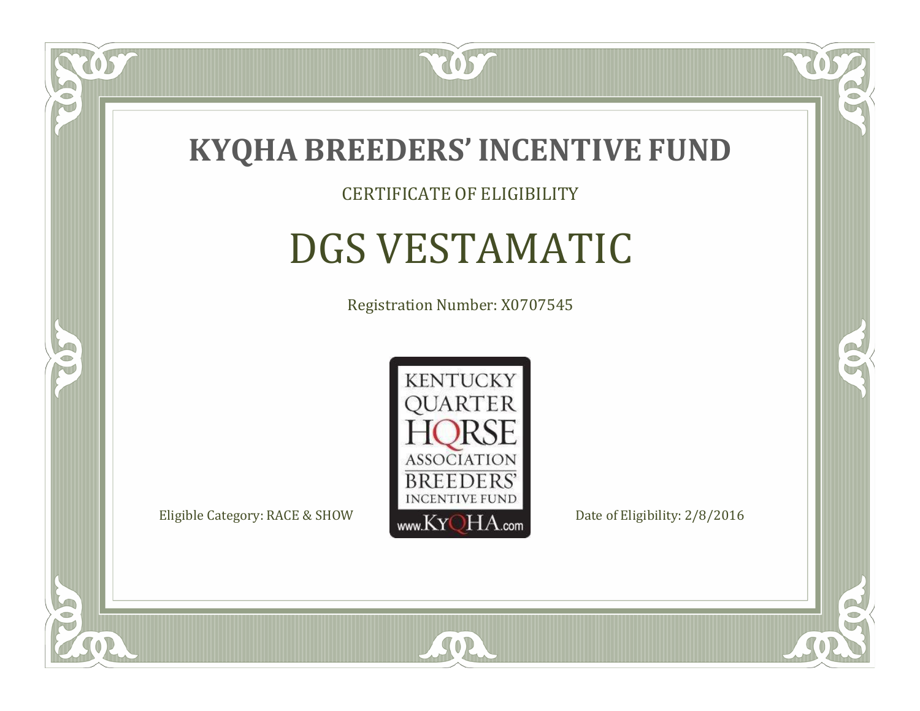# KYQHA BREEDERS' INCENTIVE FUND

CERTIFICATE OF ELIGIBILITY

## DGS VESTAMATIC

Registration Number: X0707545

KENTUCKY QUARTER HORSE ASSOCIATION BREEDERS' INCENTIVE FUND www.KyQHA.com

Eligible Category: RACE & SHOW

Date of Eligibility: 2/8/2016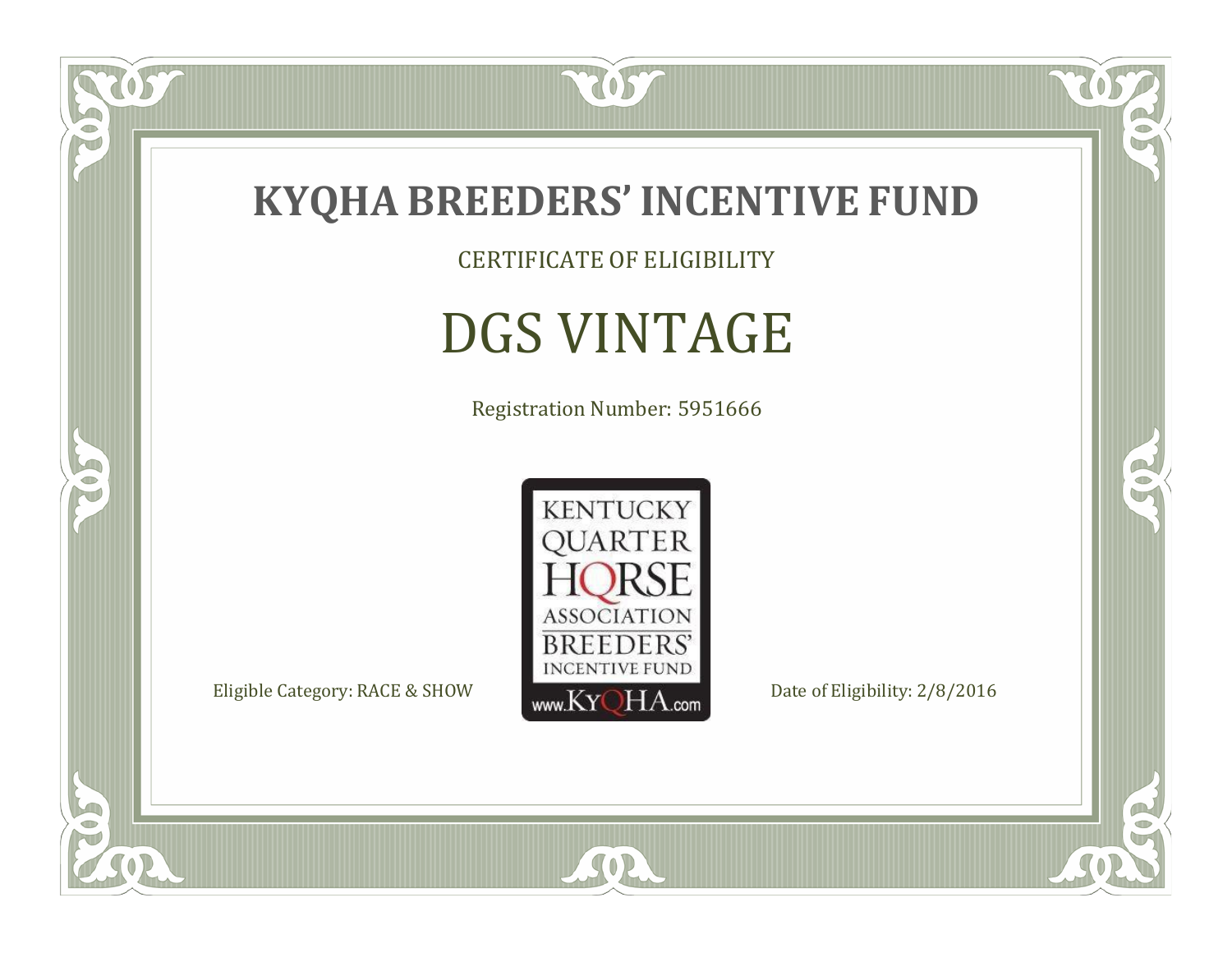# KYQHA BREEDERS' INCENTIVE FUND

CERTIFICATE OF ELIGIBILITY

## DGS VINTAGE

Registration Number: 5951666

KENTUCKY QUARTER HORSE ASSOCIATION BREEDERS' INCENTIVE FUND www.KyQHA.com

Eligible Category: RACE & SHOW

Date of Eligibility: 2/8/2016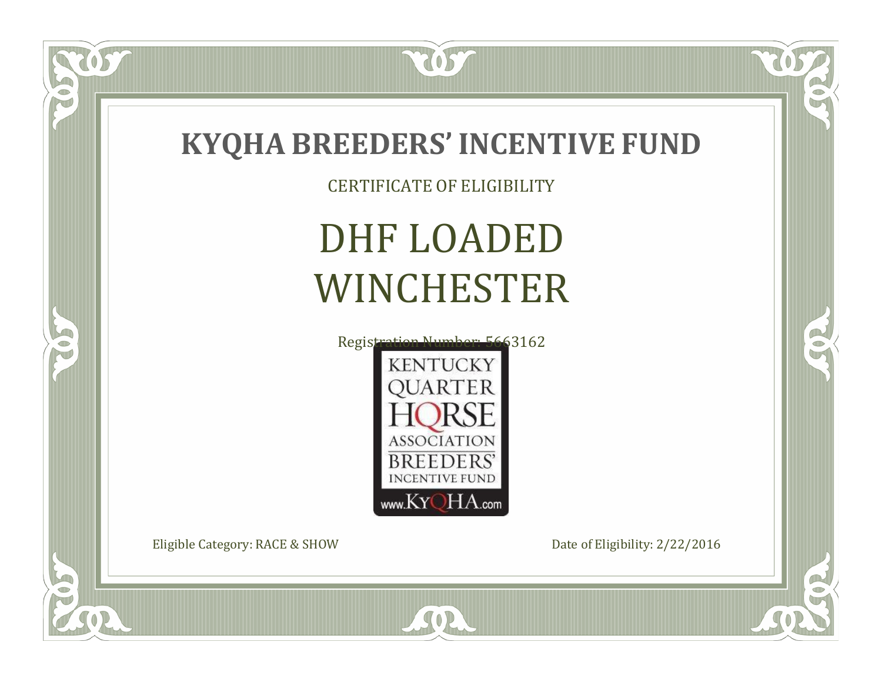# KYQHA BREEDERS' INCENTIVE FUND

CERTIFICATE OF ELIGIBILITY

## DHF LOADED WINCHESTER

Registration Number: 5663162

KENTUCKY QUARTER HORSE ASSOCIATION BREEDERS' INCENTIVE FUND

www.KyQHA.com

Eligible Category: RACE & SHOW

Date of Eligibility: 2/22/2016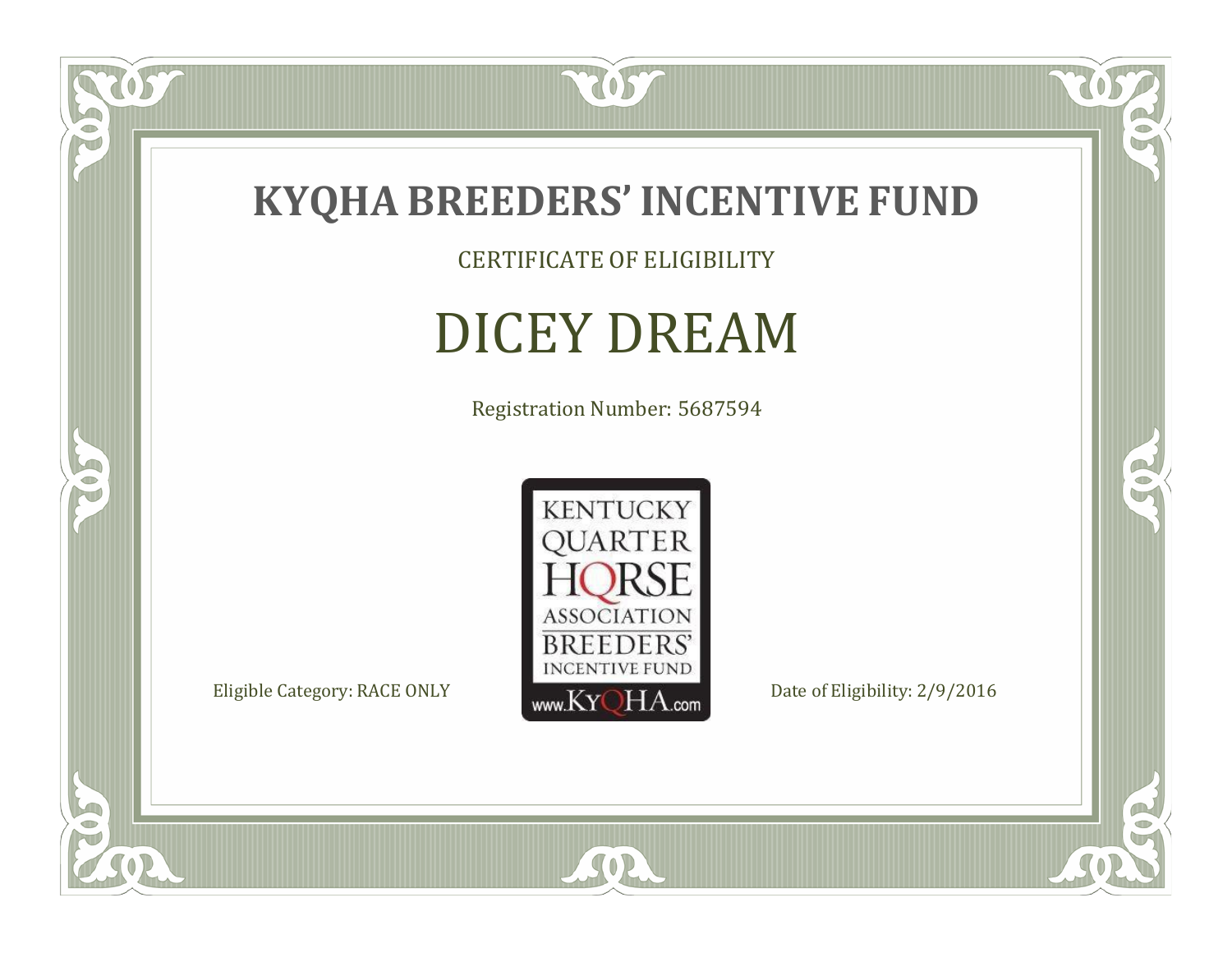# KYQHA BREEDERS' INCENTIVE FUND

CERTIFICATE OF ELIGIBILITY

## DICEY DREAM

Registration Number: 5687594

KENTUCKY QUARTER HORSE ASSOCIATION BREEDERS' INCENTIVE FUND www.KyQHA.com

Eligible Category: RACE ONLY

Date of Eligibility: 2/9/2016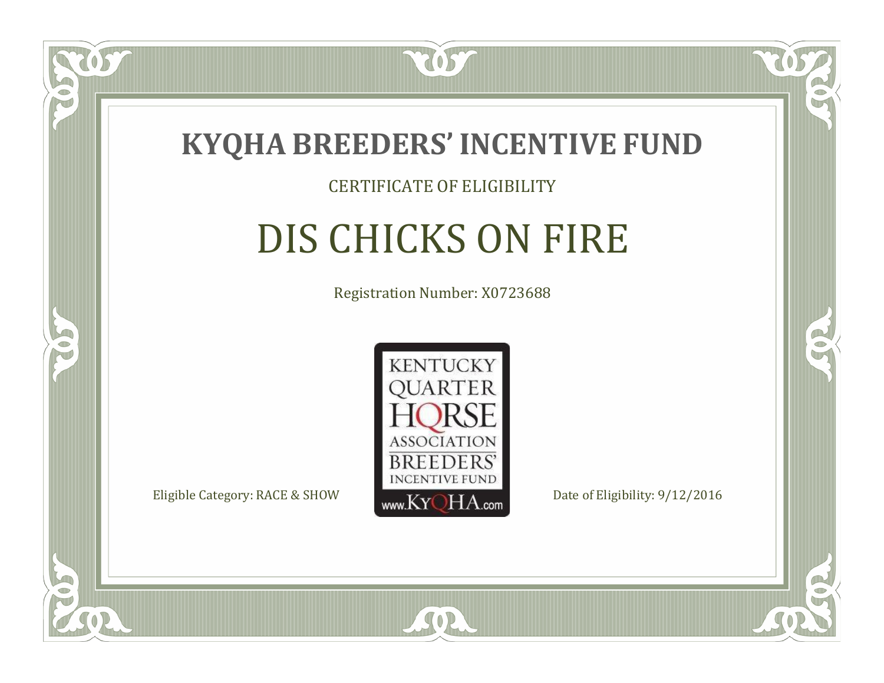# KYQHA BREEDERS' INCENTIVE FUND

CERTIFICATE OF ELIGIBILITY

## DIS CHICKS ON FIRE

Registration Number: X0723688

KENTUCKY QUARTER HORSE ASSOCIATION BREEDERS' INCENTIVE FUND www.KyQHA.com

Eligible Category: RACE & SHOW

Date of Eligibility: 9/12/2016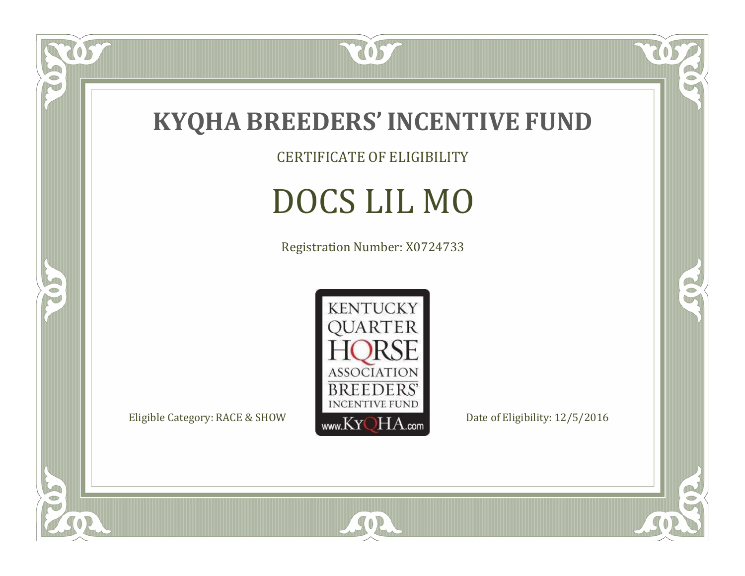# KYQHA BREEDERS' INCENTIVE FUND

CERTIFICATE OF ELIGIBILITY

## DOCS LIL MO

Registration Number: X0724733

KENTUCKY QUARTER HORSE ASSOCIATION BREEDERS' INCENTIVE FUND www.KyQHA.com

Eligible Category: RACE & SHOW

Date of Eligibility: 12/5/2016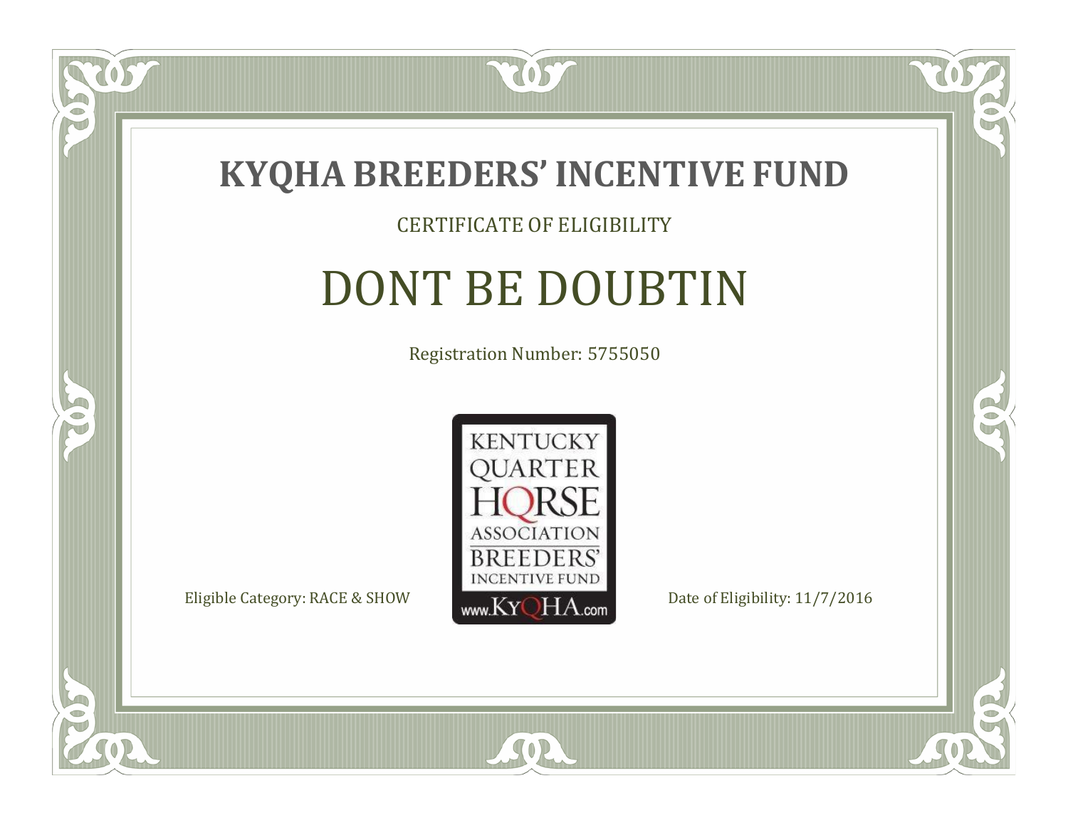# KYQHA BREEDERS' INCENTIVE FUND

CERTIFICATE OF ELIGIBILITY

## DONT BE DOUBTIN

Registration Number: 5755050

KENTUCKY QUARTER HORSE ASSOCIATION BREEDERS' INCENTIVE FUND
www.KyQHA.com

Eligible Category: RACE & SHOW

Date of Eligibility: 11/7/2016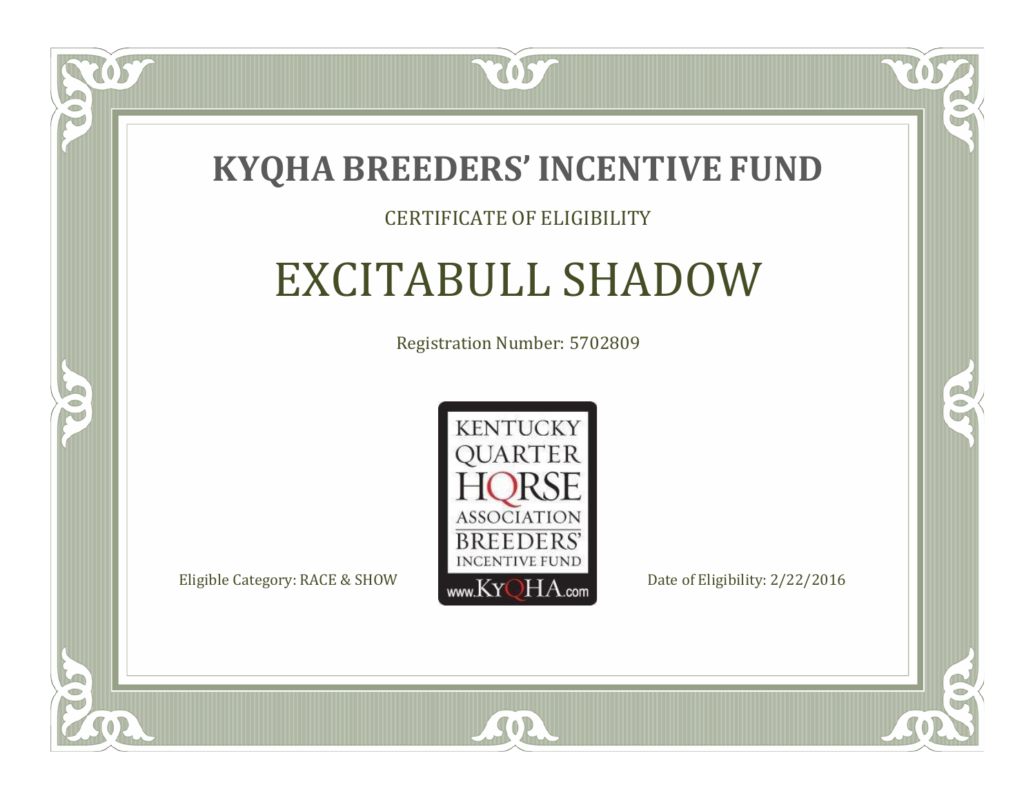# KYQHA BREEDERS' INCENTIVE FUND

CERTIFICATE OF ELIGIBILITY

## EXCITABULL SHADOW

Registration Number: 5702809

KENTUCKY QUARTER HORSE ASSOCIATION BREEDERS' INCENTIVE FUND www.KyQHA.com

Eligible Category: RACE & SHOW

Date of Eligibility: 2/22/2016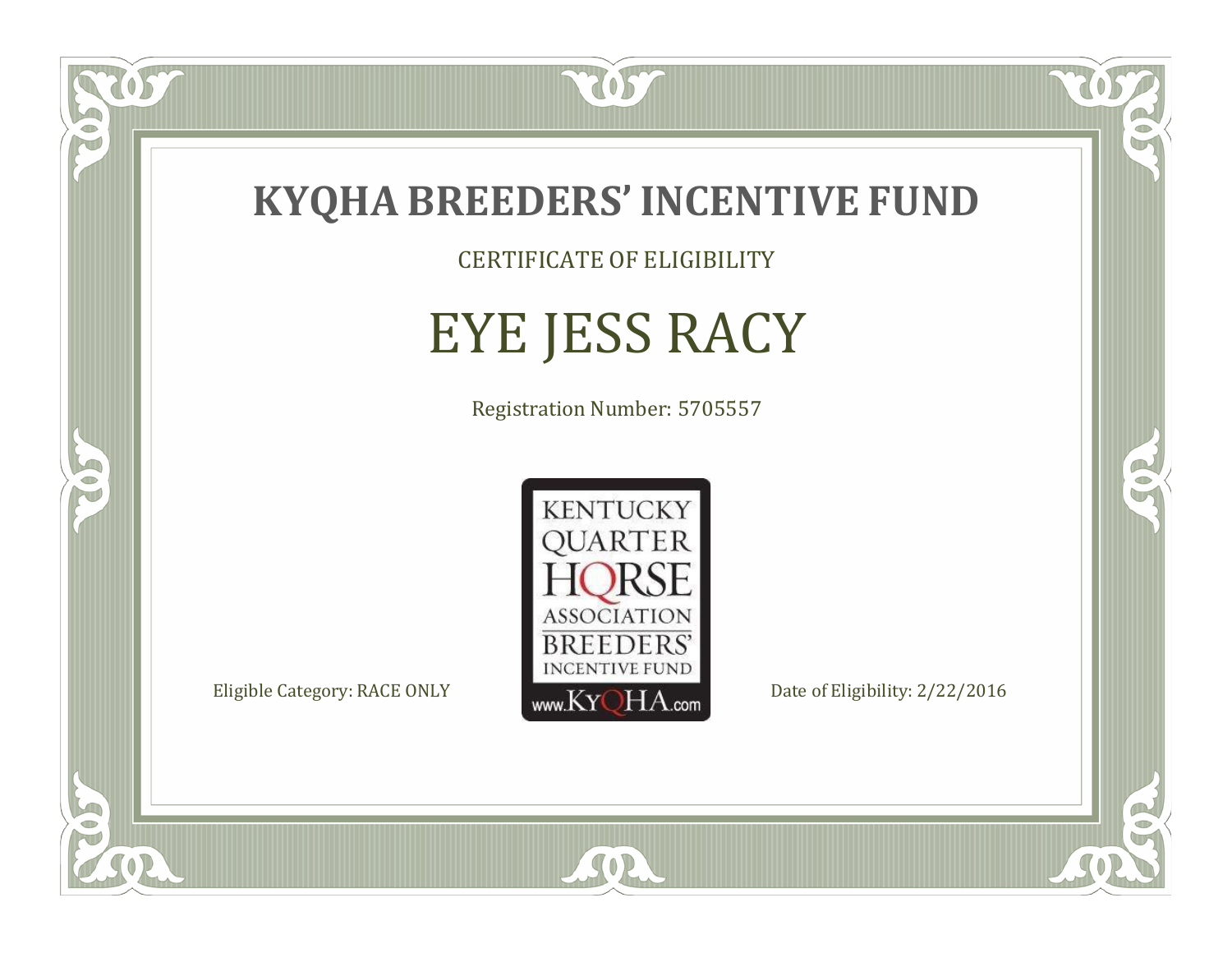# KYQHA BREEDERS' INCENTIVE FUND

CERTIFICATE OF ELIGIBILITY

## EYE JESS RACY

Registration Number: 5705557

KENTUCKY QUARTER HORSE ASSOCIATION BREEDERS' INCENTIVE FUND www.KyQHA.com

Eligible Category: RACE ONLY

Date of Eligibility: 2/22/2016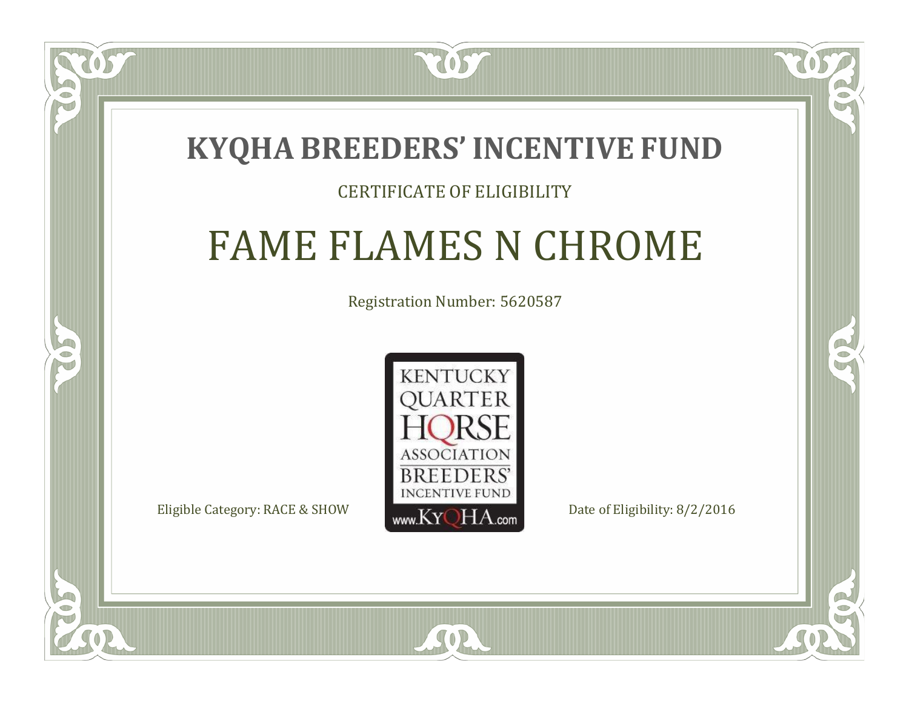# KYQHA BREEDERS' INCENTIVE FUND

CERTIFICATE OF ELIGIBILITY

## FAME FLAMES N CHROME

Registration Number: 5620587

KENTUCKY QUARTER HORSE ASSOCIATION BREEDERS' INCENTIVE FUND www.KyQHA.com

Eligible Category: RACE & SHOW

Date of Eligibility: 8/2/2016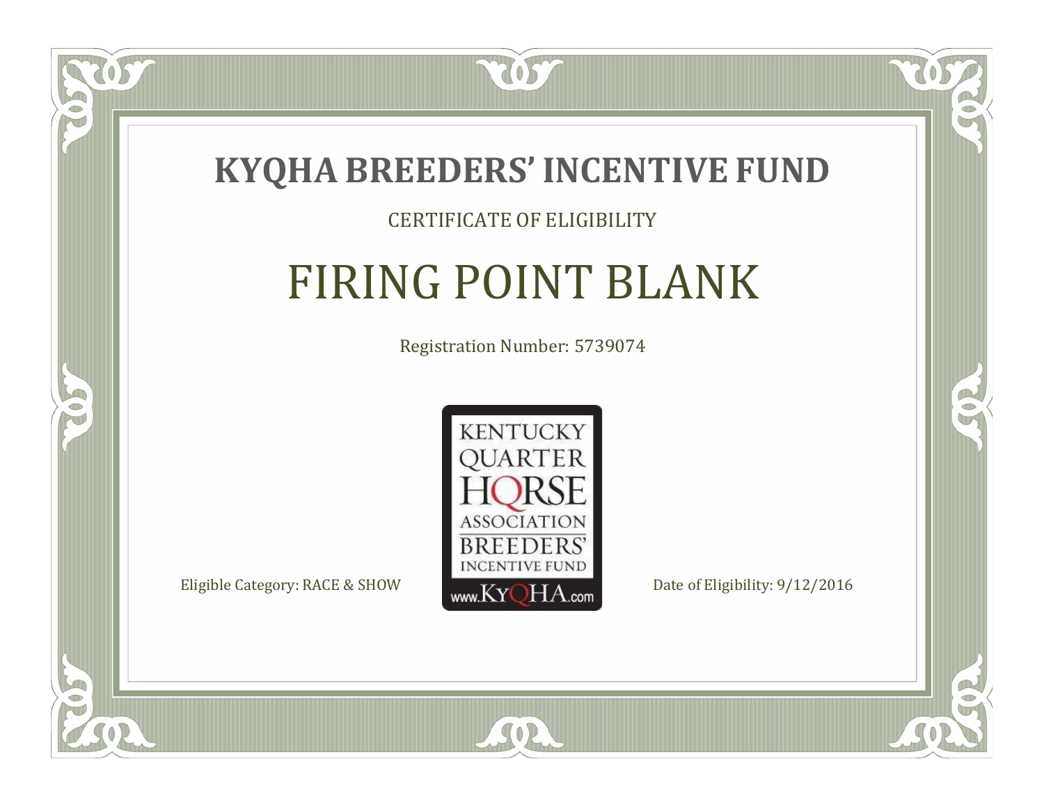# KYQHA BREEDERS' INCENTIVE FUND

CERTIFICATE OF ELIGIBILITY

## FIRING POINT BLANK

Registration Number: 5739074

KENTUCKY QUARTER HORSE ASSOCIATION BREEDERS' INCENTIVE FUND www.KyQHA.com

Eligible Category: RACE & SHOW

Date of Eligibility: 9/12/2016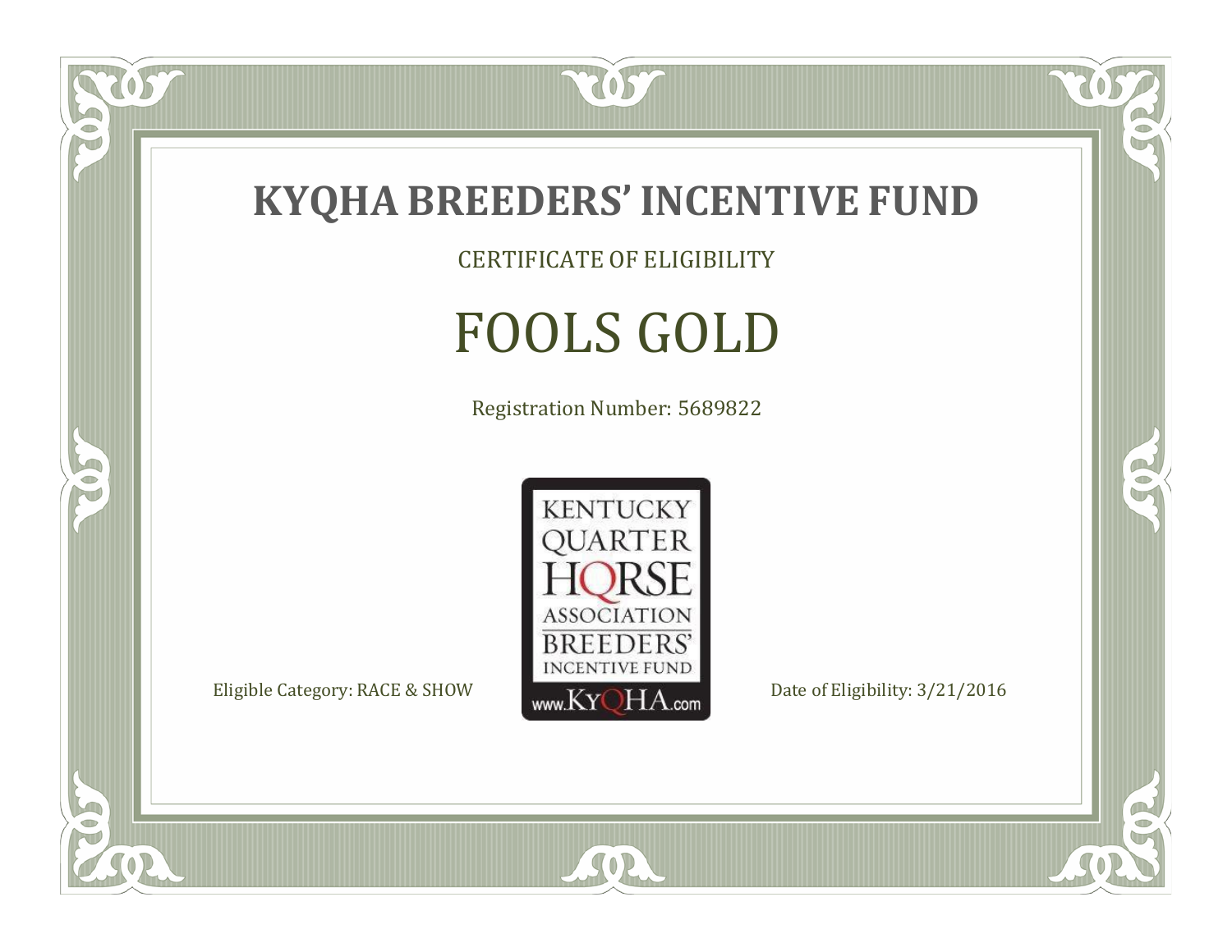# KYQHA BREEDERS' INCENTIVE FUND

CERTIFICATE OF ELIGIBILITY

## FOOLS GOLD

Registration Number: 5689822

KENTUCKY QUARTER HORSE ASSOCIATION BREEDERS' INCENTIVE FUND www.KyQHA.com

Eligible Category: RACE & SHOW

Date of Eligibility: 3/21/2016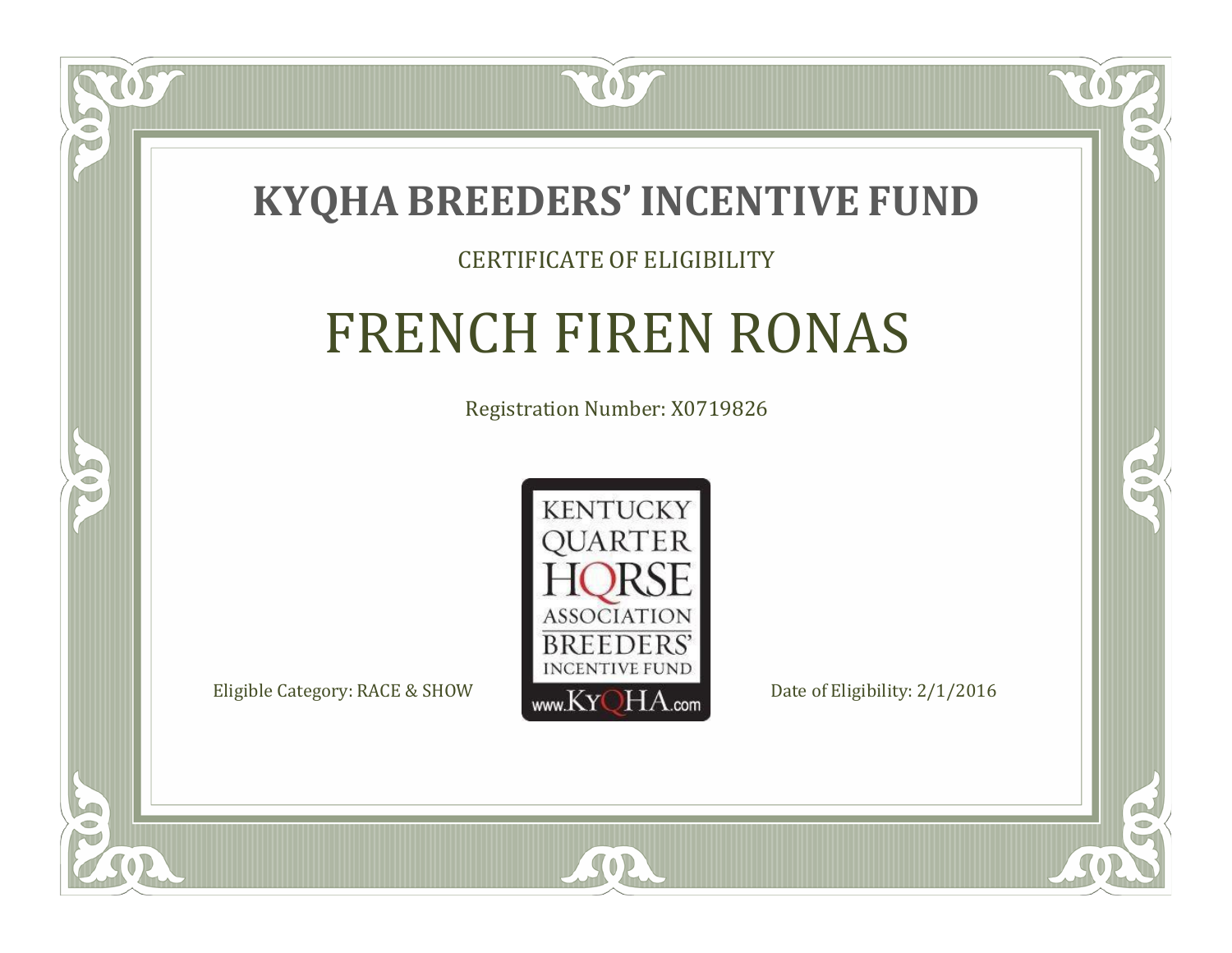# KYQHA BREEDERS' INCENTIVE FUND

CERTIFICATE OF ELIGIBILITY

## FRENCH FIREN RONAS

Registration Number: X0719826

KENTUCKY QUARTER HORSE ASSOCIATION BREEDERS' INCENTIVE FUND www.KyQHA.com

Eligible Category: RACE & SHOW

Date of Eligibility: 2/1/2016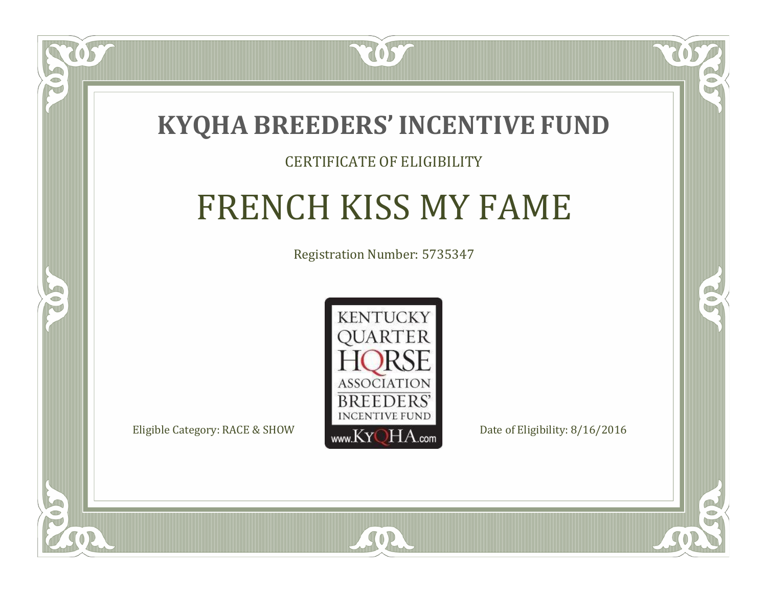# KYQHA BREEDERS' INCENTIVE FUND

CERTIFICATE OF ELIGIBILITY

## FRENCH KISS MY FAME

Registration Number: 5735347

KENTUCKY QUARTER HORSE ASSOCIATION BREEDERS' INCENTIVE FUND www.KyQHA.com

Eligible Category: RACE & SHOW

Date of Eligibility: 8/16/2016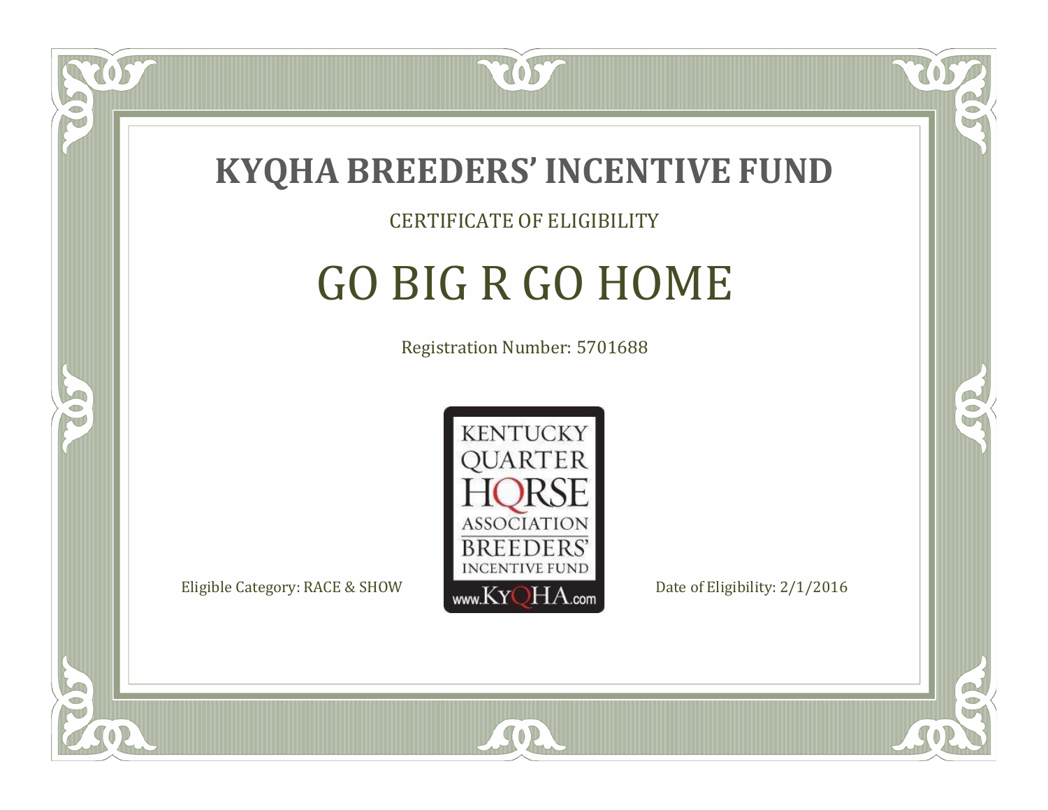# KYQHA BREEDERS' INCENTIVE FUND

CERTIFICATE OF ELIGIBILITY

## GO BIG R GO HOME

Registration Number: 5701688

KENTUCKY QUARTER HORSE ASSOCIATION BREEDERS' INCENTIVE FUND www.KyQHA.com

Eligible Category: RACE & SHOW

Date of Eligibility: 2/1/2016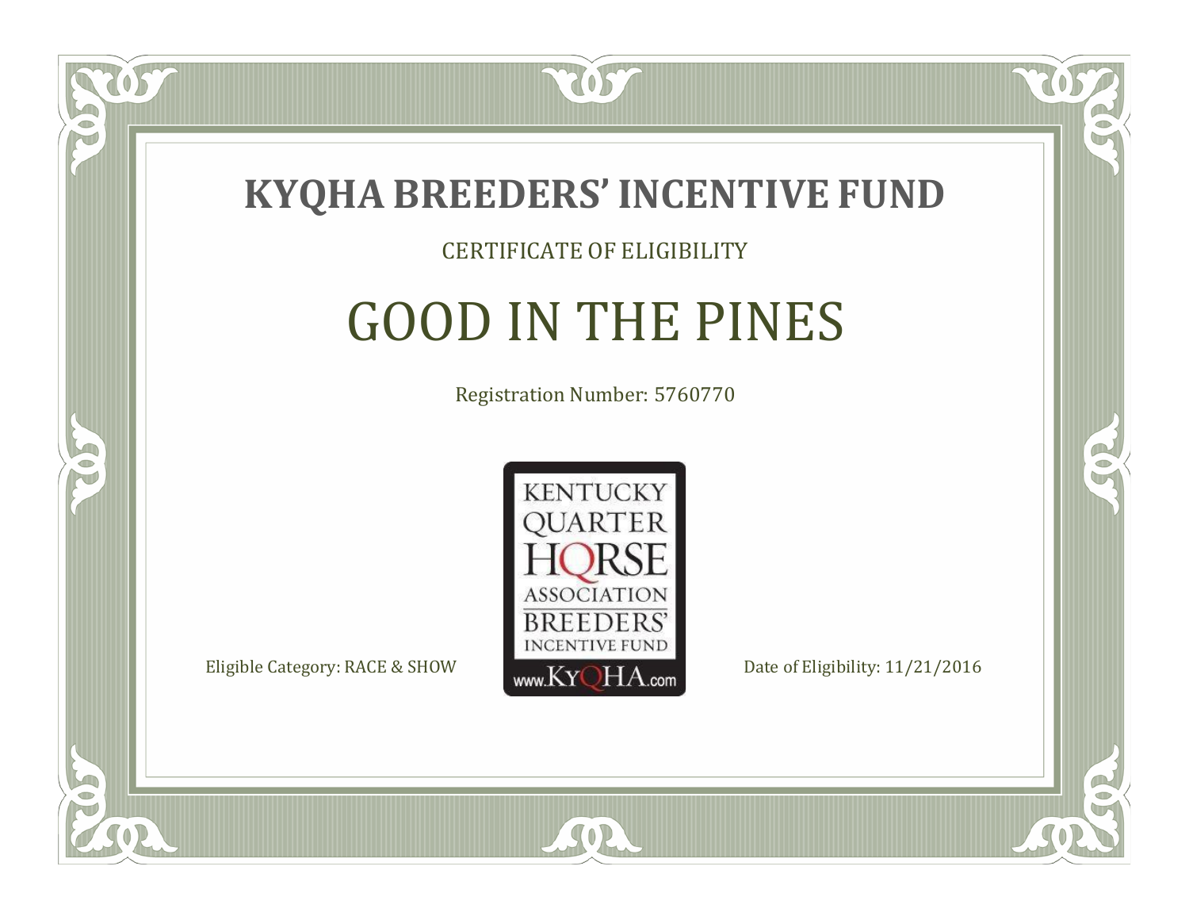# KYQHA BREEDERS' INCENTIVE FUND

CERTIFICATE OF ELIGIBILITY

## GOOD IN THE PINES

Registration Number: 5760770

KENTUCKY QUARTER HORSE ASSOCIATION BREEDERS' INCENTIVE FUND www.KyQHA.com

Eligible Category: RACE & SHOW

Date of Eligibility: 11/21/2016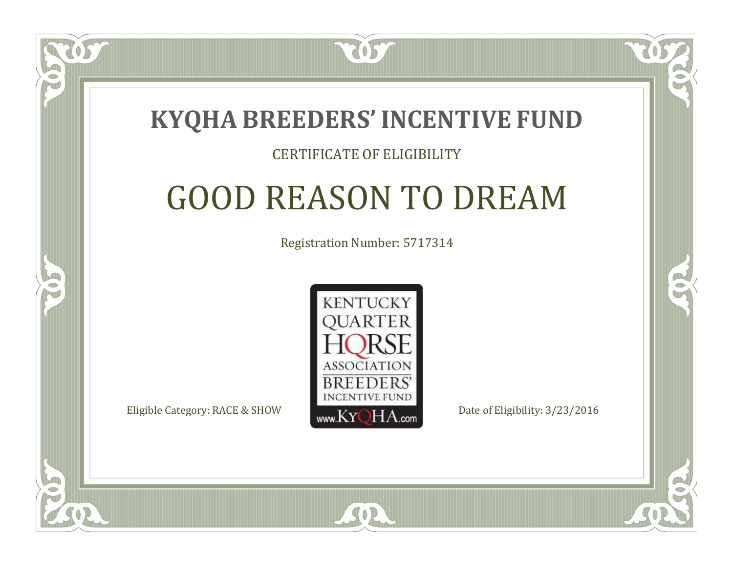# KYQHA BREEDERS' INCENTIVE FUND

CERTIFICATE OF ELIGIBILITY

## GOOD REASON TO DREAM

Registration Number: 5717314

KENTUCKY QUARTER HORSE ASSOCIATION BREEDERS' INCENTIVE FUND www.KyQHA.com

Eligible Category: RACE & SHOW

Date of Eligibility: 3/23/2016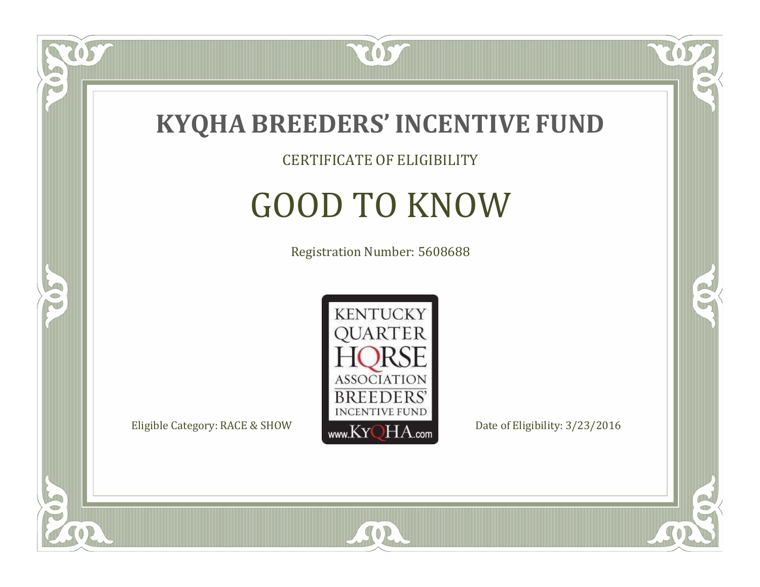# KYQHA BREEDERS' INCENTIVE FUND

CERTIFICATE OF ELIGIBILITY

## GOOD TO KNOW

Registration Number: 5608688

KENTUCKY QUARTER HORSE ASSOCIATION BREEDERS' INCENTIVE FUND www.KyQHA.com

Eligible Category: RACE & SHOW

Date of Eligibility: 3/23/2016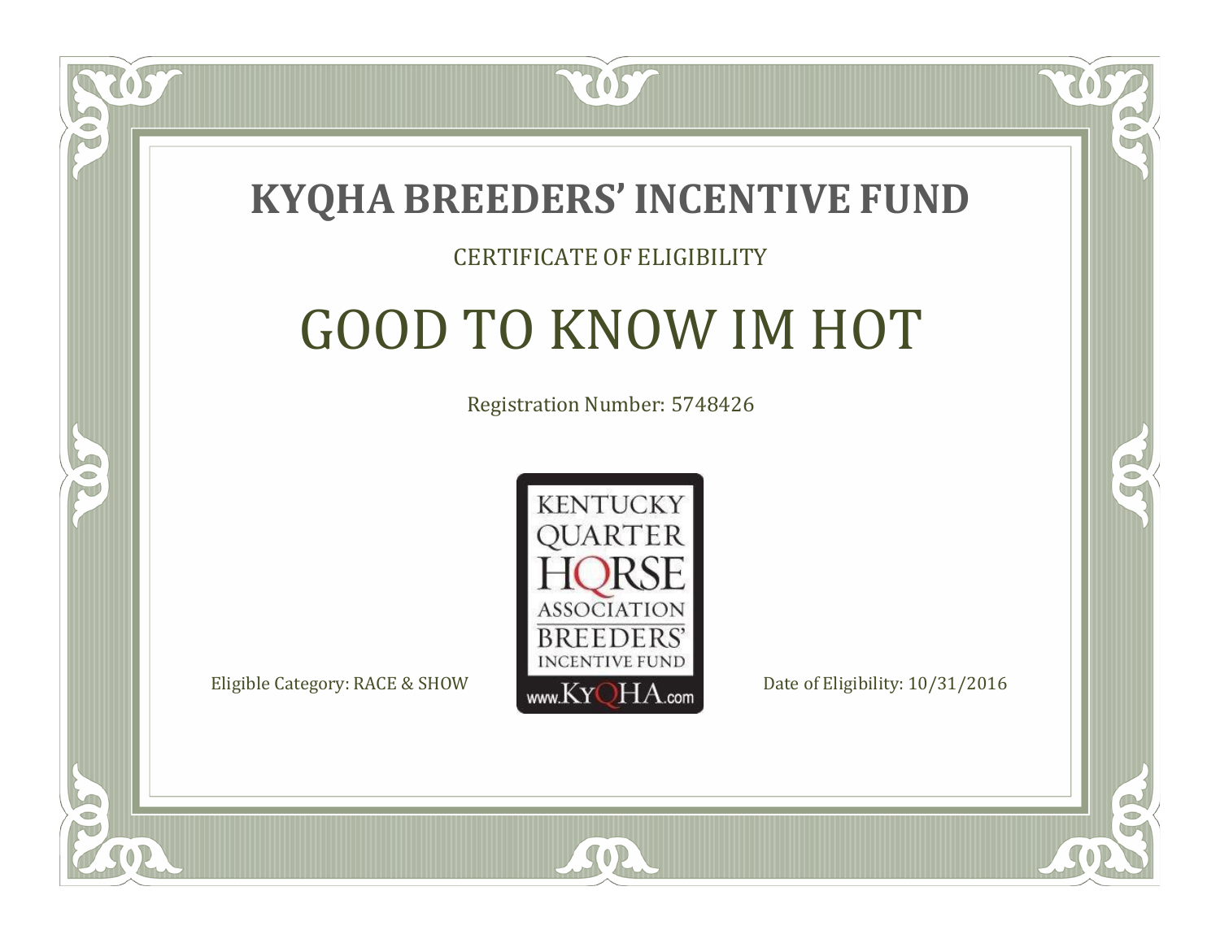# KYQHA BREEDERS' INCENTIVE FUND

CERTIFICATE OF ELIGIBILITY

## GOOD TO KNOW IM HOT

Registration Number: 5748426

KENTUCKY QUARTER HORSE ASSOCIATION BREEDERS' INCENTIVE FUND

www.KyQHA.com

Eligible Category: RACE & SHOW

Date of Eligibility: 10/31/2016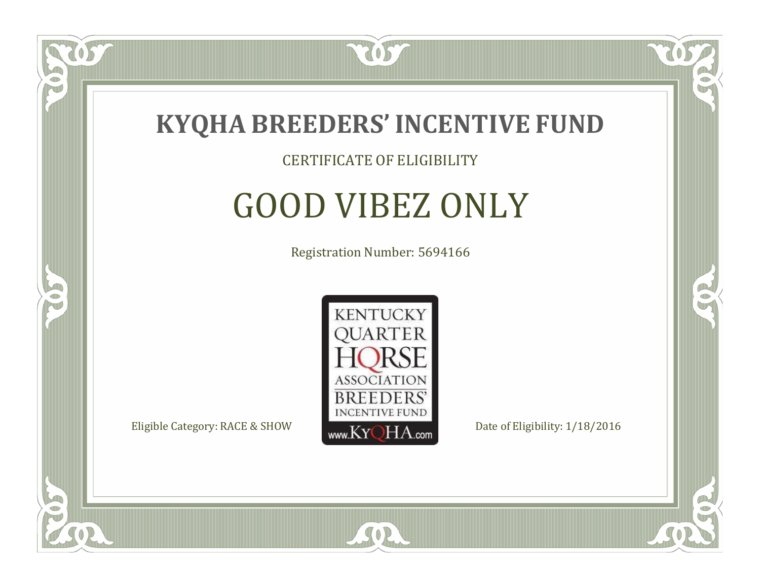# KYQHA BREEDERS' INCENTIVE FUND

CERTIFICATE OF ELIGIBILITY

## GOOD VIBEZ ONLY

Registration Number: 5694166

KENTUCKY QUARTER HORSE ASSOCIATION BREEDERS' INCENTIVE FUND www.KyQHA.com

Eligible Category: RACE & SHOW

Date of Eligibility: 1/18/2016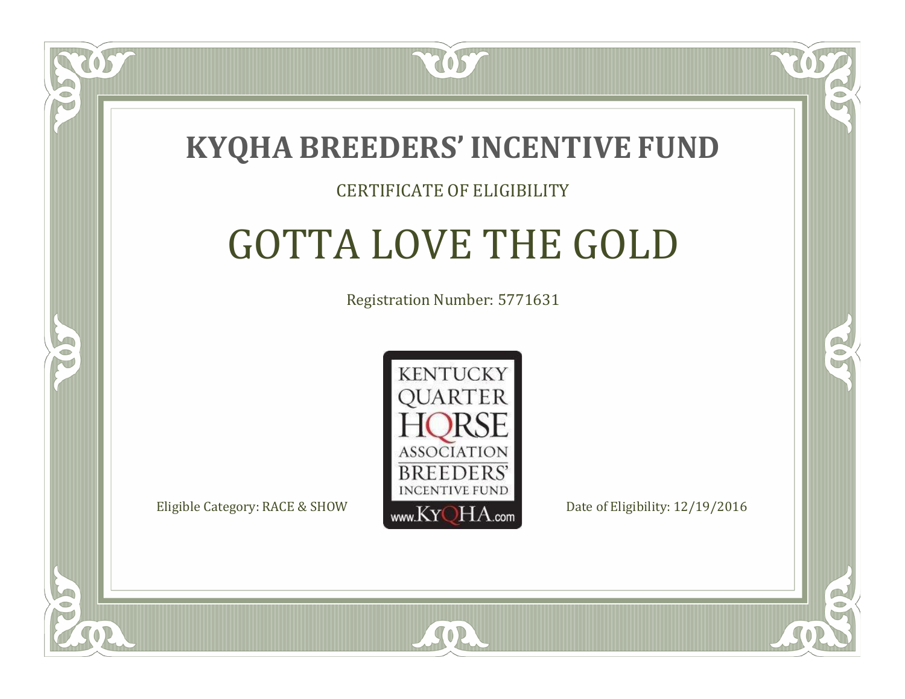# KYQHA BREEDERS' INCENTIVE FUND

CERTIFICATE OF ELIGIBILITY

## GOTTA LOVE THE GOLD

Registration Number: 5771631

KENTUCKY QUARTER HORSE ASSOCIATION BREEDERS' INCENTIVE FUND www.KyQHA.com

Eligible Category: RACE & SHOW

Date of Eligibility: 12/19/2016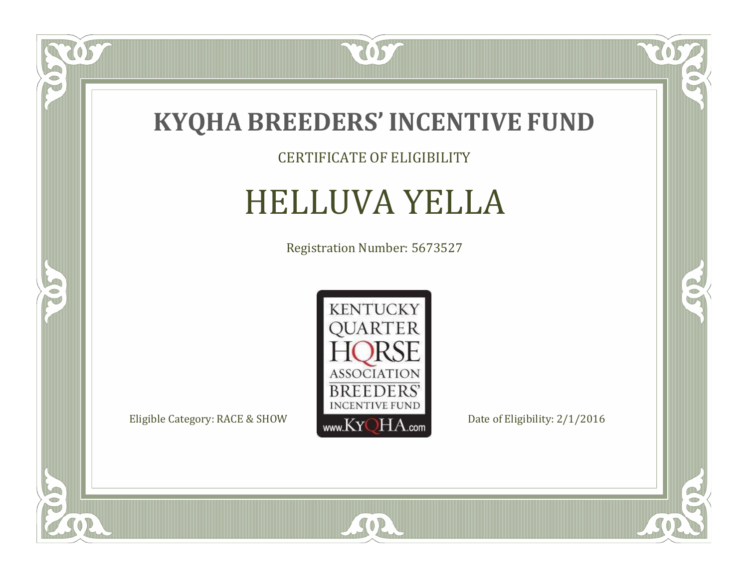# KYQHA BREEDERS' INCENTIVE FUND

CERTIFICATE OF ELIGIBILITY

## HELLUVA YELLA

Registration Number: 5673527

KENTUCKY QUARTER HORSE ASSOCIATION BREEDERS' INCENTIVE FUND www.KyQHA.com

Eligible Category: RACE & SHOW

Date of Eligibility: 2/1/2016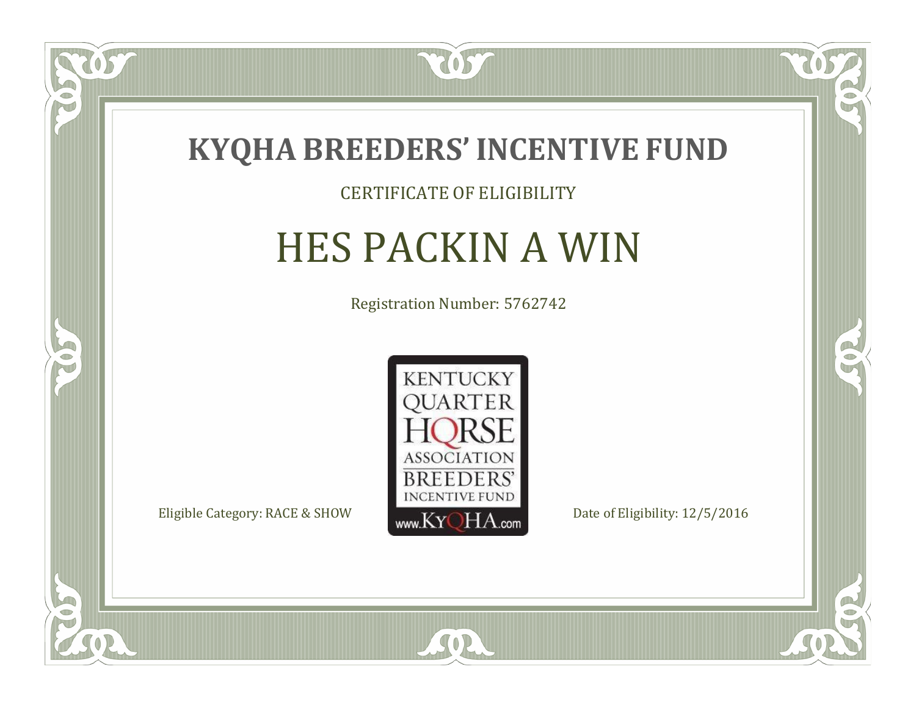# KYQHA BREEDERS' INCENTIVE FUND

CERTIFICATE OF ELIGIBILITY

## HES PACKIN A WIN

Registration Number: 5762742

KENTUCKY QUARTER HORSE ASSOCIATION BREEDERS' INCENTIVE FUND www.KyQHA.com

Eligible Category: RACE & SHOW

Date of Eligibility: 12/5/2016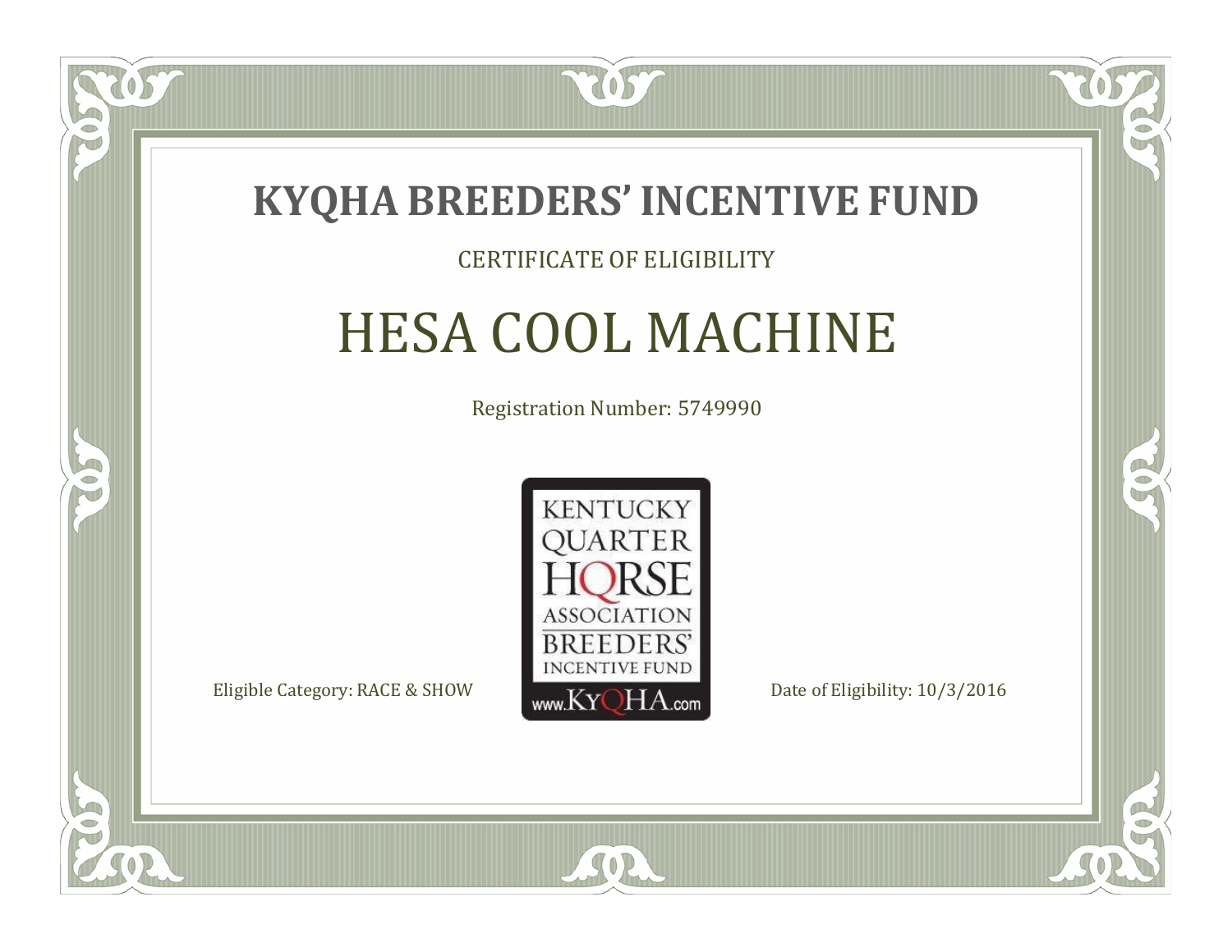# KYQHA BREEDERS' INCENTIVE FUND

CERTIFICATE OF ELIGIBILITY

## HESA COOL MACHINE

Registration Number: 5749990

KENTUCKY QUARTER HORSE ASSOCIATION BREEDERS' INCENTIVE FUND www.KyQHA.com

Eligible Category: RACE & SHOW

Date of Eligibility: 10/3/2016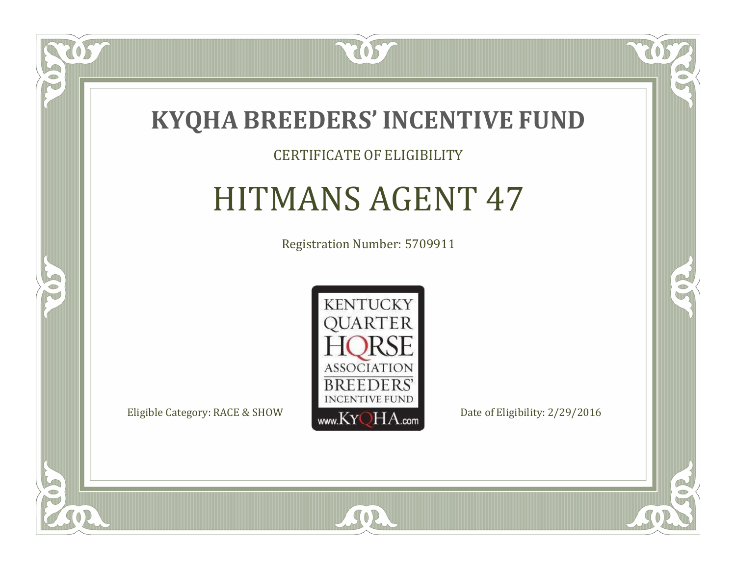# KYQHA BREEDERS' INCENTIVE FUND

CERTIFICATE OF ELIGIBILITY

## HITMANS AGENT 47

Registration Number: 5709911

KENTUCKY QUARTER HORSE ASSOCIATION BREEDERS' INCENTIVE FUND www.KyQHA.com

Eligible Category: RACE & SHOW

Date of Eligibility: 2/29/2016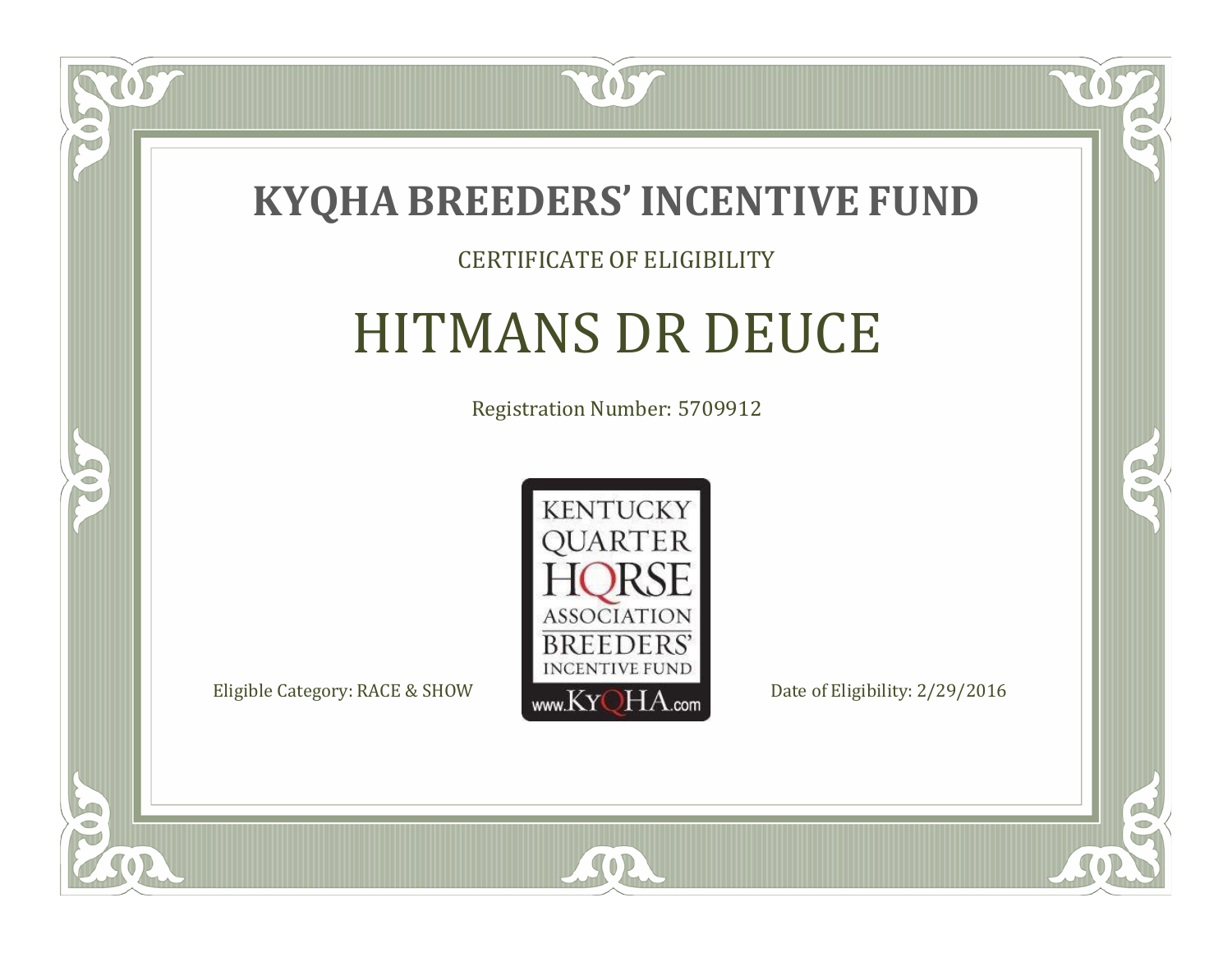# KYQHA BREEDERS' INCENTIVE FUND

CERTIFICATE OF ELIGIBILITY

## HITMANS DR DEUCE

Registration Number: 5709912

KENTUCKY QUARTER HORSE ASSOCIATION BREEDERS' INCENTIVE FUND www.KyQHA.com

Eligible Category: RACE & SHOW

Date of Eligibility: 2/29/2016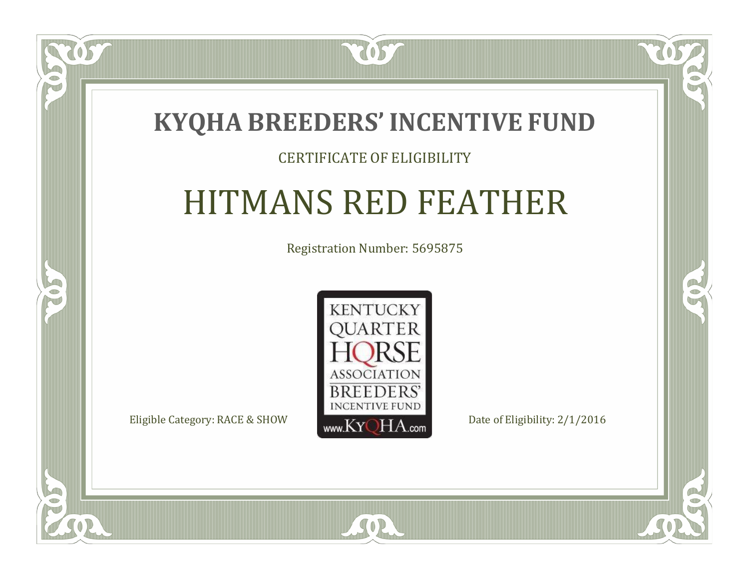# KYQHA BREEDERS' INCENTIVE FUND

CERTIFICATE OF ELIGIBILITY

## HITMANS RED FEATHER

Registration Number: 5695875

KENTUCKY QUARTER HORSE ASSOCIATION BREEDERS' INCENTIVE FUND www.KyQHA.com

Eligible Category: RACE & SHOW

Date of Eligibility: 2/1/2016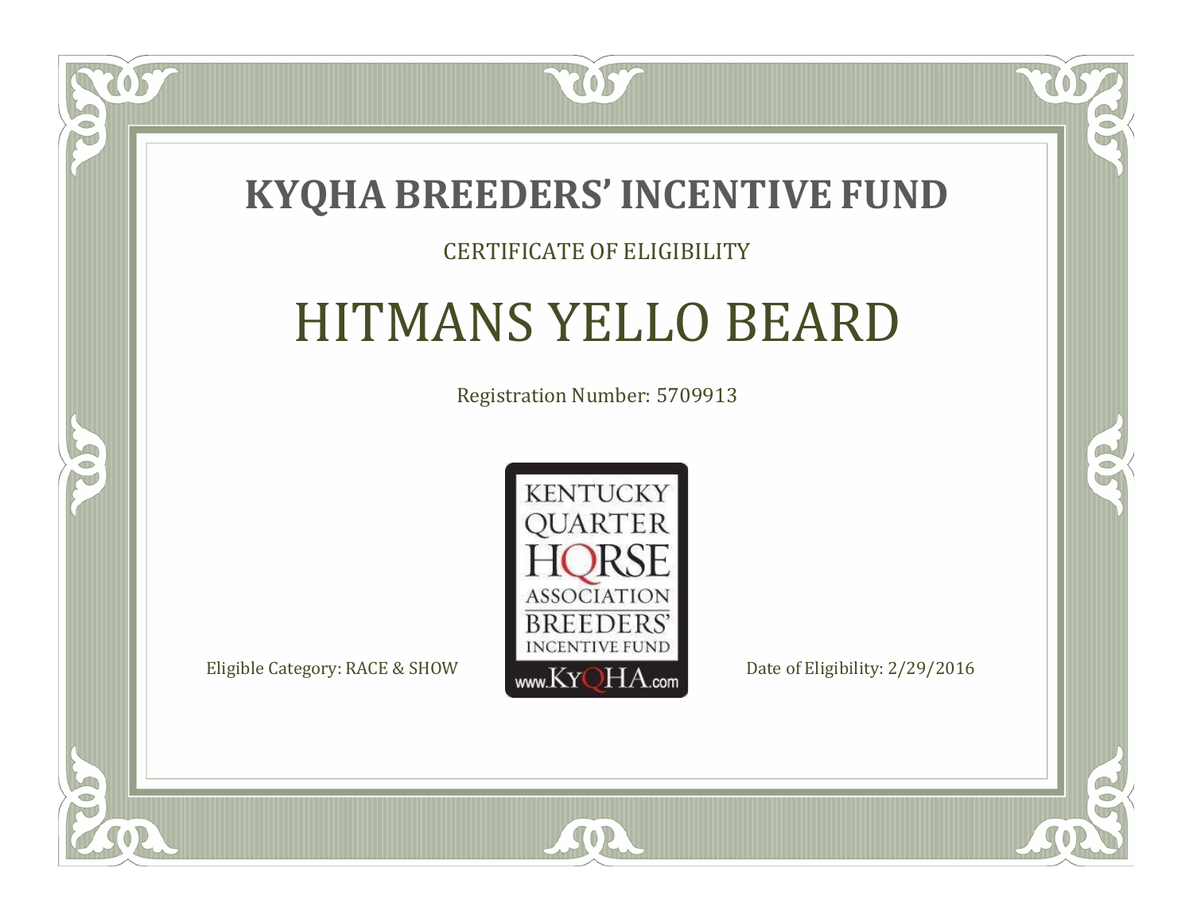# KYQHA BREEDERS' INCENTIVE FUND

CERTIFICATE OF ELIGIBILITY

## HITMANS YELLO BEARD

Registration Number: 5709913

KENTUCKY QUARTER HORSE ASSOCIATION BREEDERS' INCENTIVE FUND www.KyQHA.com

Eligible Category: RACE & SHOW

Date of Eligibility: 2/29/2016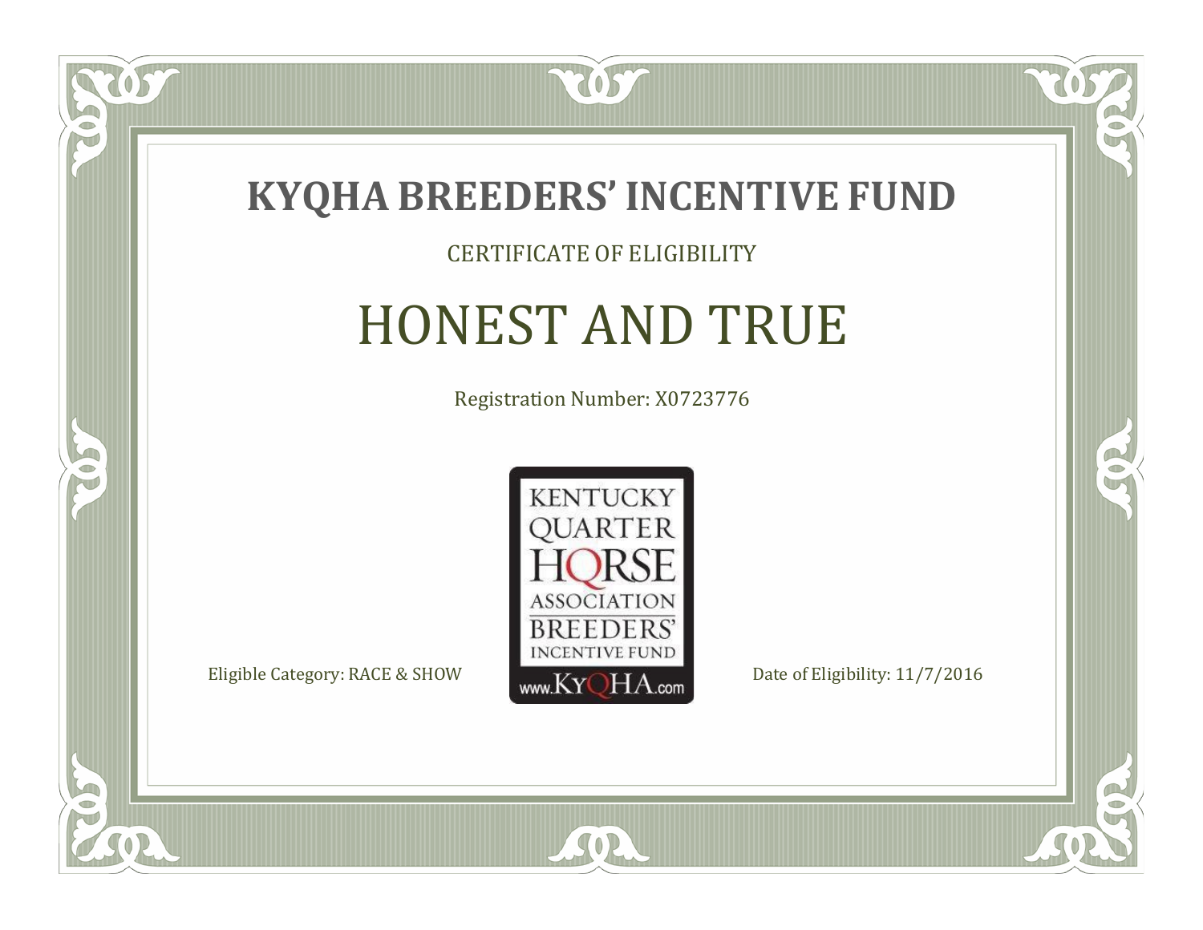# KYQHA BREEDERS' INCENTIVE FUND

CERTIFICATE OF ELIGIBILITY

## HONEST AND TRUE

Registration Number: X0723776

KENTUCKY QUARTER HORSE ASSOCIATION BREEDERS' INCENTIVE FUND www.KyQHA.com

Eligible Category: RACE & SHOW

Date of Eligibility: 11/7/2016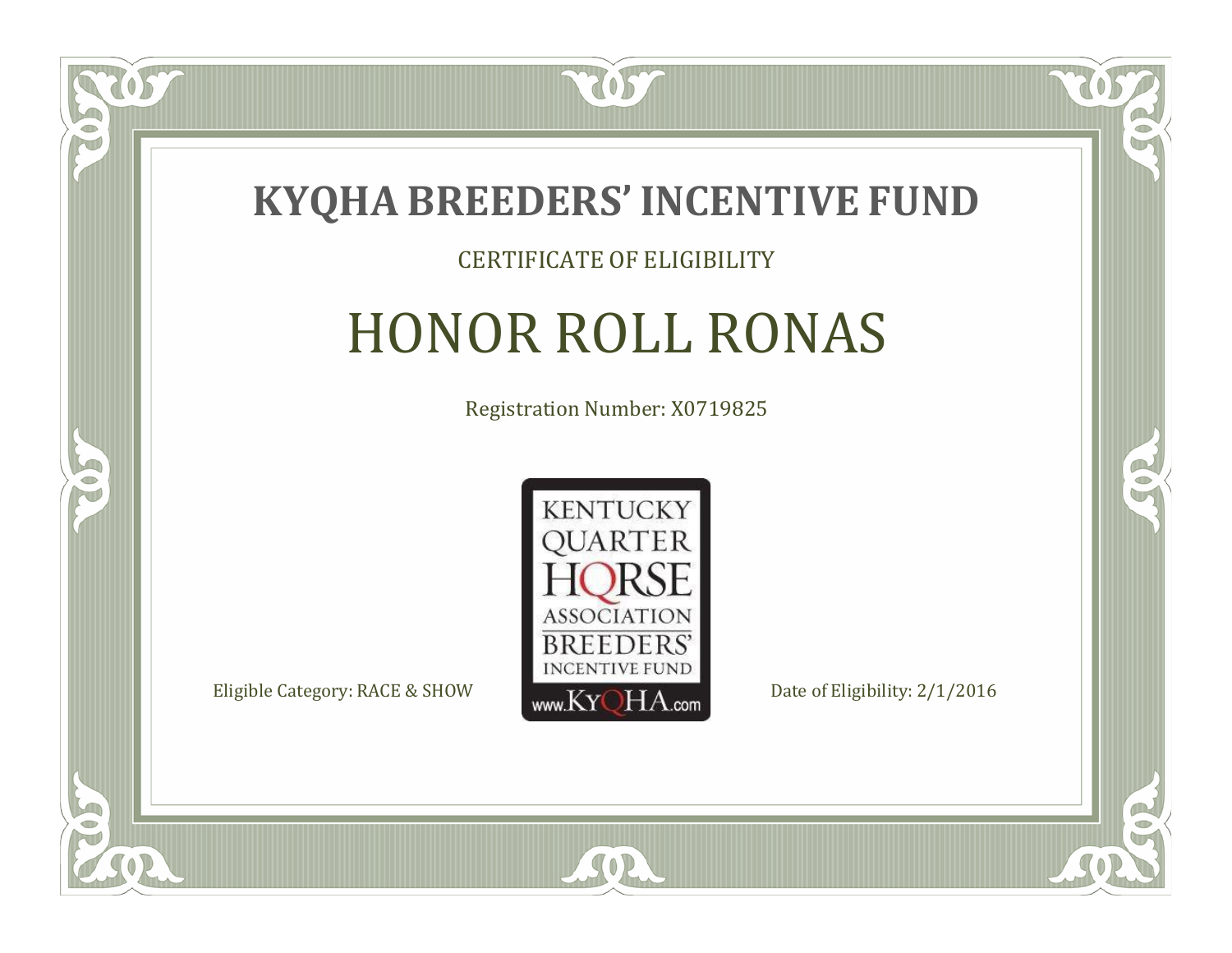# KYQHA BREEDERS' INCENTIVE FUND

CERTIFICATE OF ELIGIBILITY

## HONOR ROLL RONAS

Registration Number: X0719825

KENTUCKY QUARTER HORSE ASSOCIATION BREEDERS' INCENTIVE FUND www.KyQHA.com

Eligible Category: RACE & SHOW

Date of Eligibility: 2/1/2016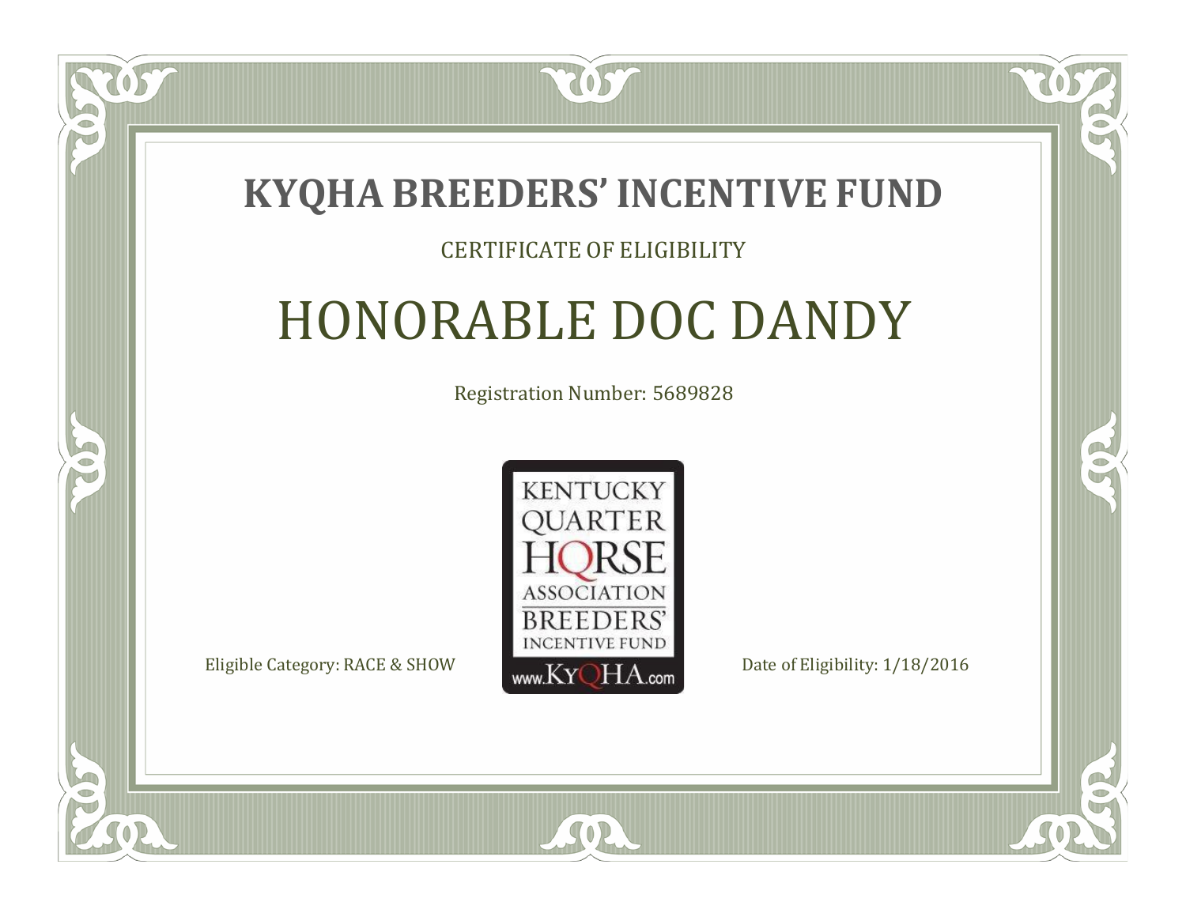# KYQHA BREEDERS' INCENTIVE FUND

CERTIFICATE OF ELIGIBILITY

## HONORABLE DOC DANDY

Registration Number: 5689828

KENTUCKY QUARTER HORSE ASSOCIATION BREEDERS' INCENTIVE FUND www.KyQHA.com

Eligible Category: RACE & SHOW

Date of Eligibility: 1/18/2016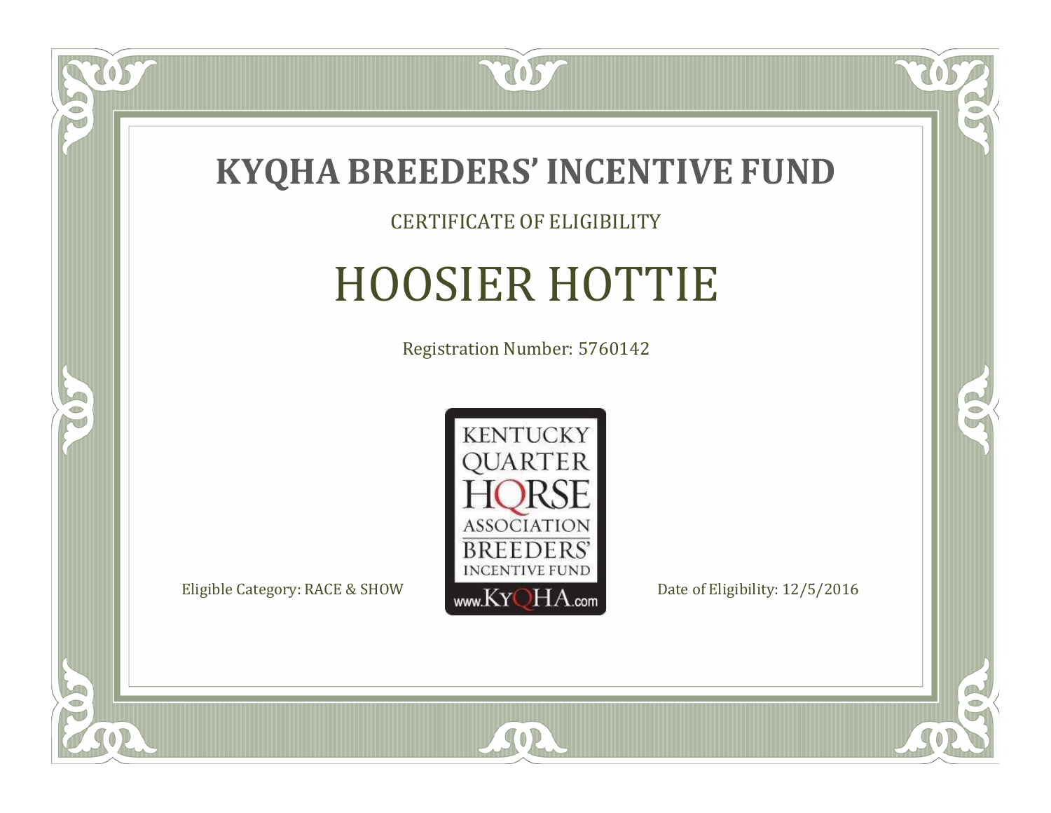# KYQHA BREEDERS' INCENTIVE FUND

CERTIFICATE OF ELIGIBILITY

## HOOSIER HOTTIE

Registration Number: 5760142

KENTUCKY QUARTER HORSE ASSOCIATION BREEDERS' INCENTIVE FUND www.KyQHA.com

Eligible Category: RACE & SHOW

Date of Eligibility: 12/5/2016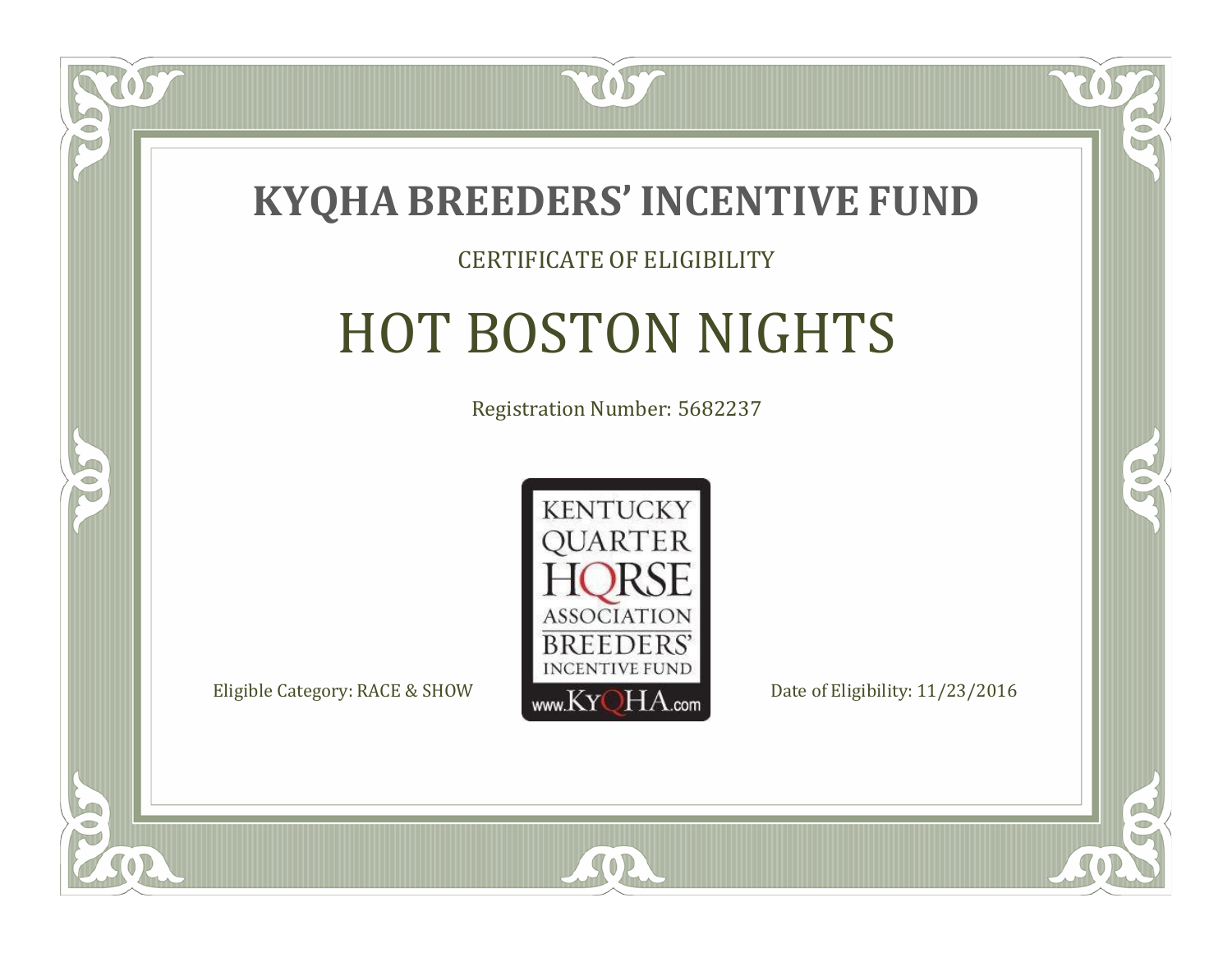# KYQHA BREEDERS' INCENTIVE FUND

CERTIFICATE OF ELIGIBILITY

## HOT BOSTON NIGHTS

Registration Number: 5682237

KENTUCKY QUARTER HORSE ASSOCIATION BREEDERS' INCENTIVE FUND www.KyQHA.com

Eligible Category: RACE & SHOW

Date of Eligibility: 11/23/2016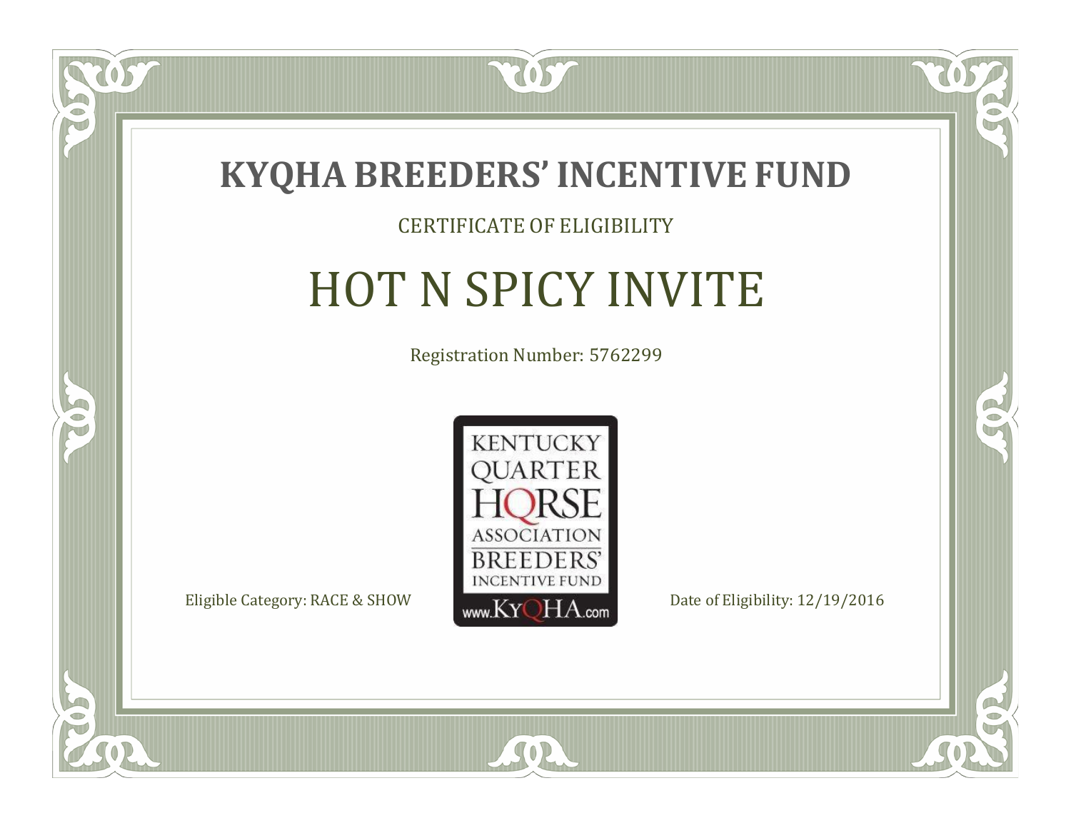# KYQHA BREEDERS' INCENTIVE FUND

CERTIFICATE OF ELIGIBILITY

## HOT N SPICY INVITE

Registration Number: 5762299

KENTUCKY QUARTER HORSE ASSOCIATION BREEDERS' INCENTIVE FUND www.KyQHA.com

Eligible Category: RACE & SHOW

Date of Eligibility: 12/19/2016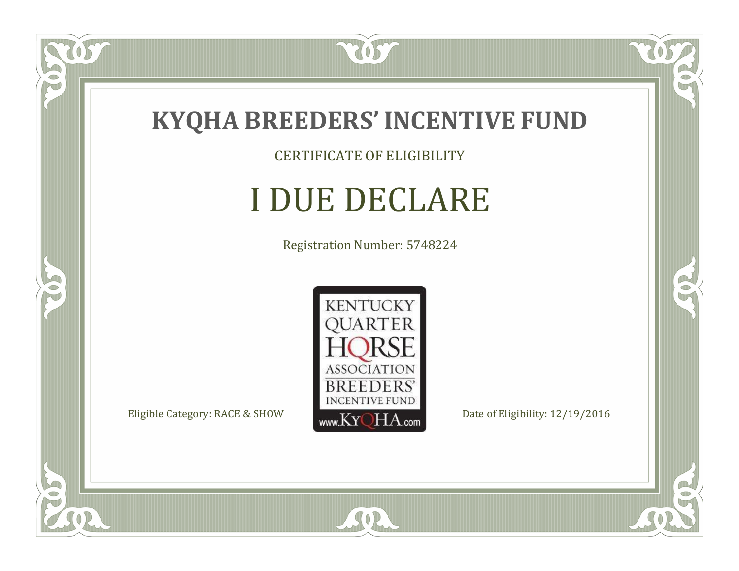# KYQHA BREEDERS' INCENTIVE FUND

CERTIFICATE OF ELIGIBILITY

## I DUE DECLARE

Registration Number: 5748224

KENTUCKY QUARTER HORSE ASSOCIATION BREEDERS' INCENTIVE FUND www.KyQHA.com

Eligible Category: RACE & SHOW

Date of Eligibility: 12/19/2016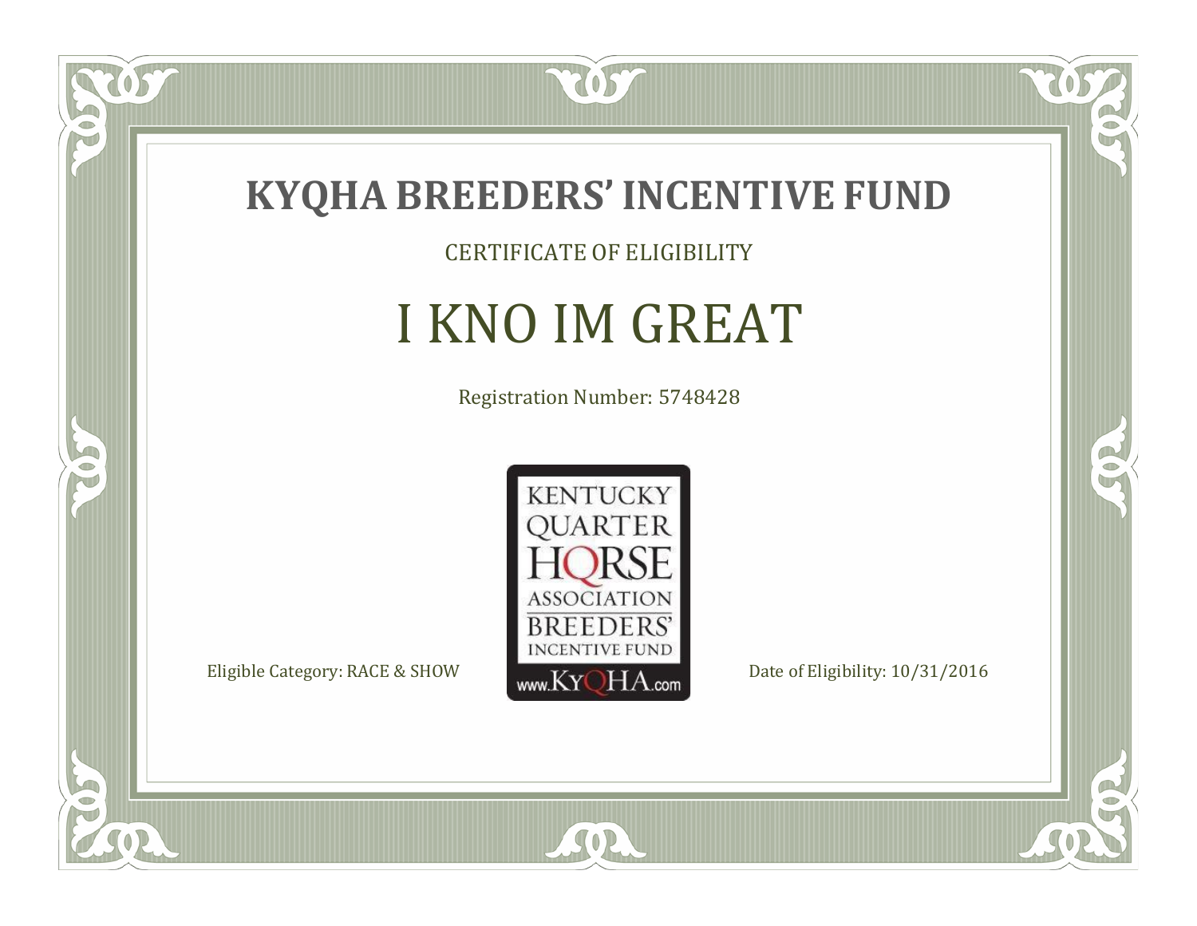# KYQHA BREEDERS' INCENTIVE FUND

CERTIFICATE OF ELIGIBILITY

## I KNO IM GREAT

Registration Number: 5748428

KENTUCKY QUARTER HORSE ASSOCIATION BREEDERS' INCENTIVE FUND www.KyQHA.com

Eligible Category: RACE & SHOW

Date of Eligibility: 10/31/2016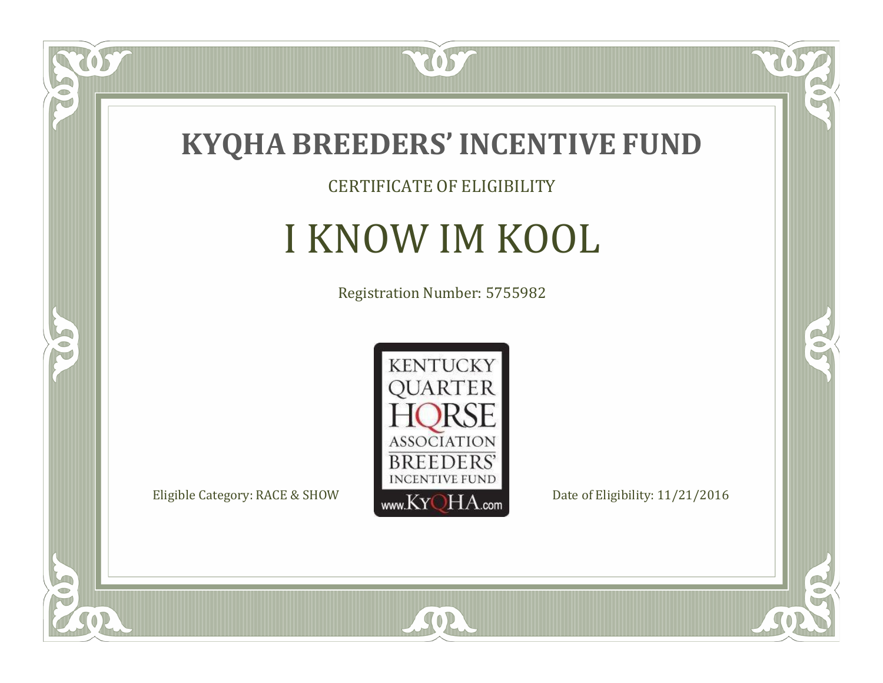# KYQHA BREEDERS' INCENTIVE FUND

CERTIFICATE OF ELIGIBILITY

## I KNOW IM KOOL

Registration Number: 5755982

KENTUCKY QUARTER HORSE ASSOCIATION BREEDERS' INCENTIVE FUND www.KyQHA.com

Eligible Category: RACE & SHOW

Date of Eligibility: 11/21/2016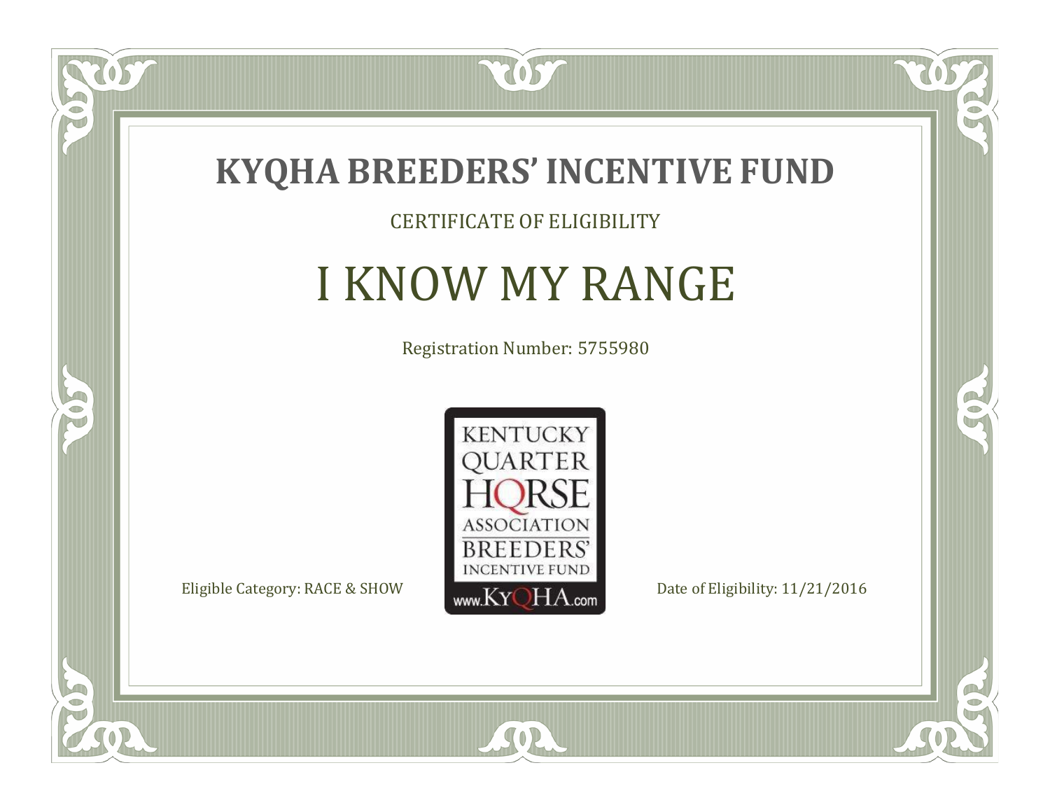# KYQHA BREEDERS' INCENTIVE FUND

CERTIFICATE OF ELIGIBILITY

## I KNOW MY RANGE

Registration Number: 5755980

KENTUCKY QUARTER HORSE ASSOCIATION BREEDERS' INCENTIVE FUND www.KyQHA.com

Eligible Category: RACE & SHOW

Date of Eligibility: 11/21/2016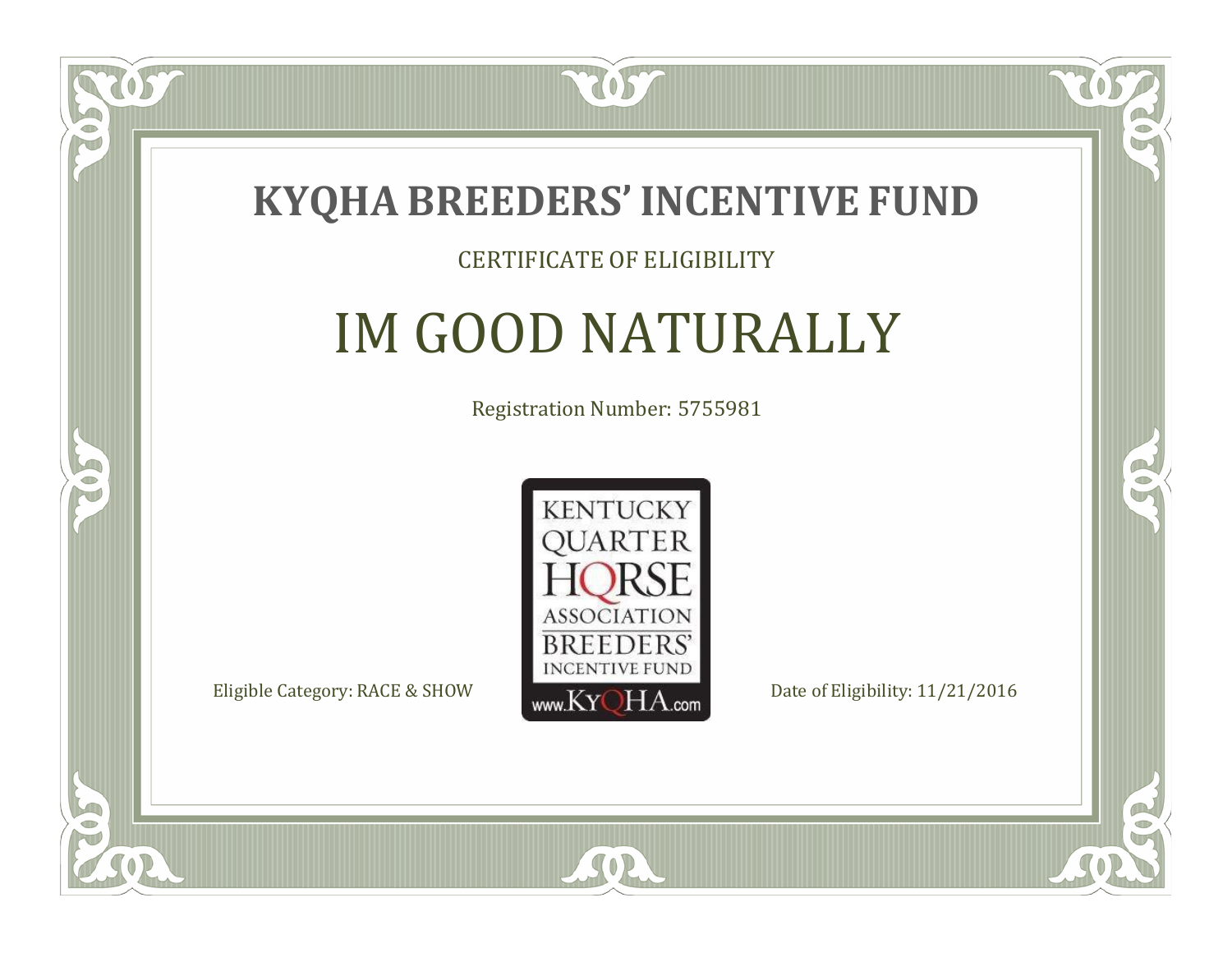# KYQHA BREEDERS' INCENTIVE FUND

CERTIFICATE OF ELIGIBILITY

## IM GOOD NATURALLY

Registration Number: 5755981

KENTUCKY QUARTER HORSE ASSOCIATION BREEDERS' INCENTIVE FUND

www.KyQHA.com

Eligible Category: RACE & SHOW

Date of Eligibility: 11/21/2016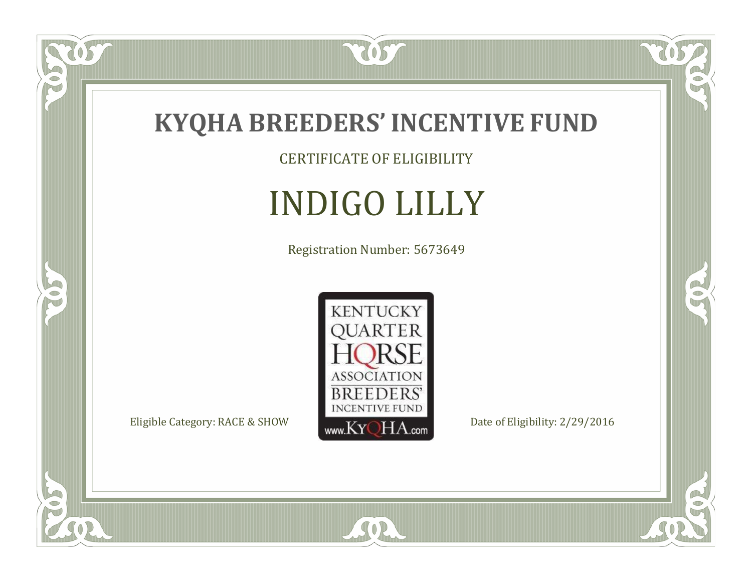# KYQHA BREEDERS' INCENTIVE FUND

CERTIFICATE OF ELIGIBILITY

## INDIGO LILLY

Registration Number: 5673649

KENTUCKY QUARTER HORSE ASSOCIATION BREEDERS' INCENTIVE FUND www.KyQHA.com

Eligible Category: RACE & SHOW

Date of Eligibility: 2/29/2016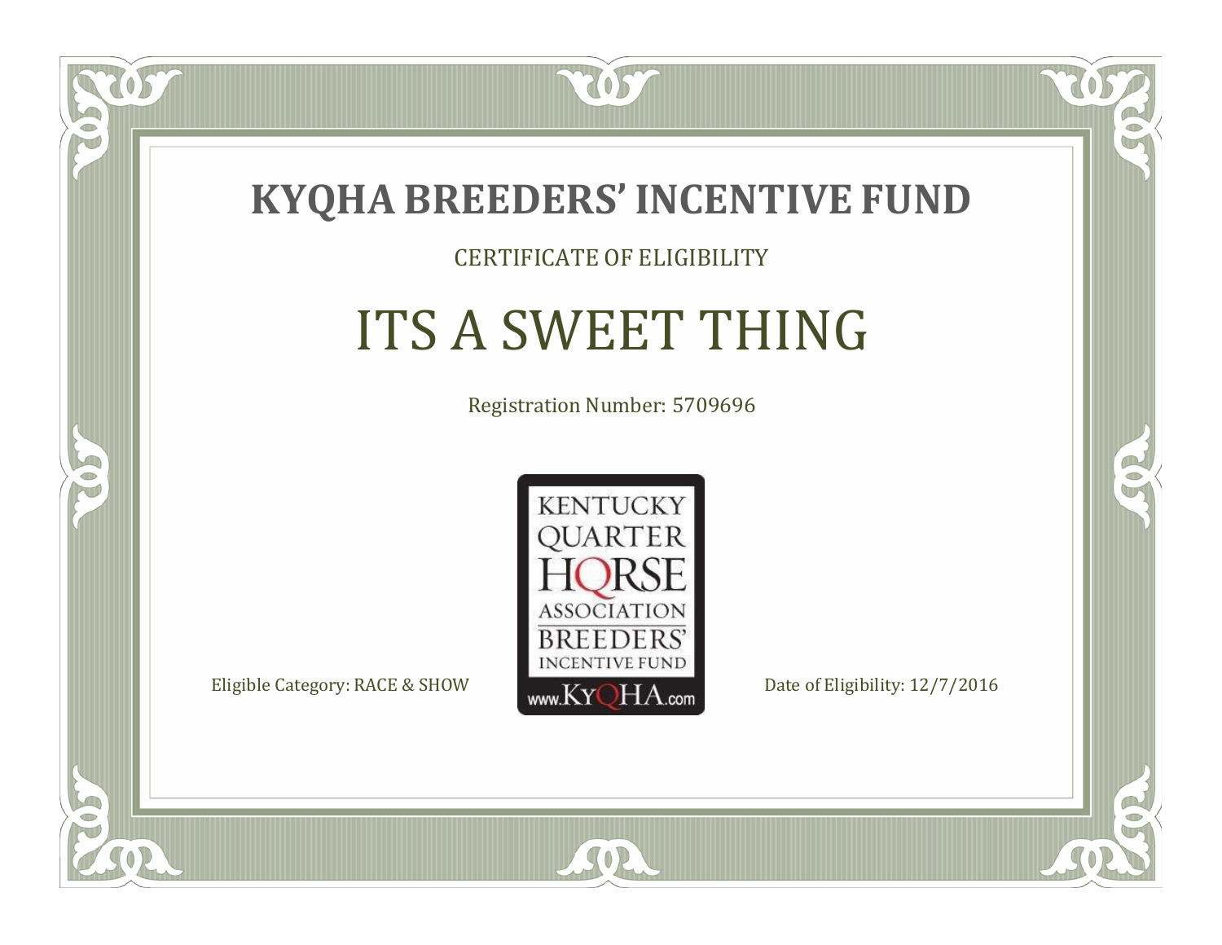# KYQHA BREEDERS' INCENTIVE FUND

CERTIFICATE OF ELIGIBILITY

## ITS A SWEET THING

Registration Number: 5709696

KENTUCKY QUARTER HORSE ASSOCIATION BREEDERS' INCENTIVE FUND www.KyQHA.com

Eligible Category: RACE & SHOW

Date of Eligibility: 12/7/2016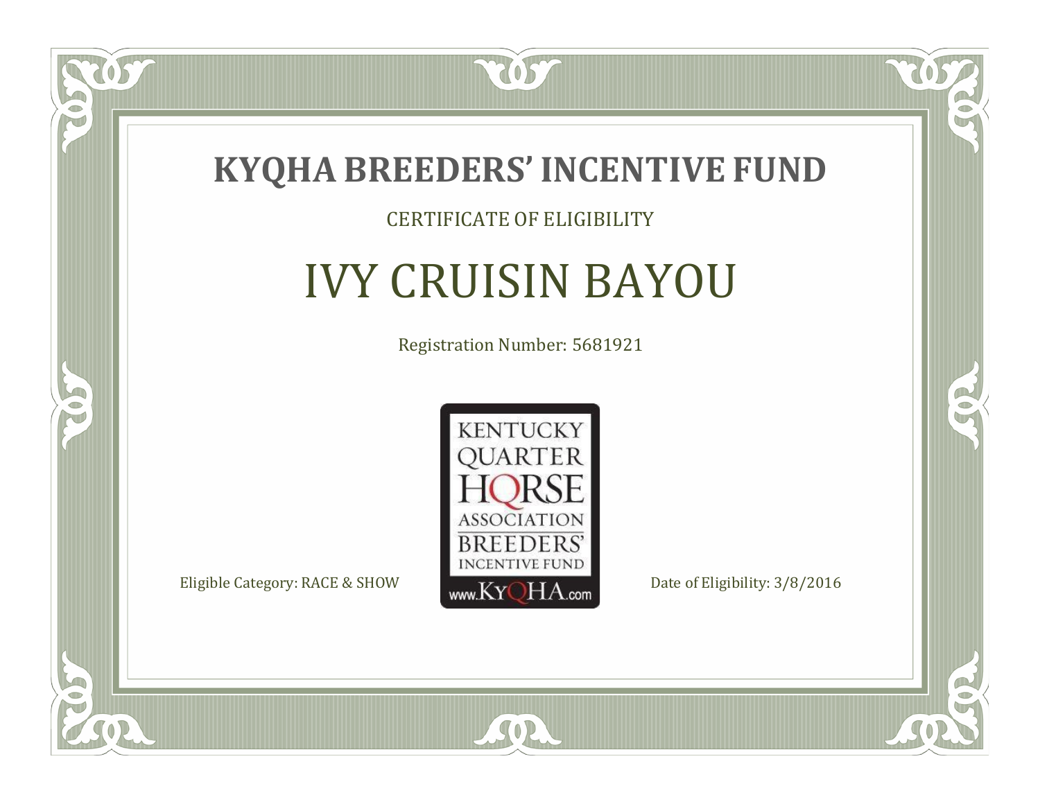# KYQHA BREEDERS' INCENTIVE FUND

CERTIFICATE OF ELIGIBILITY

## IVY CRUISIN BAYOU

Registration Number: 5681921

KENTUCKY QUARTER HORSE ASSOCIATION BREEDERS' INCENTIVE FUND www.KyQHA.com

Eligible Category: RACE & SHOW

Date of Eligibility: 3/8/2016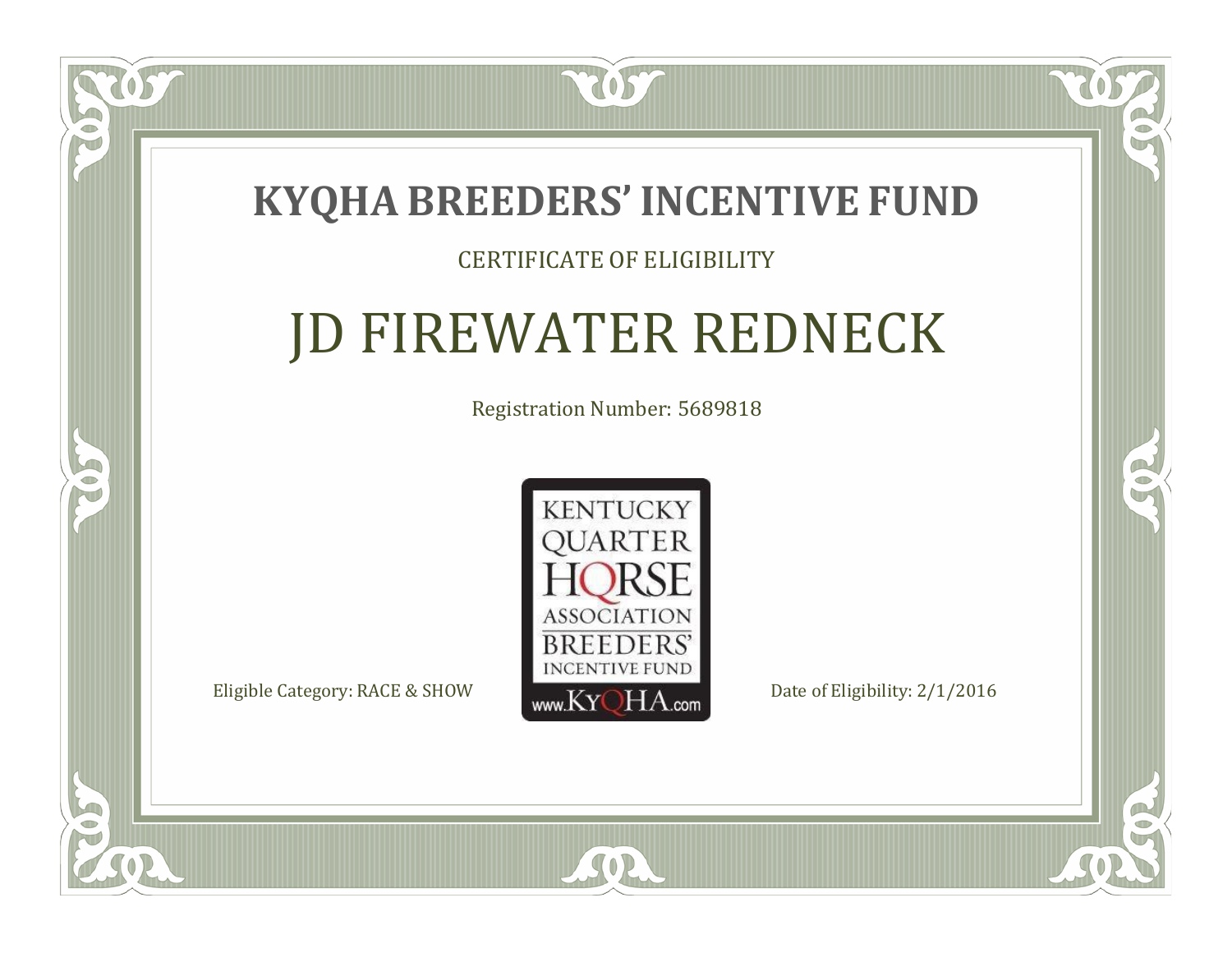# KYQHA BREEDERS' INCENTIVE FUND

CERTIFICATE OF ELIGIBILITY

## JD FIREWATER REDNECK

Registration Number: 5689818

KENTUCKY QUARTER HORSE ASSOCIATION BREEDERS' INCENTIVE FUND www.KyQHA.com

Eligible Category: RACE & SHOW

Date of Eligibility: 2/1/2016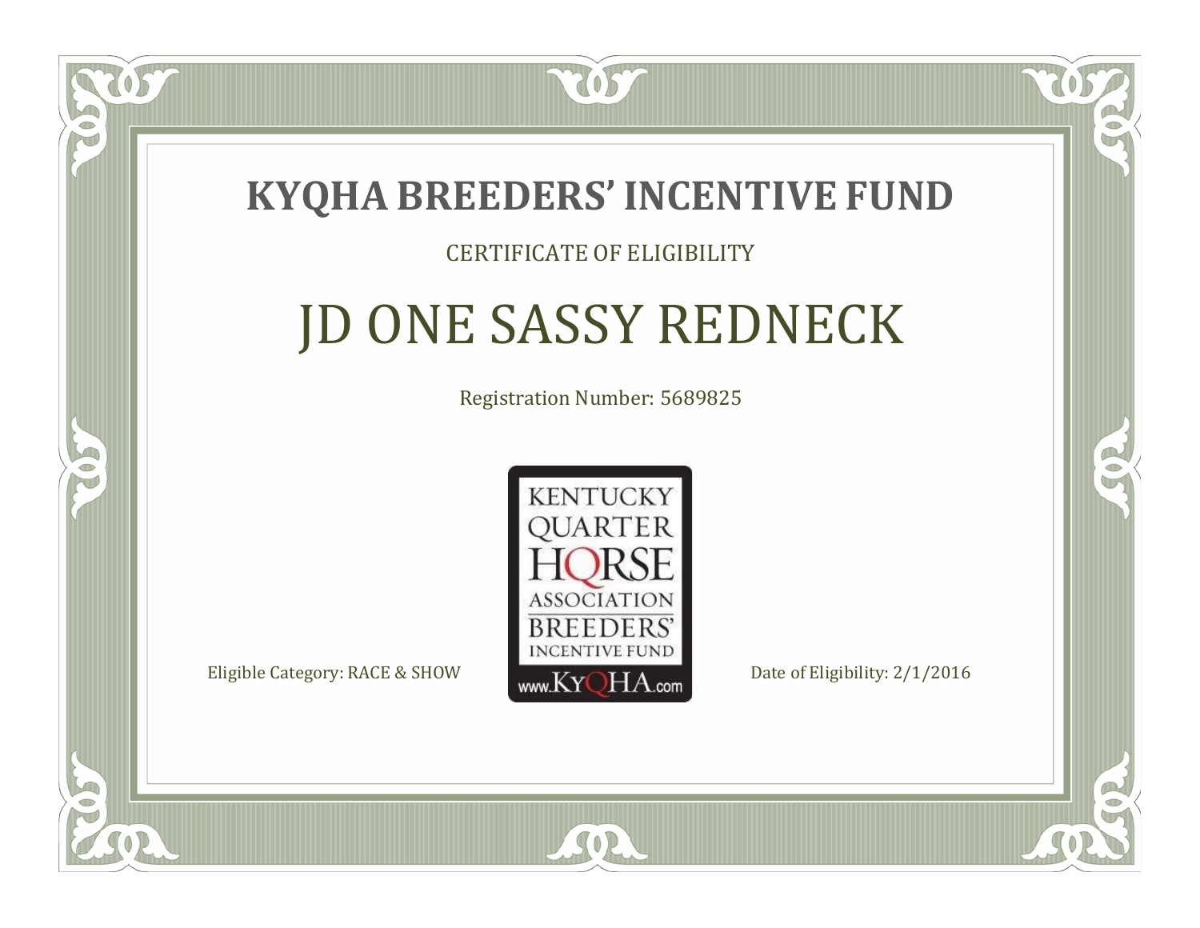# KYQHA BREEDERS' INCENTIVE FUND

CERTIFICATE OF ELIGIBILITY

## JD ONE SASSY REDNECK

Registration Number: 5689825

KENTUCKY QUARTER HORSE ASSOCIATION BREEDERS' INCENTIVE FUND www.KyQHA.com

Eligible Category: RACE & SHOW

Date of Eligibility: 2/1/2016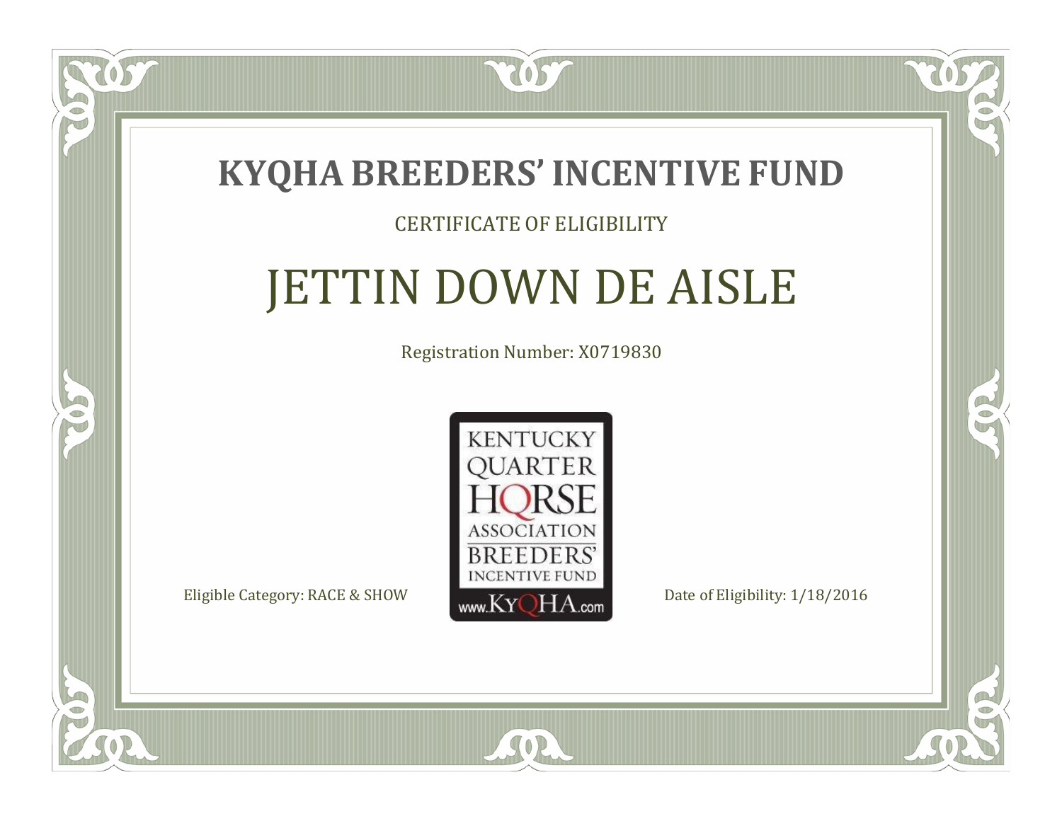# KYQHA BREEDERS' INCENTIVE FUND

CERTIFICATE OF ELIGIBILITY

## JETTIN DOWN DE AISLE

Registration Number: X0719830

KENTUCKY QUARTER HORSE ASSOCIATION BREEDERS' INCENTIVE FUND www.KyQHA.com

Eligible Category: RACE & SHOW

Date of Eligibility: 1/18/2016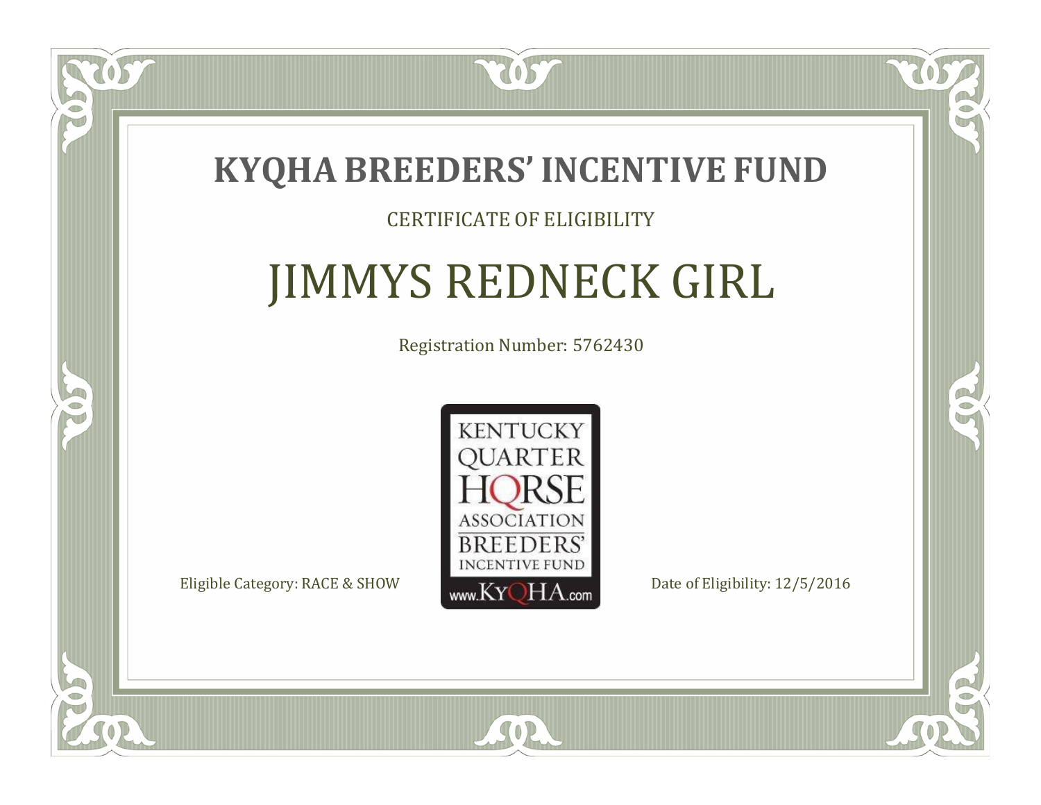# KYQHA BREEDERS' INCENTIVE FUND

CERTIFICATE OF ELIGIBILITY

## JIMMYS REDNECK GIRL

Registration Number: 5762430

KENTUCKY QUARTER HORSE ASSOCIATION BREEDERS' INCENTIVE FUND www.KyQHA.com

Eligible Category: RACE & SHOW

Date of Eligibility: 12/5/2016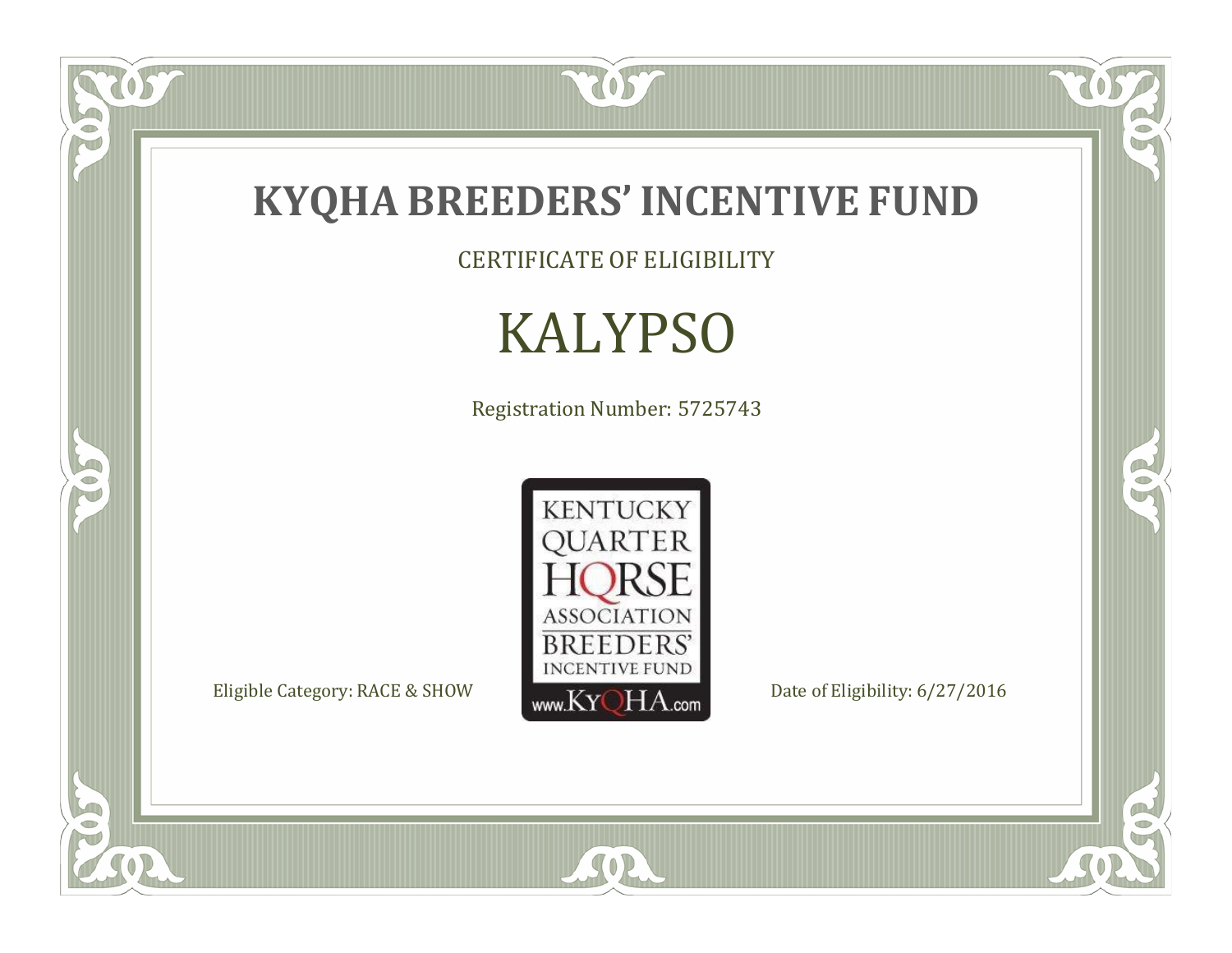# KYQHA BREEDERS' INCENTIVE FUND

CERTIFICATE OF ELIGIBILITY

## KALYPSO

Registration Number: 5725743

KENTUCKY QUARTER HORSE ASSOCIATION BREEDERS' INCENTIVE FUND

www.KyQHA.com

Eligible Category: RACE & SHOW

Date of Eligibility: 6/27/2016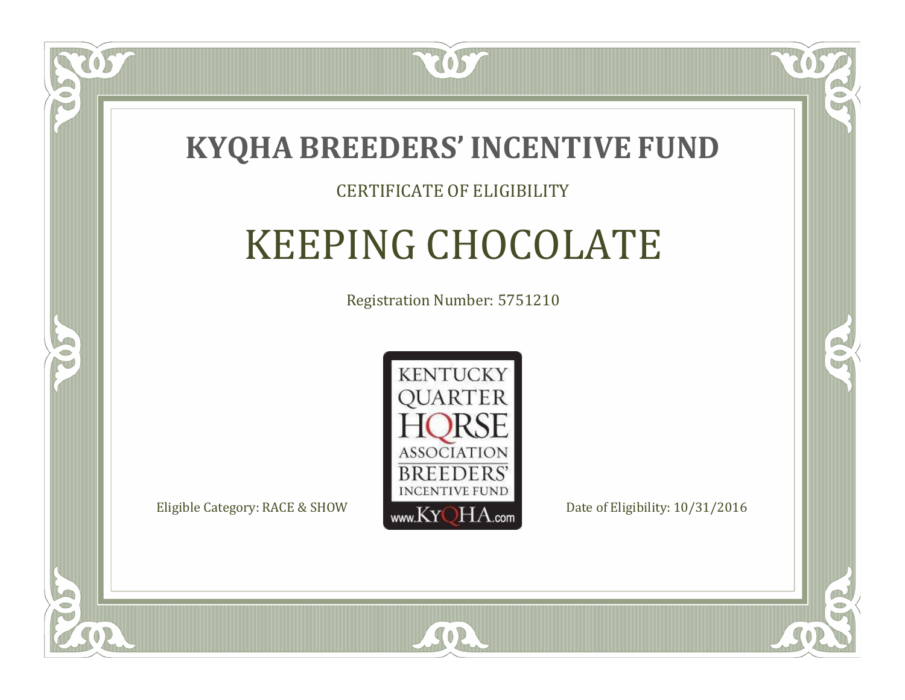# KYQHA BREEDERS' INCENTIVE FUND

CERTIFICATE OF ELIGIBILITY

## KEEPING CHOCOLATE

Registration Number: 5751210

KENTUCKY QUARTER HORSE ASSOCIATION BREEDERS' INCENTIVE FUND www.KyQHA.com

Eligible Category: RACE & SHOW

Date of Eligibility: 10/31/2016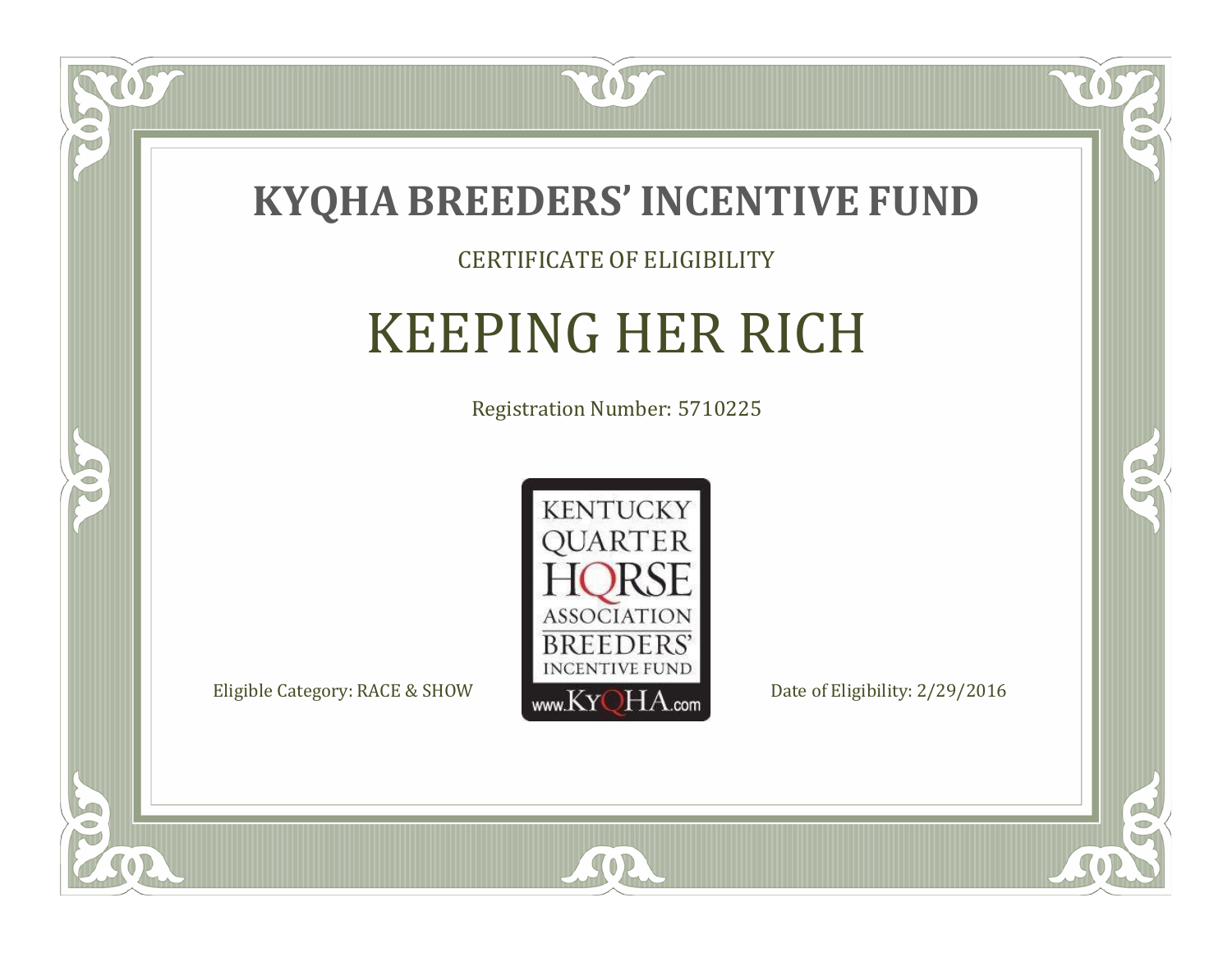# KYQHA BREEDERS' INCENTIVE FUND

CERTIFICATE OF ELIGIBILITY

## KEEPING HER RICH

Registration Number: 5710225

KENTUCKY QUARTER HORSE ASSOCIATION BREEDERS' INCENTIVE FUND www.KyQHA.com

Eligible Category: RACE & SHOW

Date of Eligibility: 2/29/2016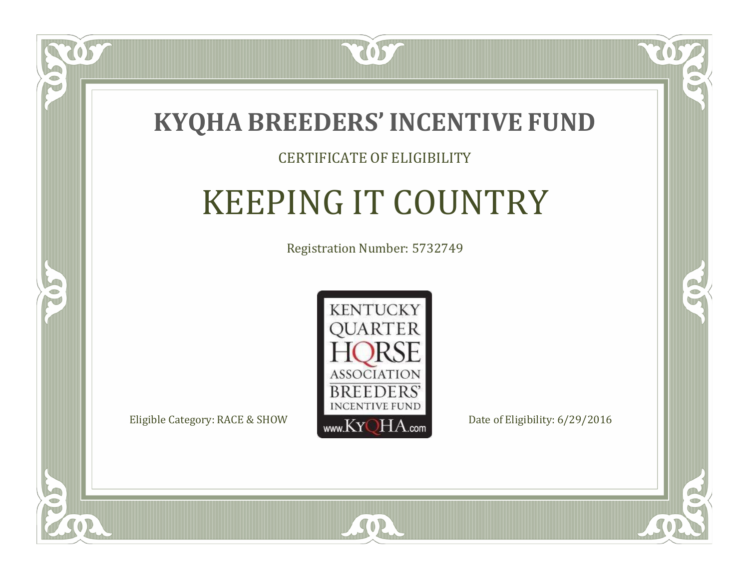# KYQHA BREEDERS' INCENTIVE FUND

CERTIFICATE OF ELIGIBILITY

## KEEPING IT COUNTRY

Registration Number: 5732749

KENTUCKY QUARTER HORSE ASSOCIATION BREEDERS' INCENTIVE FUND www.KyQHA.com

Eligible Category: RACE & SHOW

Date of Eligibility: 6/29/2016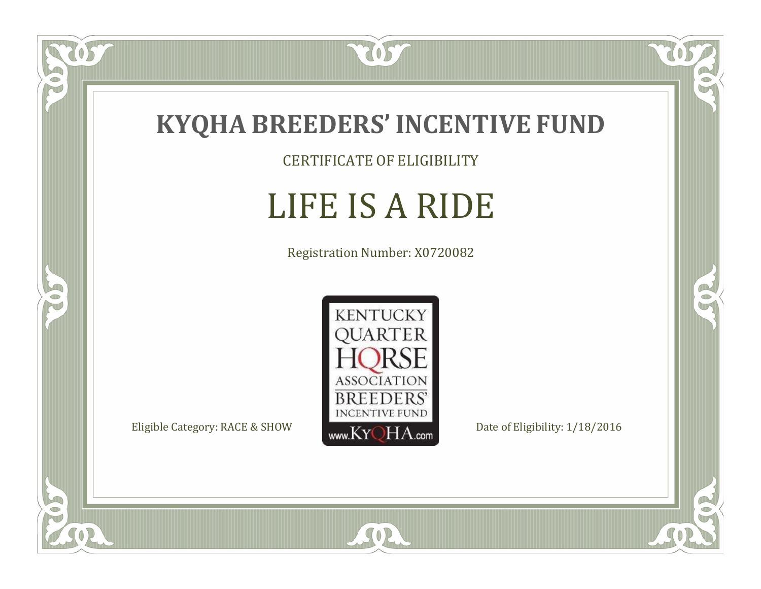# KYQHA BREEDERS' INCENTIVE FUND

CERTIFICATE OF ELIGIBILITY

## LIFE IS A RIDE

Registration Number: X0720082

KENTUCKY QUARTER HORSE ASSOCIATION BREEDERS' INCENTIVE FUND www.KyQHA.com

Eligible Category: RACE & SHOW

Date of Eligibility: 1/18/2016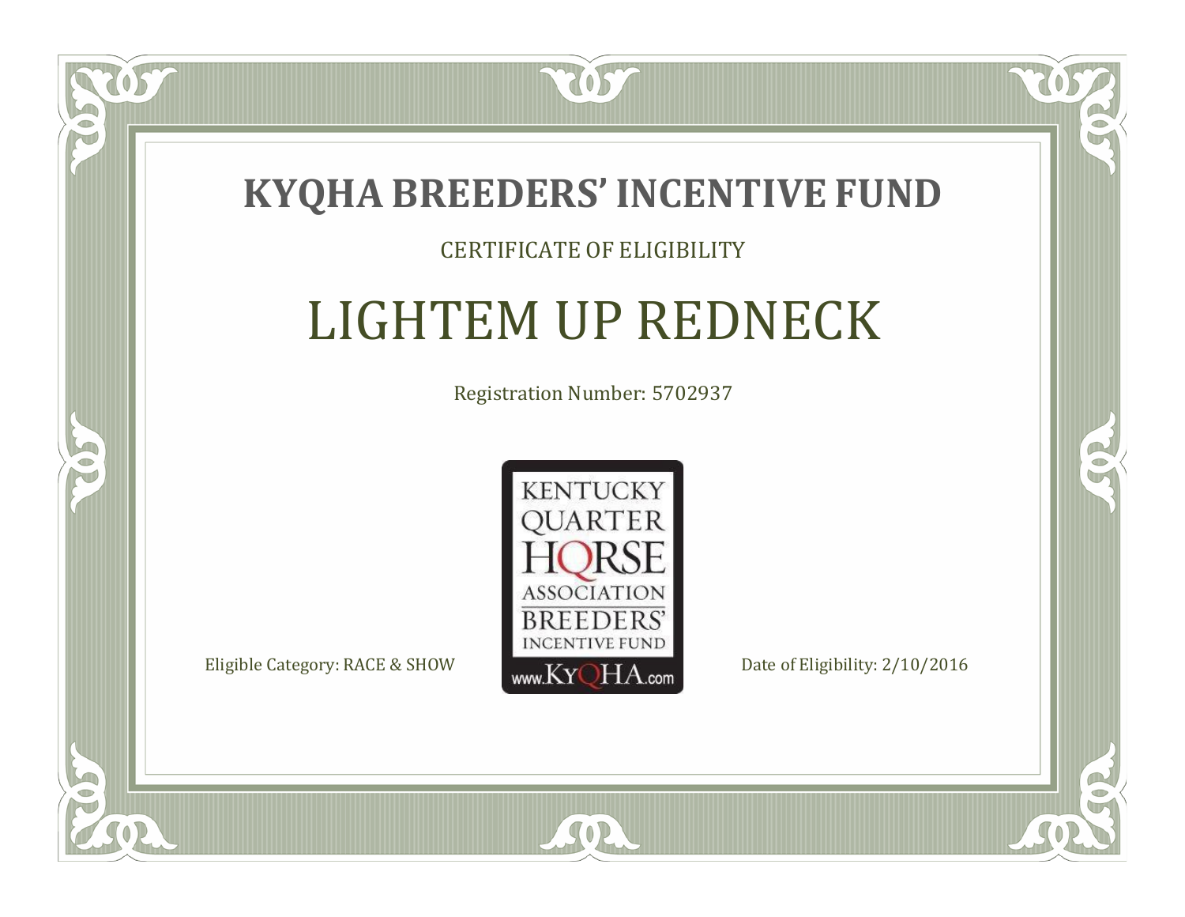# KYQHA BREEDERS' INCENTIVE FUND

CERTIFICATE OF ELIGIBILITY

## LIGHTEM UP REDNECK

Registration Number: 5702937

KENTUCKY QUARTER HORSE ASSOCIATION BREEDERS' INCENTIVE FUND www.KyQHA.com

Eligible Category: RACE & SHOW

Date of Eligibility: 2/10/2016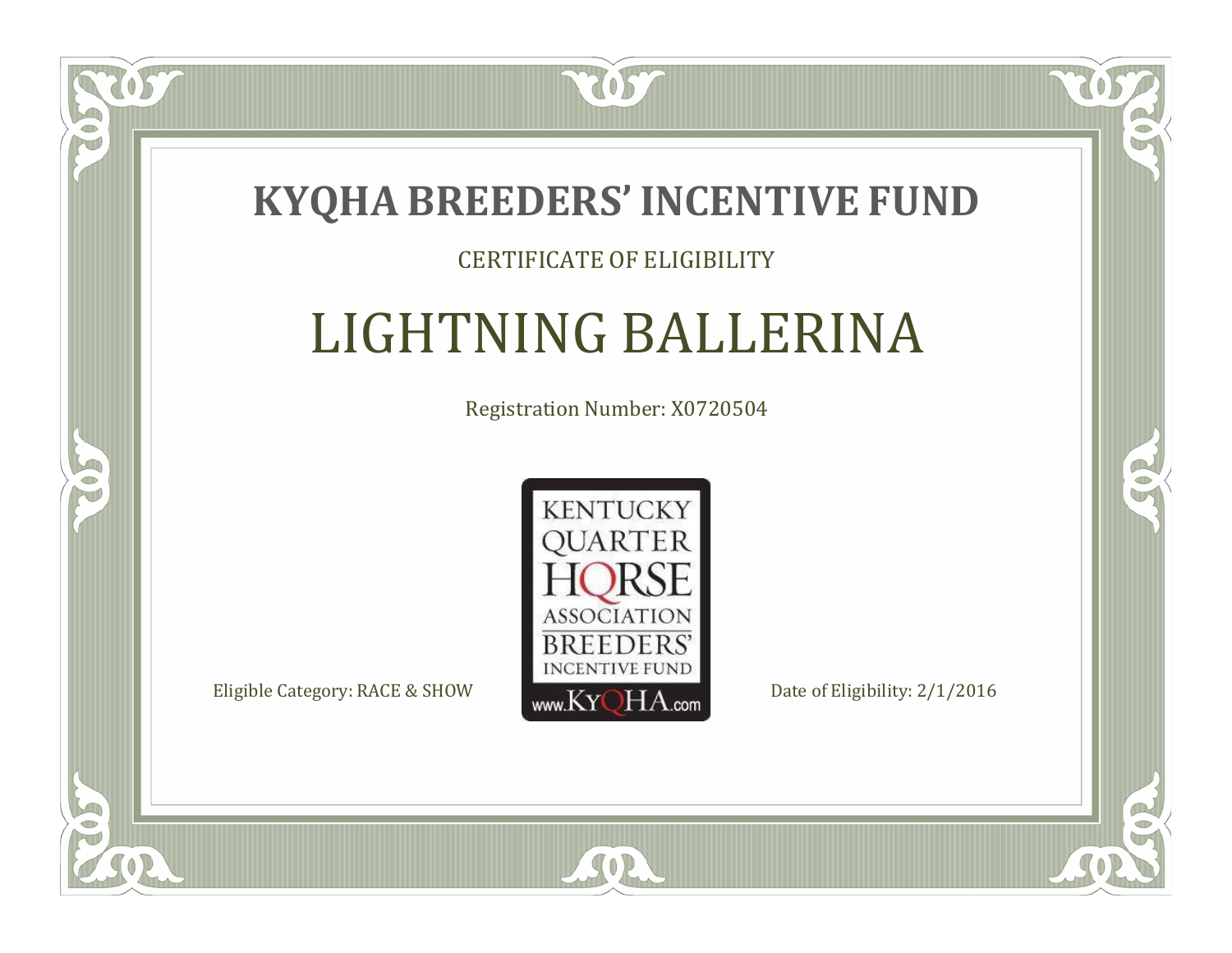# KYQHA BREEDERS' INCENTIVE FUND

CERTIFICATE OF ELIGIBILITY

## LIGHTNING BALLERINA

Registration Number: X0720504

KENTUCKY QUARTER HORSE ASSOCIATION BREEDERS' INCENTIVE FUND www.KyQHA.com

Eligible Category: RACE & SHOW

Date of Eligibility: 2/1/2016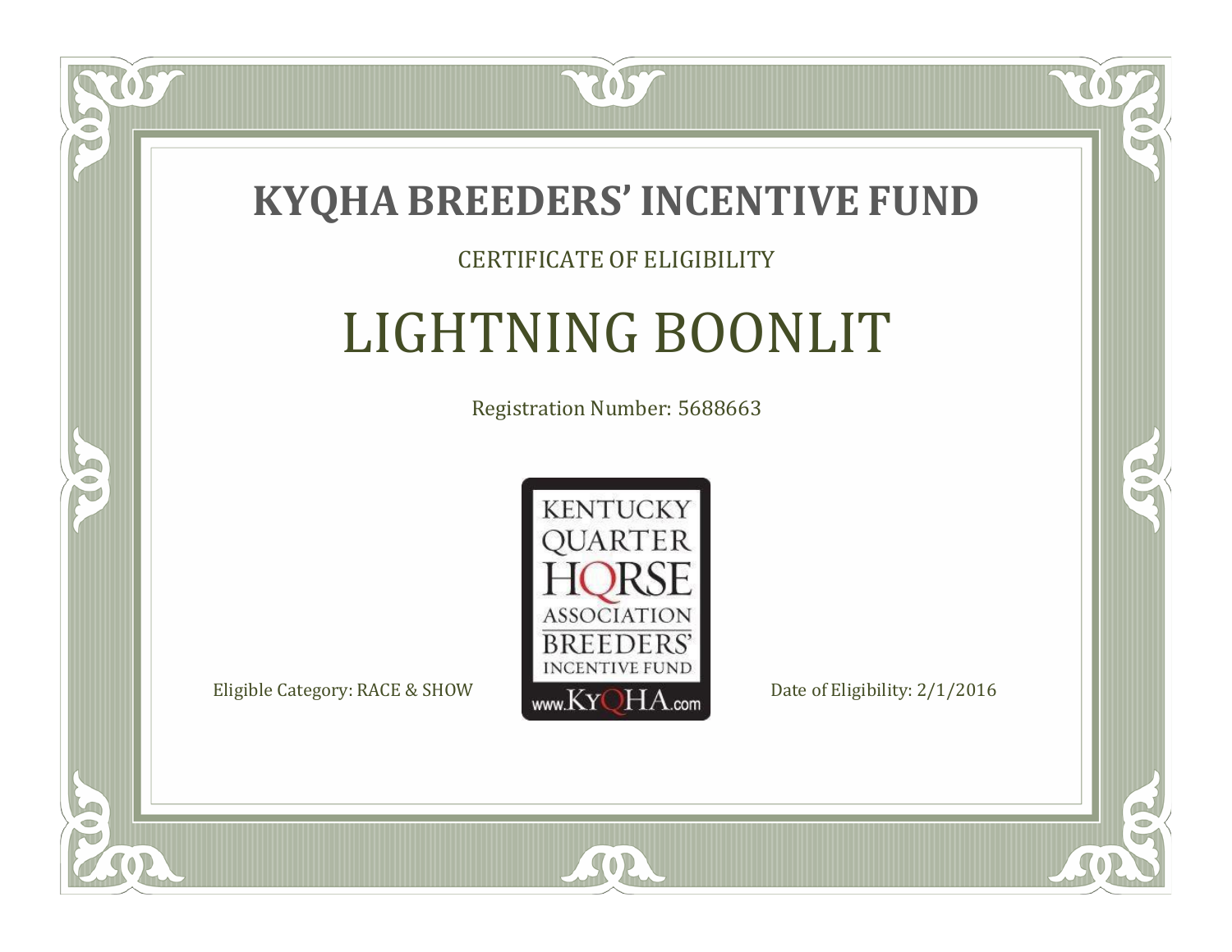# KYQHA BREEDERS' INCENTIVE FUND

CERTIFICATE OF ELIGIBILITY

## LIGHTNING BOONLIT

Registration Number: 5688663

KENTUCKY QUARTER HORSE ASSOCIATION BREEDERS' INCENTIVE FUND www.KyQHA.com

Eligible Category: RACE & SHOW

Date of Eligibility: 2/1/2016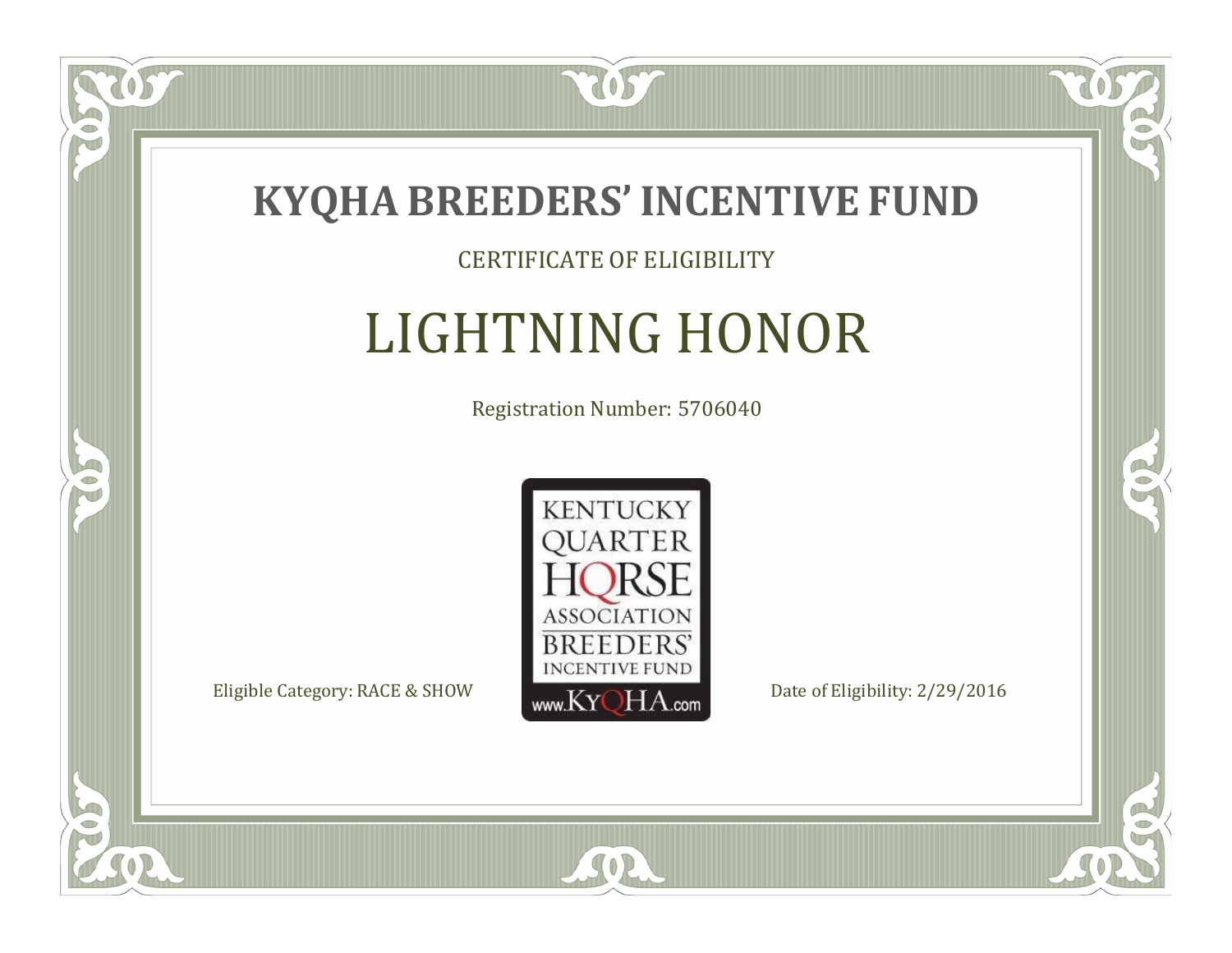# KYQHA BREEDERS' INCENTIVE FUND

CERTIFICATE OF ELIGIBILITY

## LIGHTNING HONOR

Registration Number: 5706040

KENTUCKY QUARTER HORSE ASSOCIATION BREEDERS' INCENTIVE FUND www.KyQHA.com

Eligible Category: RACE & SHOW

Date of Eligibility: 2/29/2016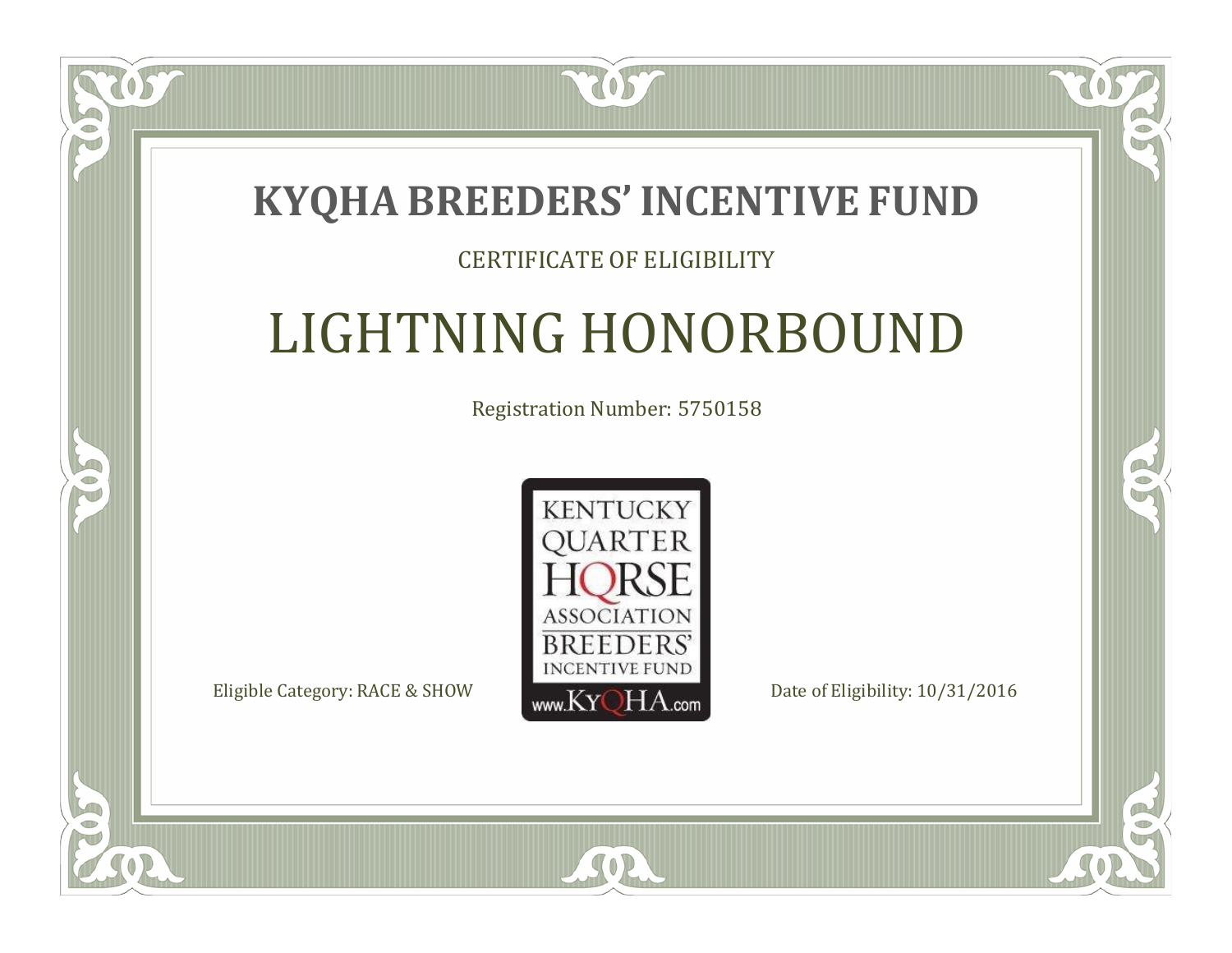# KYQHA BREEDERS' INCENTIVE FUND

CERTIFICATE OF ELIGIBILITY

## LIGHTNING HONORBOUND

Registration Number: 5750158

KENTUCKY QUARTER HORSE ASSOCIATION BREEDERS' INCENTIVE FUND www.KyQHA.com

Eligible Category: RACE & SHOW

Date of Eligibility: 10/31/2016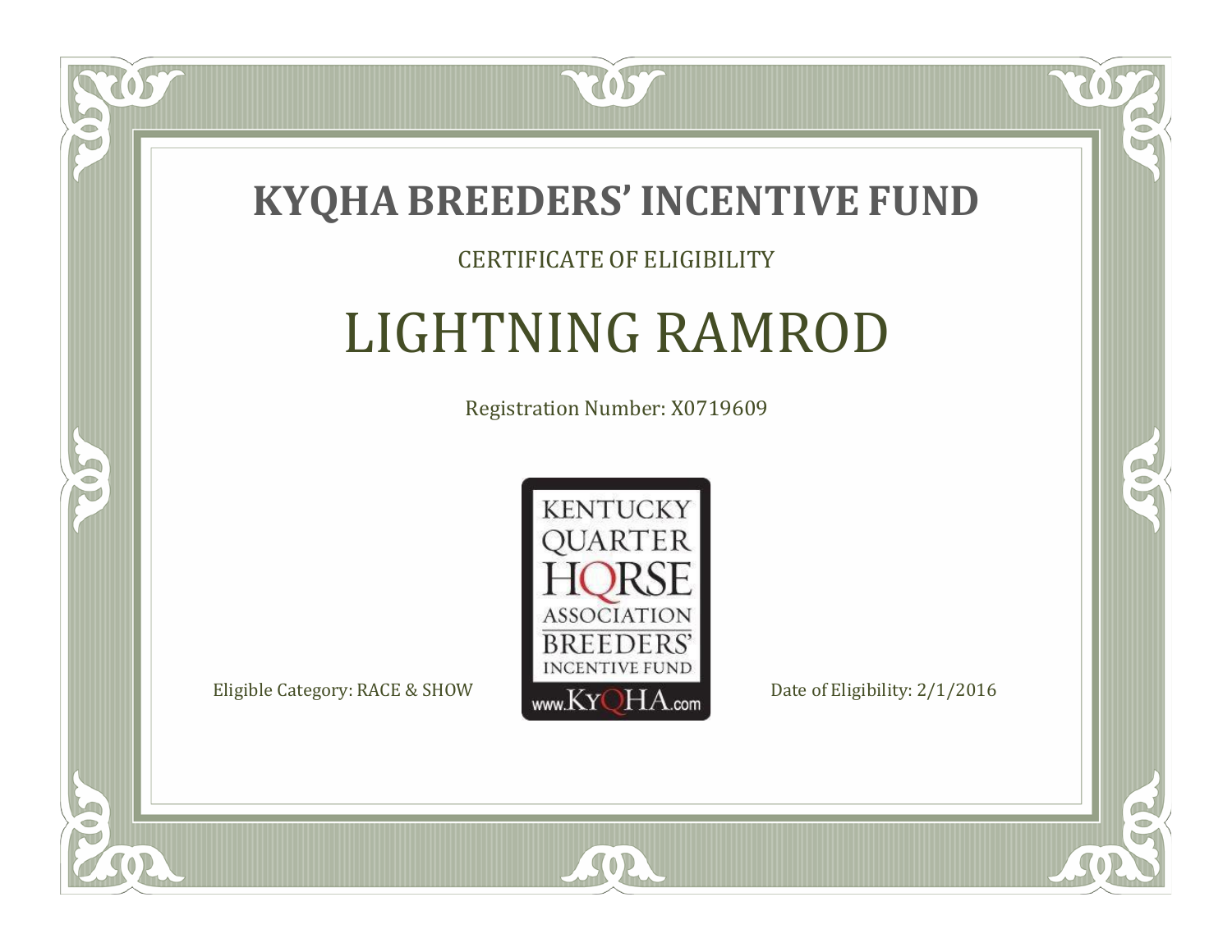# KYQHA BREEDERS' INCENTIVE FUND

CERTIFICATE OF ELIGIBILITY

## LIGHTNING RAMROD

Registration Number: X0719609

KENTUCKY QUARTER HORSE ASSOCIATION BREEDERS' INCENTIVE FUND
www.KyQHA.com

Eligible Category: RACE & SHOW

Date of Eligibility: 2/1/2016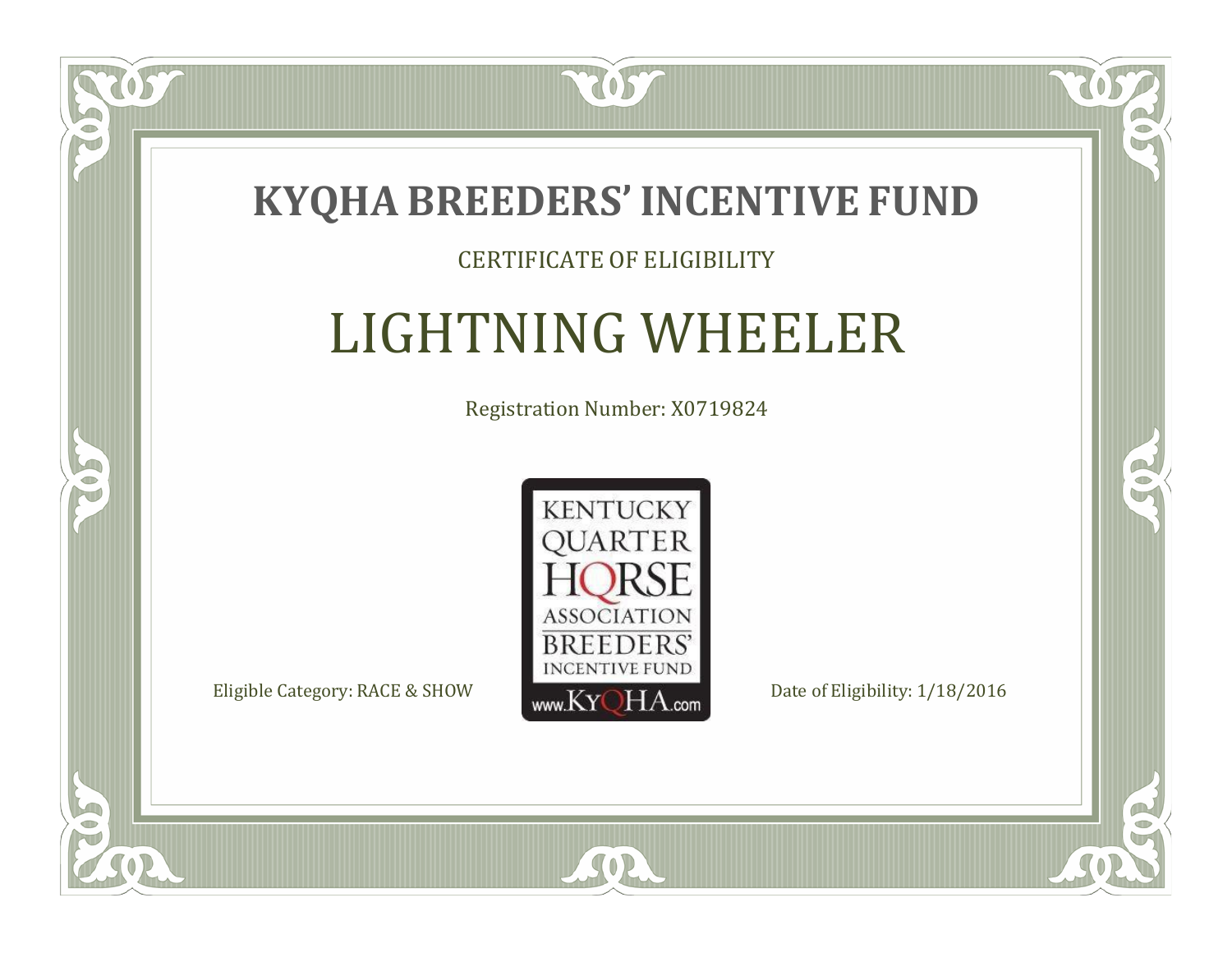# KYQHA BREEDERS' INCENTIVE FUND

CERTIFICATE OF ELIGIBILITY

## LIGHTNING WHEELER

Registration Number: X0719824

KENTUCKY QUARTER HORSE ASSOCIATION BREEDERS' INCENTIVE FUND www.KyQHA.com

Eligible Category: RACE & SHOW

Date of Eligibility: 1/18/2016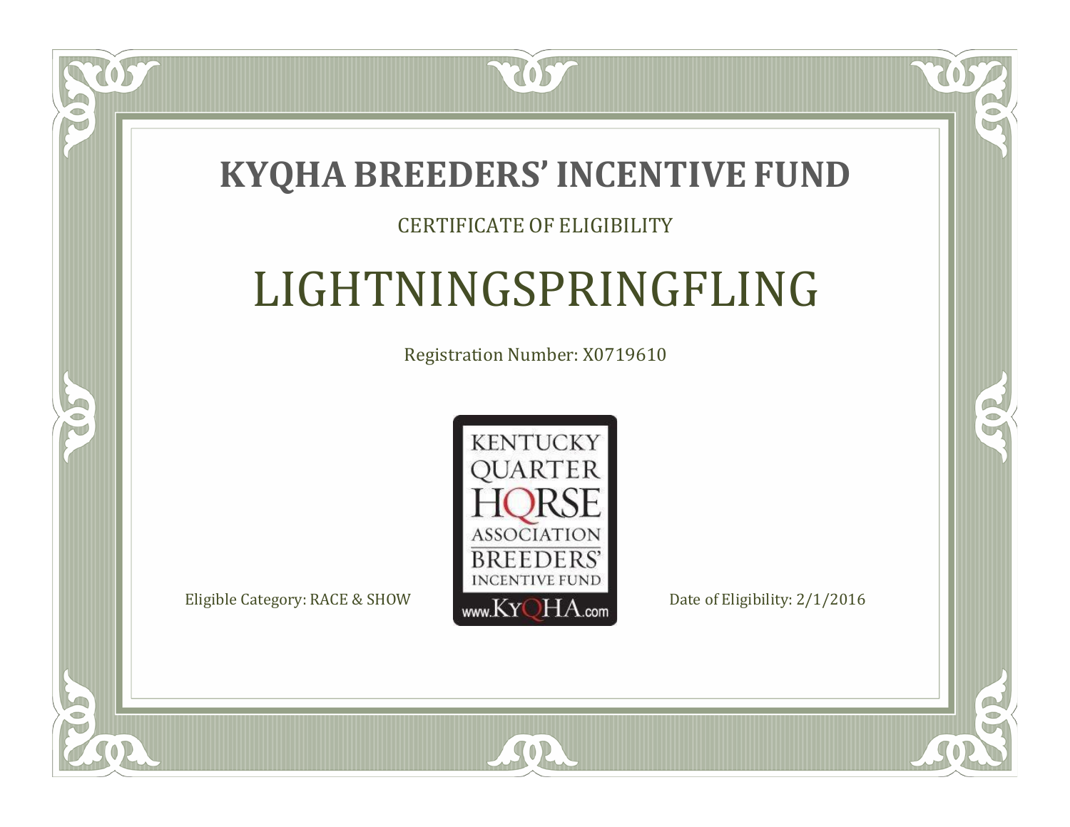# KYQHA BREEDERS' INCENTIVE FUND

CERTIFICATE OF ELIGIBILITY

## LIGHTNINGSPRINGFLING

Registration Number: X0719610

KENTUCKY QUARTER HORSE ASSOCIATION BREEDERS' INCENTIVE FUND www.KyQHA.com

Eligible Category: RACE & SHOW

Date of Eligibility: 2/1/2016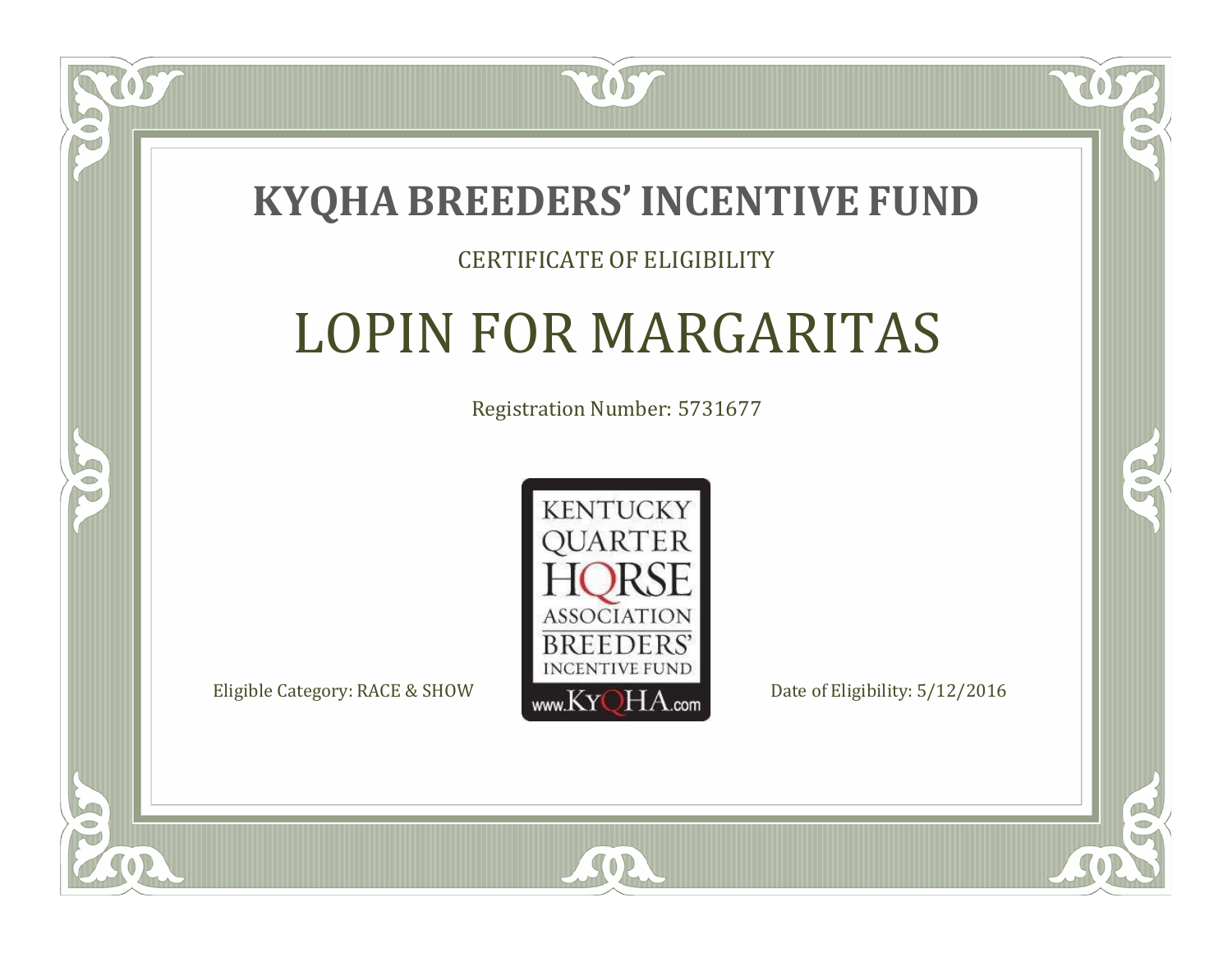# KYQHA BREEDERS' INCENTIVE FUND

CERTIFICATE OF ELIGIBILITY

## LOPIN FOR MARGARITAS

Registration Number: 5731677

KENTUCKY QUARTER HORSE ASSOCIATION BREEDERS' INCENTIVE FUND www.KyQHA.com

Eligible Category: RACE & SHOW

Date of Eligibility: 5/12/2016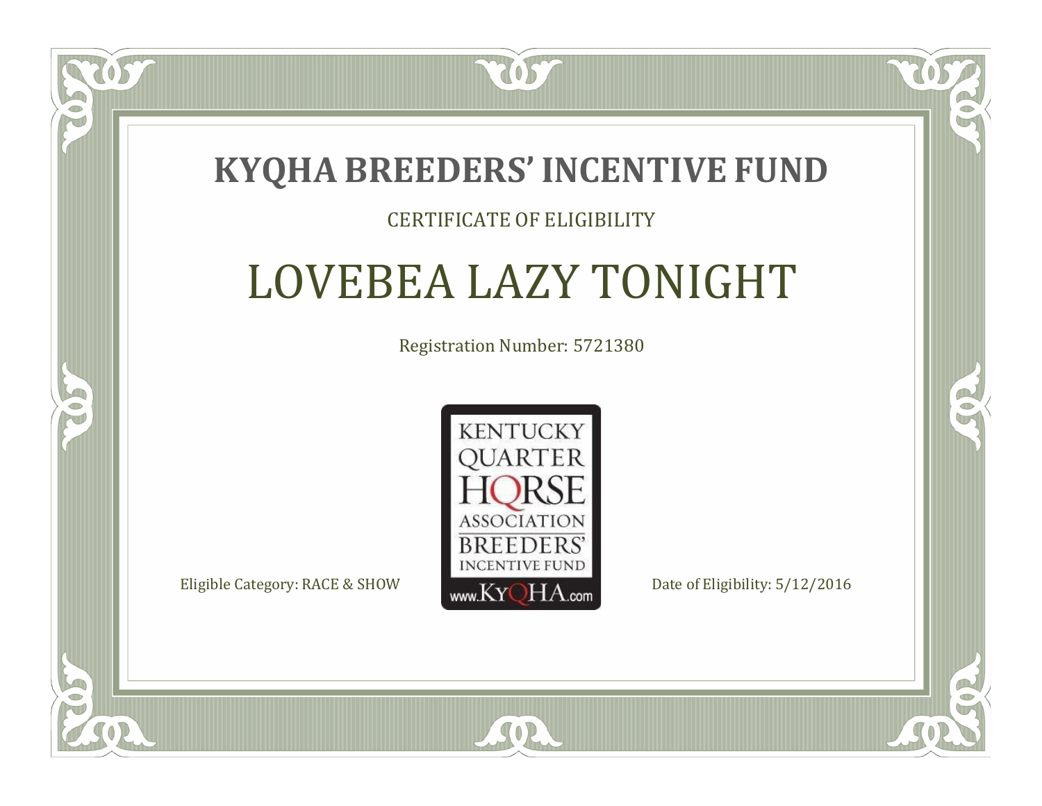# KYQHA BREEDERS' INCENTIVE FUND

CERTIFICATE OF ELIGIBILITY

## LOVEBEA LAZY TONIGHT

Registration Number: 5721380

KENTUCKY QUARTER HORSE ASSOCIATION BREEDERS' INCENTIVE FUND www.KyQHA.com

Eligible Category: RACE & SHOW

Date of Eligibility: 5/12/2016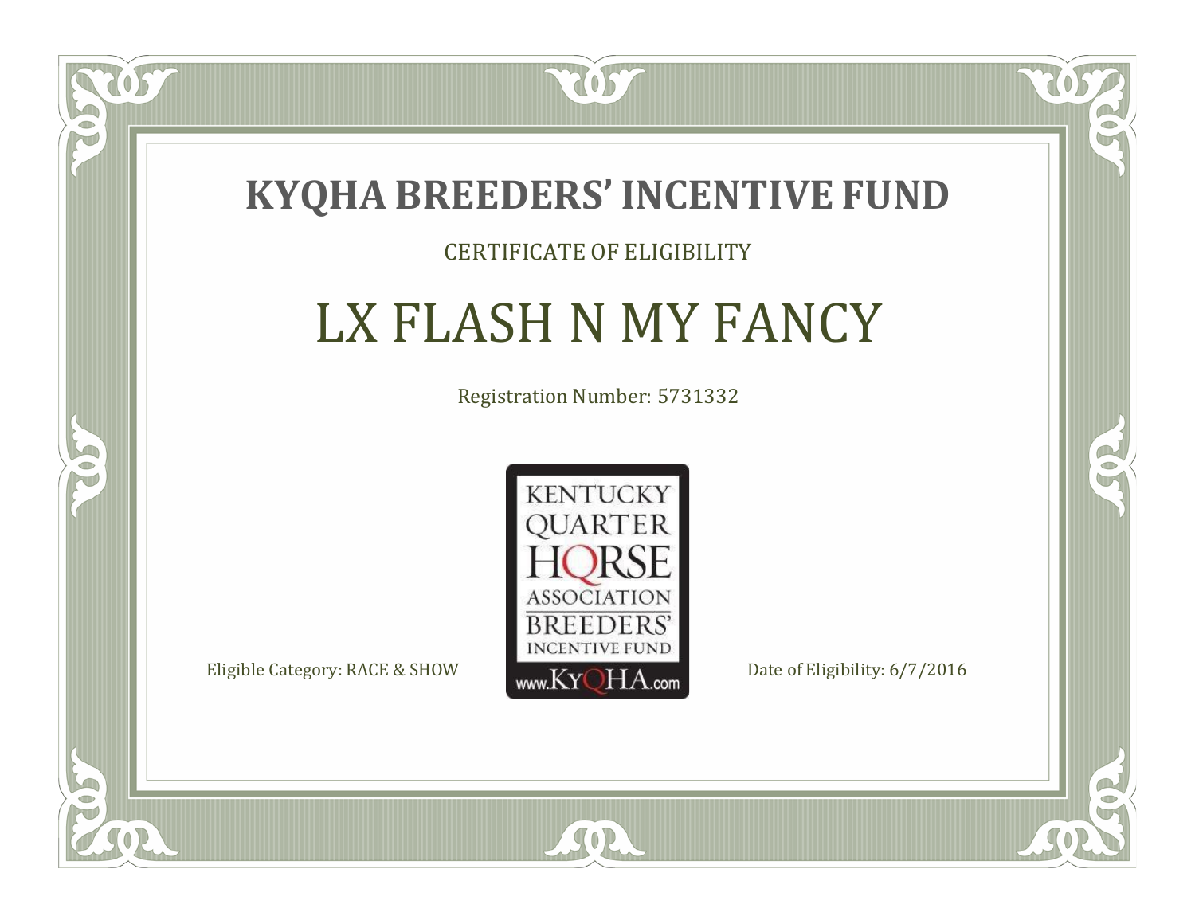# KYQHA BREEDERS' INCENTIVE FUND

CERTIFICATE OF ELIGIBILITY

## LX FLASH N MY FANCY

Registration Number: 5731332

KENTUCKY QUARTER HORSE ASSOCIATION BREEDERS' INCENTIVE FUND www.KyQHA.com

Eligible Category: RACE & SHOW

Date of Eligibility: 6/7/2016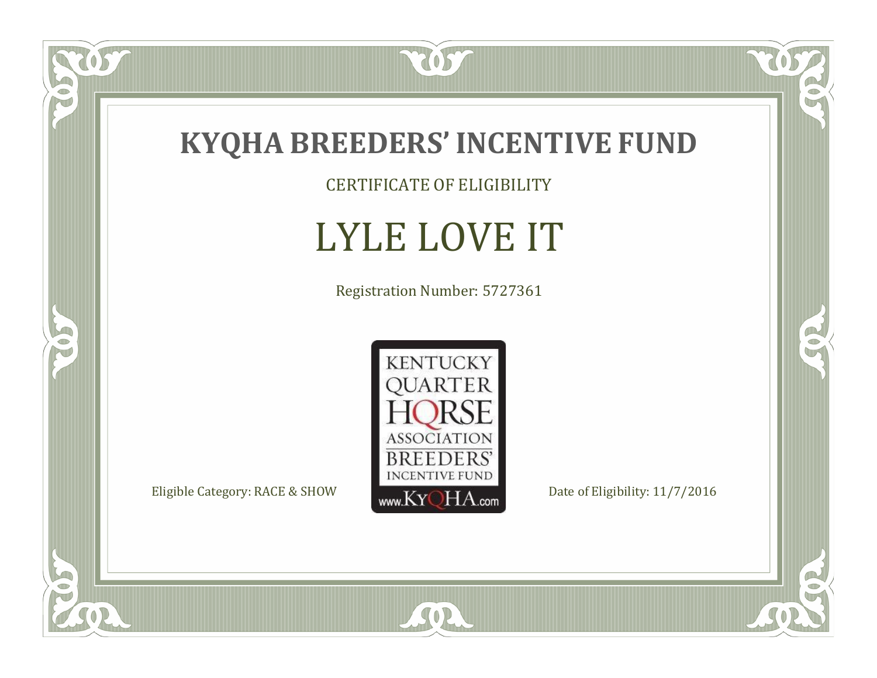# KYQHA BREEDERS' INCENTIVE FUND

CERTIFICATE OF ELIGIBILITY

## LYLE LOVE IT

Registration Number: 5727361

KENTUCKY QUARTER HORSE ASSOCIATION BREEDERS' INCENTIVE FUND
www.KyQHA.com

Eligible Category: RACE & SHOW

Date of Eligibility: 11/7/2016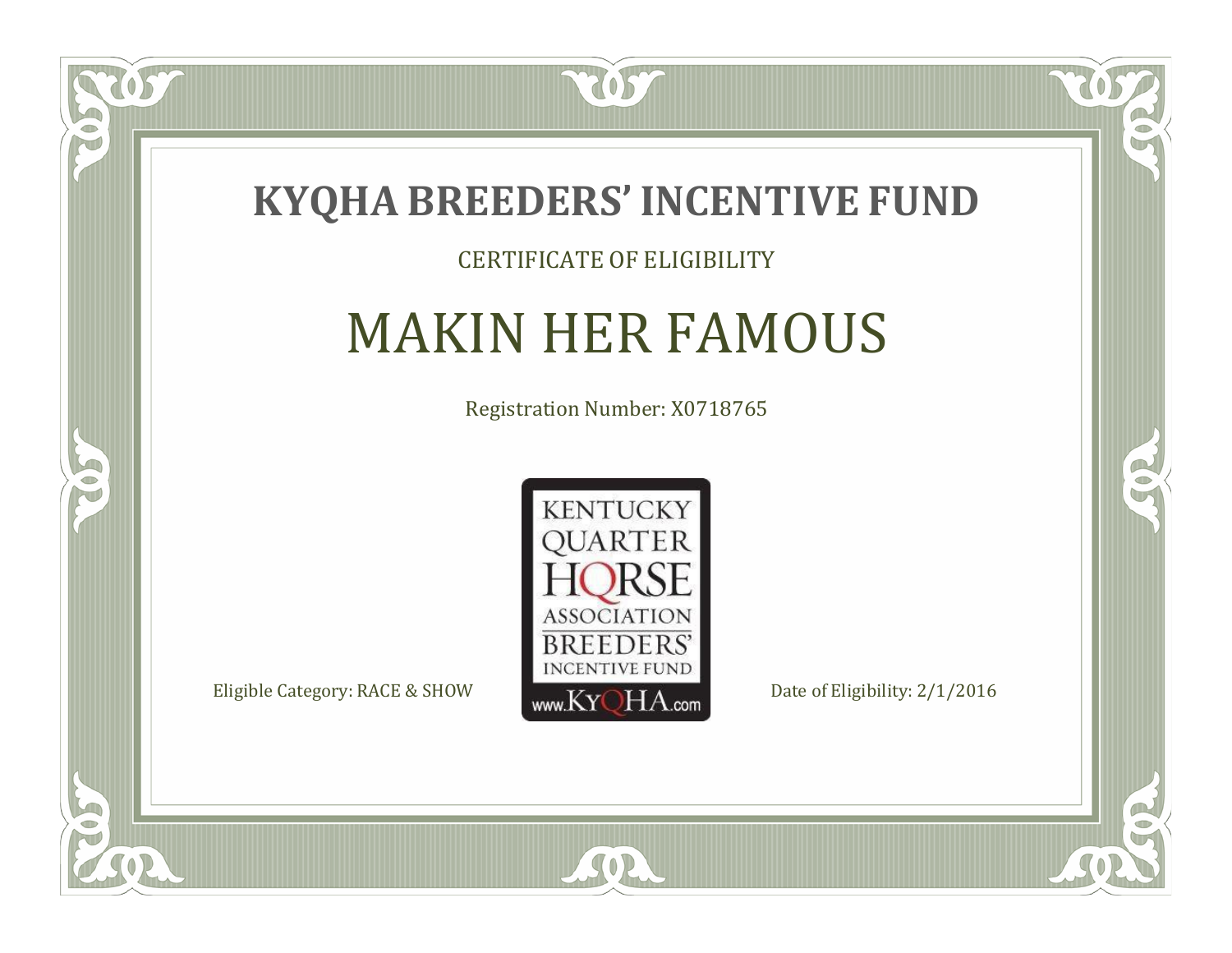# KYQHA BREEDERS' INCENTIVE FUND

CERTIFICATE OF ELIGIBILITY

## MAKIN HER FAMOUS

Registration Number: X0718765

KENTUCKY QUARTER HORSE ASSOCIATION BREEDERS' INCENTIVE FUND www.KyQHA.com

Eligible Category: RACE & SHOW

Date of Eligibility: 2/1/2016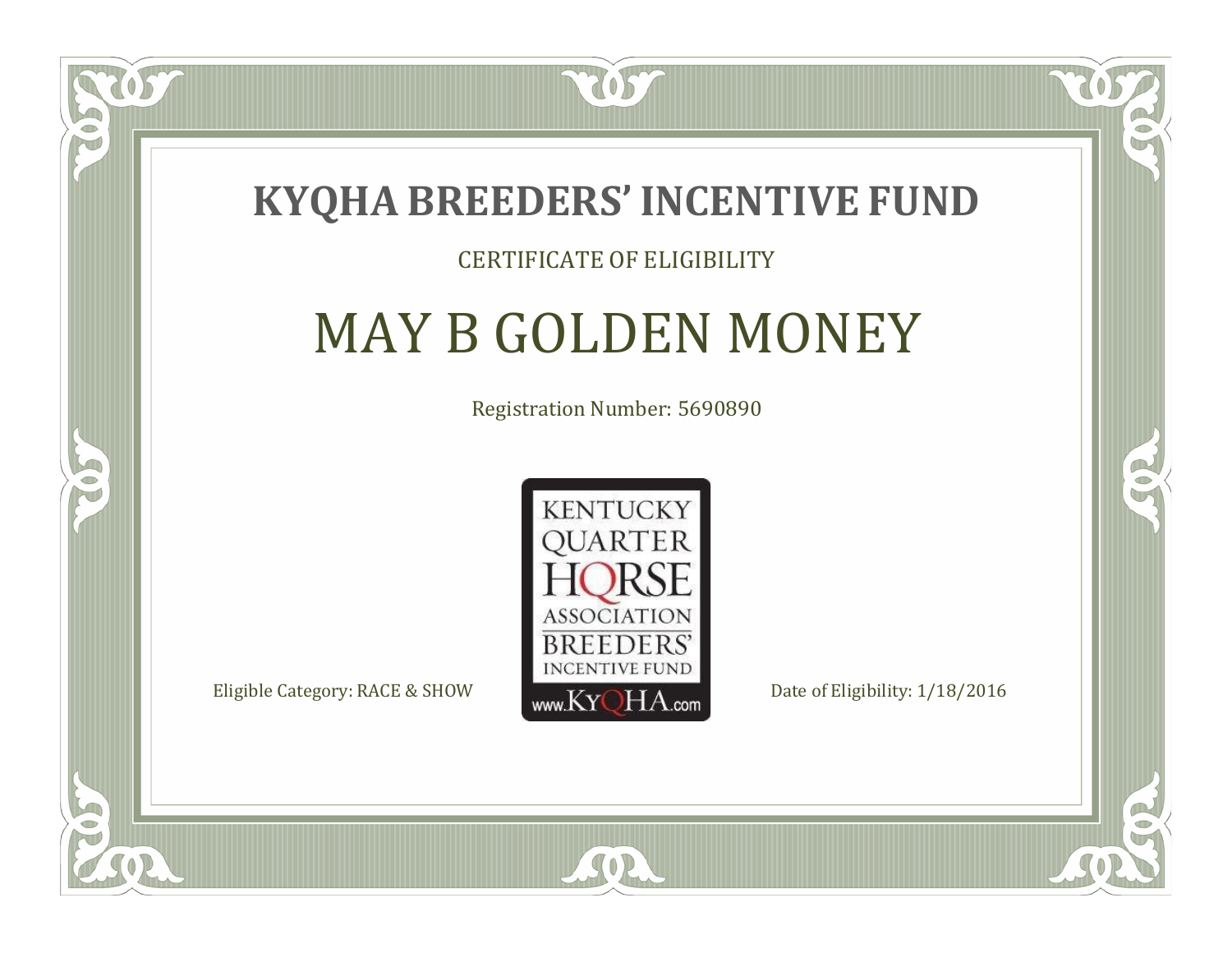# KYQHA BREEDERS' INCENTIVE FUND

CERTIFICATE OF ELIGIBILITY

## MAY B GOLDEN MONEY

Registration Number: 5690890

KENTUCKY QUARTER HORSE ASSOCIATION BREEDERS' INCENTIVE FUND www.KyQHA.com

Eligible Category: RACE & SHOW

Date of Eligibility: 1/18/2016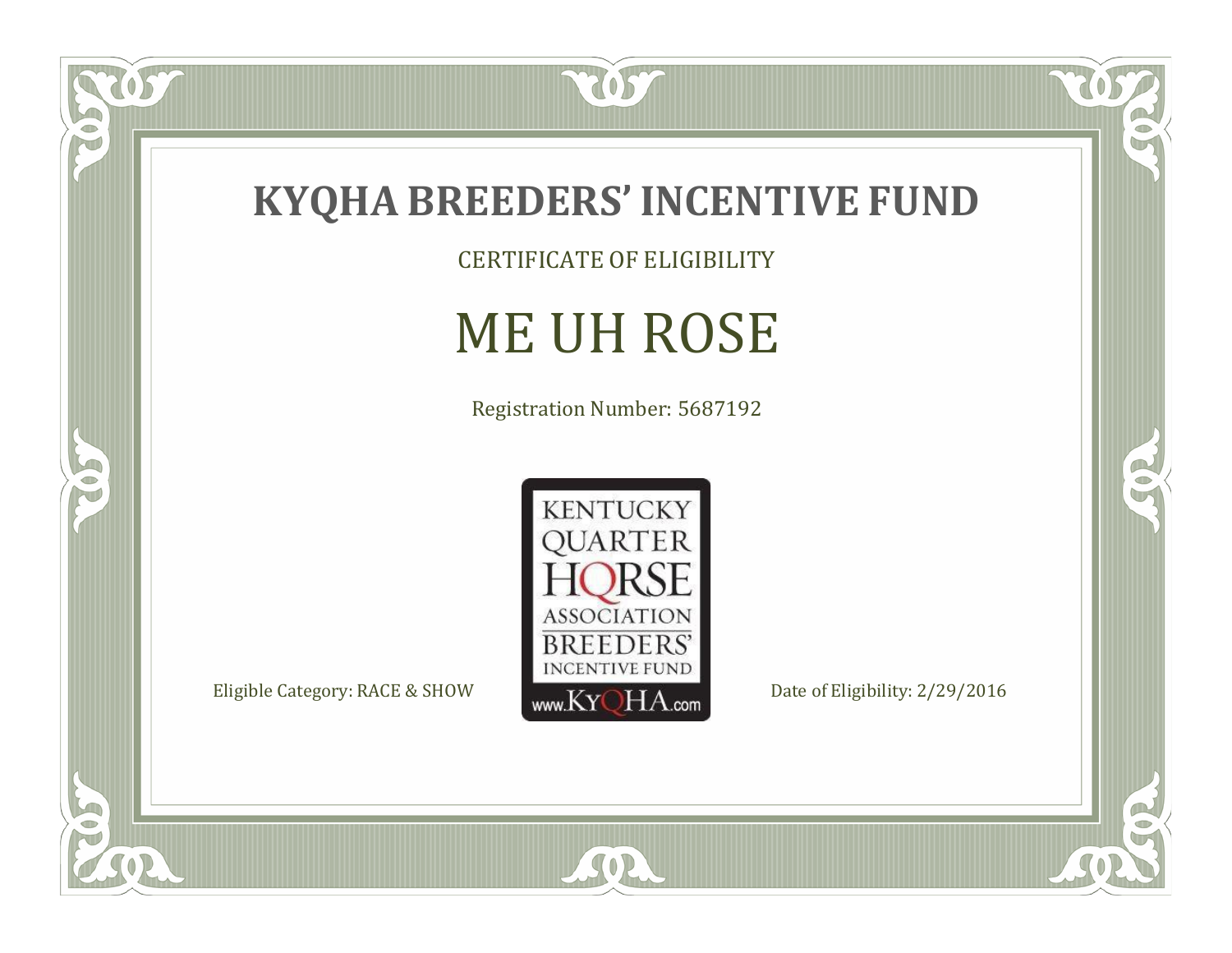# KYQHA BREEDERS' INCENTIVE FUND

CERTIFICATE OF ELIGIBILITY

## ME UH ROSE

Registration Number: 5687192

KENTUCKY QUARTER HORSE ASSOCIATION BREEDERS' INCENTIVE FUND www.KyQHA.com

Eligible Category: RACE & SHOW

Date of Eligibility: 2/29/2016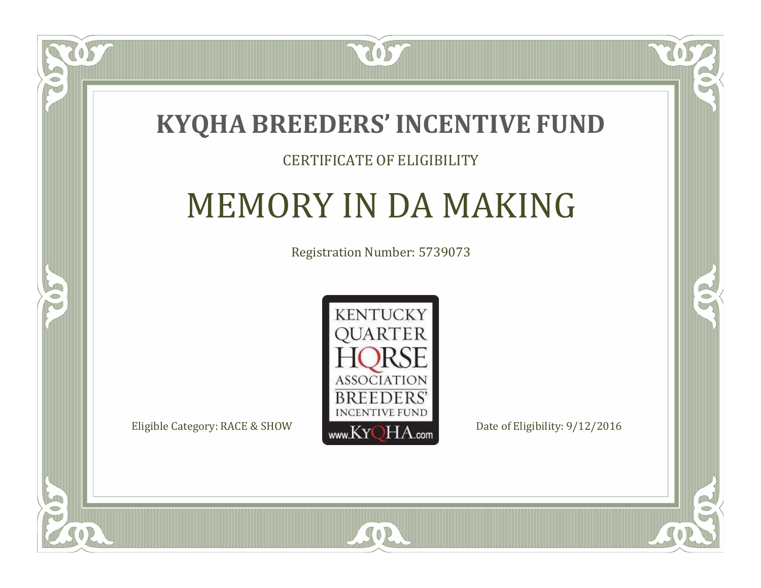# KYQHA BREEDERS' INCENTIVE FUND

CERTIFICATE OF ELIGIBILITY

## MEMORY IN DA MAKING

Registration Number: 5739073

KENTUCKY QUARTER HORSE ASSOCIATION BREEDERS' INCENTIVE FUND www.KyQHA.com

Eligible Category: RACE & SHOW

Date of Eligibility: 9/12/2016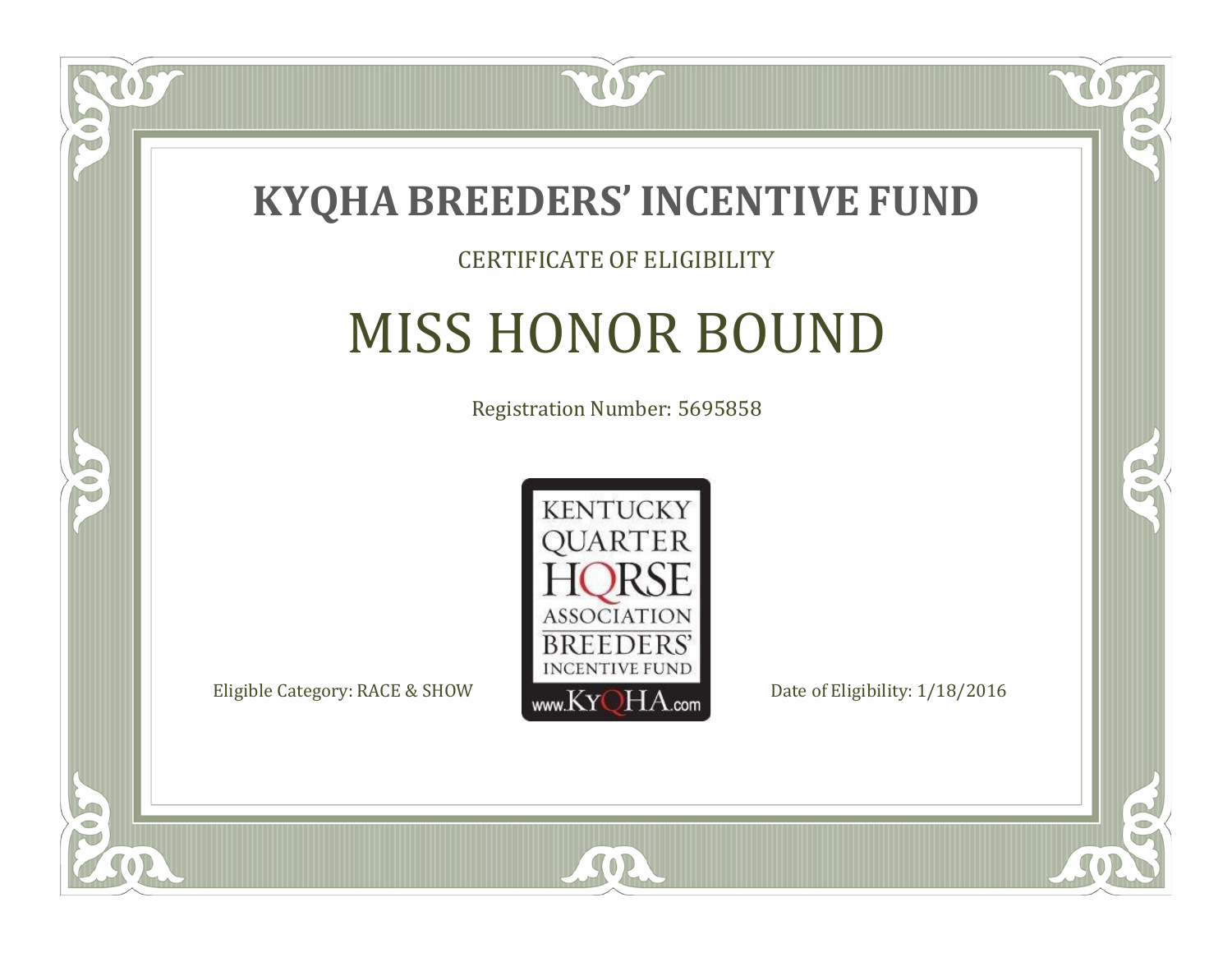# KYQHA BREEDERS' INCENTIVE FUND

CERTIFICATE OF ELIGIBILITY

## MISS HONOR BOUND

Registration Number: 5695858

KENTUCKY QUARTER HORSE ASSOCIATION BREEDERS' INCENTIVE FUND www.KyQHA.com

Eligible Category: RACE & SHOW

Date of Eligibility: 1/18/2016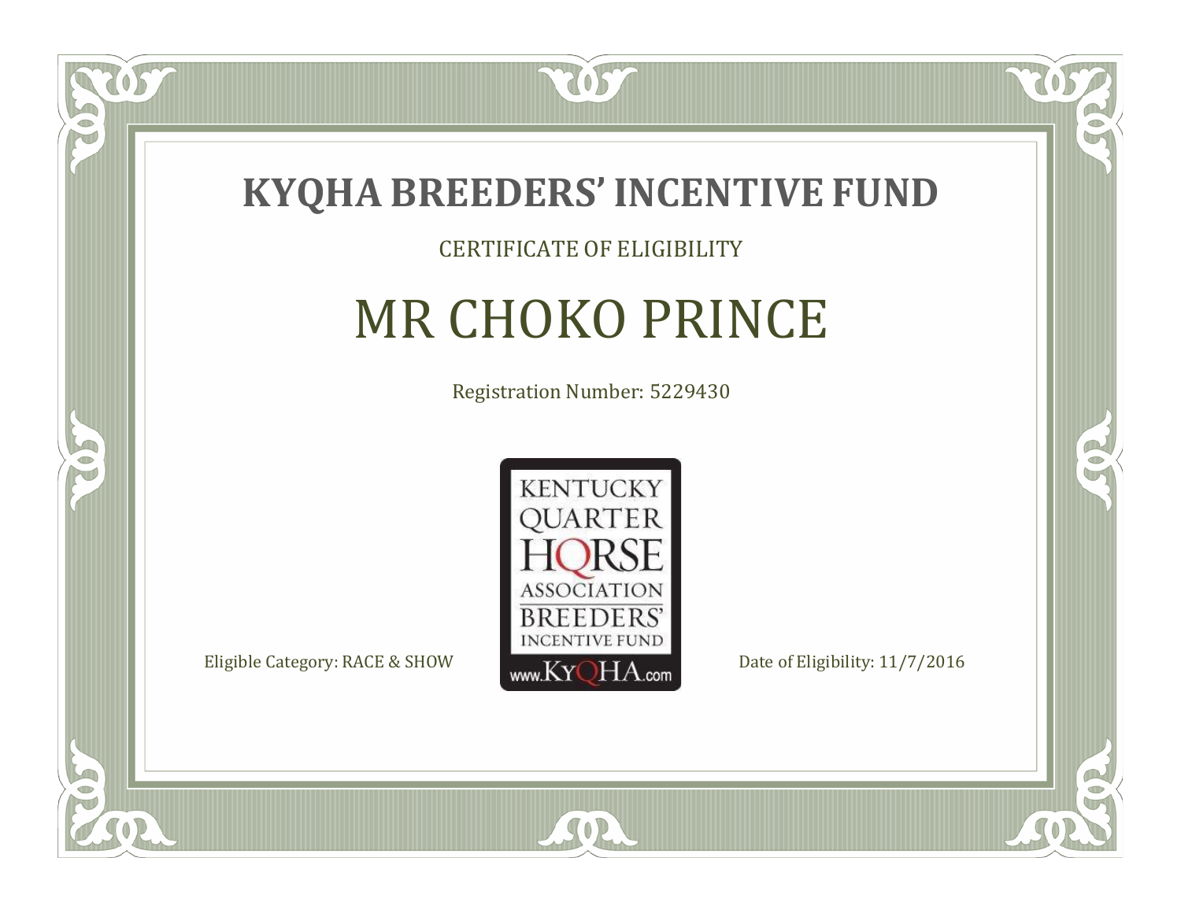# KYQHA BREEDERS' INCENTIVE FUND

CERTIFICATE OF ELIGIBILITY

## MR CHOKO PRINCE

Registration Number: 5229430

KENTUCKY QUARTER HORSE ASSOCIATION BREEDERS' INCENTIVE FUND www.KyQHA.com

Eligible Category: RACE & SHOW

Date of Eligibility: 11/7/2016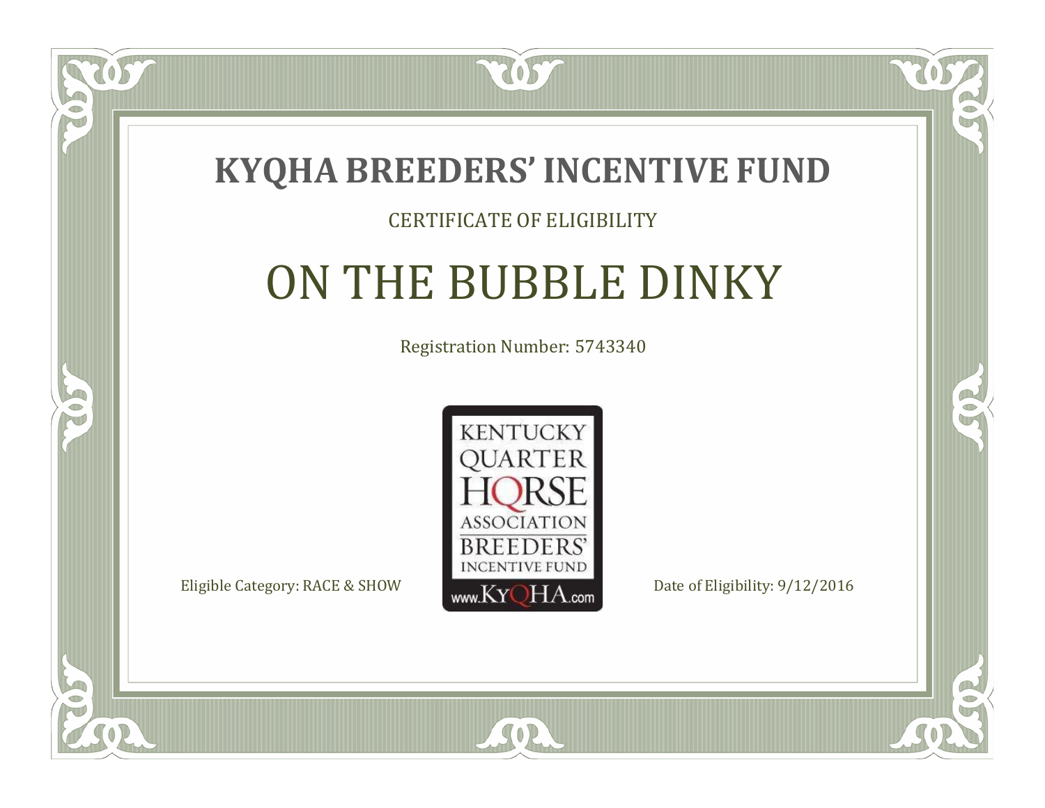# KYQHA BREEDERS' INCENTIVE FUND

CERTIFICATE OF ELIGIBILITY

## ON THE BUBBLE DINKY

Registration Number: 5743340

KENTUCKY QUARTER HORSE ASSOCIATION BREEDERS' INCENTIVE FUND www.KyQHA.com

Eligible Category: RACE & SHOW

Date of Eligibility: 9/12/2016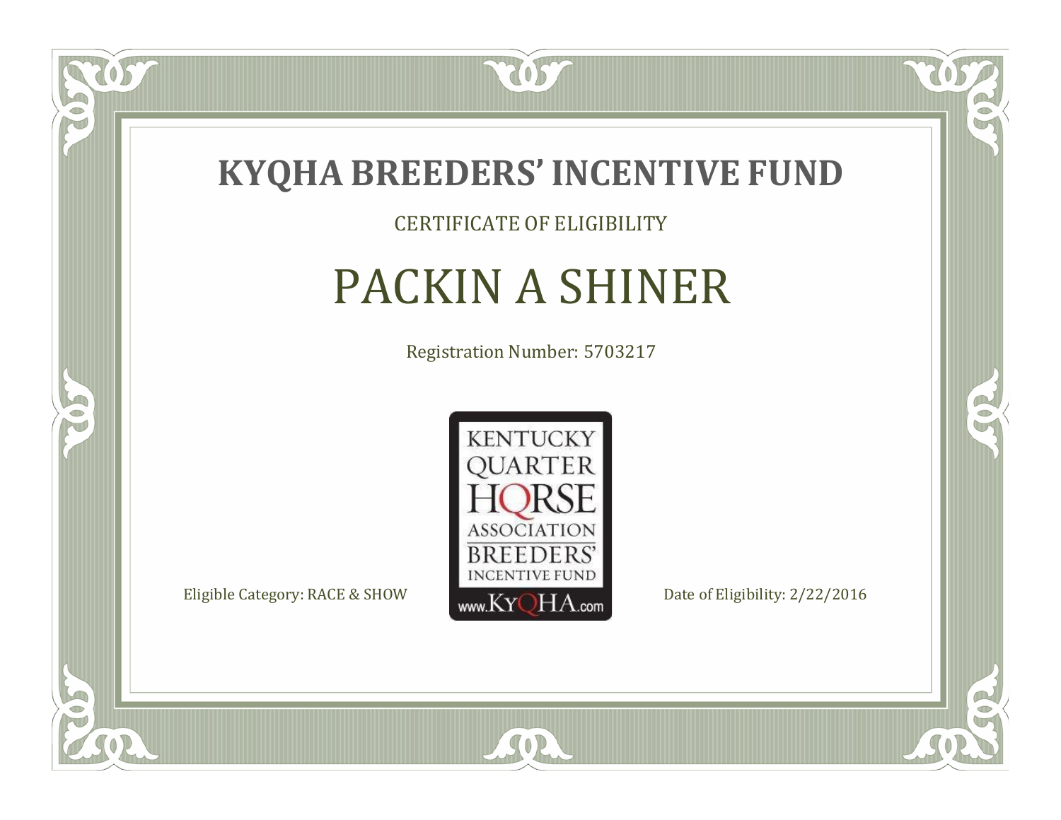# KYQHA BREEDERS' INCENTIVE FUND

CERTIFICATE OF ELIGIBILITY

## PACKIN A SHINER

Registration Number: 5703217

KENTUCKY QUARTER HORSE ASSOCIATION BREEDERS' INCENTIVE FUND www.KyQHA.com

Eligible Category: RACE & SHOW

Date of Eligibility: 2/22/2016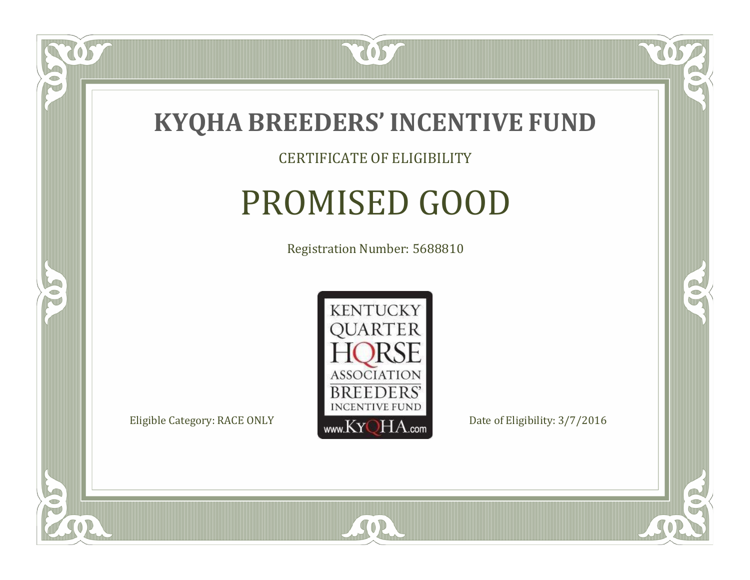# KYQHA BREEDERS' INCENTIVE FUND

CERTIFICATE OF ELIGIBILITY

## PROMISED GOOD

Registration Number: 5688810

KENTUCKY QUARTER HORSE ASSOCIATION BREEDERS' INCENTIVE FUND
www.KyQHA.com

Eligible Category: RACE ONLY

Date of Eligibility: 3/7/2016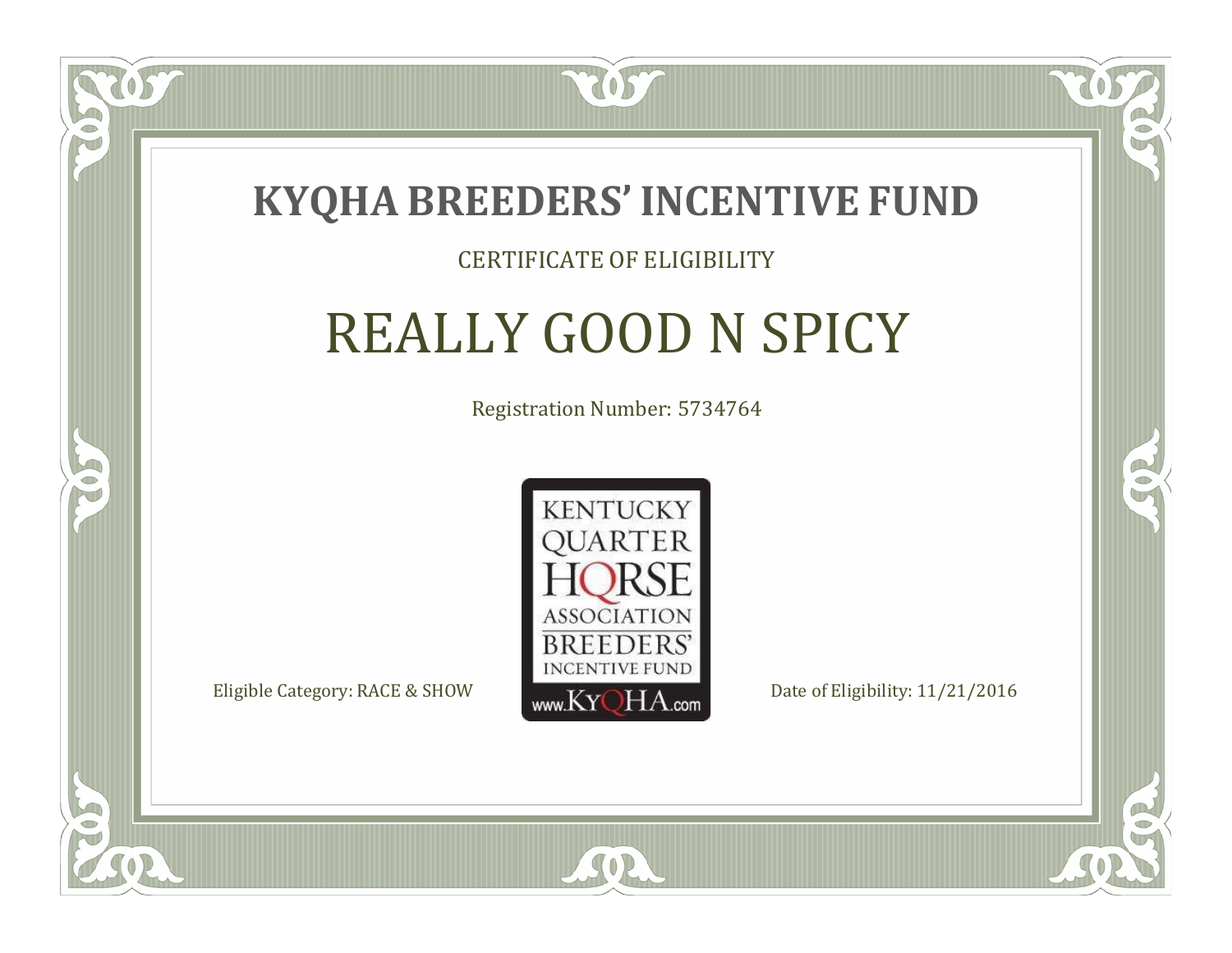# KYQHA BREEDERS' INCENTIVE FUND

CERTIFICATE OF ELIGIBILITY

## REALLY GOOD N SPICY

Registration Number: 5734764

KENTUCKY QUARTER HORSE ASSOCIATION BREEDERS' INCENTIVE FUND
www.KyQHA.com

Eligible Category: RACE & SHOW

Date of Eligibility: 11/21/2016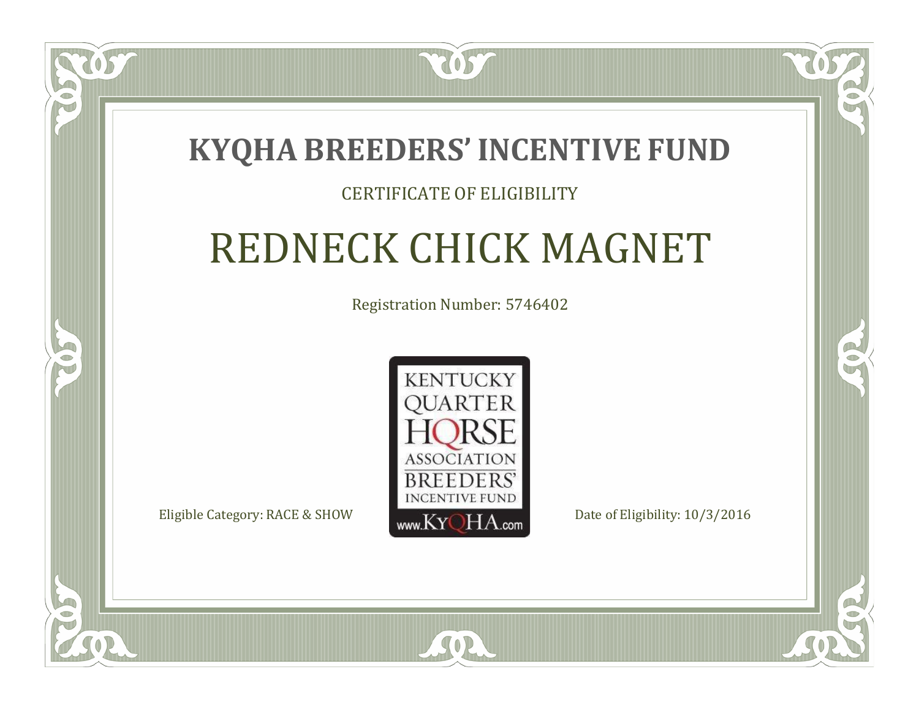# KYQHA BREEDERS' INCENTIVE FUND

CERTIFICATE OF ELIGIBILITY

## REDNECK CHICK MAGNET

Registration Number: 5746402

KENTUCKY QUARTER HORSE ASSOCIATION BREEDERS' INCENTIVE FUND www.KyQHA.com

Eligible Category: RACE & SHOW

Date of Eligibility: 10/3/2016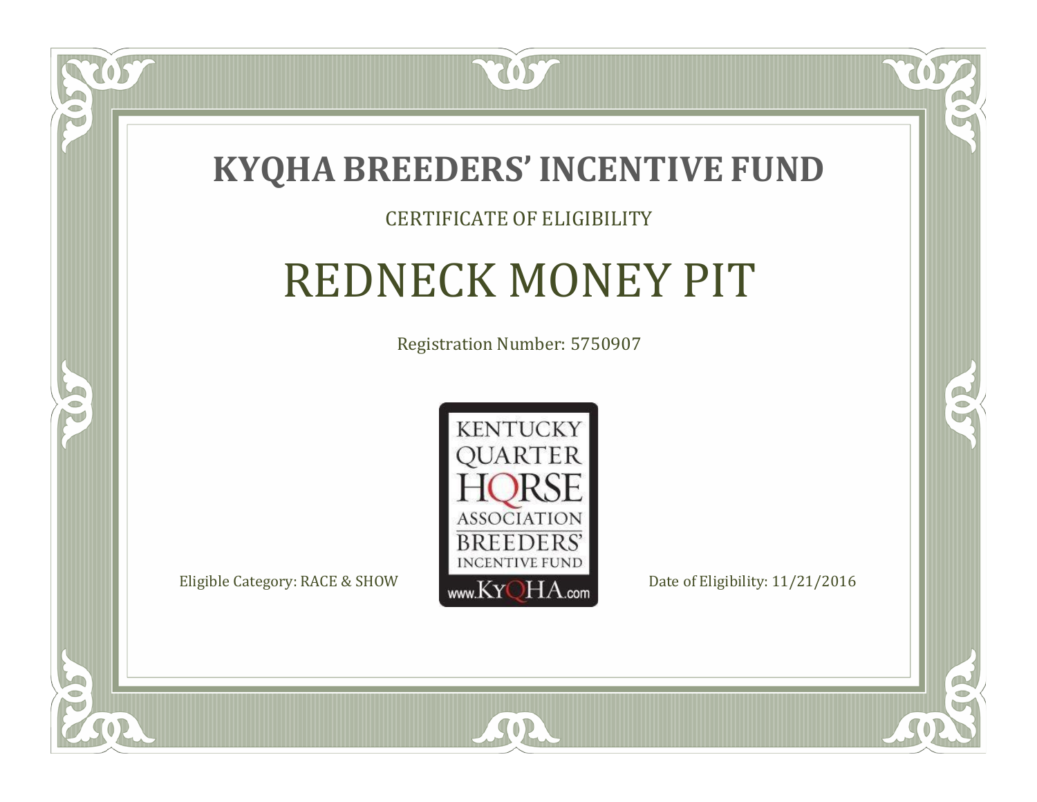# KYQHA BREEDERS' INCENTIVE FUND

CERTIFICATE OF ELIGIBILITY

## REDNECK MONEY PIT

Registration Number: 5750907

KENTUCKY QUARTER HORSE ASSOCIATION BREEDERS' INCENTIVE FUND www.KyQHA.com

Eligible Category: RACE & SHOW

Date of Eligibility: 11/21/2016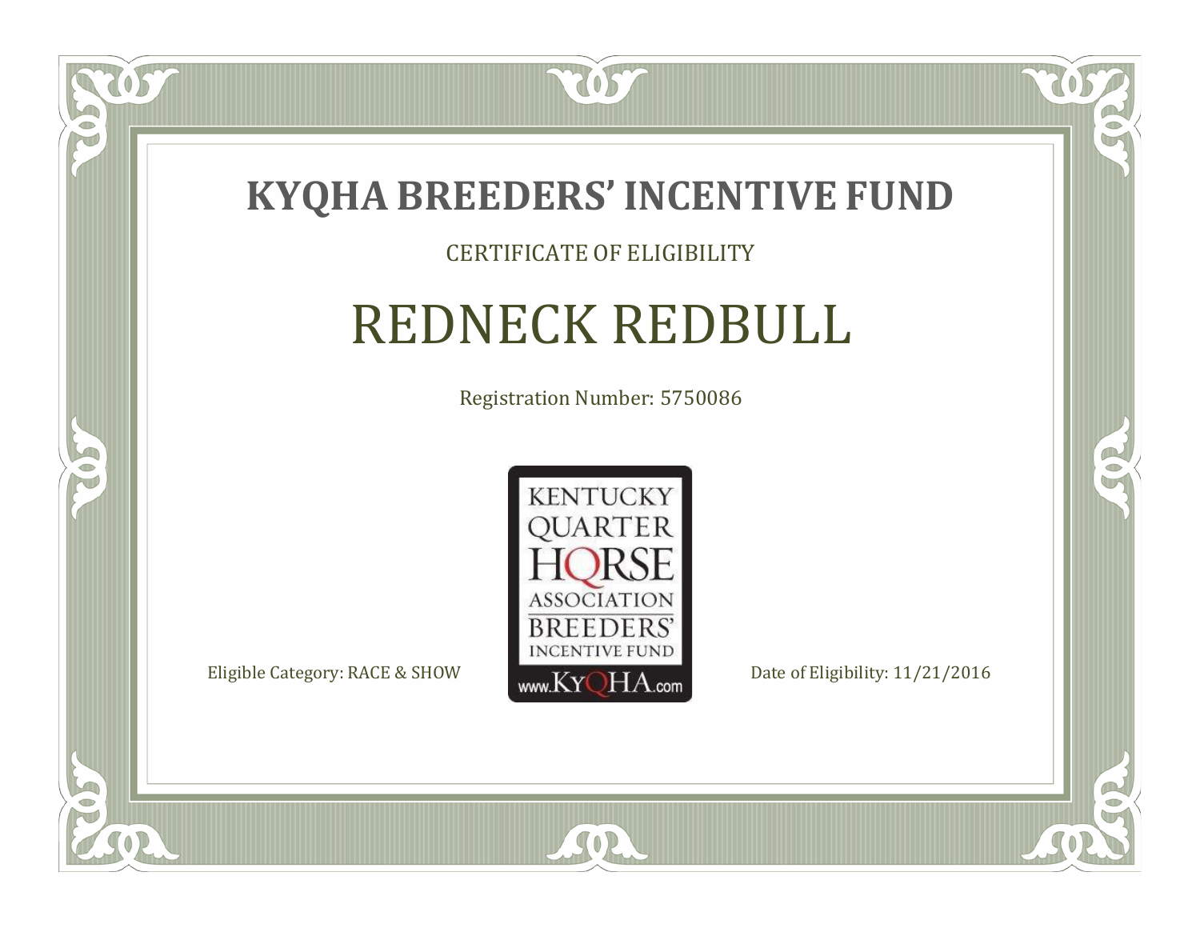# KYQHA BREEDERS' INCENTIVE FUND

CERTIFICATE OF ELIGIBILITY

## REDNECK REDBULL

Registration Number: 5750086

KENTUCKY QUARTER HORSE ASSOCIATION BREEDERS' INCENTIVE FUND www.KyQHA.com

Eligible Category: RACE & SHOW

Date of Eligibility: 11/21/2016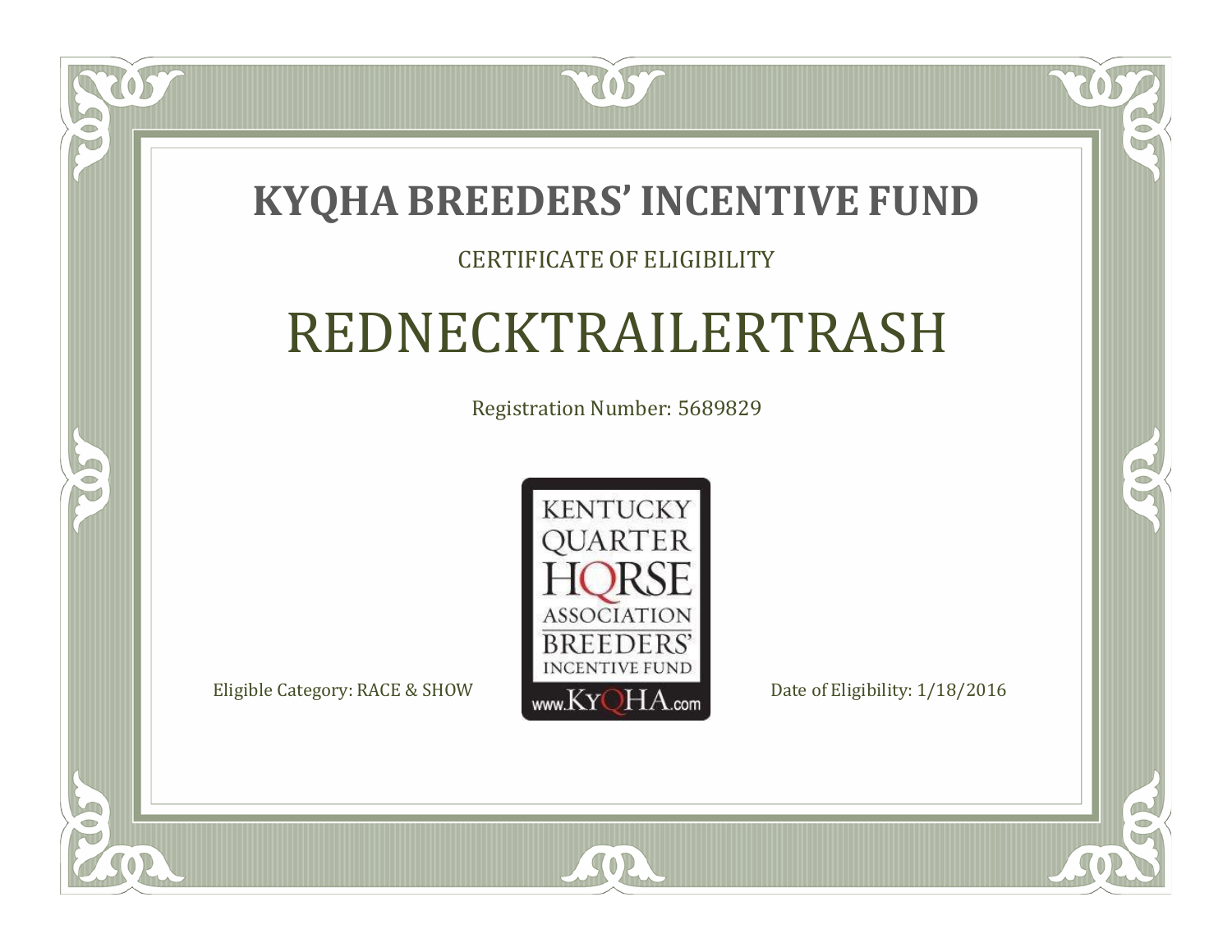# KYQHA BREEDERS' INCENTIVE FUND

CERTIFICATE OF ELIGIBILITY

## REDNECKTRAILERTRASH

Registration Number: 5689829

KENTUCKY QUARTER HORSE ASSOCIATION BREEDERS' INCENTIVE FUND www.KyQHA.com

Eligible Category: RACE & SHOW

Date of Eligibility: 1/18/2016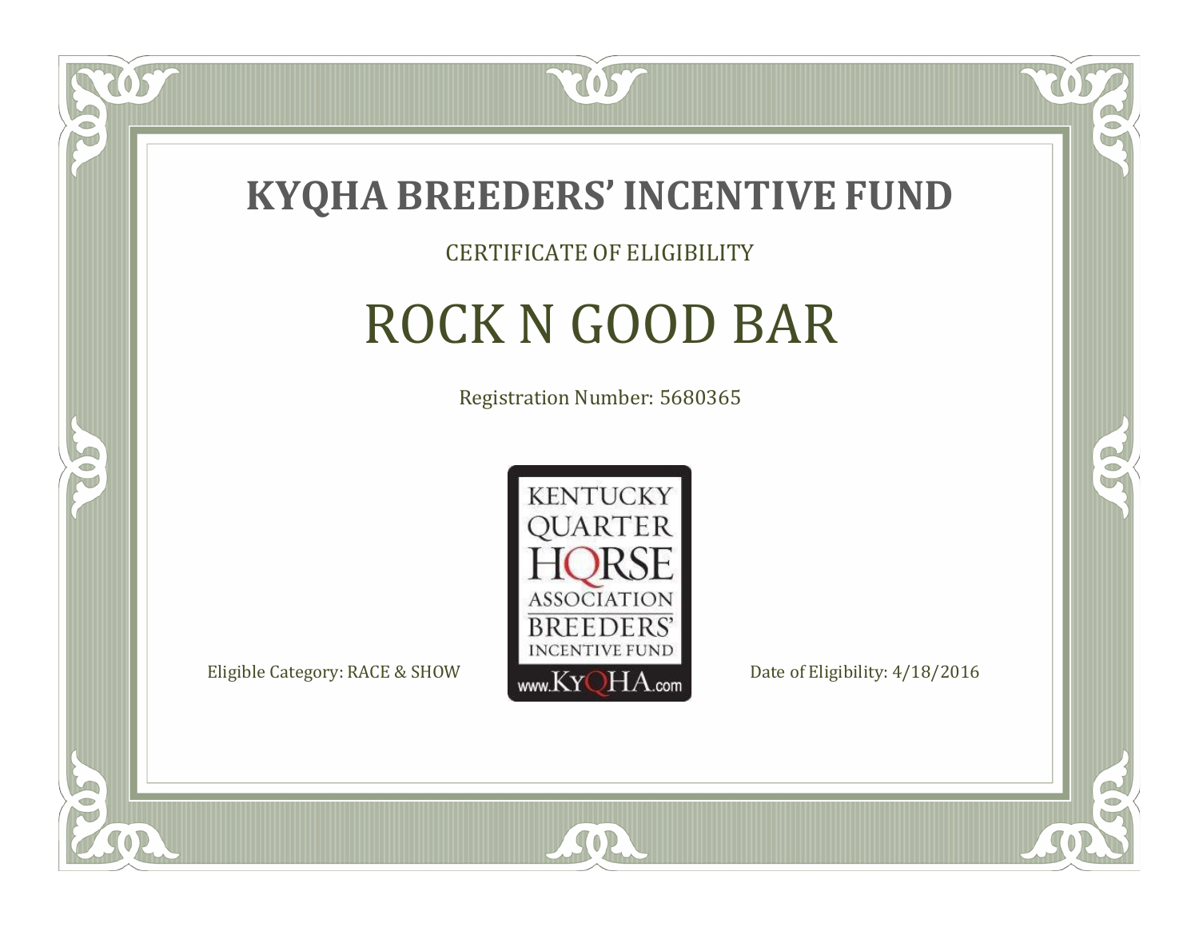# KYQHA BREEDERS' INCENTIVE FUND

CERTIFICATE OF ELIGIBILITY

## ROCK N GOOD BAR

Registration Number: 5680365

KENTUCKY QUARTER HORSE ASSOCIATION BREEDERS' INCENTIVE FUND www.KyQHA.com

Eligible Category: RACE & SHOW

Date of Eligibility: 4/18/2016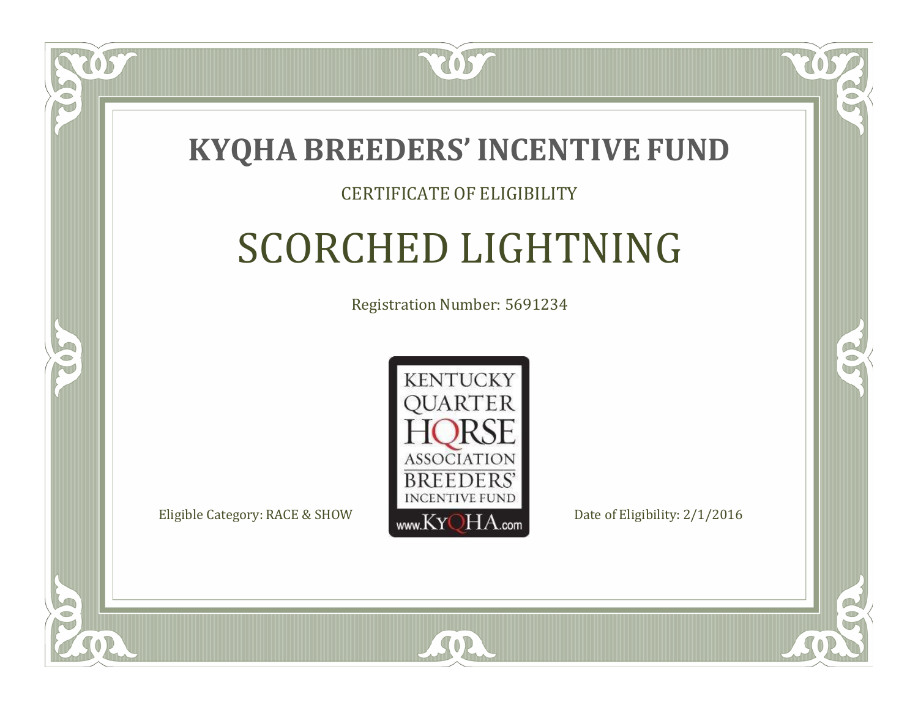# KYQHA BREEDERS' INCENTIVE FUND

CERTIFICATE OF ELIGIBILITY

## SCORCHED LIGHTNING

Registration Number: 5691234

KENTUCKY QUARTER HORSE ASSOCIATION BREEDERS' INCENTIVE FUND www.KyQHA.com

Eligible Category: RACE & SHOW

Date of Eligibility: 2/1/2016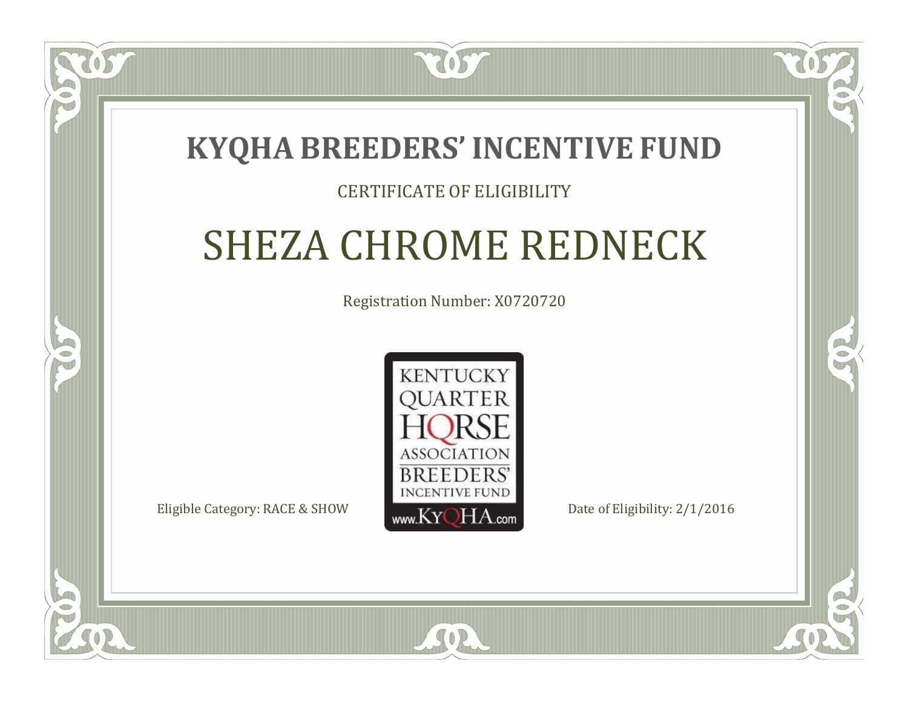# KYQHA BREEDERS' INCENTIVE FUND

CERTIFICATE OF ELIGIBILITY

## SHEZA CHROME REDNECK

Registration Number: X0720720

KENTUCKY QUARTER HORSE ASSOCIATION BREEDERS' INCENTIVE FUND www.KyQHA.com

Eligible Category: RACE & SHOW

Date of Eligibility: 2/1/2016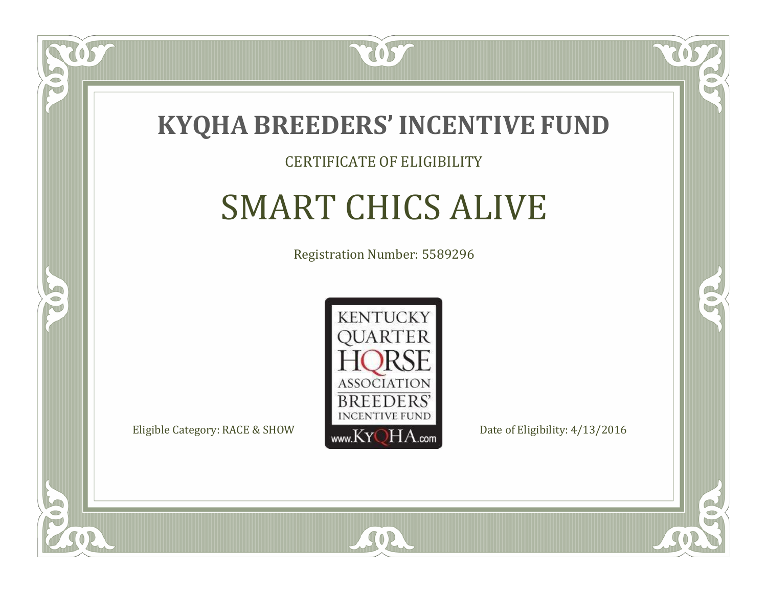# KYQHA BREEDERS' INCENTIVE FUND

CERTIFICATE OF ELIGIBILITY

## SMART CHICS ALIVE

Registration Number: 5589296

KENTUCKY QUARTER HORSE ASSOCIATION BREEDERS' INCENTIVE FUND www.KyQHA.com

Eligible Category: RACE & SHOW

Date of Eligibility: 4/13/2016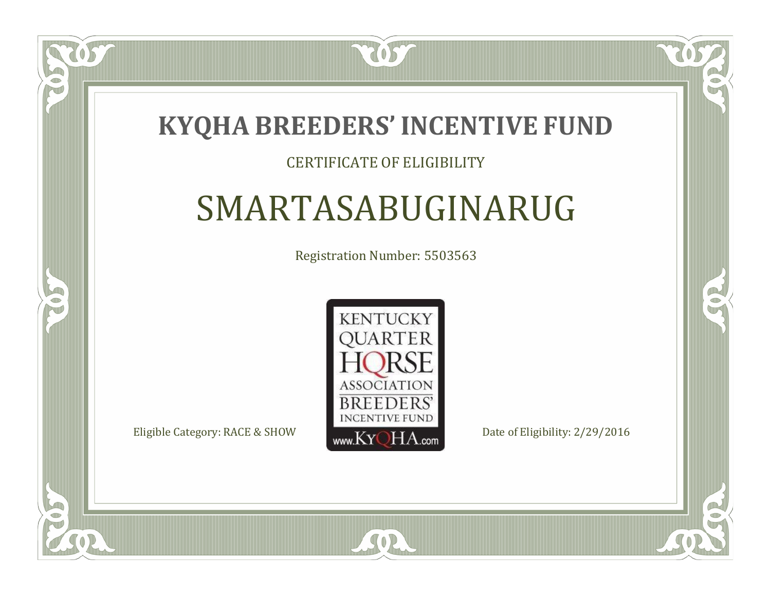# KYQHA BREEDERS' INCENTIVE FUND

CERTIFICATE OF ELIGIBILITY

## SMARTASABUGINARUG

Registration Number: 5503563

KENTUCKY QUARTER HORSE ASSOCIATION BREEDERS' INCENTIVE FUND www.KyQHA.com

Eligible Category: RACE & SHOW

Date of Eligibility: 2/29/2016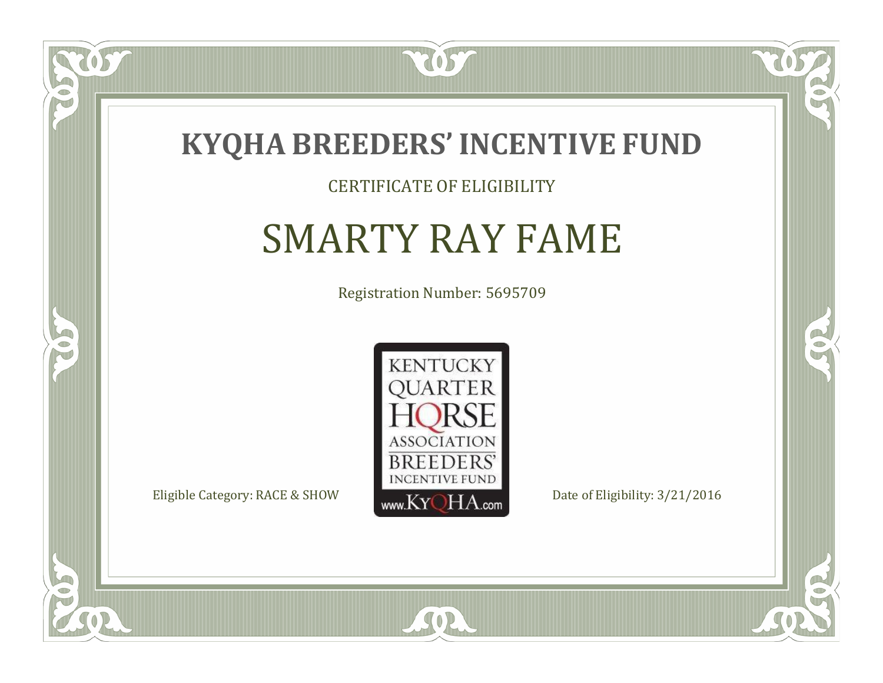# KYQHA BREEDERS' INCENTIVE FUND

CERTIFICATE OF ELIGIBILITY

## SMARTY RAY FAME

Registration Number: 5695709

KENTUCKY QUARTER HORSE ASSOCIATION BREEDERS' INCENTIVE FUND www.KyQHA.com

Eligible Category: RACE & SHOW

Date of Eligibility: 3/21/2016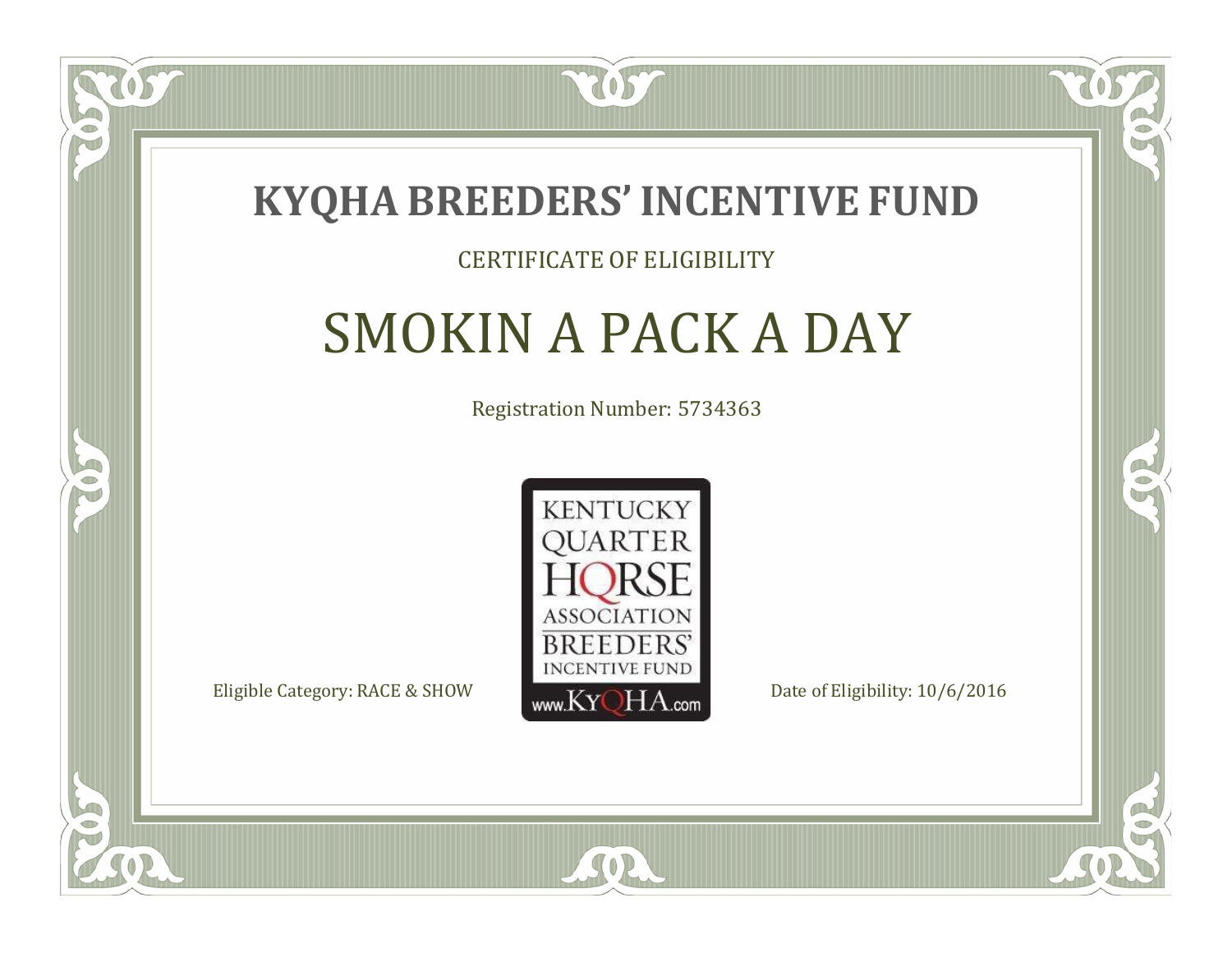# KYQHA BREEDERS' INCENTIVE FUND

CERTIFICATE OF ELIGIBILITY

## SMOKIN A PACK A DAY

Registration Number: 5734363

KENTUCKY QUARTER HORSE ASSOCIATION BREEDERS' INCENTIVE FUND www.KyQHA.com

Eligible Category: RACE & SHOW

Date of Eligibility: 10/6/2016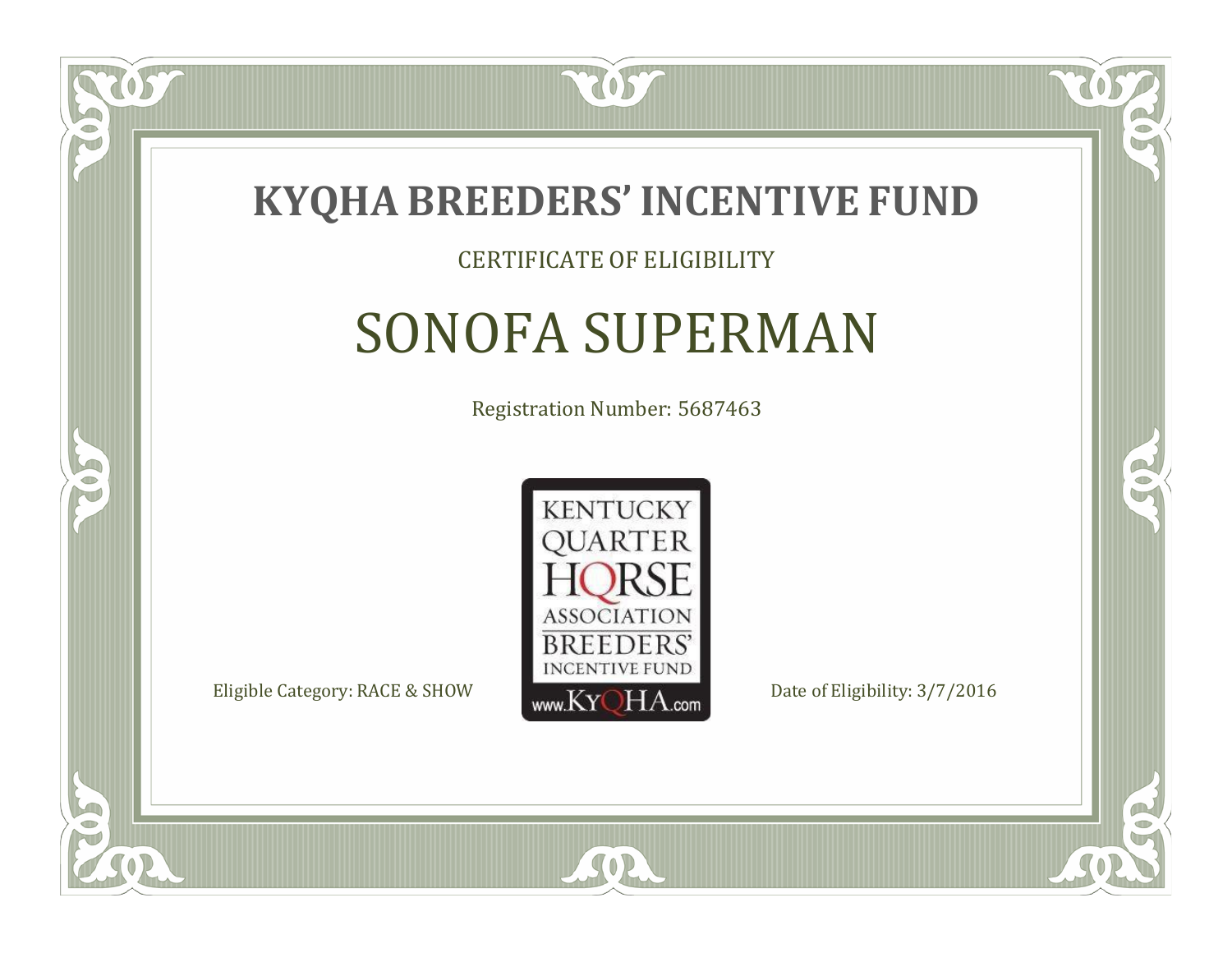# KYQHA BREEDERS' INCENTIVE FUND

CERTIFICATE OF ELIGIBILITY

## SONOFA SUPERMAN

Registration Number: 5687463

KENTUCKY QUARTER HORSE ASSOCIATION BREEDERS' INCENTIVE FUND www.KyQHA.com

Eligible Category: RACE & SHOW

Date of Eligibility: 3/7/2016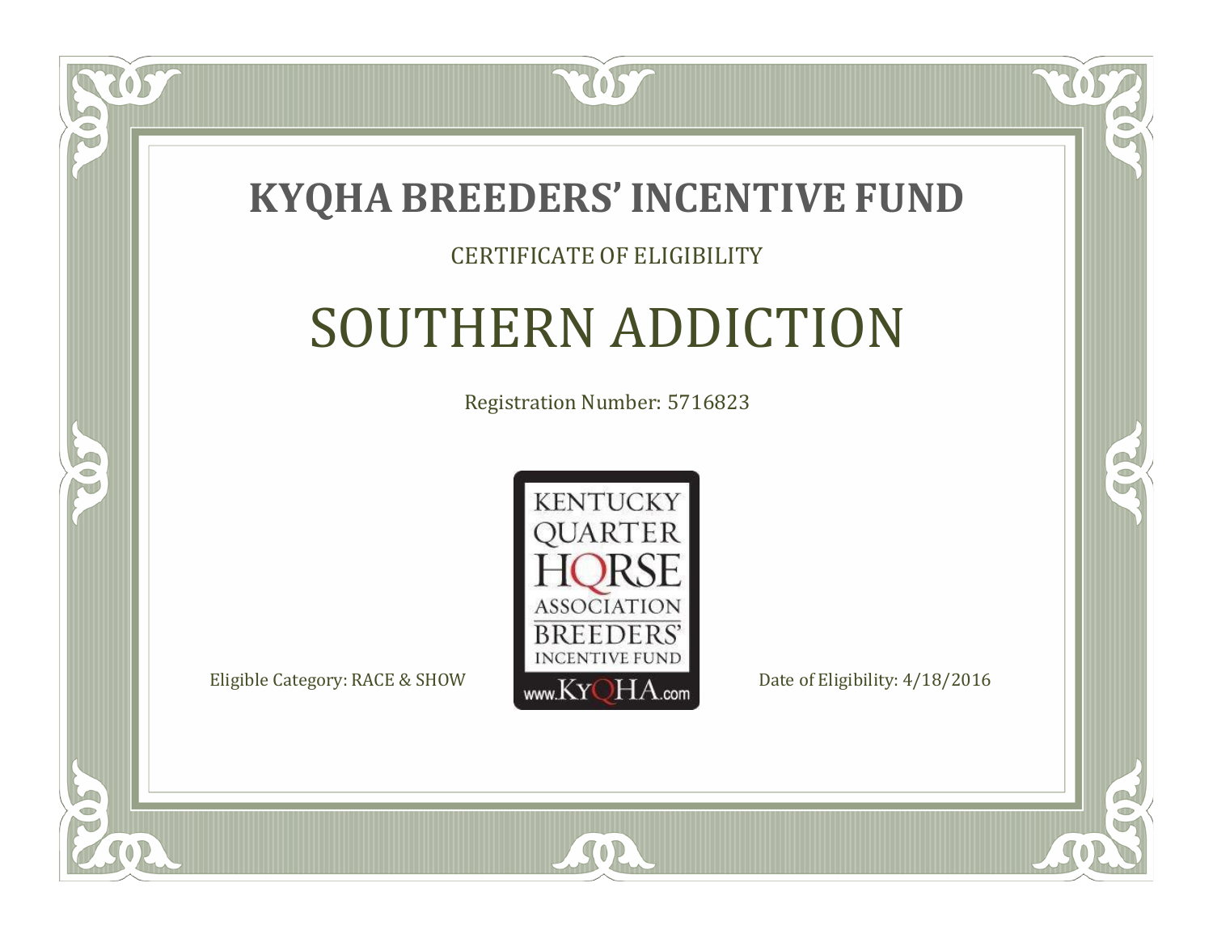# KYQHA BREEDERS' INCENTIVE FUND

CERTIFICATE OF ELIGIBILITY

## SOUTHERN ADDICTION

Registration Number: 5716823

KENTUCKY QUARTER HORSE ASSOCIATION BREEDERS' INCENTIVE FUND

www.KyQHA.com

Eligible Category: RACE & SHOW

Date of Eligibility: 4/18/2016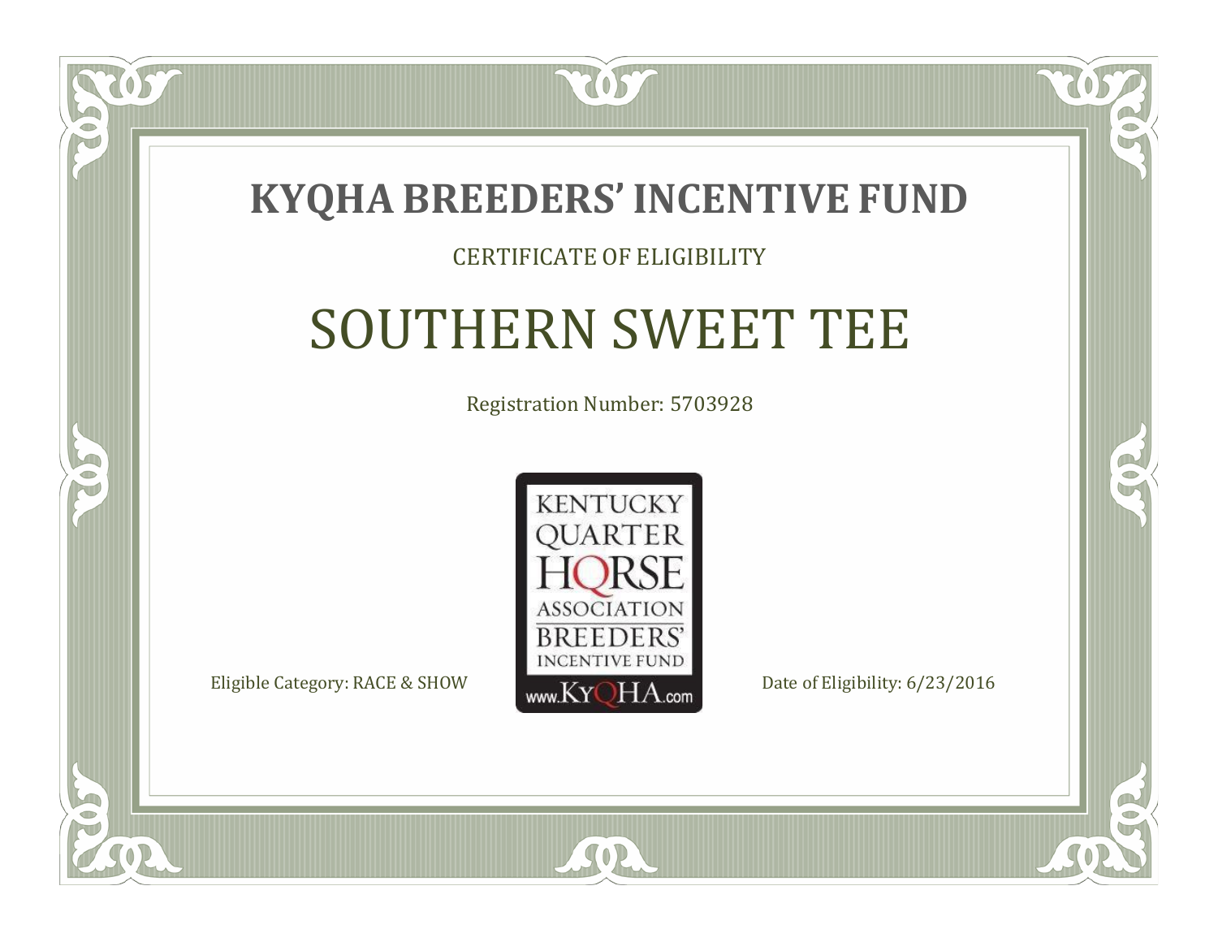# KYQHA BREEDERS' INCENTIVE FUND

CERTIFICATE OF ELIGIBILITY

## SOUTHERN SWEET TEE

Registration Number: 5703928

KENTUCKY QUARTER HORSE ASSOCIATION BREEDERS' INCENTIVE FUND www.KyQHA.com

Eligible Category: RACE & SHOW

Date of Eligibility: 6/23/2016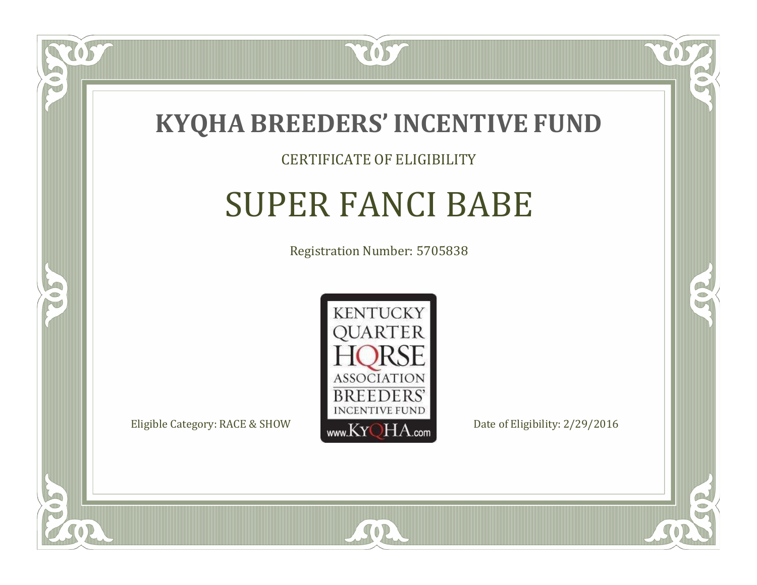# KYQHA BREEDERS' INCENTIVE FUND

CERTIFICATE OF ELIGIBILITY

## SUPER FANCI BABE

Registration Number: 5705838

KENTUCKY QUARTER HORSE ASSOCIATION BREEDERS' INCENTIVE FUND www.KyQHA.com

Eligible Category: RACE & SHOW

Date of Eligibility: 2/29/2016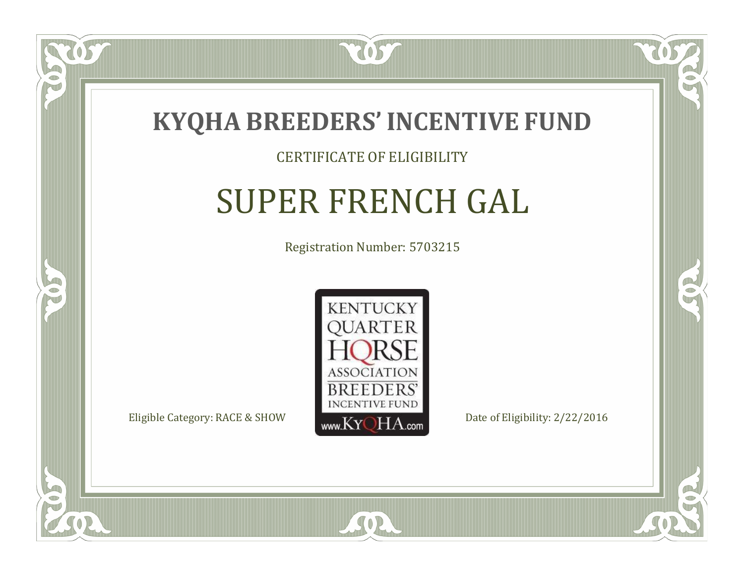# KYQHA BREEDERS' INCENTIVE FUND

CERTIFICATE OF ELIGIBILITY

## SUPER FRENCH GAL

Registration Number: 5703215

KENTUCKY QUARTER HORSE ASSOCIATION BREEDERS' INCENTIVE FUND www.KyQHA.com

Eligible Category: RACE & SHOW

Date of Eligibility: 2/22/2016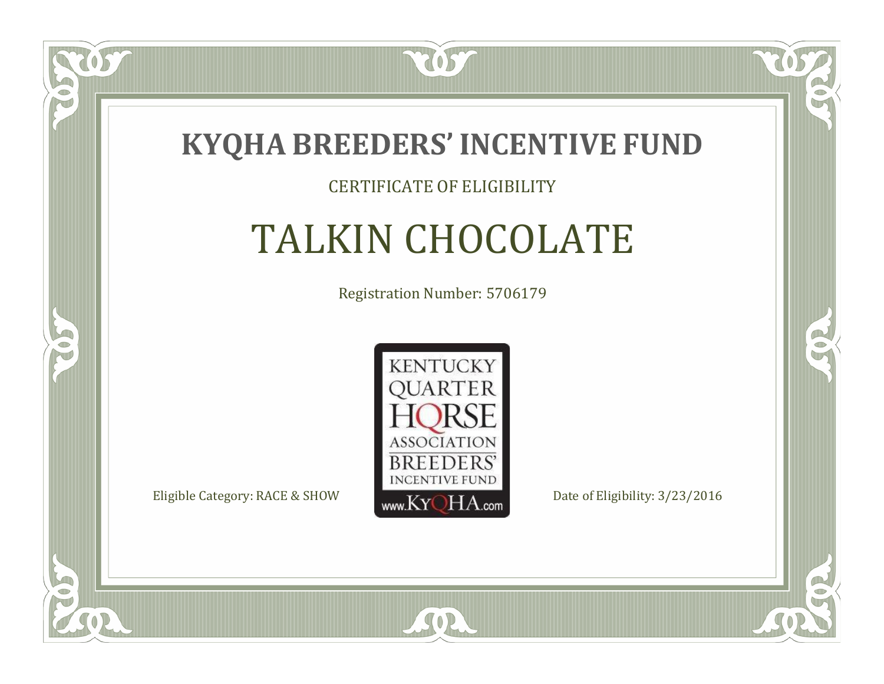# KYQHA BREEDERS' INCENTIVE FUND

CERTIFICATE OF ELIGIBILITY

## TALKIN CHOCOLATE

Registration Number: 5706179

KENTUCKY QUARTER HORSE ASSOCIATION BREEDERS' INCENTIVE FUND www.KyQHA.com

Eligible Category: RACE & SHOW

Date of Eligibility: 3/23/2016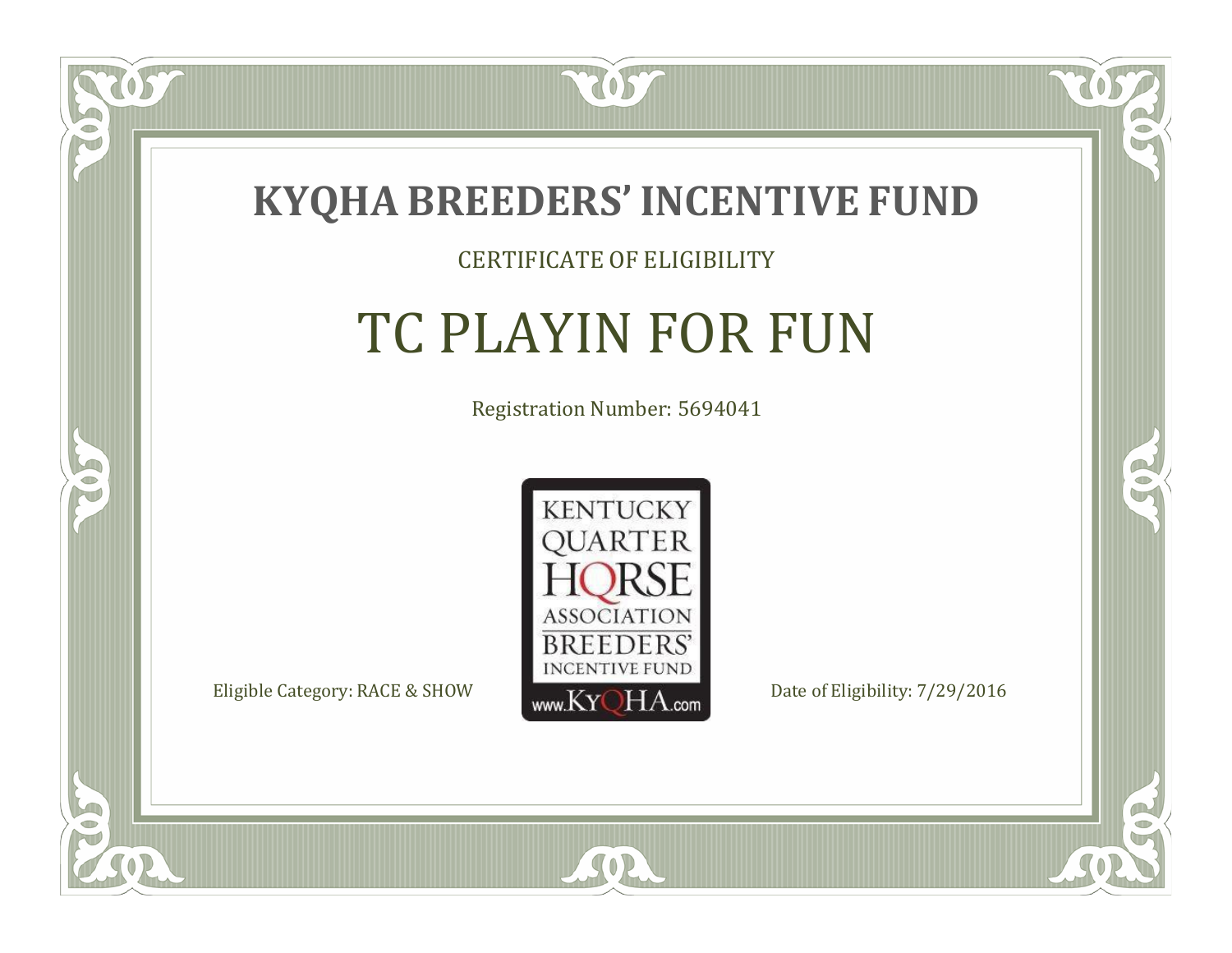# KYQHA BREEDERS' INCENTIVE FUND

CERTIFICATE OF ELIGIBILITY

## TC PLAYIN FOR FUN

Registration Number: 5694041

KENTUCKY QUARTER HORSE ASSOCIATION BREEDERS' INCENTIVE FUND www.KyQHA.com

Eligible Category: RACE & SHOW

Date of Eligibility: 7/29/2016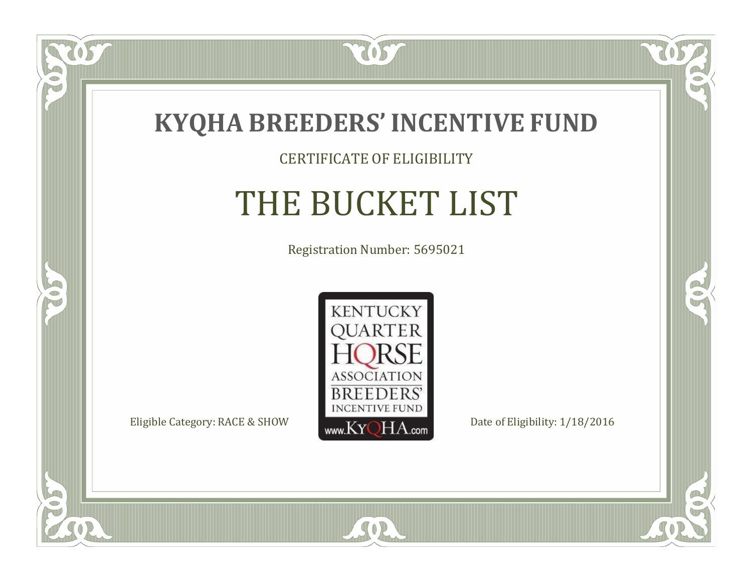# KYQHA BREEDERS' INCENTIVE FUND

CERTIFICATE OF ELIGIBILITY

## THE BUCKET LIST

Registration Number: 5695021

KENTUCKY QUARTER HORSE ASSOCIATION BREEDERS' INCENTIVE FUND www.KyQHA.com

Eligible Category: RACE & SHOW

Date of Eligibility: 1/18/2016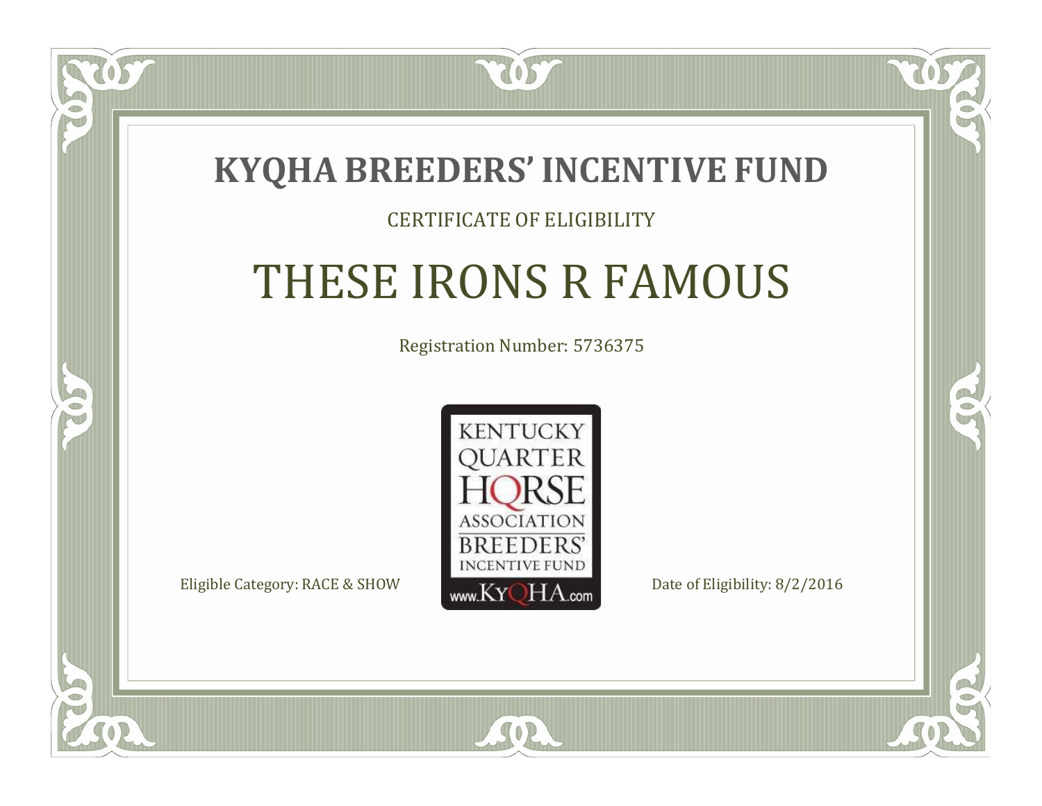# KYQHA BREEDERS' INCENTIVE FUND

CERTIFICATE OF ELIGIBILITY

## THESE IRONS R FAMOUS

Registration Number: 5736375

KENTUCKY QUARTER HORSE ASSOCIATION BREEDERS' INCENTIVE FUND www.KyQHA.com

Eligible Category: RACE & SHOW

Date of Eligibility: 8/2/2016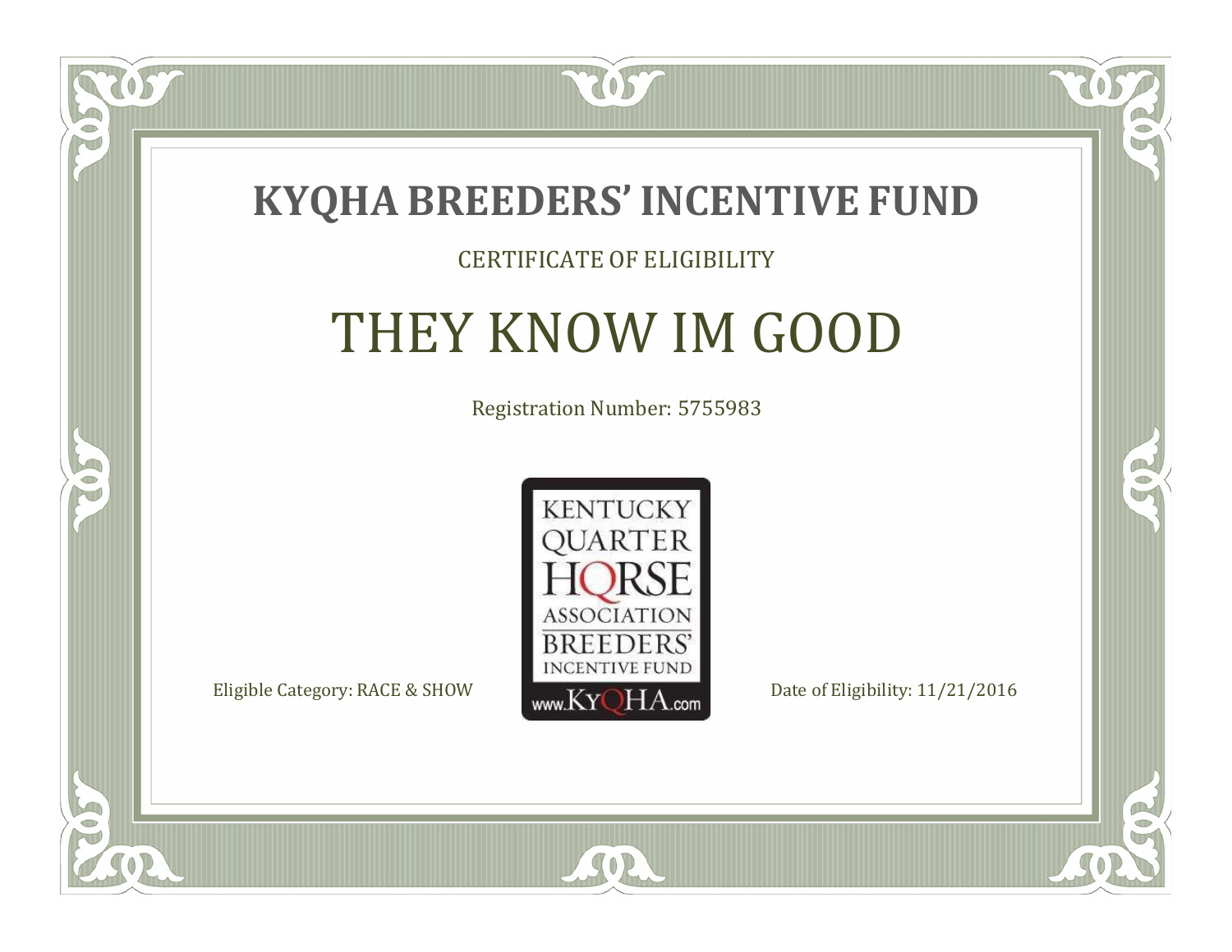# KYQHA BREEDERS' INCENTIVE FUND

CERTIFICATE OF ELIGIBILITY

## THEY KNOW IM GOOD

Registration Number: 5755983

KENTUCKY QUARTER HORSE ASSOCIATION BREEDERS' INCENTIVE FUND www.KyQHA.com

Eligible Category: RACE & SHOW

Date of Eligibility: 11/21/2016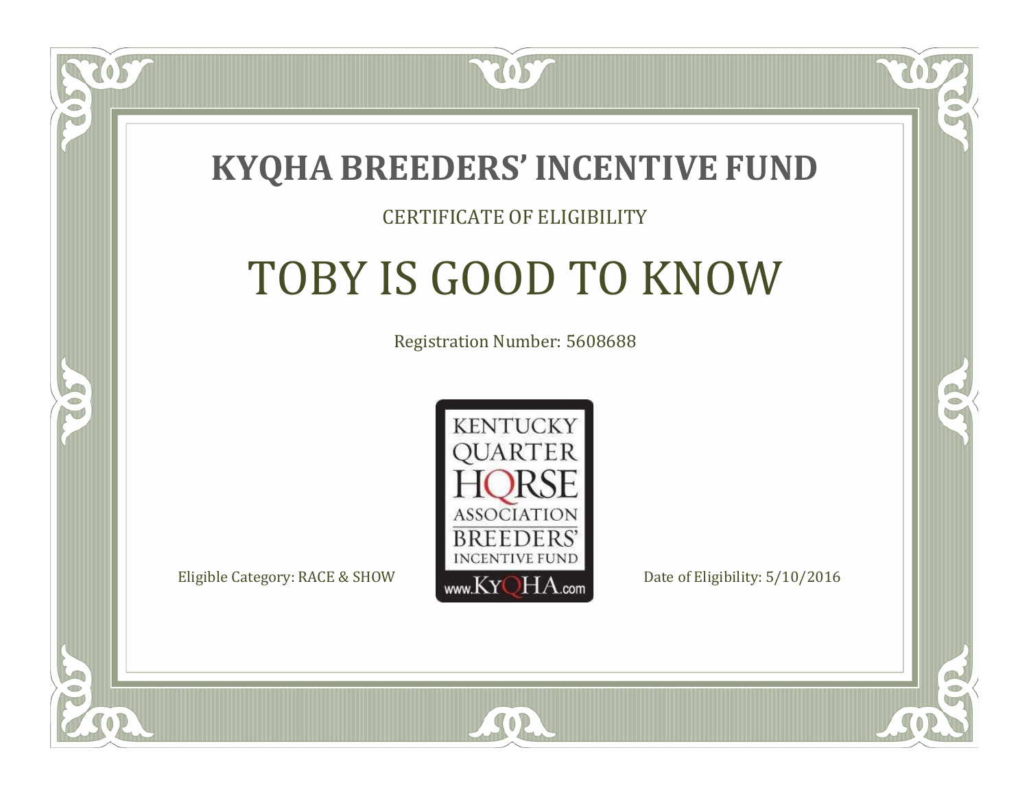# KYQHA BREEDERS' INCENTIVE FUND

CERTIFICATE OF ELIGIBILITY

## TOBY IS GOOD TO KNOW

Registration Number: 5608688

KENTUCKY QUARTER HORSE ASSOCIATION BREEDERS' INCENTIVE FUND www.KyQHA.com

Eligible Category: RACE & SHOW

Date of Eligibility: 5/10/2016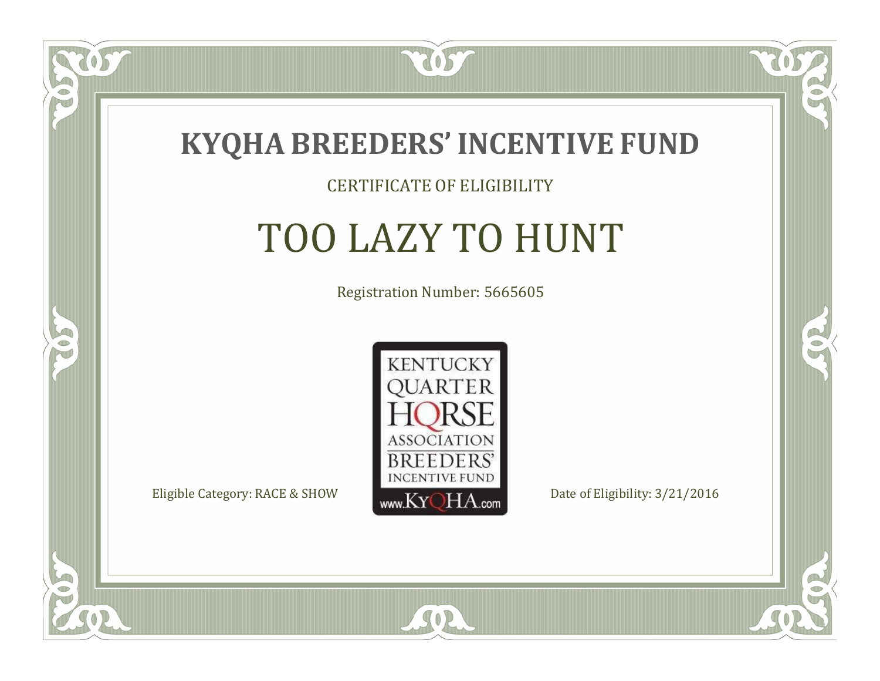# KYQHA BREEDERS' INCENTIVE FUND

CERTIFICATE OF ELIGIBILITY

## TOO LAZY TO HUNT

Registration Number: 5665605

KENTUCKY QUARTER HORSE ASSOCIATION BREEDERS' INCENTIVE FUND www.KyQHA.com

Eligible Category: RACE & SHOW

Date of Eligibility: 3/21/2016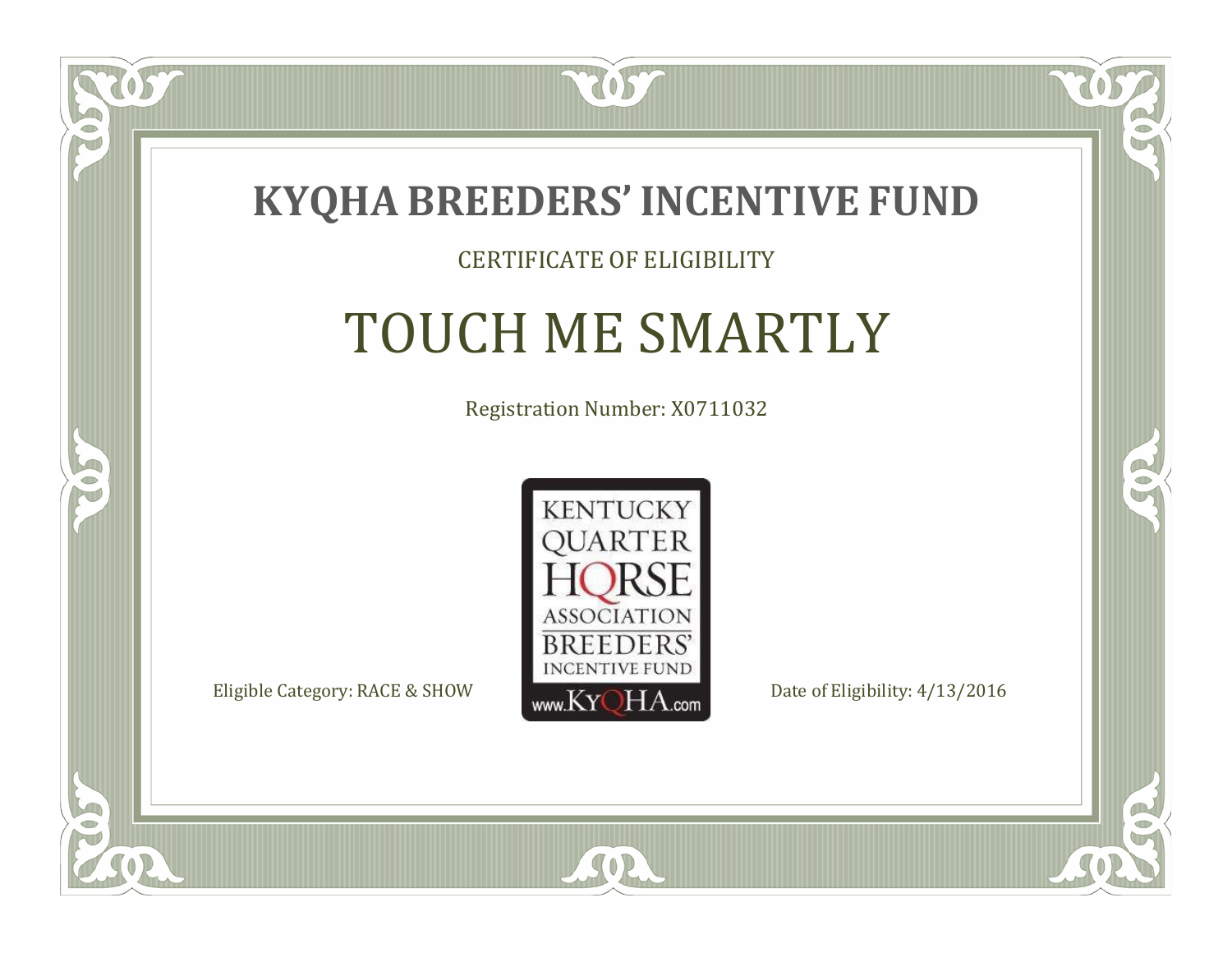# KYQHA BREEDERS' INCENTIVE FUND

CERTIFICATE OF ELIGIBILITY

## TOUCH ME SMARTLY

Registration Number: X0711032

KENTUCKY QUARTER HORSE ASSOCIATION BREEDERS' INCENTIVE FUND www.KyQHA.com

Eligible Category: RACE & SHOW

Date of Eligibility: 4/13/2016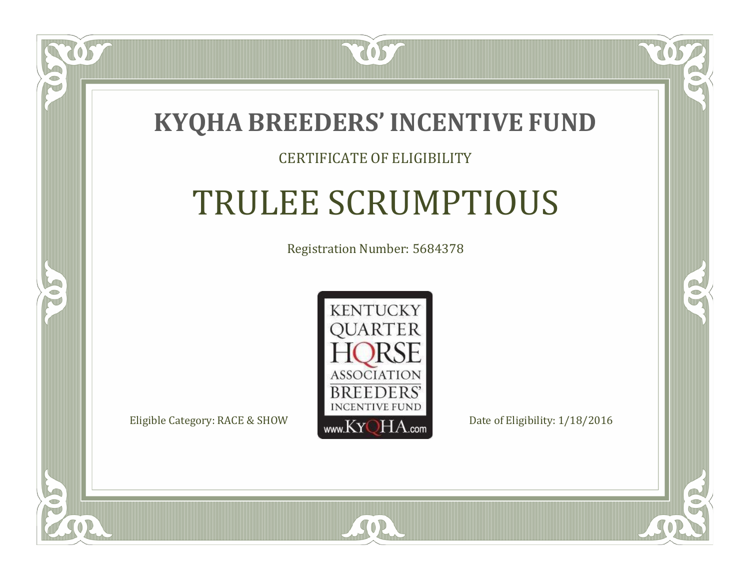# KYQHA BREEDERS' INCENTIVE FUND

CERTIFICATE OF ELIGIBILITY

## TRULEE SCRUMPTIOUS

Registration Number: 5684378

KENTUCKY QUARTER HORSE ASSOCIATION BREEDERS' INCENTIVE FUND www.KyQHA.com

Eligible Category: RACE & SHOW

Date of Eligibility: 1/18/2016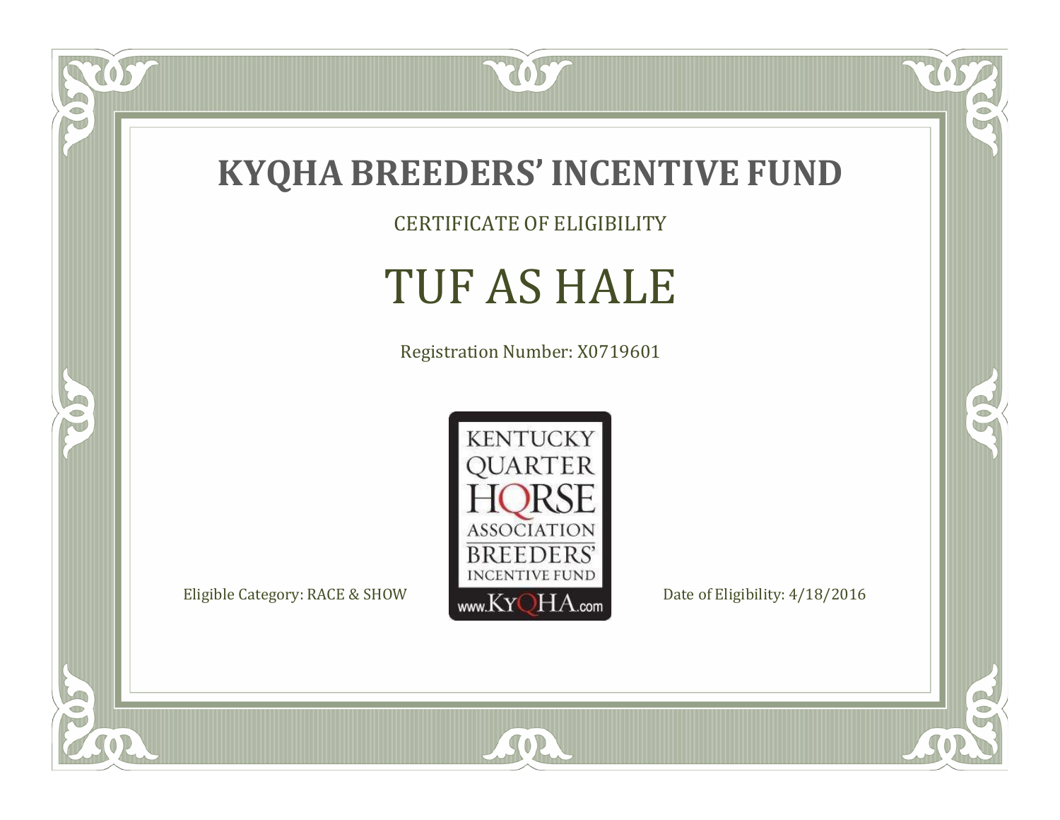# KYQHA BREEDERS' INCENTIVE FUND

CERTIFICATE OF ELIGIBILITY

## TUF AS HALE

Registration Number: X0719601

KENTUCKY QUARTER HORSE ASSOCIATION BREEDERS' INCENTIVE FUND www.KyQHA.com

Eligible Category: RACE & SHOW

Date of Eligibility: 4/18/2016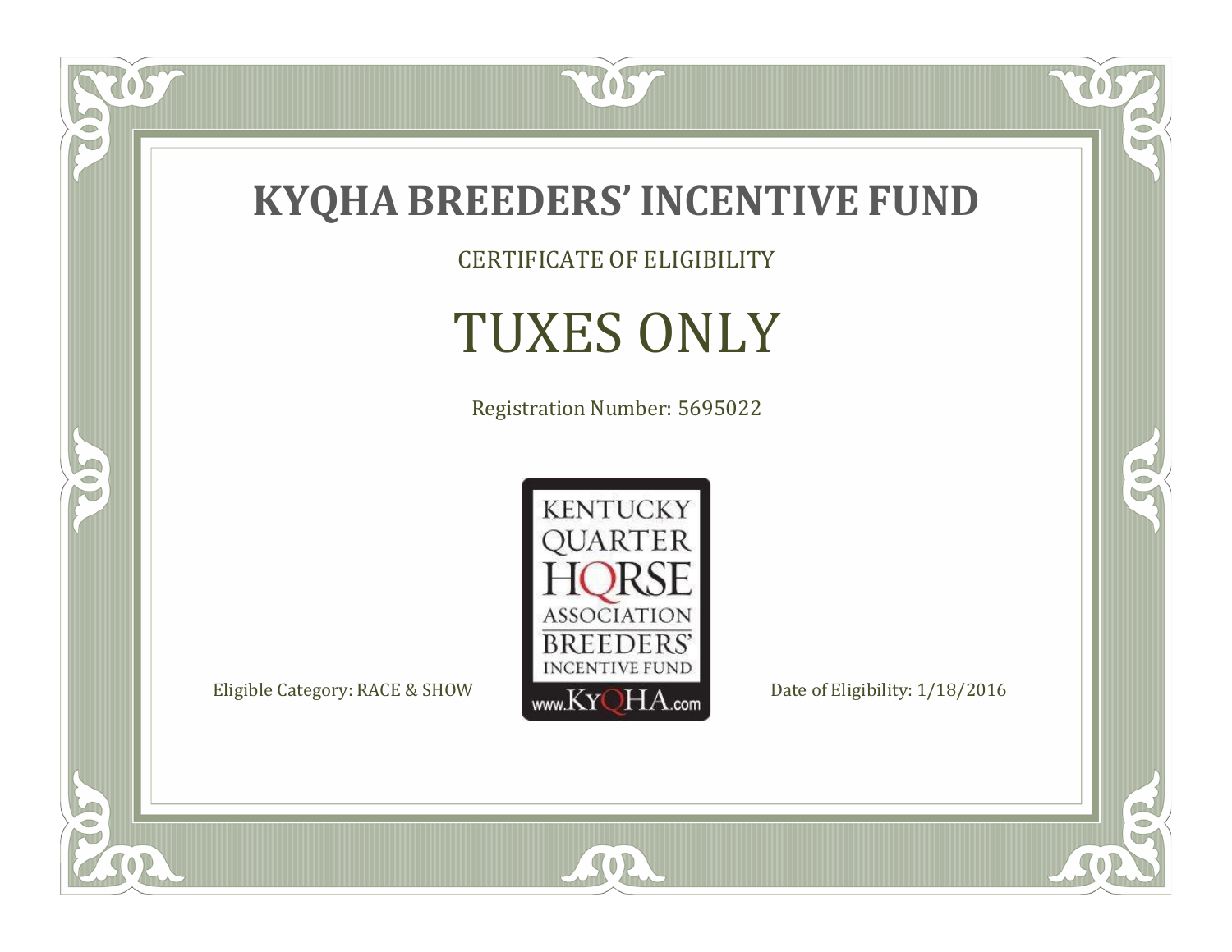# KYQHA BREEDERS' INCENTIVE FUND

CERTIFICATE OF ELIGIBILITY

## TUXES ONLY

Registration Number: 5695022

KENTUCKY QUARTER HORSE ASSOCIATION BREEDERS' INCENTIVE FUND www.KyQHA.com

Eligible Category: RACE & SHOW

Date of Eligibility: 1/18/2016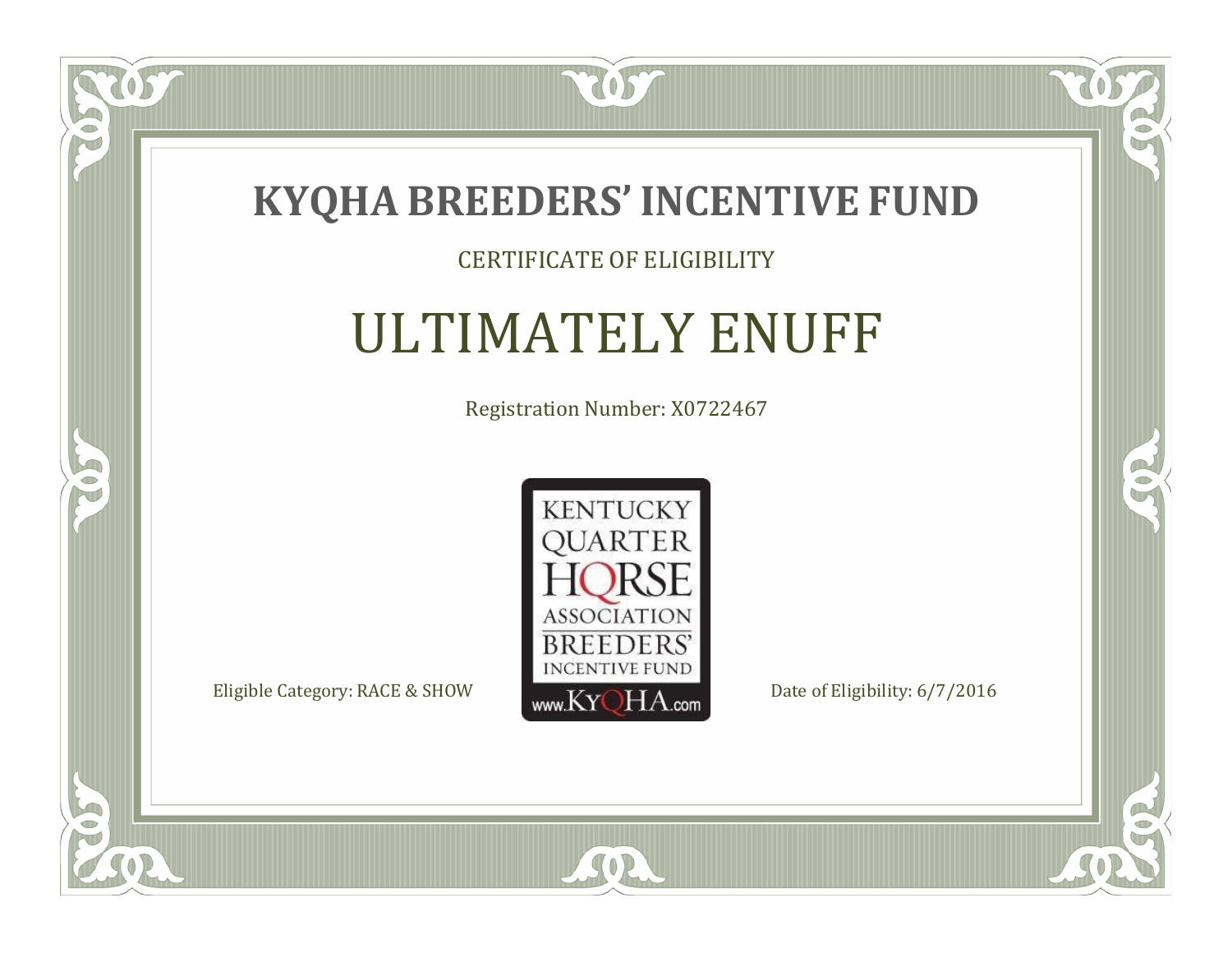# KYQHA BREEDERS' INCENTIVE FUND

CERTIFICATE OF ELIGIBILITY

## ULTIMATELY ENUFF

Registration Number: X0722467

KENTUCKY QUARTER HORSE ASSOCIATION BREEDERS' INCENTIVE FUND www.KyQHA.com

Eligible Category: RACE & SHOW

Date of Eligibility: 6/7/2016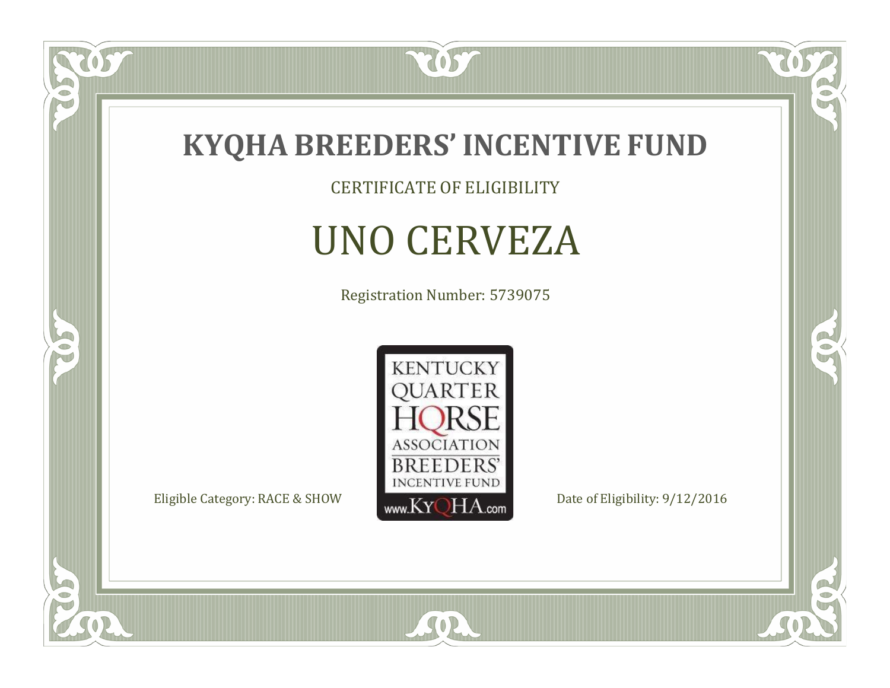# KYQHA BREEDERS' INCENTIVE FUND

CERTIFICATE OF ELIGIBILITY

## UNO CERVEZA

Registration Number: 5739075

KENTUCKY QUARTER HORSE ASSOCIATION BREEDERS' INCENTIVE FUND

www.KyQHA.com

Eligible Category: RACE & SHOW

Date of Eligibility: 9/12/2016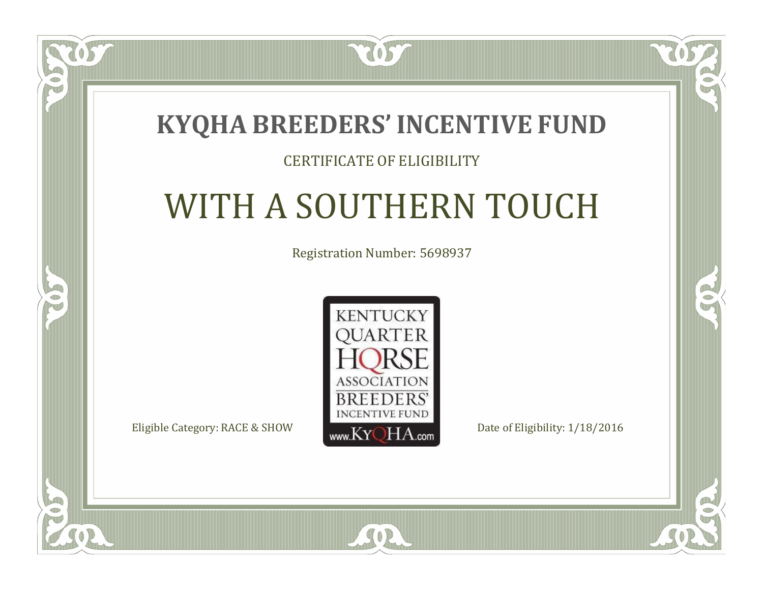# KYQHA BREEDERS' INCENTIVE FUND

CERTIFICATE OF ELIGIBILITY

## WITH A SOUTHERN TOUCH

Registration Number: 5698937

KENTUCKY QUARTER HORSE ASSOCIATION BREEDERS' INCENTIVE FUND www.KyQHA.com

Eligible Category: RACE & SHOW

Date of Eligibility: 1/18/2016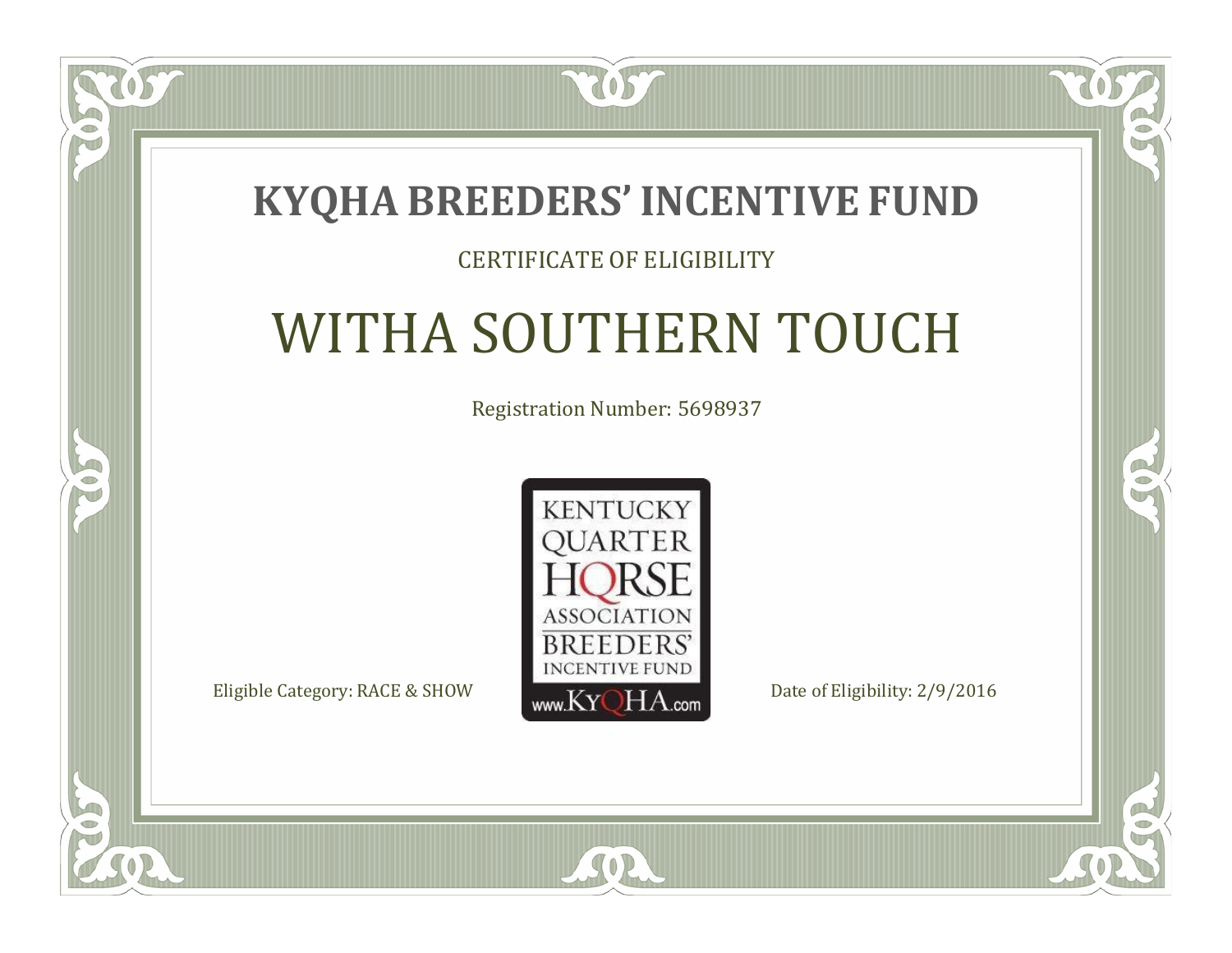# KYQHA BREEDERS' INCENTIVE FUND

CERTIFICATE OF ELIGIBILITY

## WITHA SOUTHERN TOUCH

Registration Number: 5698937

KENTUCKY QUARTER HORSE ASSOCIATION BREEDERS' INCENTIVE FUND www.KyQHA.com

Eligible Category: RACE & SHOW

Date of Eligibility: 2/9/2016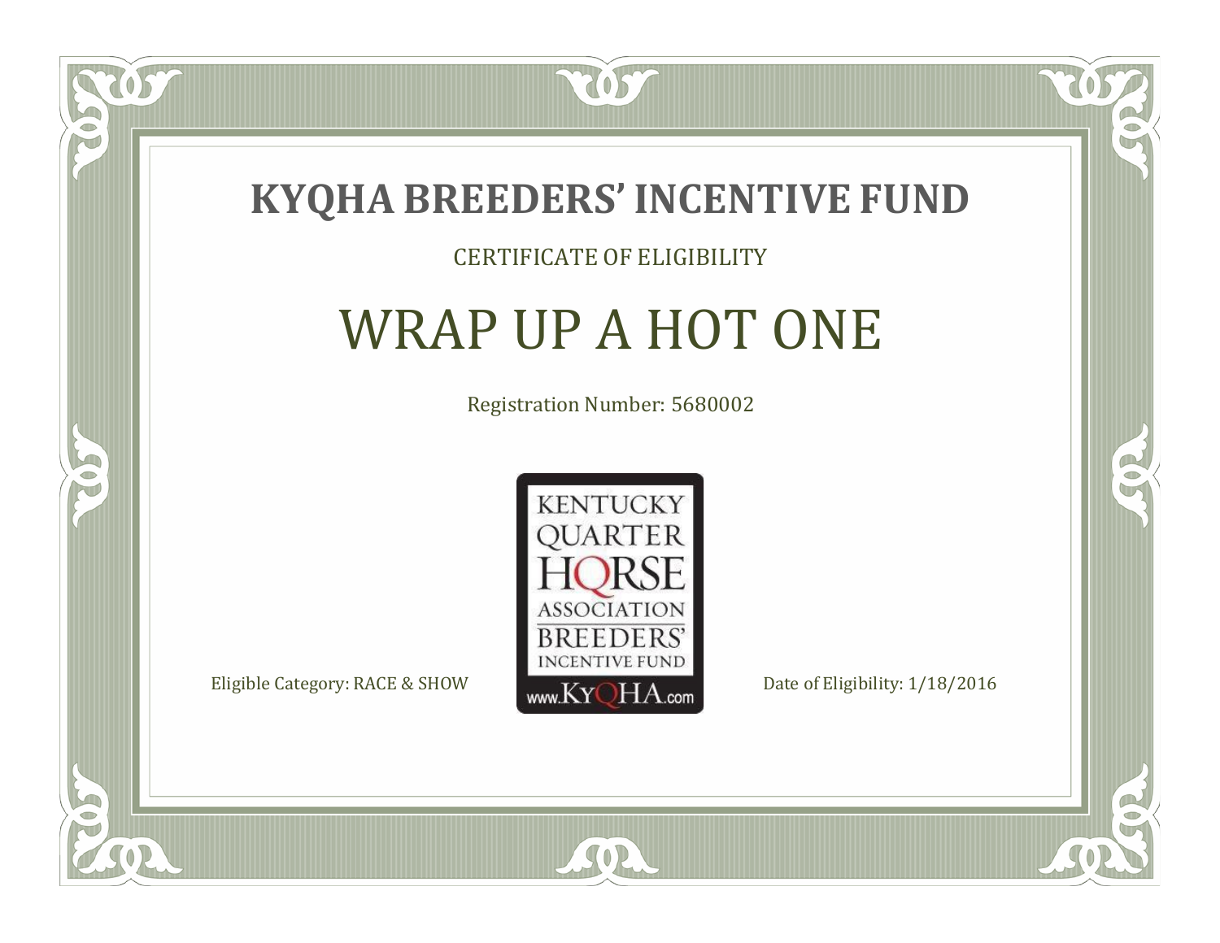# KYQHA BREEDERS' INCENTIVE FUND

CERTIFICATE OF ELIGIBILITY

## WRAP UP A HOT ONE

Registration Number: 5680002

KENTUCKY QUARTER HORSE ASSOCIATION BREEDERS' INCENTIVE FUND www.KyQHA.com

Eligible Category: RACE & SHOW

Date of Eligibility: 1/18/2016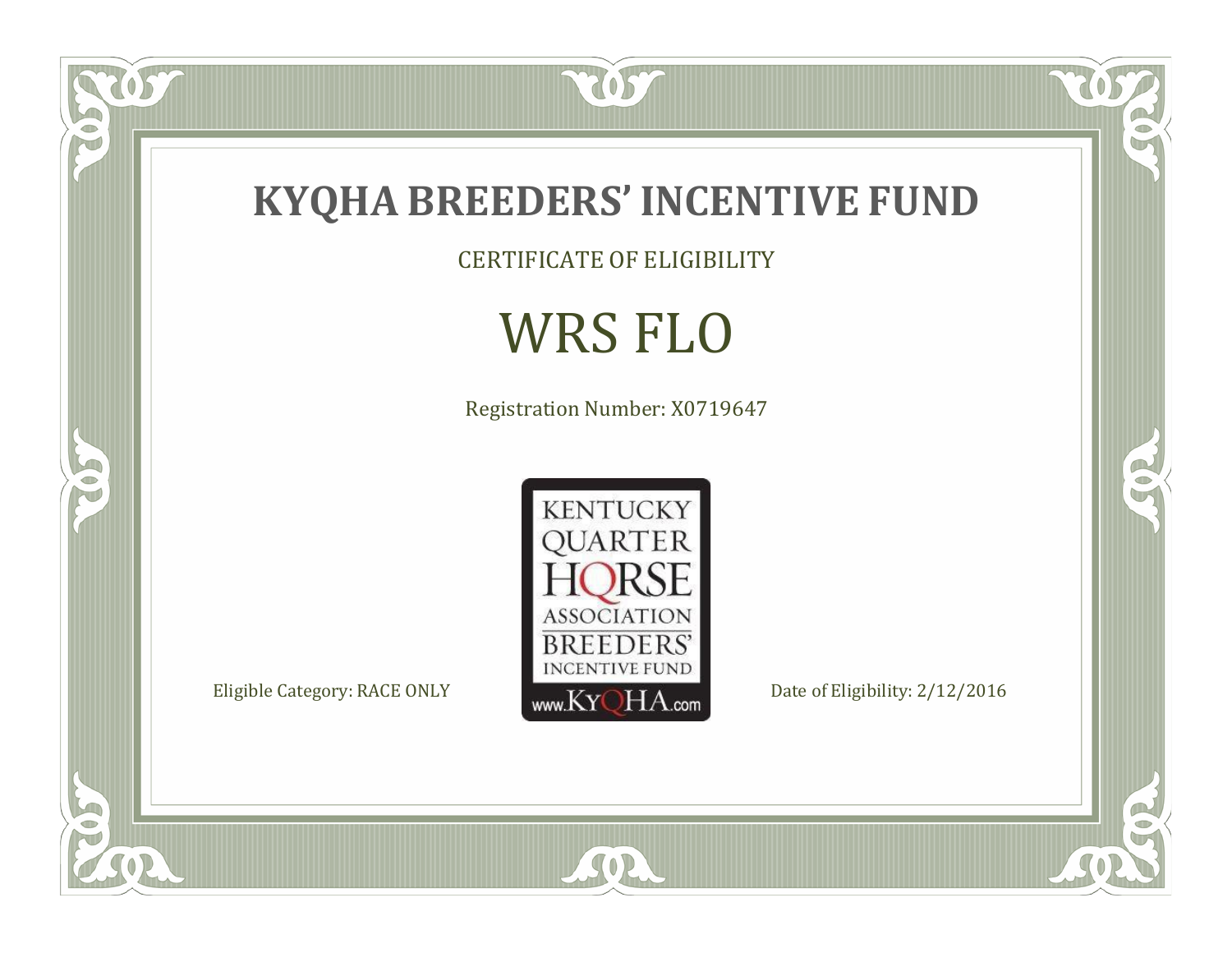# KYQHA BREEDERS' INCENTIVE FUND

CERTIFICATE OF ELIGIBILITY

## WRS FLO

Registration Number: X0719647

KENTUCKY QUARTER HORSE ASSOCIATION BREEDERS' INCENTIVE FUND www.KyQHA.com

Eligible Category: RACE ONLY

Date of Eligibility: 2/12/2016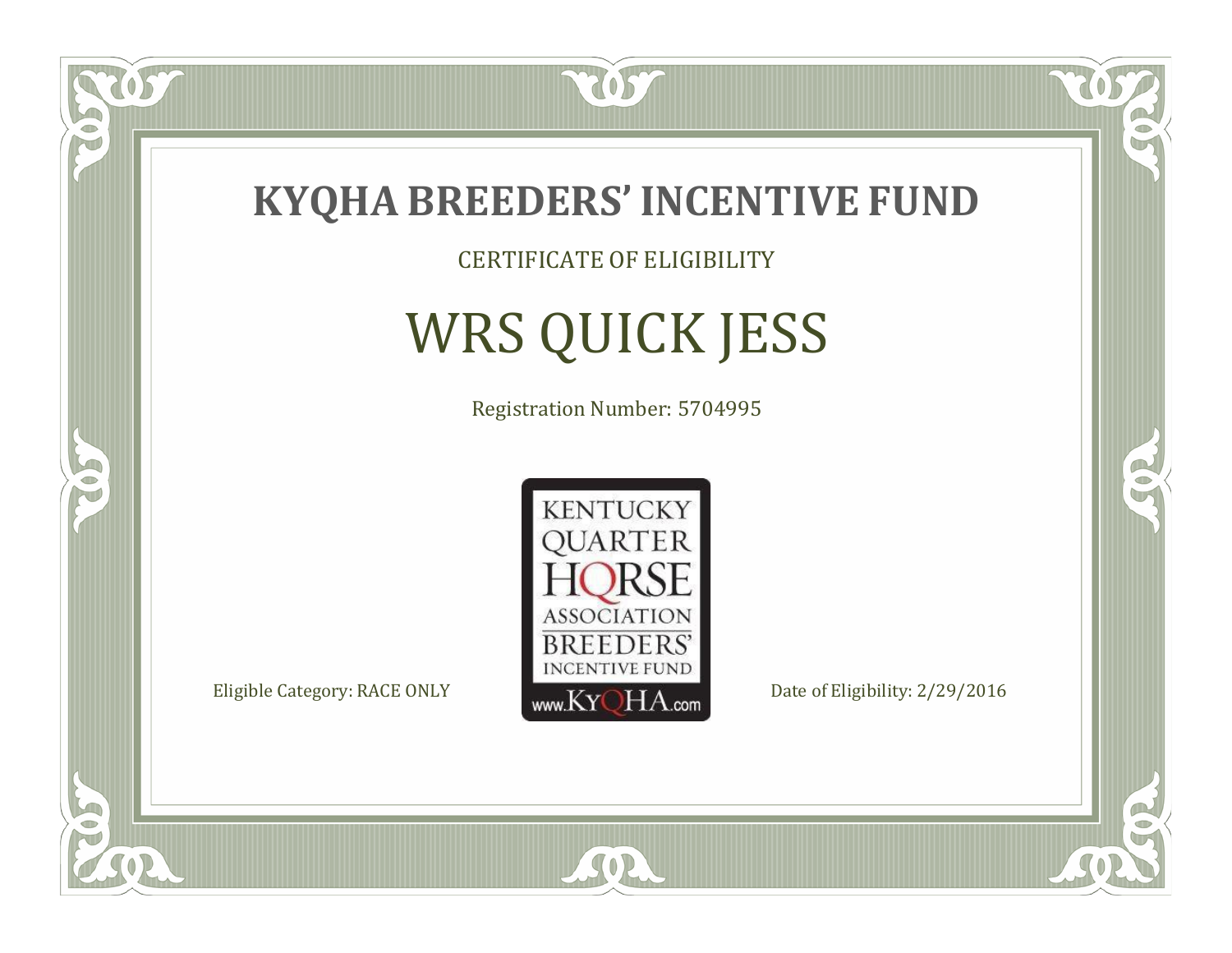# KYQHA BREEDERS' INCENTIVE FUND

CERTIFICATE OF ELIGIBILITY

## WRS QUICK JESS

Registration Number: 5704995

KENTUCKY QUARTER HORSE ASSOCIATION BREEDERS' INCENTIVE FUND www.KyQHA.com

Eligible Category: RACE ONLY

Date of Eligibility: 2/29/2016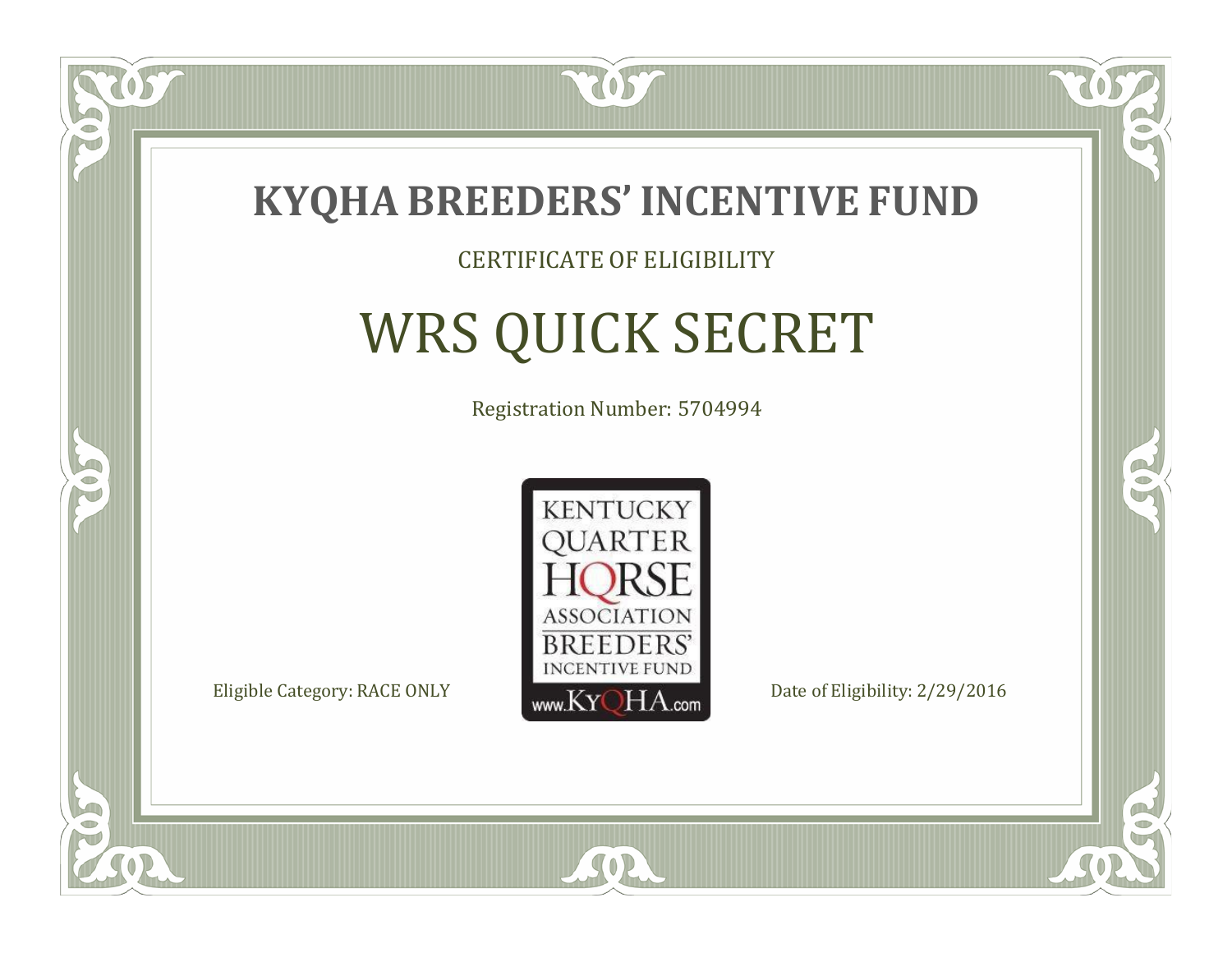# KYQHA BREEDERS' INCENTIVE FUND

CERTIFICATE OF ELIGIBILITY

## WRS QUICK SECRET

Registration Number: 5704994

KENTUCKY QUARTER HORSE ASSOCIATION BREEDERS' INCENTIVE FUND www.KyQHA.com

Eligible Category: RACE ONLY

Date of Eligibility: 2/29/2016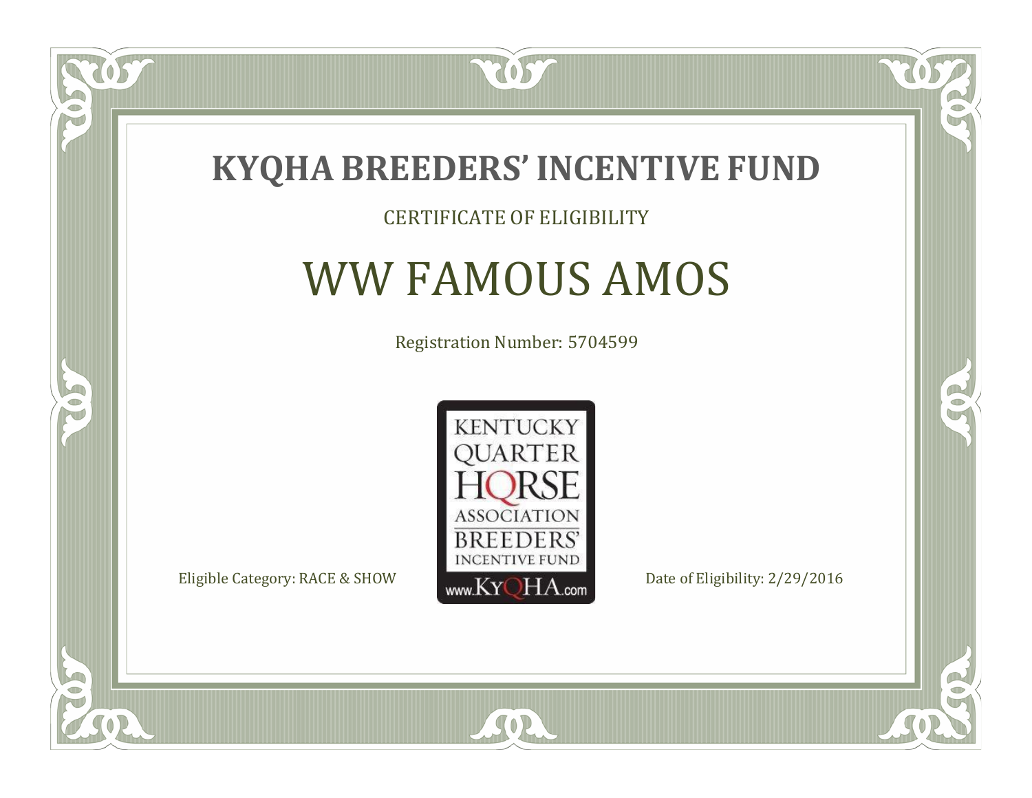# KYQHA BREEDERS' INCENTIVE FUND

CERTIFICATE OF ELIGIBILITY

## WW FAMOUS AMOS

Registration Number: 5704599

KENTUCKY QUARTER HORSE ASSOCIATION BREEDERS' INCENTIVE FUND www.KyQHA.com

Eligible Category: RACE & SHOW

Date of Eligibility: 2/29/2016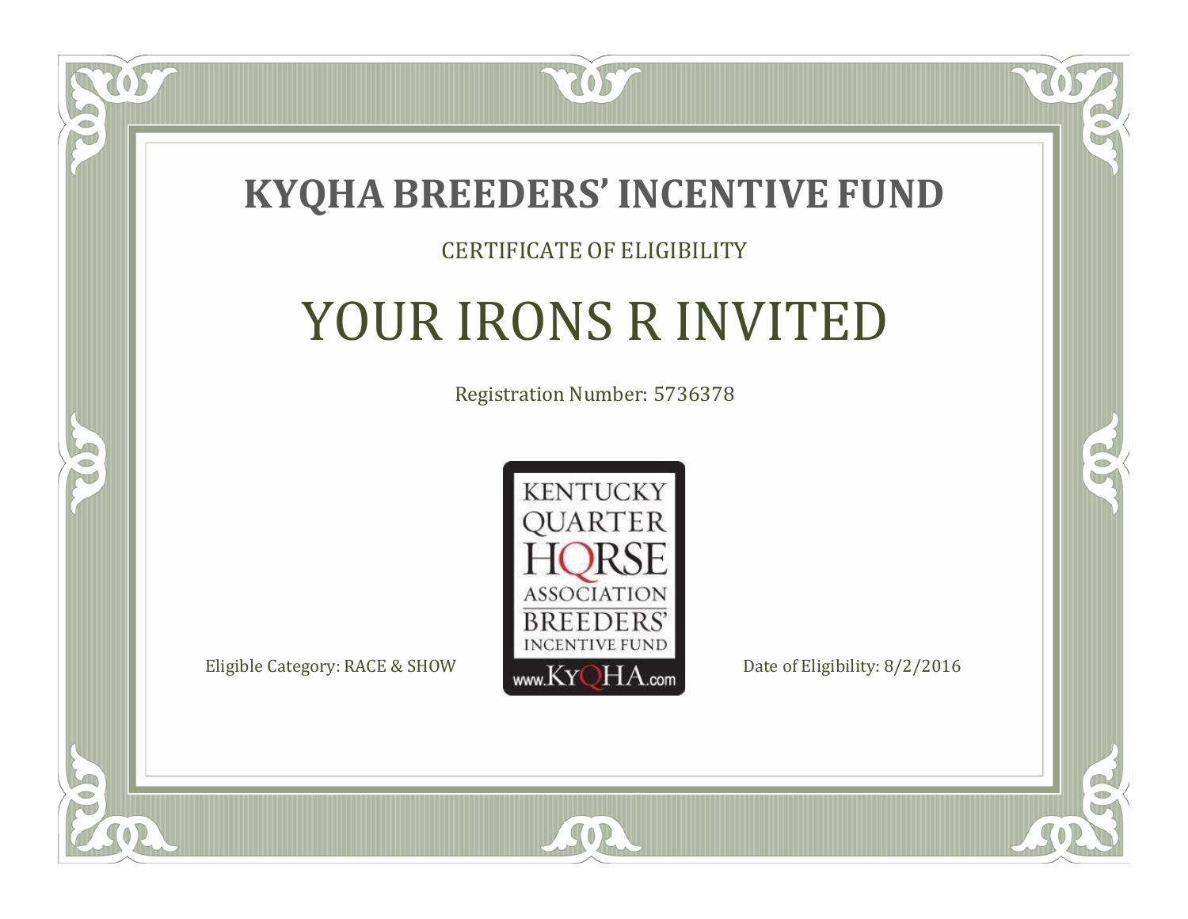# KYQHA BREEDERS' INCENTIVE FUND

CERTIFICATE OF ELIGIBILITY

## YOUR IRONS R INVITED

Registration Number: 5736378

KENTUCKY QUARTER HORSE ASSOCIATION BREEDERS' INCENTIVE FUND www.KyQHA.com

Eligible Category: RACE & SHOW

Date of Eligibility: 8/2/2016